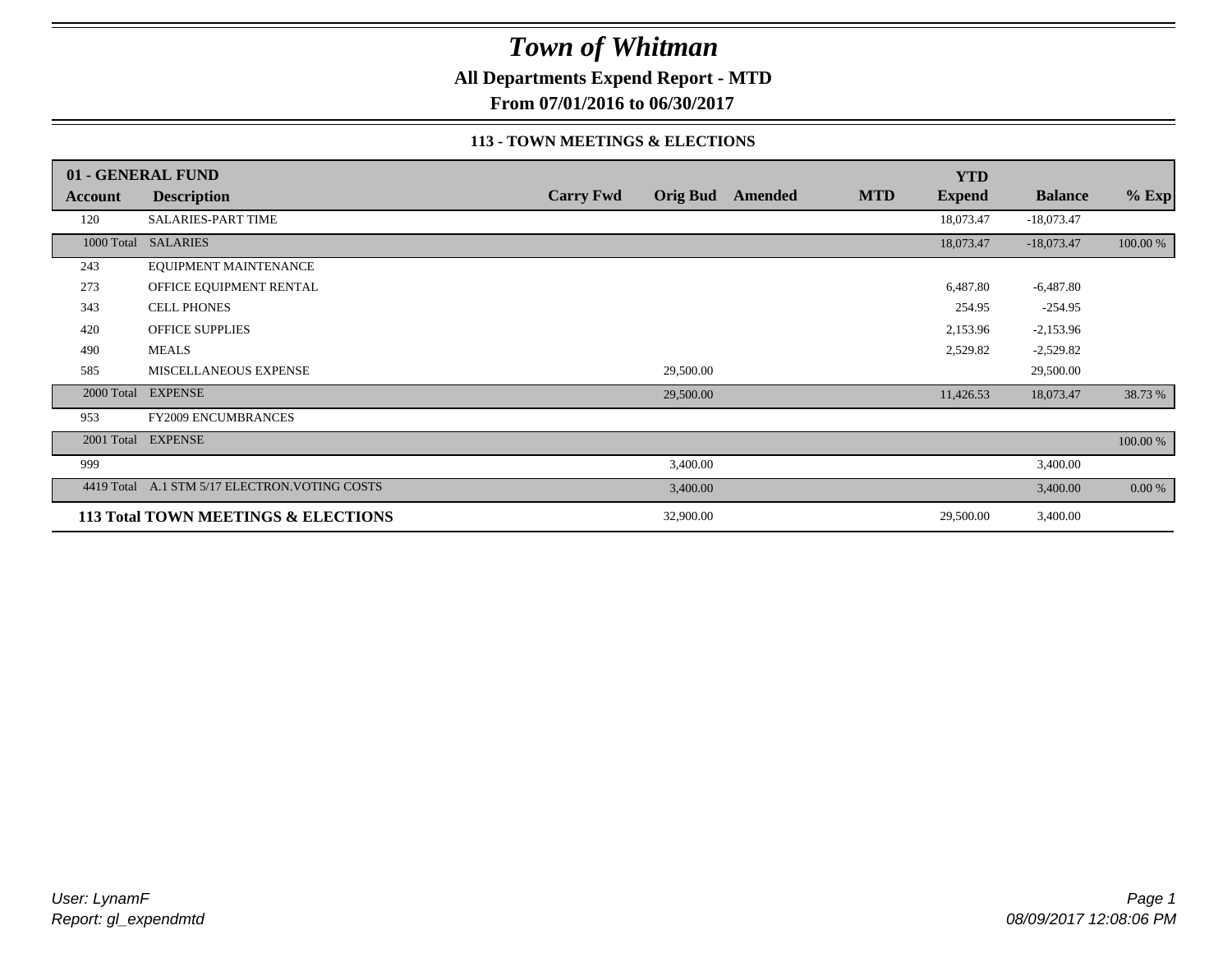# Town of Whitman

**All Departments Expend Report - MTD**

**From 07/01/2016 to 06/30/2017**

**113 - TOWN MEETINGS & ELECTIONS**

| **01 - GENERAL FUND** | | | | | | | | |
|---|---|---|---|---|---|---|---|---|
| **Account** | **Description** | **Carry Fwd** | **Orig Bud** | **Amended** | **MTD** | **YTD Expend** | **Balance** | **% Exp** |
| 120 | SALARIES-PART TIME | | | | | 18,073.47 | -18,073.47 | |
| 1000 Total | SALARIES | | | | | 18,073.47 | -18,073.47 | 100.00 % |
| 243 | EQUIPMENT MAINTENANCE | | | | | | | |
| 273 | OFFICE EQUIPMENT RENTAL | | | | | 6,487.80 | -6,487.80 | |
| 343 | CELL PHONES | | | | | 254.95 | -254.95 | |
| 420 | OFFICE SUPPLIES | | | | | 2,153.96 | -2,153.96 | |
| 490 | MEALS | | | | | 2,529.82 | -2,529.82 | |
| 585 | MISCELLANEOUS EXPENSE | | 29,500.00 | | | | 29,500.00 | |
| 2000 Total | EXPENSE | | 29,500.00 | | | 11,426.53 | 18,073.47 | 38.73 % |
| 953 | FY2009 ENCUMBRANCES | | | | | | | |
| 2001 Total | EXPENSE | | | | | | | 100.00 % |
| 999 | | | 3,400.00 | | | | 3,400.00 | |
| 4419 Total | A.1 STM 5/17 ELECTRON.VOTING COSTS | | 3,400.00 | | | | 3,400.00 | 0.00 % |
| **113 Total TOWN MEETINGS & ELECTIONS** | | | 32,900.00 | | | 29,500.00 | 3,400.00 | |

*User: LynamF*
*Report: gl_expendmtd*

*08/09/2017 12:08:06 PM*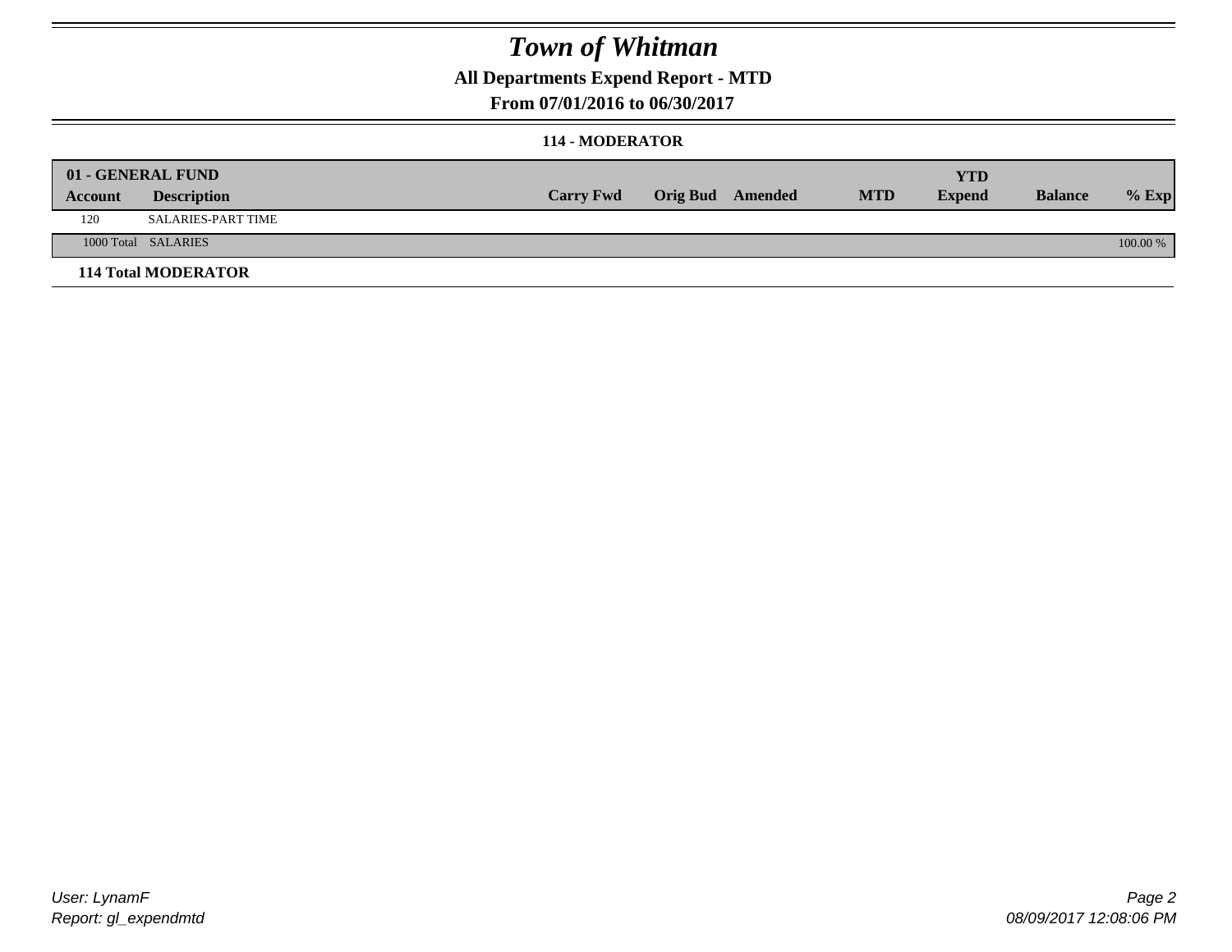# Town of Whitman

## All Departments Expend Report - MTD

### From 07/01/2016 to 06/30/2017

#### 114 - MODERATOR

| 01 - GENERAL FUND | | | | | | YTD | | |
|---|---|---|---|---|---|---|---|---|
| **Account** | **Description** | **Carry Fwd** | **Orig Bud** | **Amended** | **MTD** | **Expend** | **Balance** | **% Exp** |
| 120 | SALARIES-PART TIME | | | | | | | |
| 1000 Total | SALARIES | | | | | | | 100.00 % |
| **114 Total MODERATOR** | | | | | | | | |

*User: LynamF*
*Report: gl_expendmtd*
*08/09/2017 12:08:06 PM*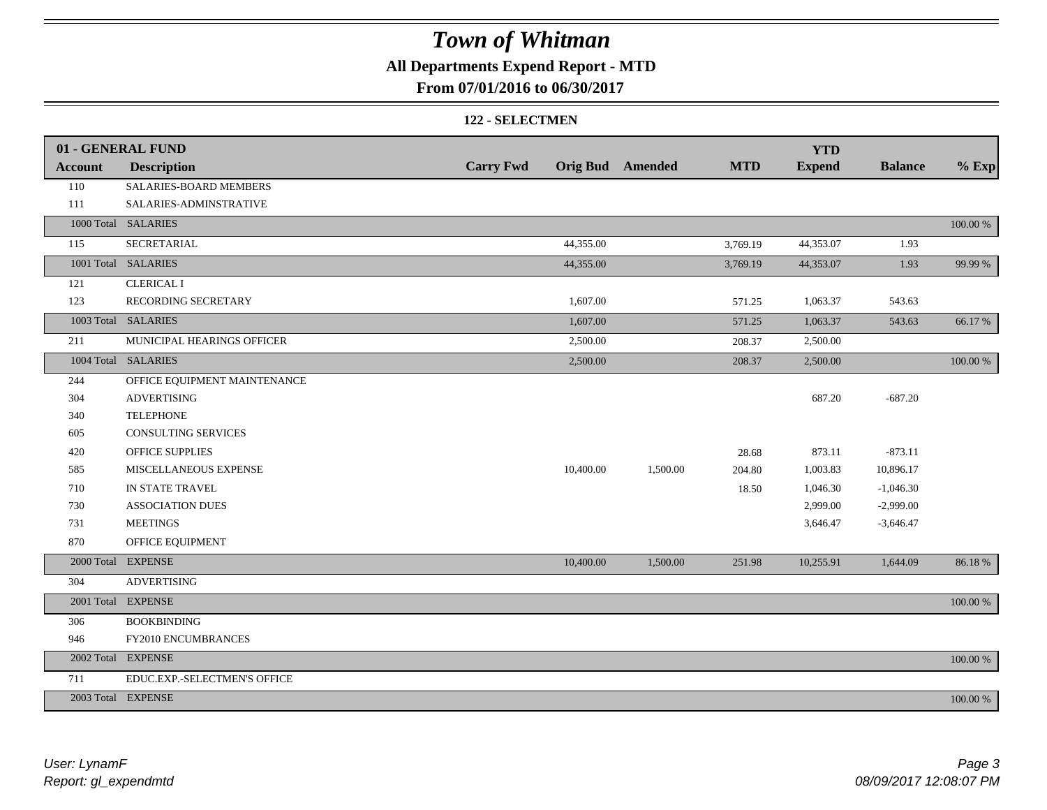# Town of Whitman

## All Departments Expend Report - MTD

**From 07/01/2016 to 06/30/2017**

### 122 - SELECTMEN

| Account | Description | Carry Fwd | Orig Bud | Amended | MTD | YTD Expend | Balance | % Exp |
|---|---|---|---|---|---|---|---|---|
| **01 - GENERAL FUND** | | | | | | | | |
| 110 | SALARIES-BOARD MEMBERS | | | | | | | |
| 111 | SALARIES-ADMINSTRATIVE | | | | | | | |
| 1000 Total | SALARIES | | | | | | | 100.00 % |
| 115 | SECRETARIAL | | 44,355.00 | | 3,769.19 | 44,353.07 | 1.93 | |
| 1001 Total | SALARIES | | 44,355.00 | | 3,769.19 | 44,353.07 | 1.93 | 99.99 % |
| 121 | CLERICAL I | | | | | | | |
| 123 | RECORDING SECRETARY | | 1,607.00 | | 571.25 | 1,063.37 | 543.63 | |
| 1003 Total | SALARIES | | 1,607.00 | | 571.25 | 1,063.37 | 543.63 | 66.17 % |
| 211 | MUNICIPAL HEARINGS OFFICER | | 2,500.00 | | 208.37 | 2,500.00 | | |
| 1004 Total | SALARIES | | 2,500.00 | | 208.37 | 2,500.00 | | 100.00 % |
| 244 | OFFICE EQUIPMENT MAINTENANCE | | | | | | | |
| 304 | ADVERTISING | | | | | 687.20 | -687.20 | |
| 340 | TELEPHONE | | | | | | | |
| 605 | CONSULTING SERVICES | | | | | | | |
| 420 | OFFICE SUPPLIES | | | | 28.68 | 873.11 | -873.11 | |
| 585 | MISCELLANEOUS EXPENSE | | 10,400.00 | 1,500.00 | 204.80 | 1,003.83 | 10,896.17 | |
| 710 | IN STATE TRAVEL | | | | 18.50 | 1,046.30 | -1,046.30 | |
| 730 | ASSOCIATION DUES | | | | | 2,999.00 | -2,999.00 | |
| 731 | MEETINGS | | | | | 3,646.47 | -3,646.47 | |
| 870 | OFFICE EQUIPMENT | | | | | | | |
| 2000 Total | EXPENSE | | 10,400.00 | 1,500.00 | 251.98 | 10,255.91 | 1,644.09 | 86.18 % |
| 304 | ADVERTISING | | | | | | | |
| 2001 Total | EXPENSE | | | | | | | 100.00 % |
| 306 | BOOKBINDING | | | | | | | |
| 946 | FY2010 ENCUMBRANCES | | | | | | | |
| 2002 Total | EXPENSE | | | | | | | 100.00 % |
| 711 | EDUC.EXP.-SELECTMEN'S OFFICE | | | | | | | |
| 2003 Total | EXPENSE | | | | | | | 100.00 % |

*User: LynamF*
*Report: gl_expendmtd*

*08/09/2017 12:08:07 PM*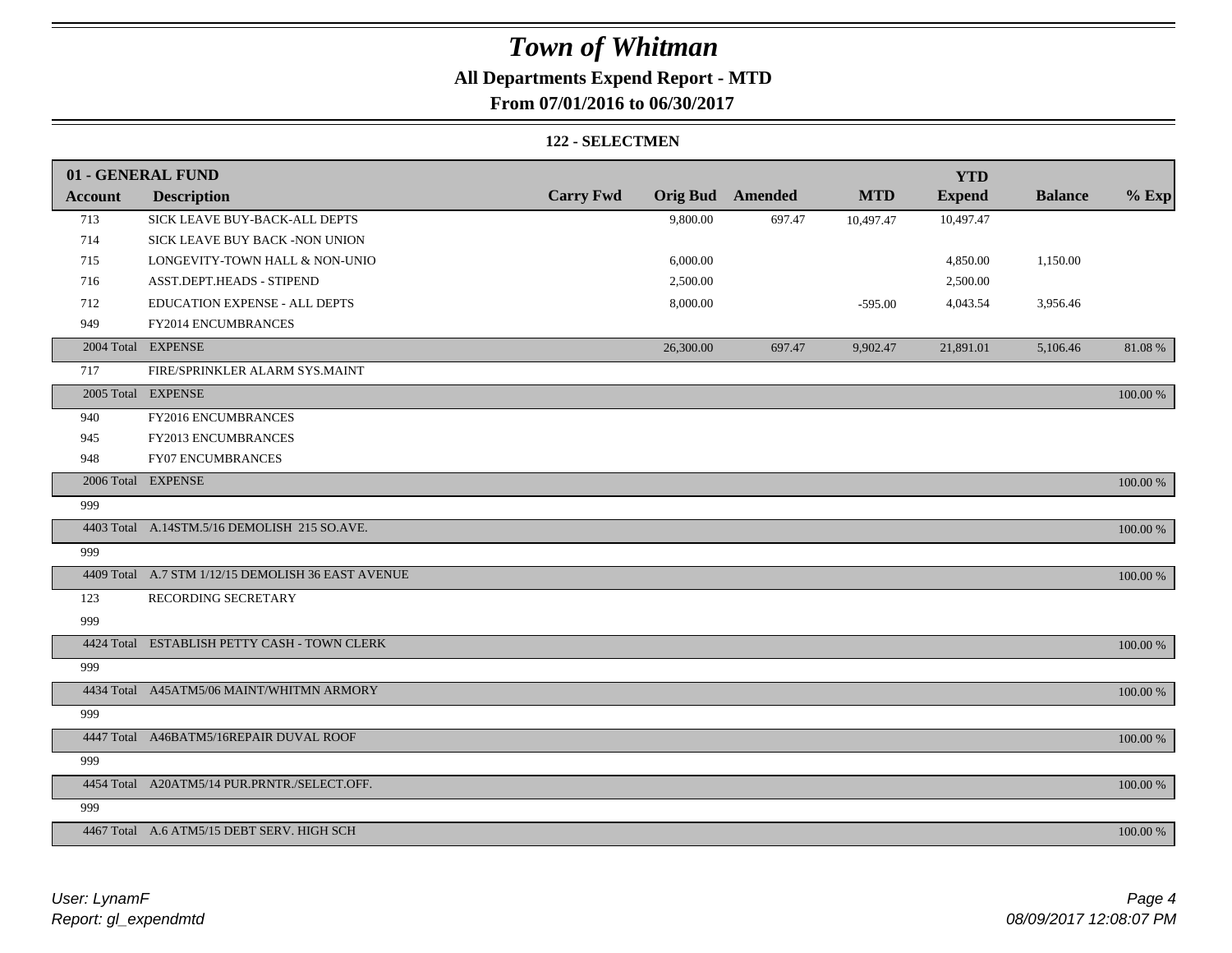# Town of Whitman

## All Departments Expend Report - MTD

### From 07/01/2016 to 06/30/2017

#### 122 - SELECTMEN

| 01 - GENERAL FUND | | | | | | YTD | | |
|---|---|---|---|---|---|---|---|---|
| **Account** | **Description** | **Carry Fwd** | **Orig Bud** | **Amended** | **MTD** | **Expend** | **Balance** | **% Exp** |
| 713 | SICK LEAVE BUY-BACK-ALL DEPTS | | 9,800.00 | 697.47 | 10,497.47 | 10,497.47 | | |
| 714 | SICK LEAVE BUY BACK -NON UNION | | | | | | | |
| 715 | LONGEVITY-TOWN HALL & NON-UNIO | | 6,000.00 | | | 4,850.00 | 1,150.00 | |
| 716 | ASST.DEPT.HEADS - STIPEND | | 2,500.00 | | | 2,500.00 | | |
| 712 | EDUCATION EXPENSE - ALL DEPTS | | 8,000.00 | | -595.00 | 4,043.54 | 3,956.46 | |
| 949 | FY2014 ENCUMBRANCES | | | | | | | |
| 2004 Total | EXPENSE | | 26,300.00 | 697.47 | 9,902.47 | 21,891.01 | 5,106.46 | 81.08 % |
| 717 | FIRE/SPRINKLER ALARM SYS.MAINT | | | | | | | |
| 2005 Total | EXPENSE | | | | | | | 100.00 % |
| 940 | FY2016 ENCUMBRANCES | | | | | | | |
| 945 | FY2013 ENCUMBRANCES | | | | | | | |
| 948 | FY07 ENCUMBRANCES | | | | | | | |
| 2006 Total | EXPENSE | | | | | | | 100.00 % |
| 999 | | | | | | | | |
| 4403 Total | A.14STM.5/16 DEMOLISH 215 SO.AVE. | | | | | | | 100.00 % |
| 999 | | | | | | | | |
| 4409 Total | A.7 STM 1/12/15 DEMOLISH 36 EAST AVENUE | | | | | | | 100.00 % |
| 123 | RECORDING SECRETARY | | | | | | | |
| 999 | | | | | | | | |
| 4424 Total | ESTABLISH PETTY CASH - TOWN CLERK | | | | | | | 100.00 % |
| 999 | | | | | | | | |
| 4434 Total | A45ATM5/06 MAINT/WHITMN ARMORY | | | | | | | 100.00 % |
| 999 | | | | | | | | |
| 4447 Total | A46BATM5/16REPAIR DUVAL ROOF | | | | | | | 100.00 % |
| 999 | | | | | | | | |
| 4454 Total | A20ATM5/14 PUR.PRNTR./SELECT.OFF. | | | | | | | 100.00 % |
| 999 | | | | | | | | |
| 4467 Total | A.6 ATM5/15 DEBT SERV. HIGH SCH | | | | | | | 100.00 % |

*User: LynamF*
*Report: gl_expendmtd*

*08/09/2017 12:08:07 PM*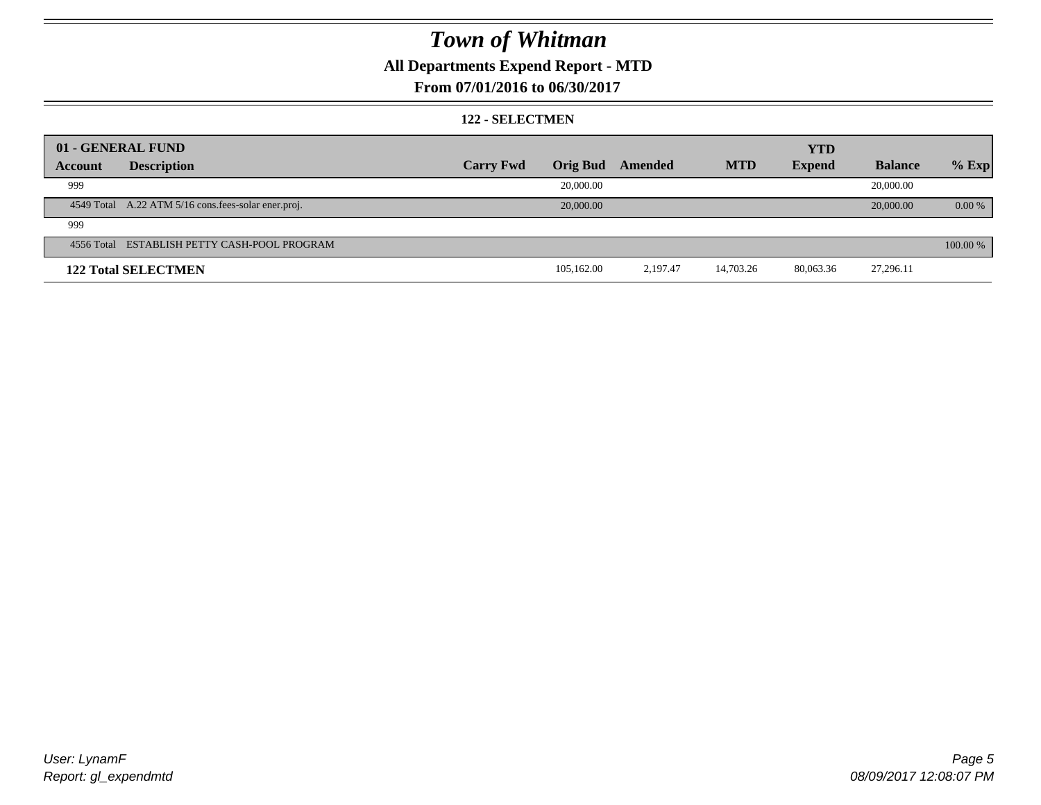# Town of Whitman

## All Departments Expend Report - MTD

### From 07/01/2016 to 06/30/2017

#### 122 - SELECTMEN

| 01 - GENERAL FUND | | | | | | | | | |
|---|---|---|---|---|---|---|---|---|---|
| **Account** | **Description** | **Carry Fwd** | **Orig Bud** | **Amended** | **MTD** | **YTD Expend** | **Balance** | **% Exp** |
| 999 | | | 20,000.00 | | | | 20,000.00 | |
| 4549 Total | A.22 ATM 5/16 cons.fees-solar ener.proj. | | 20,000.00 | | | | 20,000.00 | 0.00 % |
| 999 | | | | | | | | |
| 4556 Total | ESTABLISH PETTY CASH-POOL PROGRAM | | | | | | | 100.00 % |
| **122 Total SELECTMEN** | | | 105,162.00 | 2,197.47 | 14,703.26 | 80,063.36 | 27,296.11 | |

User: LynamF
Report: gl_expendmtd

08/09/2017 12:08:07 PM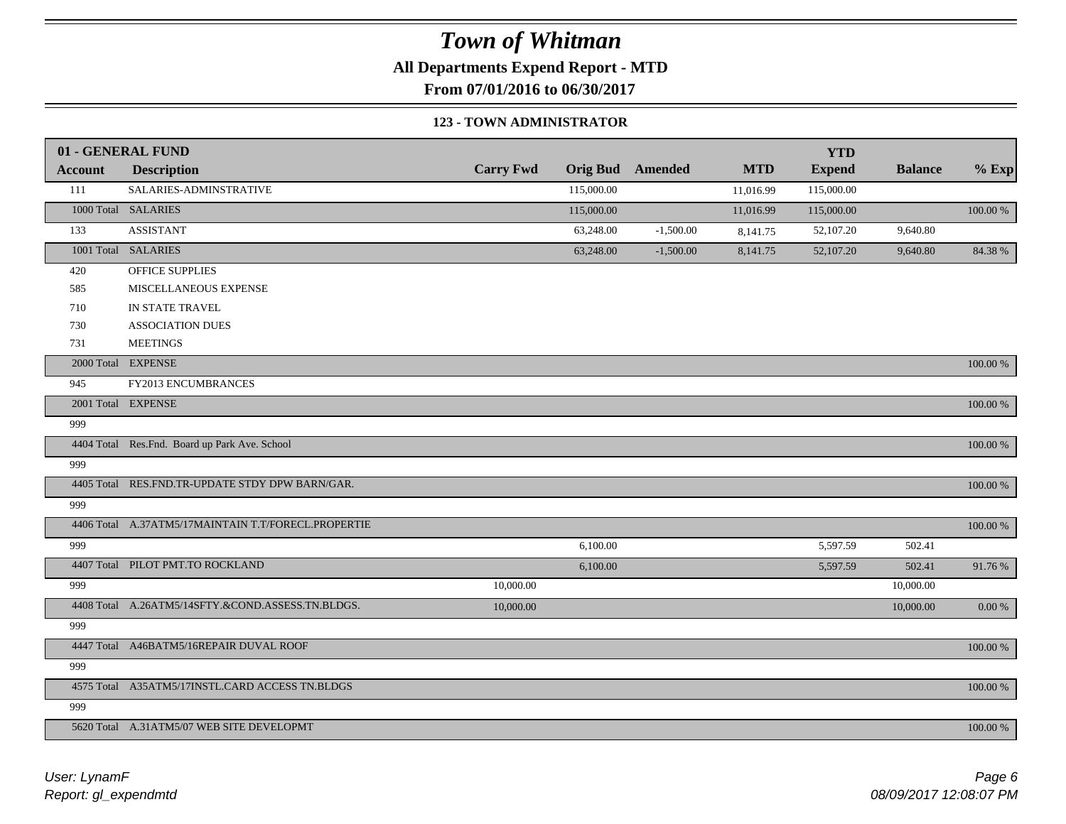# Town of Whitman

**All Departments Expend Report - MTD**

**From 07/01/2016 to 06/30/2017**

**123 - TOWN ADMINISTRATOR**

| 01 - GENERAL FUND | | | | | | YTD | | |
|---|---|---|---|---|---|---|---|---|
| **Account** | **Description** | **Carry Fwd** | **Orig Bud** | **Amended** | **MTD** | **Expend** | **Balance** | **% Exp** |
| 111 | SALARIES-ADMINSTRATIVE | | 115,000.00 | | 11,016.99 | 115,000.00 | | |
| 1000 Total | SALARIES | | 115,000.00 | | 11,016.99 | 115,000.00 | | 100.00 % |
| 133 | ASSISTANT | | 63,248.00 | -1,500.00 | 8,141.75 | 52,107.20 | 9,640.80 | |
| 1001 Total | SALARIES | | 63,248.00 | -1,500.00 | 8,141.75 | 52,107.20 | 9,640.80 | 84.38 % |
| 420 | OFFICE SUPPLIES | | | | | | | |
| 585 | MISCELLANEOUS EXPENSE | | | | | | | |
| 710 | IN STATE TRAVEL | | | | | | | |
| 730 | ASSOCIATION DUES | | | | | | | |
| 731 | MEETINGS | | | | | | | |
| 2000 Total | EXPENSE | | | | | | | 100.00 % |
| 945 | FY2013 ENCUMBRANCES | | | | | | | |
| 2001 Total | EXPENSE | | | | | | | 100.00 % |
| 999 | | | | | | | | |
| 4404 Total | Res.Fnd. Board up Park Ave. School | | | | | | | 100.00 % |
| 999 | | | | | | | | |
| 4405 Total | RES.FND.TR-UPDATE STDY DPW BARN/GAR. | | | | | | | 100.00 % |
| 999 | | | | | | | | |
| 4406 Total | A.37ATM5/17MAINTAIN T.T/FORECL.PROPERTIE | | | | | | | 100.00 % |
| 999 | | | 6,100.00 | | | 5,597.59 | 502.41 | |
| 4407 Total | PILOT PMT.TO ROCKLAND | | 6,100.00 | | | 5,597.59 | 502.41 | 91.76 % |
| 999 | | 10,000.00 | | | | | 10,000.00 | |
| 4408 Total | A.26ATM5/14SFTY.&COND.ASSESS.TN.BLDGS. | 10,000.00 | | | | | 10,000.00 | 0.00 % |
| 999 | | | | | | | | |
| 4447 Total | A46BATM5/16REPAIR DUVAL ROOF | | | | | | | 100.00 % |
| 999 | | | | | | | | |
| 4575 Total | A35ATM5/17INSTL.CARD ACCESS TN.BLDGS | | | | | | | 100.00 % |
| 999 | | | | | | | | |
| 5620 Total | A.31ATM5/07 WEB SITE DEVELOPMT | | | | | | | 100.00 % |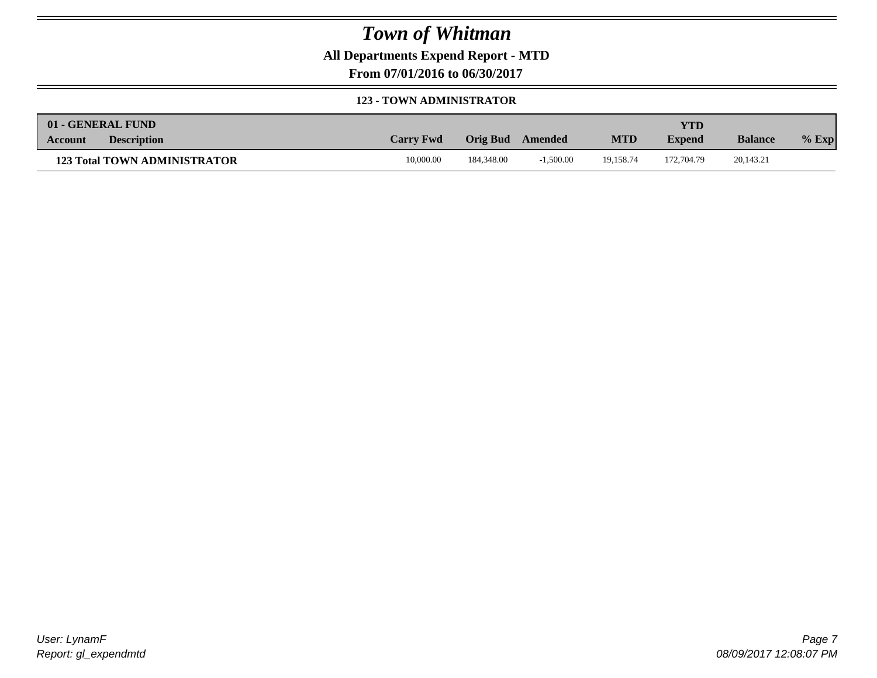# Town of Whitman

**All Departments Expend Report - MTD**

**From 07/01/2016 to 06/30/2017**

**123 - TOWN ADMINISTRATOR**

| 01 - GENERAL FUND | | | | | | YTD | | |
|---|---|---|---|---|---|---|---|---|
| **Account** | **Description** | **Carry Fwd** | **Orig Bud** | **Amended** | **MTD** | **Expend** | **Balance** | **% Exp** |
| **123 Total TOWN ADMINISTRATOR** | | 10,000.00 | 184,348.00 | -1,500.00 | 19,158.74 | 172,704.79 | 20,143.21 | |

User: LynamF
Report: gl_expendmtd

08/09/2017 12:08:07 PM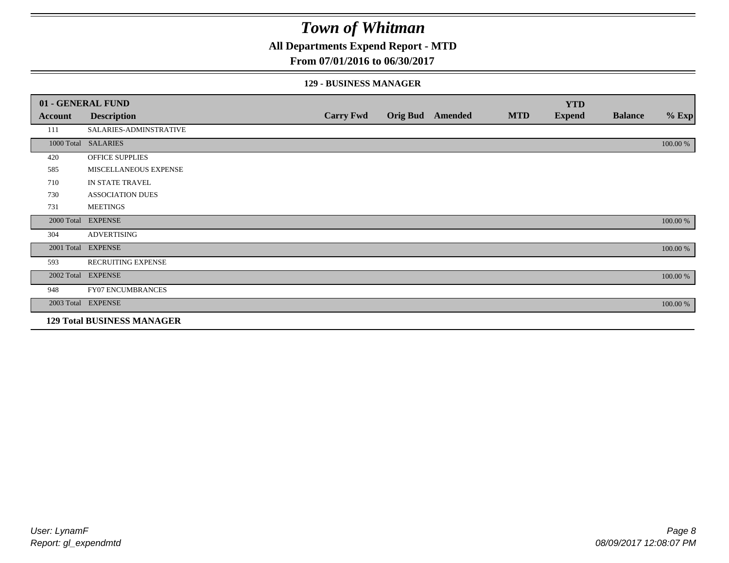# Town of Whitman

## All Departments Expend Report - MTD

### From 07/01/2016 to 06/30/2017

#### 129 - BUSINESS MANAGER

| 01 - GENERAL FUND | | | | | | YTD | | |
|---|---|---|---|---|---|---|---|---|
| **Account** | **Description** | **Carry Fwd** | **Orig Bud** | **Amended** | **MTD** | **Expend** | **Balance** | **% Exp** |
| 111 | SALARIES-ADMINSTRATIVE | | | | | | | |
| 1000 Total | SALARIES | | | | | | | 100.00 % |
| 420 | OFFICE SUPPLIES | | | | | | | |
| 585 | MISCELLANEOUS EXPENSE | | | | | | | |
| 710 | IN STATE TRAVEL | | | | | | | |
| 730 | ASSOCIATION DUES | | | | | | | |
| 731 | MEETINGS | | | | | | | |
| 2000 Total | EXPENSE | | | | | | | 100.00 % |
| 304 | ADVERTISING | | | | | | | |
| 2001 Total | EXPENSE | | | | | | | 100.00 % |
| 593 | RECRUITING EXPENSE | | | | | | | |
| 2002 Total | EXPENSE | | | | | | | 100.00 % |
| 948 | FY07 ENCUMBRANCES | | | | | | | |
| 2003 Total | EXPENSE | | | | | | | 100.00 % |
| **129 Total BUSINESS MANAGER** | | | | | | | | |

User: LynamF
Report: gl_expendmtd

08/09/2017 12:08:07 PM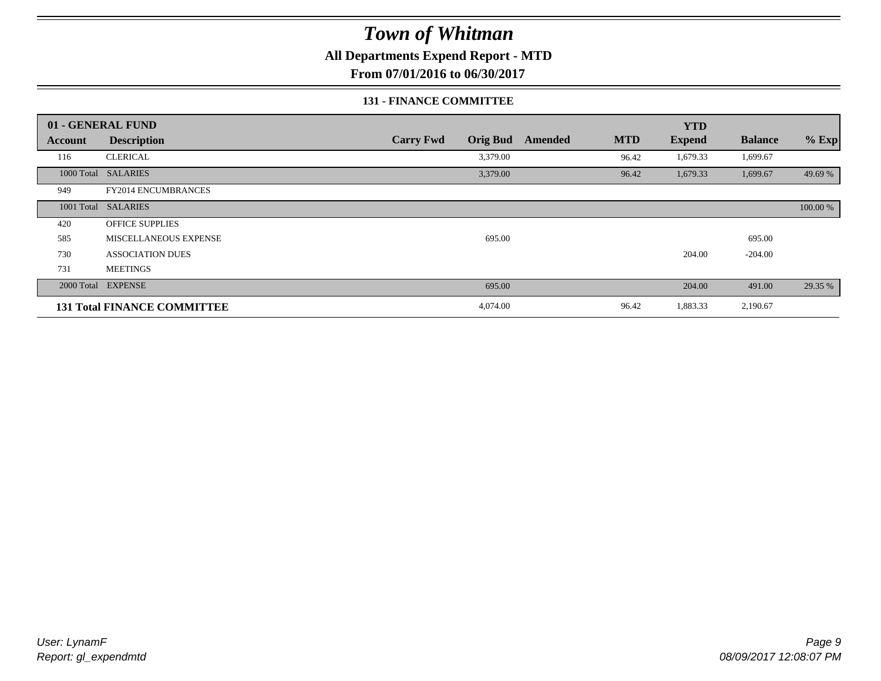# Town of Whitman

**All Departments Expend Report - MTD**

**From 07/01/2016 to 06/30/2017**

**131 - FINANCE COMMITTEE**

| 01 - GENERAL FUND | | | | | | YTD | | |
|---|---|---|---|---|---|---|---|---|
| **Account** | **Description** | **Carry Fwd** | **Orig Bud** | **Amended** | **MTD** | **Expend** | **Balance** | **% Exp** |
| 116 | CLERICAL | | 3,379.00 | | 96.42 | 1,679.33 | 1,699.67 | |
| 1000 Total | SALARIES | | 3,379.00 | | 96.42 | 1,679.33 | 1,699.67 | 49.69 % |
| 949 | FY2014 ENCUMBRANCES | | | | | | | |
| 1001 Total | SALARIES | | | | | | | 100.00 % |
| 420 | OFFICE SUPPLIES | | | | | | | |
| 585 | MISCELLANEOUS EXPENSE | | 695.00 | | | | 695.00 | |
| 730 | ASSOCIATION DUES | | | | | 204.00 | -204.00 | |
| 731 | MEETINGS | | | | | | | |
| 2000 Total | EXPENSE | | 695.00 | | | 204.00 | 491.00 | 29.35 % |
| **131 Total FINANCE COMMITTEE** | | | 4,074.00 | | 96.42 | 1,883.33 | 2,190.67 | |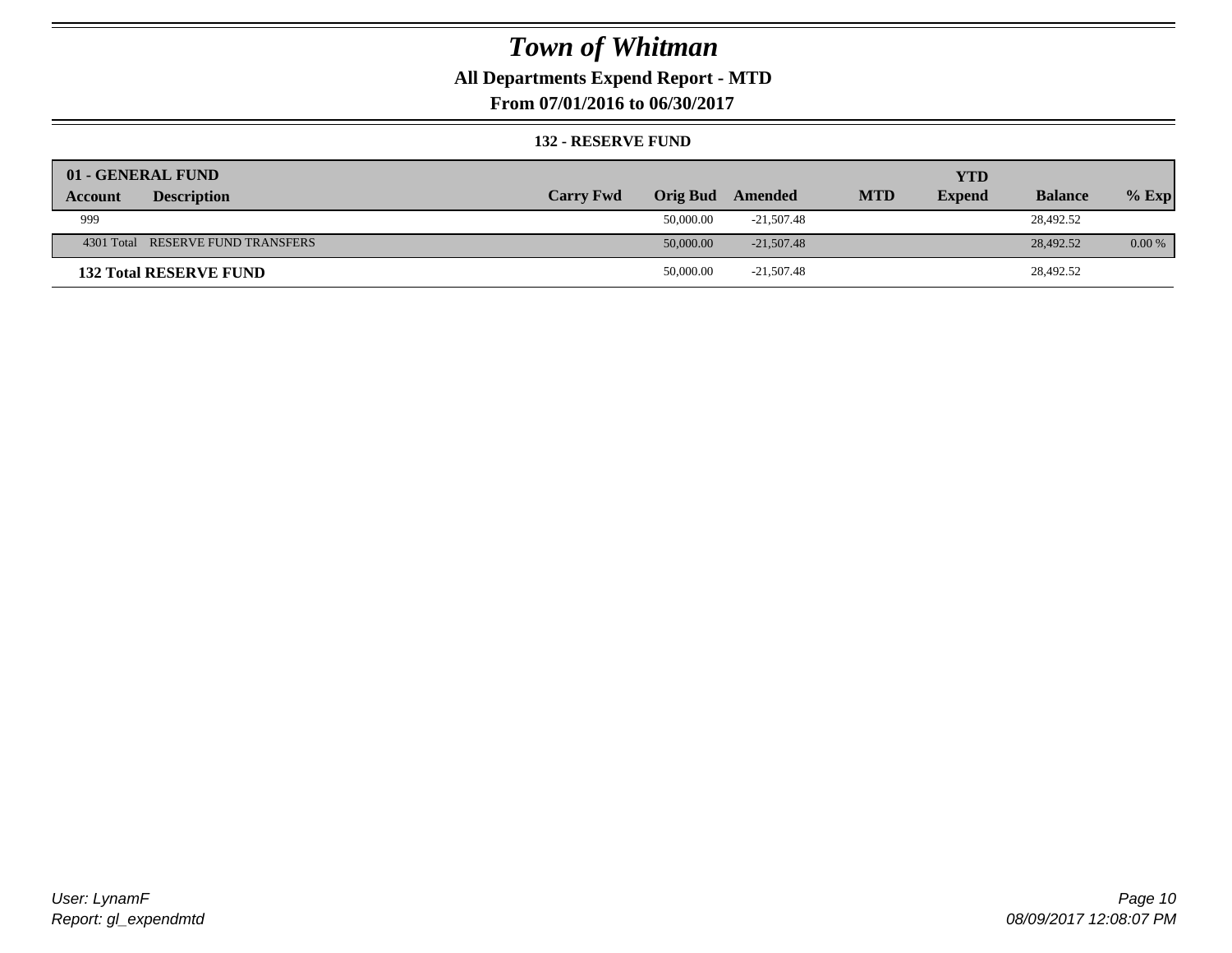# *Town of Whitman*

**All Departments Expend Report - MTD**

**From 07/01/2016 to 06/30/2017**

**132 - RESERVE FUND**

| 01 - GENERAL FUND | | | | | | YTD | | |
|---|---|---|---|---|---|---|---|---|
| **Account** | **Description** | **Carry Fwd** | **Orig Bud** | **Amended** | **MTD** | **Expend** | **Balance** | **% Exp** |
| 999 | | | 50,000.00 | -21,507.48 | | | 28,492.52 | |
| 4301 Total | RESERVE FUND TRANSFERS | | 50,000.00 | -21,507.48 | | | 28,492.52 | 0.00 % |
| **132 Total RESERVE FUND** | | | 50,000.00 | -21,507.48 | | | 28,492.52 | |

*User: LynamF*

*Report: gl_expendmtd*

*08/09/2017 12:08:07 PM*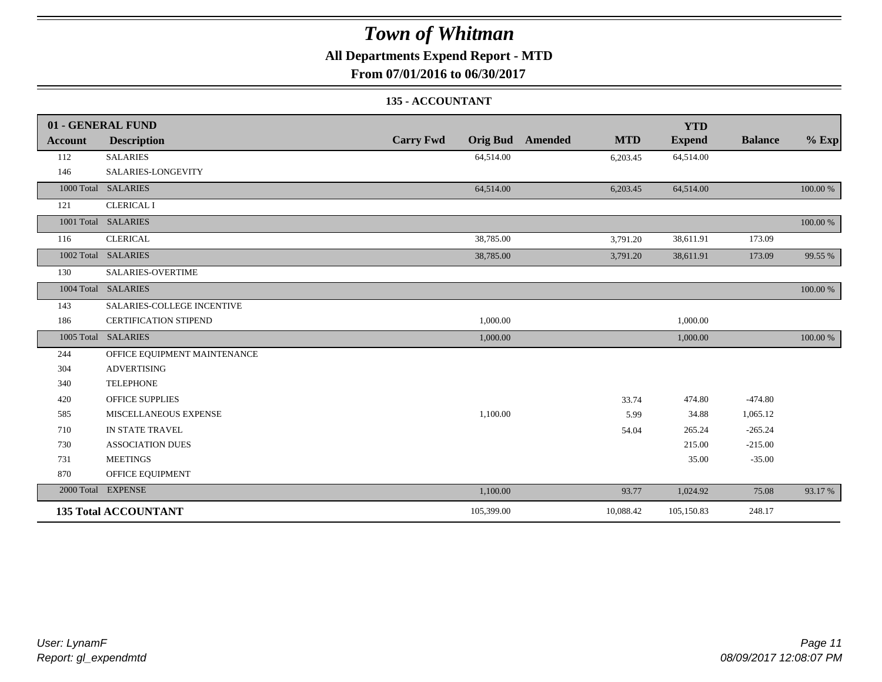# *Town of Whitman*

## All Departments Expend Report - MTD

## From 07/01/2016 to 06/30/2017

### 135 - ACCOUNTANT

| 01 - GENERAL FUND | | | | | | YTD | | |
|---|---|---|---|---|---|---|---|---|
| **Account** | **Description** | **Carry Fwd** | **Orig Bud** | **Amended** | **MTD** | **Expend** | **Balance** | **% Exp** |
| 112 | SALARIES | | 64,514.00 | | 6,203.45 | 64,514.00 | | |
| 146 | SALARIES-LONGEVITY | | | | | | | |
| 1000 Total | SALARIES | | 64,514.00 | | 6,203.45 | 64,514.00 | | 100.00 % |
| 121 | CLERICAL I | | | | | | | |
| 1001 Total | SALARIES | | | | | | | 100.00 % |
| 116 | CLERICAL | | 38,785.00 | | 3,791.20 | 38,611.91 | 173.09 | |
| 1002 Total | SALARIES | | 38,785.00 | | 3,791.20 | 38,611.91 | 173.09 | 99.55 % |
| 130 | SALARIES-OVERTIME | | | | | | | |
| 1004 Total | SALARIES | | | | | | | 100.00 % |
| 143 | SALARIES-COLLEGE INCENTIVE | | | | | | | |
| 186 | CERTIFICATION STIPEND | | 1,000.00 | | | 1,000.00 | | |
| 1005 Total | SALARIES | | 1,000.00 | | | 1,000.00 | | 100.00 % |
| 244 | OFFICE EQUIPMENT MAINTENANCE | | | | | | | |
| 304 | ADVERTISING | | | | | | | |
| 340 | TELEPHONE | | | | | | | |
| 420 | OFFICE SUPPLIES | | | | 33.74 | 474.80 | -474.80 | |
| 585 | MISCELLANEOUS EXPENSE | | 1,100.00 | | 5.99 | 34.88 | 1,065.12 | |
| 710 | IN STATE TRAVEL | | | | 54.04 | 265.24 | -265.24 | |
| 730 | ASSOCIATION DUES | | | | | 215.00 | -215.00 | |
| 731 | MEETINGS | | | | | 35.00 | -35.00 | |
| 870 | OFFICE EQUIPMENT | | | | | | | |
| 2000 Total | EXPENSE | | 1,100.00 | | 93.77 | 1,024.92 | 75.08 | 93.17 % |
| **135 Total ACCOUNTANT** | | | 105,399.00 | | 10,088.42 | 105,150.83 | 248.17 | |

*User: LynamF*
*Report: gl_expendmtd*

*08/09/2017 12:08:07 PM*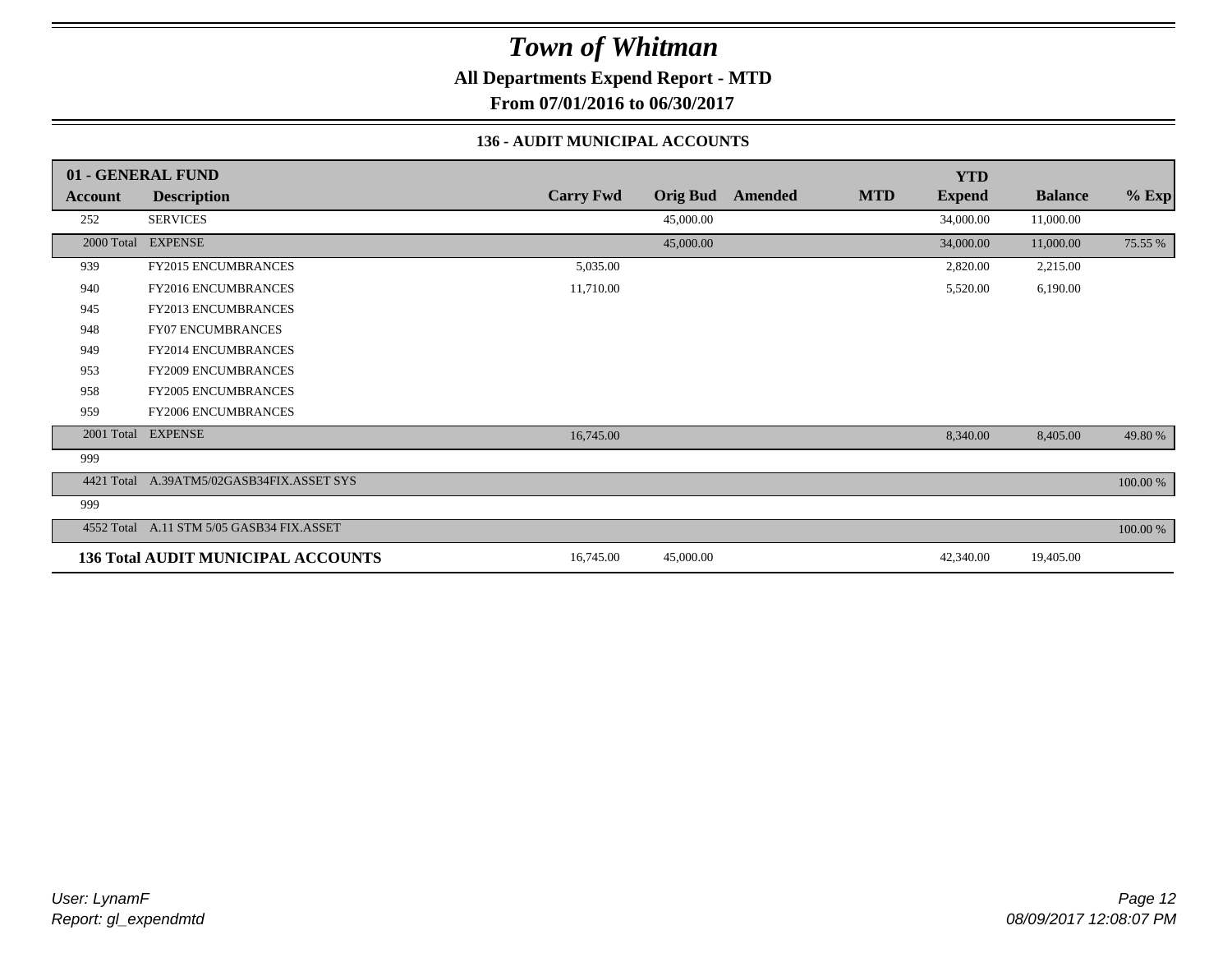# Town of Whitman

**All Departments Expend Report - MTD**

**From 07/01/2016 to 06/30/2017**

### 136 - AUDIT MUNICIPAL ACCOUNTS

| 01 - GENERAL FUND | | | | | | | | |
|---|---|---|---|---|---|---|---|---|
| **Account** | **Description** | **Carry Fwd** | **Orig Bud** | **Amended** | **MTD** | **YTD Expend** | **Balance** | **% Exp** |
| 252 | SERVICES | | 45,000.00 | | | 34,000.00 | 11,000.00 | |
| 2000 Total | EXPENSE | | 45,000.00 | | | 34,000.00 | 11,000.00 | 75.55 % |
| 939 | FY2015 ENCUMBRANCES | 5,035.00 | | | | 2,820.00 | 2,215.00 | |
| 940 | FY2016 ENCUMBRANCES | 11,710.00 | | | | 5,520.00 | 6,190.00 | |
| 945 | FY2013 ENCUMBRANCES | | | | | | | |
| 948 | FY07 ENCUMBRANCES | | | | | | | |
| 949 | FY2014 ENCUMBRANCES | | | | | | | |
| 953 | FY2009 ENCUMBRANCES | | | | | | | |
| 958 | FY2005 ENCUMBRANCES | | | | | | | |
| 959 | FY2006 ENCUMBRANCES | | | | | | | |
| 2001 Total | EXPENSE | 16,745.00 | | | | 8,340.00 | 8,405.00 | 49.80 % |
| 999 | | | | | | | | |
| 4421 Total | A.39ATM5/02GASB34FIX.ASSET SYS | | | | | | | 100.00 % |
| 999 | | | | | | | | |
| 4552 Total | A.11 STM 5/05 GASB34 FIX.ASSET | | | | | | | 100.00 % |
| **136 Total** | **AUDIT MUNICIPAL ACCOUNTS** | 16,745.00 | 45,000.00 | | | 42,340.00 | 19,405.00 | |

*User: LynamF*
*Report: gl_expendmtd*

*08/09/2017 12:08:07 PM*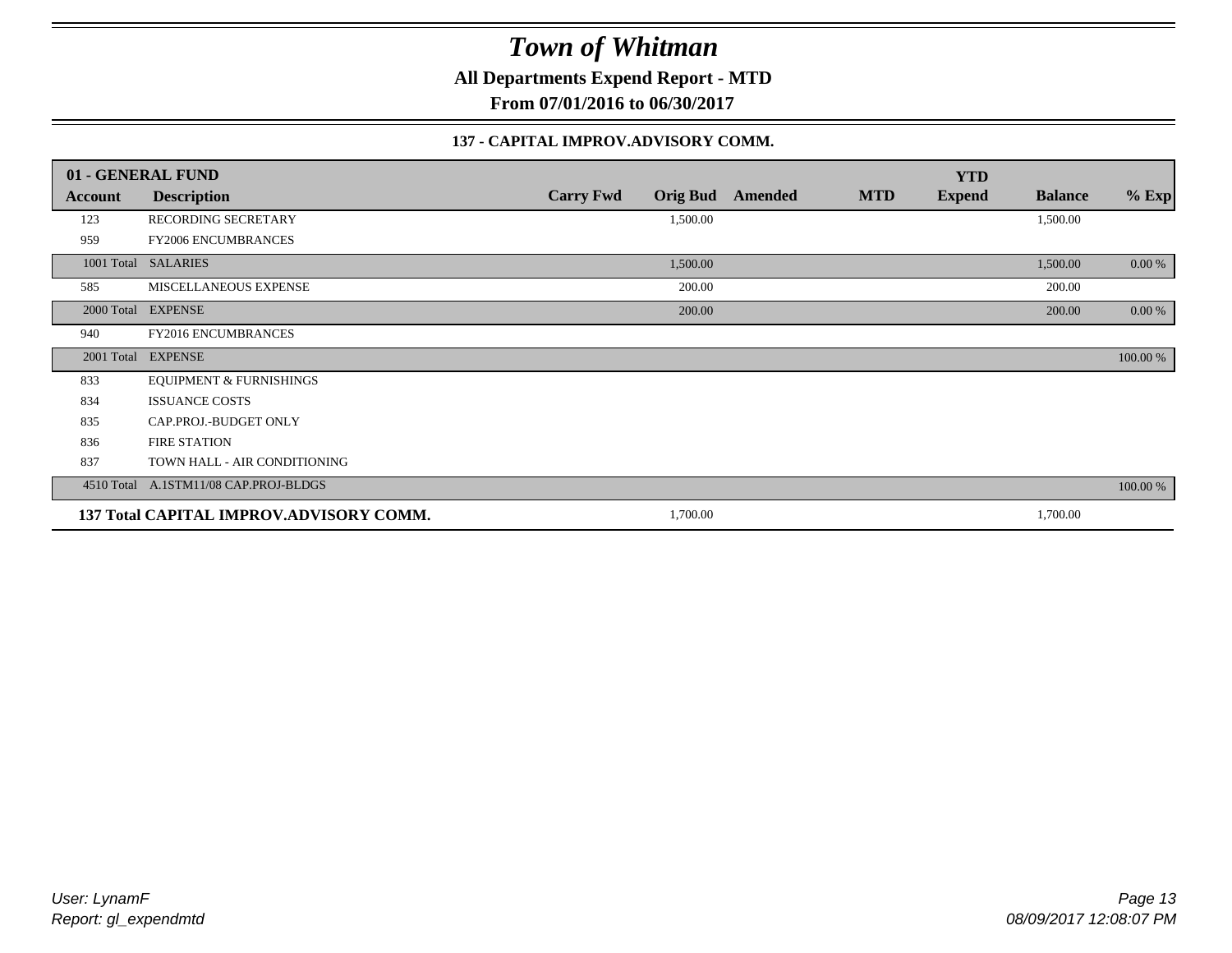# Town of Whitman

**All Departments Expend Report - MTD**

**From 07/01/2016 to 06/30/2017**

**137 - CAPITAL IMPROV.ADVISORY COMM.**

| 01 - GENERAL FUND | | | | | | YTD | | |
|---|---|---|---|---|---|---|---|---|
| **Account** | **Description** | **Carry Fwd** | **Orig Bud** | **Amended** | **MTD** | **Expend** | **Balance** | **% Exp** |
| 123 | RECORDING SECRETARY | | 1,500.00 | | | | 1,500.00 | |
| 959 | FY2006 ENCUMBRANCES | | | | | | | |
| 1001 Total | SALARIES | | 1,500.00 | | | | 1,500.00 | 0.00 % |
| 585 | MISCELLANEOUS EXPENSE | | 200.00 | | | | 200.00 | |
| 2000 Total | EXPENSE | | 200.00 | | | | 200.00 | 0.00 % |
| 940 | FY2016 ENCUMBRANCES | | | | | | | |
| 2001 Total | EXPENSE | | | | | | | 100.00 % |
| 833 | EQUIPMENT & FURNISHINGS | | | | | | | |
| 834 | ISSUANCE COSTS | | | | | | | |
| 835 | CAP.PROJ.-BUDGET ONLY | | | | | | | |
| 836 | FIRE STATION | | | | | | | |
| 837 | TOWN HALL - AIR CONDITIONING | | | | | | | |
| 4510 Total | A.1STM11/08 CAP.PROJ-BLDGS | | | | | | | 100.00 % |
| **137 Total CAPITAL IMPROV.ADVISORY COMM.** | | | 1,700.00 | | | | 1,700.00 | |

User: LynamF
Report: gl_expendmtd

08/09/2017 12:08:07 PM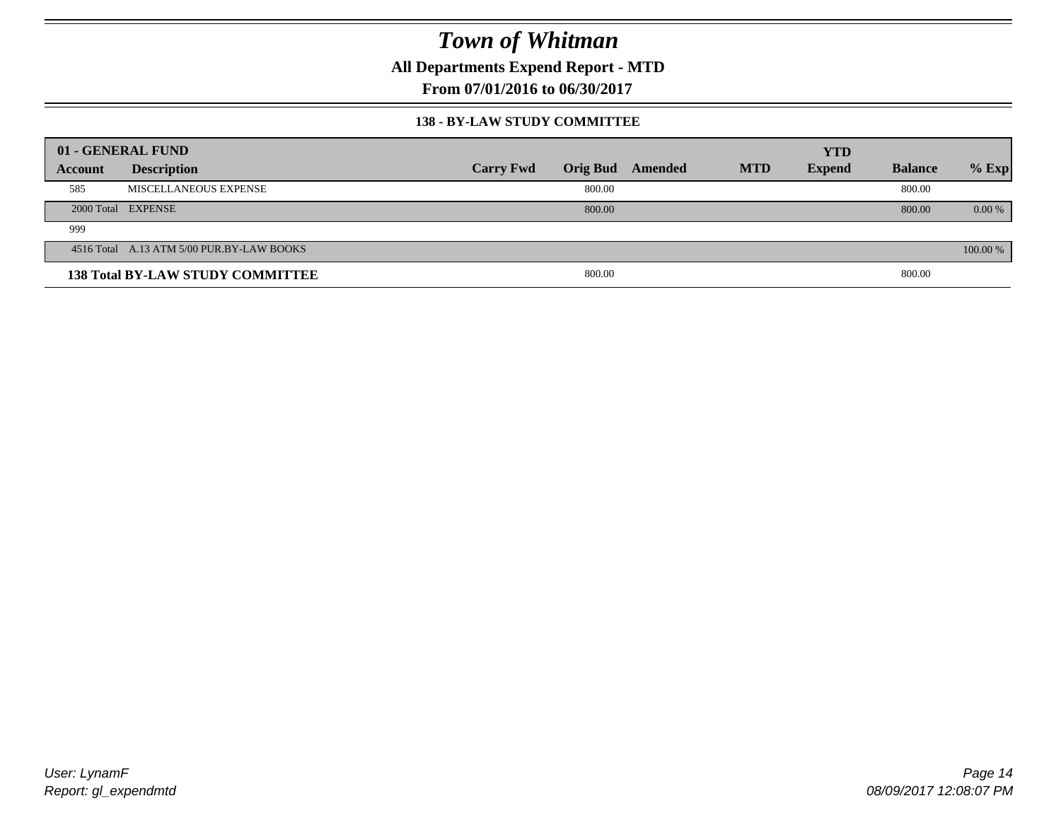# Town of Whitman

**All Departments Expend Report - MTD**

**From 07/01/2016 to 06/30/2017**

### 138 - BY-LAW STUDY COMMITTEE

| 01 - GENERAL FUND | | | | | | YTD | | |
|---|---|---|---|---|---|---|---|---|
| **Account** | **Description** | **Carry Fwd** | **Orig Bud** | **Amended** | **MTD** | **Expend** | **Balance** | **% Exp** |
| 585 | MISCELLANEOUS EXPENSE | | 800.00 | | | | 800.00 | |
| 2000 Total | EXPENSE | | 800.00 | | | | 800.00 | 0.00 % |
| 999 | | | | | | | | |
| 4516 Total | A.13 ATM 5/00 PUR.BY-LAW BOOKS | | | | | | | 100.00 % |
| **138 Total BY-LAW STUDY COMMITTEE** | | | 800.00 | | | | 800.00 | |

*User: LynamF*
*Report: gl_expendmtd*

*08/09/2017 12:08:07 PM*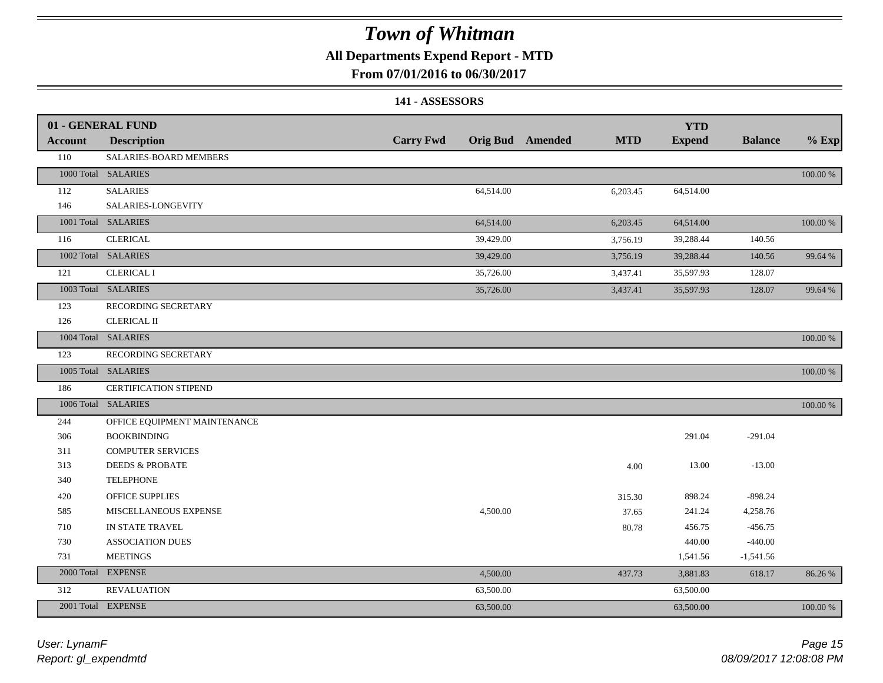# Town of Whitman

**All Departments Expend Report - MTD**

**From 07/01/2016 to 06/30/2017**

**141 - ASSESSORS**

| 01 - GENERAL FUND | | | | | | YTD | | |
|---|---|---|---|---|---|---|---|---|
| Account | Description | Carry Fwd | Orig Bud | Amended | MTD | Expend | Balance | % Exp |
| 110 | SALARIES-BOARD MEMBERS | | | | | | | |
| 1000 Total | SALARIES | | | | | | | 100.00 % |
| 112 | SALARIES | | 64,514.00 | | 6,203.45 | 64,514.00 | | |
| 146 | SALARIES-LONGEVITY | | | | | | | |
| 1001 Total | SALARIES | | 64,514.00 | | 6,203.45 | 64,514.00 | | 100.00 % |
| 116 | CLERICAL | | 39,429.00 | | 3,756.19 | 39,288.44 | 140.56 | |
| 1002 Total | SALARIES | | 39,429.00 | | 3,756.19 | 39,288.44 | 140.56 | 99.64 % |
| 121 | CLERICAL I | | 35,726.00 | | 3,437.41 | 35,597.93 | 128.07 | |
| 1003 Total | SALARIES | | 35,726.00 | | 3,437.41 | 35,597.93 | 128.07 | 99.64 % |
| 123 | RECORDING SECRETARY | | | | | | | |
| 126 | CLERICAL II | | | | | | | |
| 1004 Total | SALARIES | | | | | | | 100.00 % |
| 123 | RECORDING SECRETARY | | | | | | | |
| 1005 Total | SALARIES | | | | | | | 100.00 % |
| 186 | CERTIFICATION STIPEND | | | | | | | |
| 1006 Total | SALARIES | | | | | | | 100.00 % |
| 244 | OFFICE EQUIPMENT MAINTENANCE | | | | | | | |
| 306 | BOOKBINDING | | | | | 291.04 | -291.04 | |
| 311 | COMPUTER SERVICES | | | | | | | |
| 313 | DEEDS & PROBATE | | | | 4.00 | 13.00 | -13.00 | |
| 340 | TELEPHONE | | | | | | | |
| 420 | OFFICE SUPPLIES | | | | 315.30 | 898.24 | -898.24 | |
| 585 | MISCELLANEOUS EXPENSE | | 4,500.00 | | 37.65 | 241.24 | 4,258.76 | |
| 710 | IN STATE TRAVEL | | | | 80.78 | 456.75 | -456.75 | |
| 730 | ASSOCIATION DUES | | | | | 440.00 | -440.00 | |
| 731 | MEETINGS | | | | | 1,541.56 | -1,541.56 | |
| 2000 Total | EXPENSE | | 4,500.00 | | 437.73 | 3,881.83 | 618.17 | 86.26 % |
| 312 | REVALUATION | | 63,500.00 | | | 63,500.00 | | |
| 2001 Total | EXPENSE | | 63,500.00 | | | 63,500.00 | | 100.00 % |

*User: LynamF*
*Report: gl_expendmtd*

*08/09/2017 12:08:08 PM*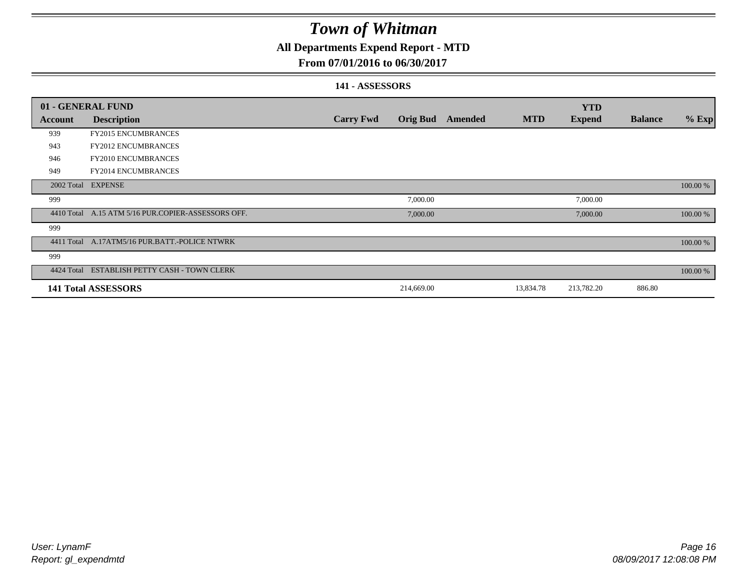# Town of Whitman

## All Departments Expend Report - MTD

### From 07/01/2016 to 06/30/2017

#### 141 - ASSESSORS

| 01 - GENERAL FUND | | | | | | YTD | | |
|---|---|---|---|---|---|---|---|---|
| **Account** | **Description** | **Carry Fwd** | **Orig Bud** | **Amended** | **MTD** | **Expend** | **Balance** | **% Exp** |
| 939 | FY2015 ENCUMBRANCES | | | | | | | |
| 943 | FY2012 ENCUMBRANCES | | | | | | | |
| 946 | FY2010 ENCUMBRANCES | | | | | | | |
| 949 | FY2014 ENCUMBRANCES | | | | | | | |
| 2002 Total | EXPENSE | | | | | | | 100.00 % |
| 999 | | | 7,000.00 | | | 7,000.00 | | |
| 4410 Total | A.15 ATM 5/16 PUR.COPIER-ASSESSORS OFF. | | 7,000.00 | | | 7,000.00 | | 100.00 % |
| 999 | | | | | | | | |
| 4411 Total | A.17ATM5/16 PUR.BATT.-POLICE NTWRK | | | | | | | 100.00 % |
| 999 | | | | | | | | |
| 4424 Total | ESTABLISH PETTY CASH - TOWN CLERK | | | | | | | 100.00 % |
| **141 Total ASSESSORS** | | | 214,669.00 | | 13,834.78 | 213,782.20 | 886.80 | |

*User: LynamF*
*Report: gl_expendmtd*

*08/09/2017 12:08:08 PM*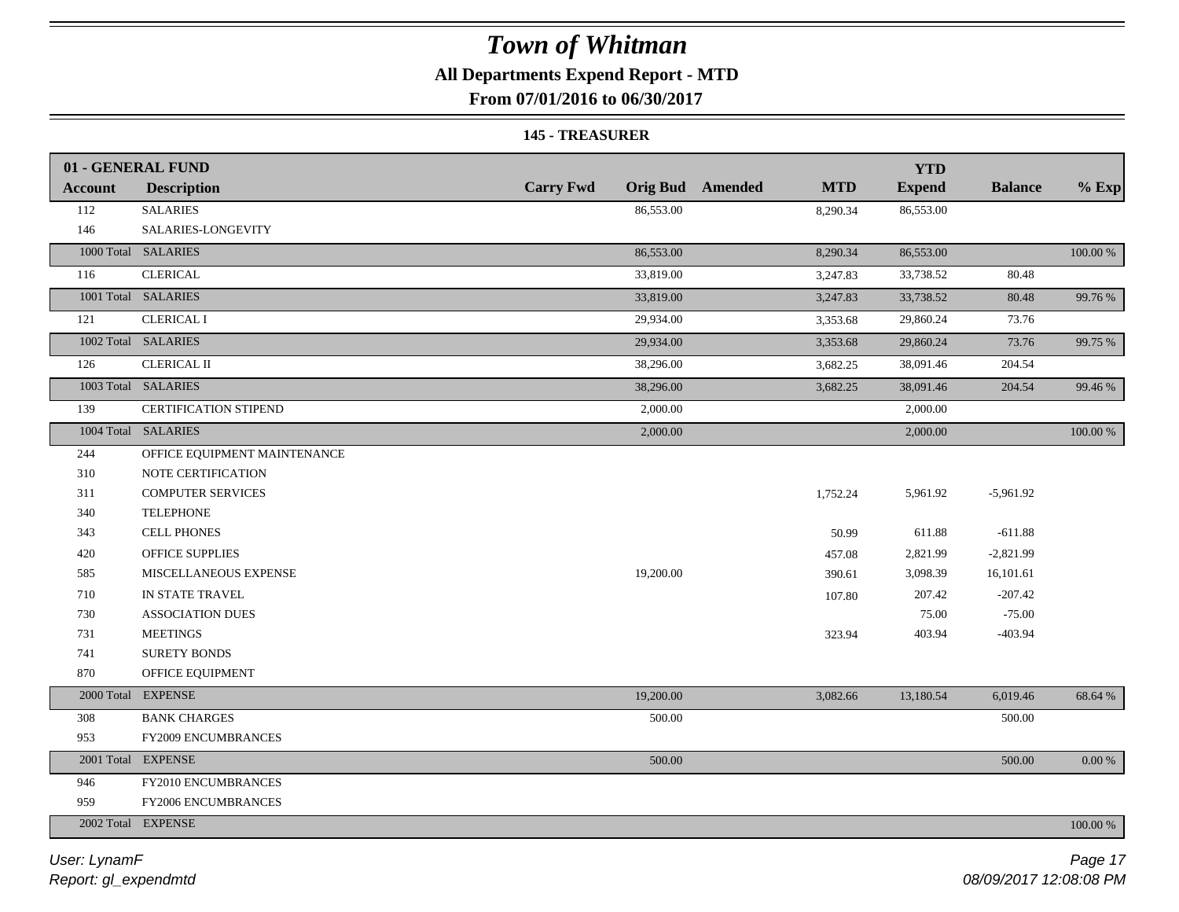# *Town of Whitman*

**All Departments Expend Report - MTD**

**From 07/01/2016 to 06/30/2017**

**145 - TREASURER**

| 01 - GENERAL FUND | | | | | | | | |
|---|---|---|---|---|---|---|---|---|
| **Account** | **Description** | **Carry Fwd** | **Orig Bud** | **Amended** | **MTD** | **YTD Expend** | **Balance** | **% Exp** |
| 112 | SALARIES | | 86,553.00 | | 8,290.34 | 86,553.00 | | |
| 146 | SALARIES-LONGEVITY | | | | | | | |
| 1000 Total | SALARIES | | 86,553.00 | | 8,290.34 | 86,553.00 | | 100.00 % |
| 116 | CLERICAL | | 33,819.00 | | 3,247.83 | 33,738.52 | 80.48 | |
| 1001 Total | SALARIES | | 33,819.00 | | 3,247.83 | 33,738.52 | 80.48 | 99.76 % |
| 121 | CLERICAL I | | 29,934.00 | | 3,353.68 | 29,860.24 | 73.76 | |
| 1002 Total | SALARIES | | 29,934.00 | | 3,353.68 | 29,860.24 | 73.76 | 99.75 % |
| 126 | CLERICAL II | | 38,296.00 | | 3,682.25 | 38,091.46 | 204.54 | |
| 1003 Total | SALARIES | | 38,296.00 | | 3,682.25 | 38,091.46 | 204.54 | 99.46 % |
| 139 | CERTIFICATION STIPEND | | 2,000.00 | | | 2,000.00 | | |
| 1004 Total | SALARIES | | 2,000.00 | | | 2,000.00 | | 100.00 % |
| 244 | OFFICE EQUIPMENT MAINTENANCE | | | | | | | |
| 310 | NOTE CERTIFICATION | | | | | | | |
| 311 | COMPUTER SERVICES | | | | 1,752.24 | 5,961.92 | -5,961.92 | |
| 340 | TELEPHONE | | | | | | | |
| 343 | CELL PHONES | | | | 50.99 | 611.88 | -611.88 | |
| 420 | OFFICE SUPPLIES | | | | 457.08 | 2,821.99 | -2,821.99 | |
| 585 | MISCELLANEOUS EXPENSE | | 19,200.00 | | 390.61 | 3,098.39 | 16,101.61 | |
| 710 | IN STATE TRAVEL | | | | 107.80 | 207.42 | -207.42 | |
| 730 | ASSOCIATION DUES | | | | | 75.00 | -75.00 | |
| 731 | MEETINGS | | | | 323.94 | 403.94 | -403.94 | |
| 741 | SURETY BONDS | | | | | | | |
| 870 | OFFICE EQUIPMENT | | | | | | | |
| 2000 Total | EXPENSE | | 19,200.00 | | 3,082.66 | 13,180.54 | 6,019.46 | 68.64 % |
| 308 | BANK CHARGES | | 500.00 | | | | 500.00 | |
| 953 | FY2009 ENCUMBRANCES | | | | | | | |
| 2001 Total | EXPENSE | | 500.00 | | | | 500.00 | 0.00 % |
| 946 | FY2010 ENCUMBRANCES | | | | | | | |
| 959 | FY2006 ENCUMBRANCES | | | | | | | |
| 2002 Total | EXPENSE | | | | | | | 100.00 % |

*User: LynamF*
*Report: gl_expendmtd*
*08/09/2017 12:08:08 PM*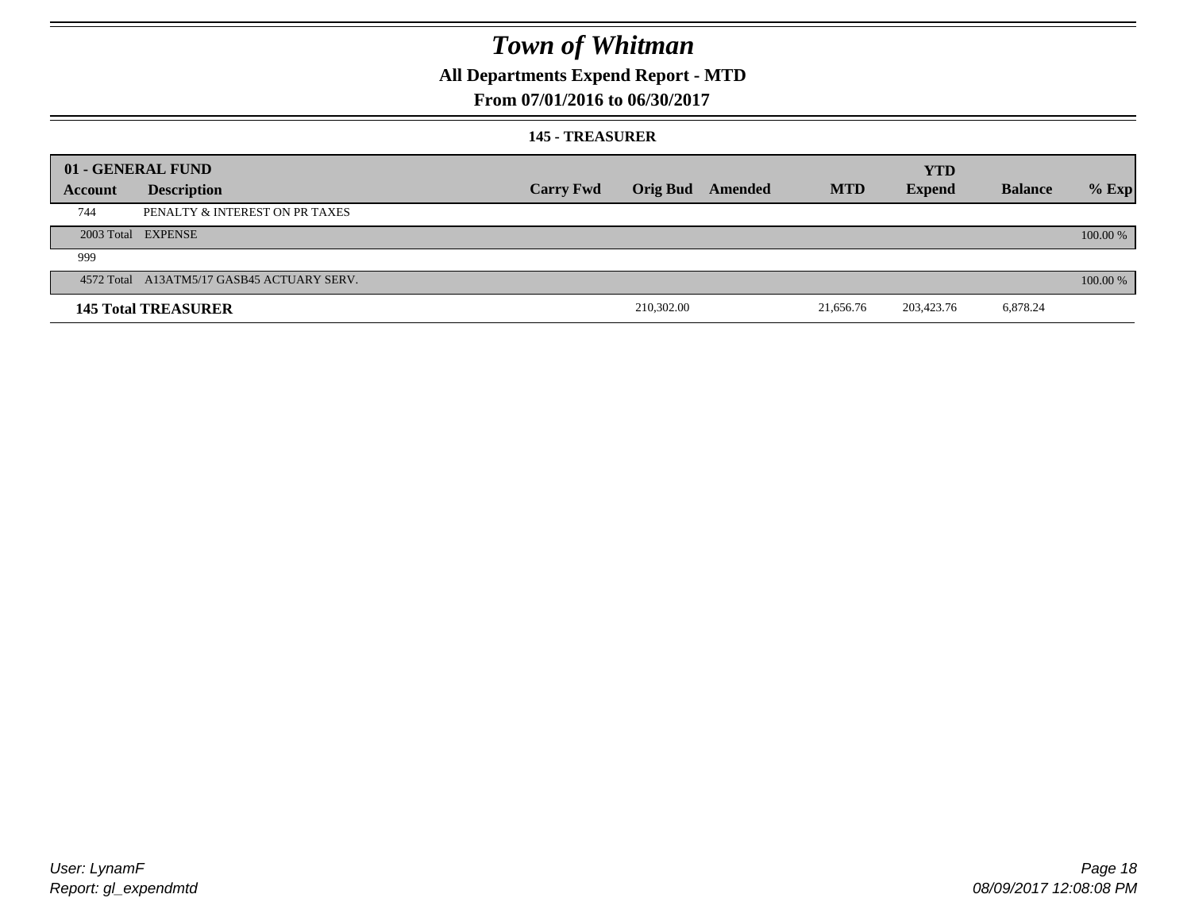# Town of Whitman

## All Departments Expend Report - MTD

## From 07/01/2016 to 06/30/2017

### 145 - TREASURER

| 01 - GENERAL FUND | | | | | | YTD | | |
|---|---|---|---|---|---|---|---|---|
| **Account** | **Description** | **Carry Fwd** | **Orig Bud** | **Amended** | **MTD** | **Expend** | **Balance** | **% Exp** |
| 744 | PENALTY & INTEREST ON PR TAXES | | | | | | | |
| 2003 Total | EXPENSE | | | | | | | 100.00 % |
| 999 | | | | | | | | |
| 4572 Total | A13ATM5/17 GASB45 ACTUARY SERV. | | | | | | | 100.00 % |
| **145 Total TREASURER** | | | 210,302.00 | | 21,656.76 | 203,423.76 | 6,878.24 | |

User: LynamF
Report: gl_expendmtd

08/09/2017 12:08:08 PM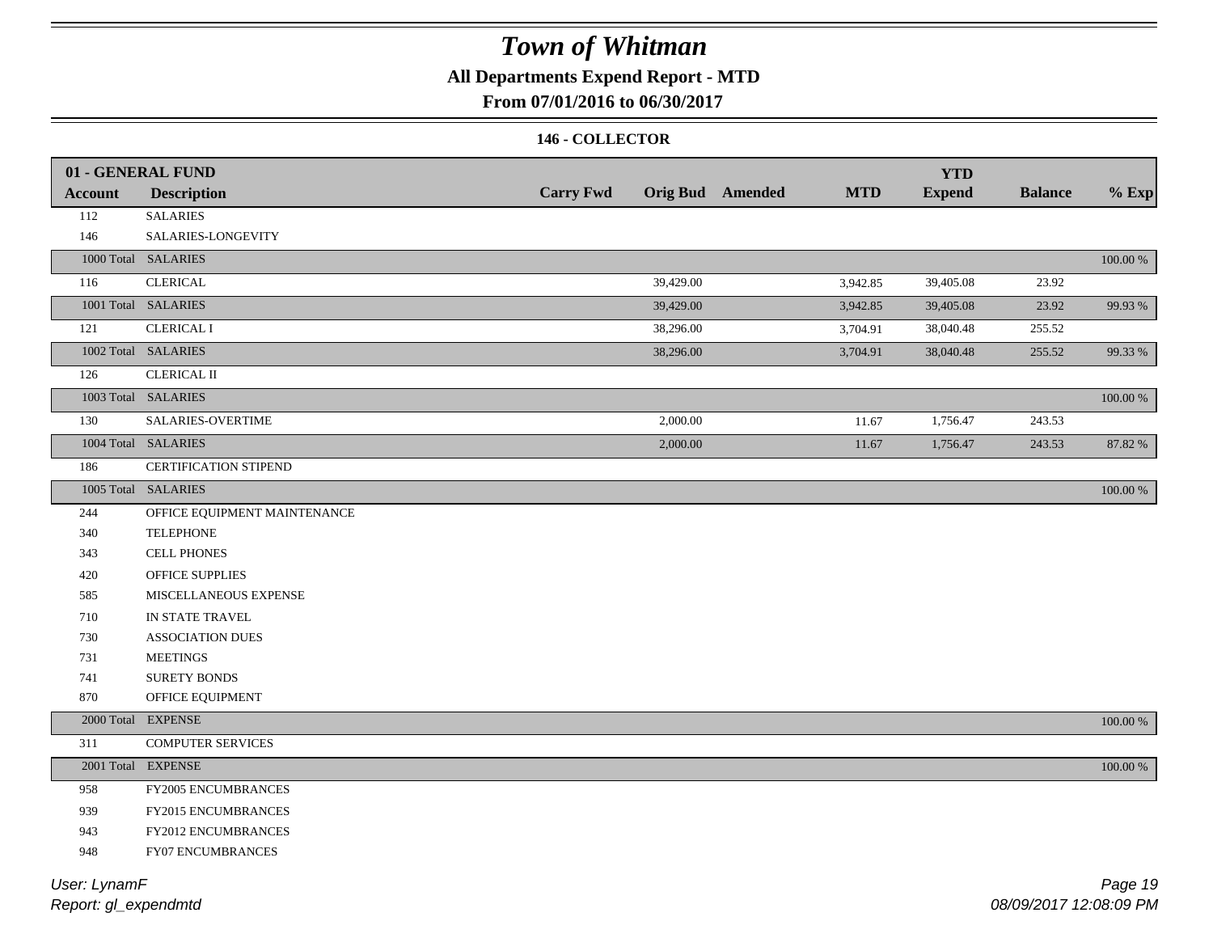# Town of Whitman

## All Departments Expend Report - MTD

### From 07/01/2016 to 06/30/2017

#### 146 - COLLECTOR

| 01 - GENERAL FUND | | | | | | | | |
|---|---|---|---|---|---|---|---|---|
| **Account** | **Description** | **Carry Fwd** | **Orig Bud** | **Amended** | **MTD** | **YTD Expend** | **Balance** | **% Exp** |
| 112 | SALARIES | | | | | | | |
| 146 | SALARIES-LONGEVITY | | | | | | | |
| 1000 Total | SALARIES | | | | | | | 100.00 % |
| 116 | CLERICAL | | 39,429.00 | | 3,942.85 | 39,405.08 | 23.92 | |
| 1001 Total | SALARIES | | 39,429.00 | | 3,942.85 | 39,405.08 | 23.92 | 99.93 % |
| 121 | CLERICAL I | | 38,296.00 | | 3,704.91 | 38,040.48 | 255.52 | |
| 1002 Total | SALARIES | | 38,296.00 | | 3,704.91 | 38,040.48 | 255.52 | 99.33 % |
| 126 | CLERICAL II | | | | | | | |
| 1003 Total | SALARIES | | | | | | | 100.00 % |
| 130 | SALARIES-OVERTIME | | 2,000.00 | | 11.67 | 1,756.47 | 243.53 | |
| 1004 Total | SALARIES | | 2,000.00 | | 11.67 | 1,756.47 | 243.53 | 87.82 % |
| 186 | CERTIFICATION STIPEND | | | | | | | |
| 1005 Total | SALARIES | | | | | | | 100.00 % |
| 244 | OFFICE EQUIPMENT MAINTENANCE | | | | | | | |
| 340 | TELEPHONE | | | | | | | |
| 343 | CELL PHONES | | | | | | | |
| 420 | OFFICE SUPPLIES | | | | | | | |
| 585 | MISCELLANEOUS EXPENSE | | | | | | | |
| 710 | IN STATE TRAVEL | | | | | | | |
| 730 | ASSOCIATION DUES | | | | | | | |
| 731 | MEETINGS | | | | | | | |
| 741 | SURETY BONDS | | | | | | | |
| 870 | OFFICE EQUIPMENT | | | | | | | |
| 2000 Total | EXPENSE | | | | | | | 100.00 % |
| 311 | COMPUTER SERVICES | | | | | | | |
| 2001 Total | EXPENSE | | | | | | | 100.00 % |
| 958 | FY2005 ENCUMBRANCES | | | | | | | |
| 939 | FY2015 ENCUMBRANCES | | | | | | | |
| 943 | FY2012 ENCUMBRANCES | | | | | | | |
| 948 | FY07 ENCUMBRANCES | | | | | | | |

User: LynamF
Report: gl_expendmtd

08/09/2017 12:08:09 PM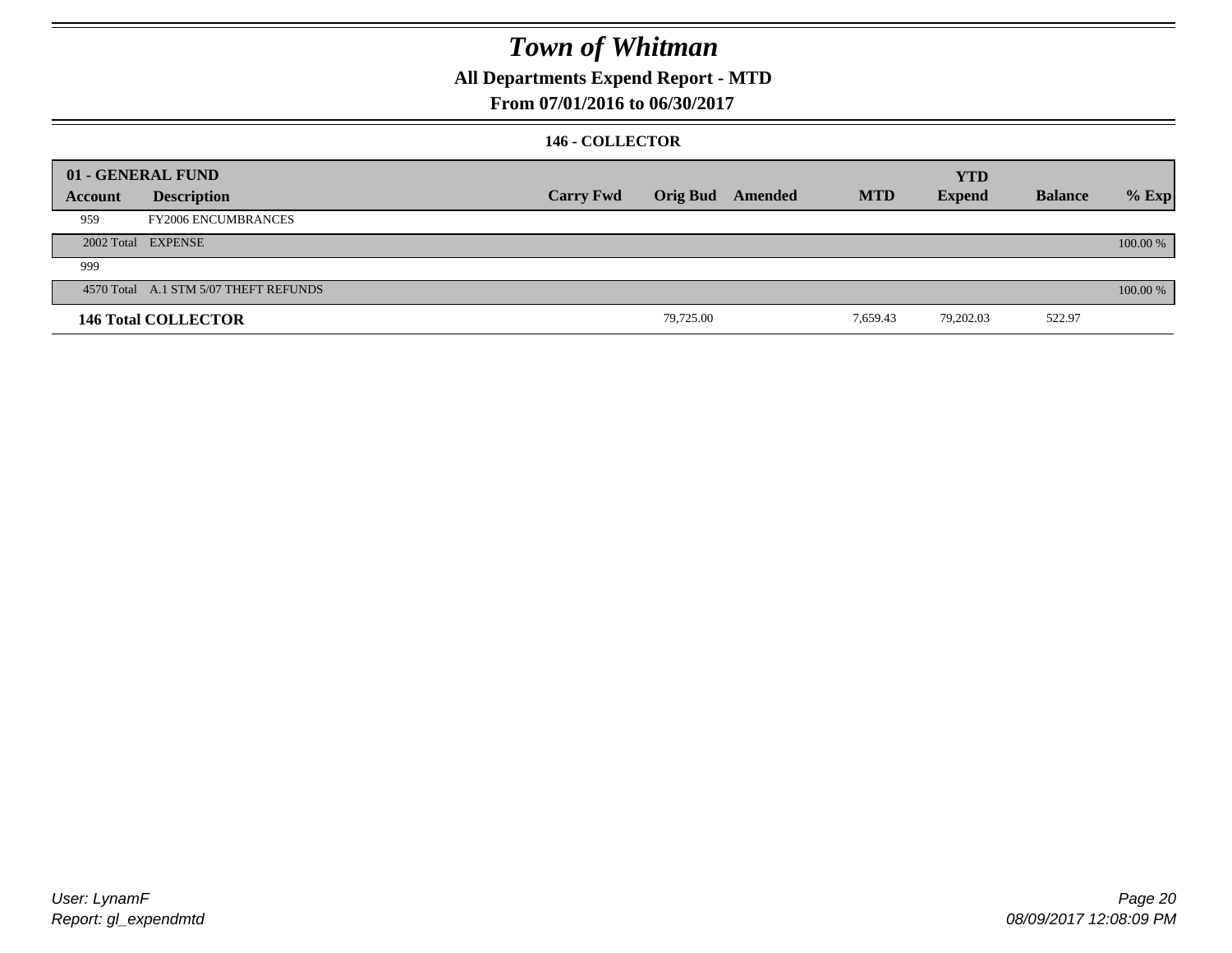# Town of Whitman

**All Departments Expend Report - MTD**

**From 07/01/2016 to 06/30/2017**

### 146 - COLLECTOR

| 01 - GENERAL FUND | | | | | | YTD | | |
|---|---|---|---|---|---|---|---|---|
| **Account** | **Description** | **Carry Fwd** | **Orig Bud** | **Amended** | **MTD** | **Expend** | **Balance** | **% Exp** |
| 959 | FY2006 ENCUMBRANCES | | | | | | | |
| 2002 Total | EXPENSE | | | | | | | 100.00 % |
| 999 | | | | | | | | |
| 4570 Total | A.1 STM 5/07 THEFT REFUNDS | | | | | | | 100.00 % |
| **146 Total COLLECTOR** | | | 79,725.00 | | 7,659.43 | 79,202.03 | 522.97 | |

*User: LynamF*
*Report: gl_expendmtd*

*08/09/2017 12:08:09 PM*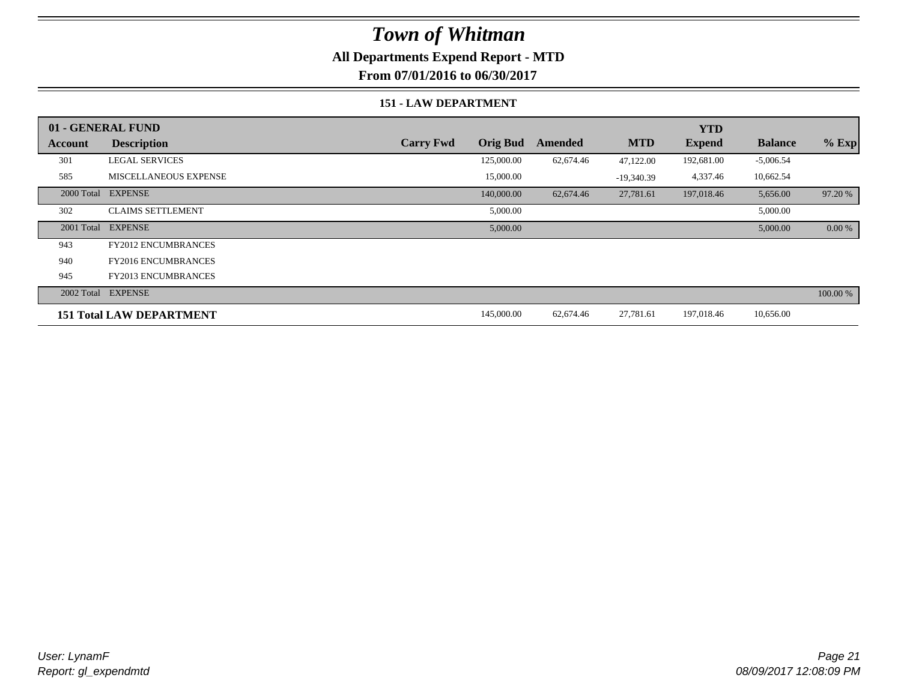# Town of Whitman

## All Departments Expend Report - MTD

### From 07/01/2016 to 06/30/2017

#### 151 - LAW DEPARTMENT

| 01 - GENERAL FUND | | | | | | YTD | | |
|---|---|---|---|---|---|---|---|---|
| **Account** | **Description** | **Carry Fwd** | **Orig Bud** | **Amended** | **MTD** | **Expend** | **Balance** | **% Exp** |
| 301 | LEGAL SERVICES | | 125,000.00 | 62,674.46 | 47,122.00 | 192,681.00 | -5,006.54 | |
| 585 | MISCELLANEOUS EXPENSE | | 15,000.00 | | -19,340.39 | 4,337.46 | 10,662.54 | |
| 2000 Total | EXPENSE | | 140,000.00 | 62,674.46 | 27,781.61 | 197,018.46 | 5,656.00 | 97.20 % |
| 302 | CLAIMS SETTLEMENT | | 5,000.00 | | | | 5,000.00 | |
| 2001 Total | EXPENSE | | 5,000.00 | | | | 5,000.00 | 0.00 % |
| 943 | FY2012 ENCUMBRANCES | | | | | | | |
| 940 | FY2016 ENCUMBRANCES | | | | | | | |
| 945 | FY2013 ENCUMBRANCES | | | | | | | |
| 2002 Total | EXPENSE | | | | | | | 100.00 % |
| **151 Total LAW DEPARTMENT** | | | 145,000.00 | 62,674.46 | 27,781.61 | 197,018.46 | 10,656.00 | |

*User: LynamF*
*Report: gl_expendmtd*

*08/09/2017 12:08:09 PM*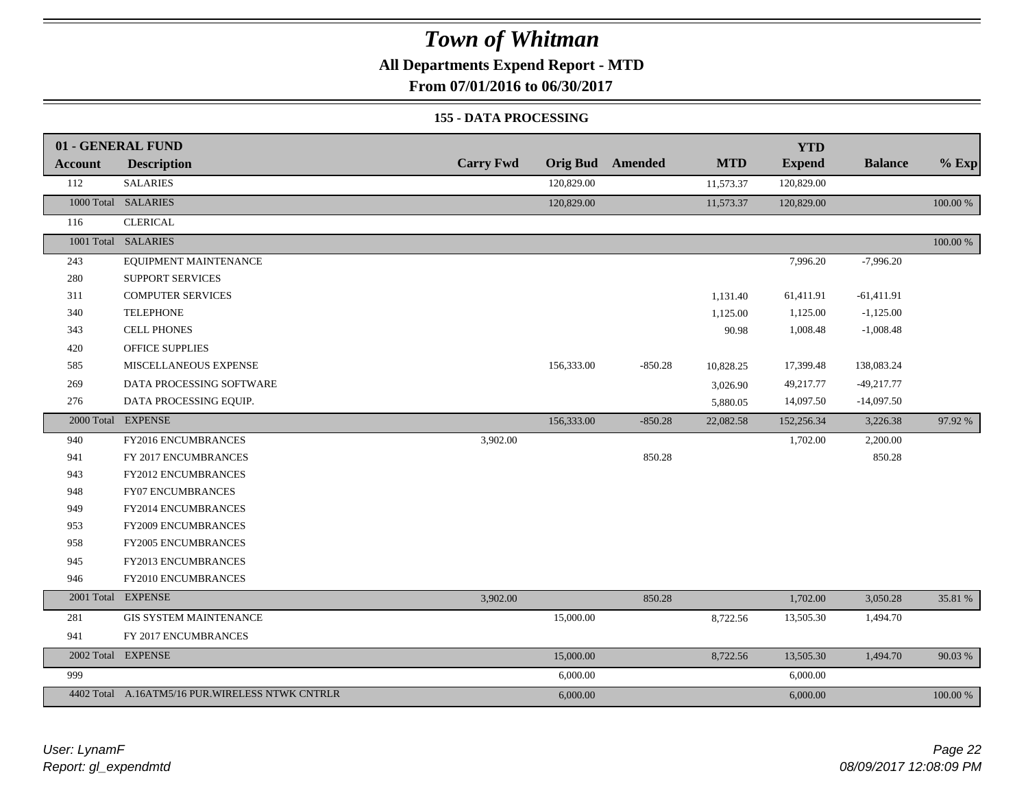# Town of Whitman

**All Departments Expend Report - MTD**

**From 07/01/2016 to 06/30/2017**

**155 - DATA PROCESSING**

| 01 - GENERAL FUND | | | | | | | | |
|---|---|---|---|---|---|---|---|---|
| **Account** | **Description** | **Carry Fwd** | **Orig Bud** | **Amended** | **MTD** | **YTD Expend** | **Balance** | **% Exp** |
| 112 | SALARIES | | 120,829.00 | | 11,573.37 | 120,829.00 | | |
| 1000 Total | SALARIES | | 120,829.00 | | 11,573.37 | 120,829.00 | | 100.00 % |
| 116 | CLERICAL | | | | | | | |
| 1001 Total | SALARIES | | | | | | | 100.00 % |
| 243 | EQUIPMENT MAINTENANCE | | | | | 7,996.20 | -7,996.20 | |
| 280 | SUPPORT SERVICES | | | | | | | |
| 311 | COMPUTER SERVICES | | | | 1,131.40 | 61,411.91 | -61,411.91 | |
| 340 | TELEPHONE | | | | 1,125.00 | 1,125.00 | -1,125.00 | |
| 343 | CELL PHONES | | | | 90.98 | 1,008.48 | -1,008.48 | |
| 420 | OFFICE SUPPLIES | | | | | | | |
| 585 | MISCELLANEOUS EXPENSE | | 156,333.00 | -850.28 | 10,828.25 | 17,399.48 | 138,083.24 | |
| 269 | DATA PROCESSING SOFTWARE | | | | 3,026.90 | 49,217.77 | -49,217.77 | |
| 276 | DATA PROCESSING EQUIP. | | | | 5,880.05 | 14,097.50 | -14,097.50 | |
| 2000 Total | EXPENSE | | 156,333.00 | -850.28 | 22,082.58 | 152,256.34 | 3,226.38 | 97.92 % |
| 940 | FY2016 ENCUMBRANCES | 3,902.00 | | | | 1,702.00 | 2,200.00 | |
| 941 | FY 2017 ENCUMBRANCES | | | 850.28 | | | 850.28 | |
| 943 | FY2012 ENCUMBRANCES | | | | | | | |
| 948 | FY07 ENCUMBRANCES | | | | | | | |
| 949 | FY2014 ENCUMBRANCES | | | | | | | |
| 953 | FY2009 ENCUMBRANCES | | | | | | | |
| 958 | FY2005 ENCUMBRANCES | | | | | | | |
| 945 | FY2013 ENCUMBRANCES | | | | | | | |
| 946 | FY2010 ENCUMBRANCES | | | | | | | |
| 2001 Total | EXPENSE | 3,902.00 | | 850.28 | | 1,702.00 | 3,050.28 | 35.81 % |
| 281 | GIS SYSTEM MAINTENANCE | | 15,000.00 | | 8,722.56 | 13,505.30 | 1,494.70 | |
| 941 | FY 2017 ENCUMBRANCES | | | | | | | |
| 2002 Total | EXPENSE | | 15,000.00 | | 8,722.56 | 13,505.30 | 1,494.70 | 90.03 % |
| 999 | | | 6,000.00 | | | 6,000.00 | | |
| 4402 Total | A.16ATM5/16 PUR.WIRELESS NTWK CNTRLR | | 6,000.00 | | | 6,000.00 | | 100.00 % |

*User: LynamF*
*Report: gl_expendmtd*

*08/09/2017 12:08:09 PM*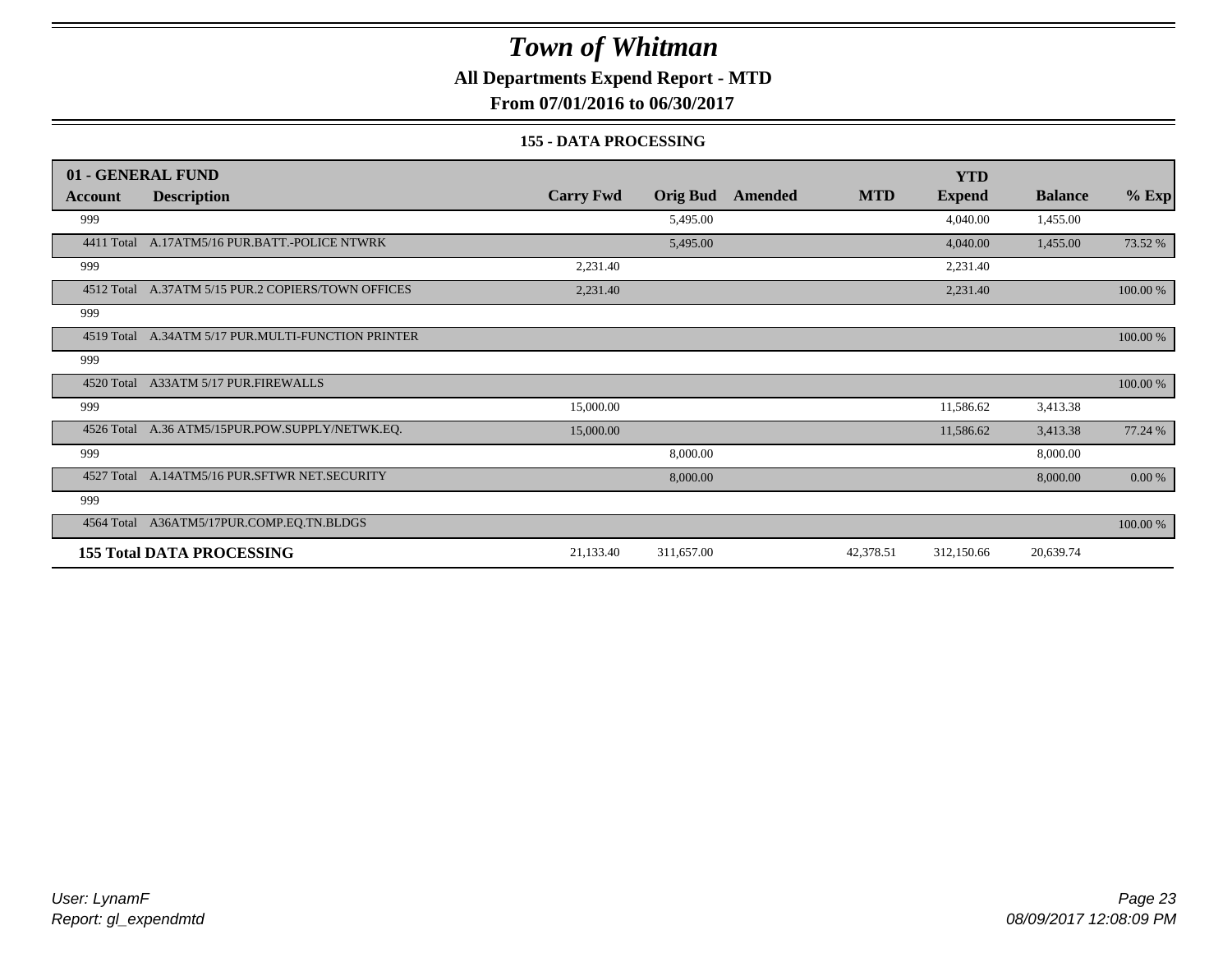# Town of Whitman

**All Departments Expend Report - MTD**

**From 07/01/2016 to 06/30/2017**

**155 - DATA PROCESSING**

| 01 - GENERAL FUND | | | | | | YTD | | |
|---|---|---|---|---|---|---|---|---|
| **Account** | **Description** | **Carry Fwd** | **Orig Bud** | **Amended** | **MTD** | **Expend** | **Balance** | **% Exp** |
| 999 | | | 5,495.00 | | | 4,040.00 | 1,455.00 | |
| 4411 Total | A.17ATM5/16 PUR.BATT.-POLICE NTWRK | | 5,495.00 | | | 4,040.00 | 1,455.00 | 73.52 % |
| 999 | | 2,231.40 | | | | 2,231.40 | | |
| 4512 Total | A.37ATM 5/15 PUR.2 COPIERS/TOWN OFFICES | 2,231.40 | | | | 2,231.40 | | 100.00 % |
| 999 | | | | | | | | |
| 4519 Total | A.34ATM 5/17 PUR.MULTI-FUNCTION PRINTER | | | | | | | 100.00 % |
| 999 | | | | | | | | |
| 4520 Total | A33ATM 5/17 PUR.FIREWALLS | | | | | | | 100.00 % |
| 999 | | 15,000.00 | | | | 11,586.62 | 3,413.38 | |
| 4526 Total | A.36 ATM5/15PUR.POW.SUPPLY/NETWK.EQ. | 15,000.00 | | | | 11,586.62 | 3,413.38 | 77.24 % |
| 999 | | | 8,000.00 | | | | 8,000.00 | |
| 4527 Total | A.14ATM5/16 PUR.SFTWR NET.SECURITY | | 8,000.00 | | | | 8,000.00 | 0.00 % |
| 999 | | | | | | | | |
| 4564 Total | A36ATM5/17PUR.COMP.EQ.TN.BLDGS | | | | | | | 100.00 % |
| **155 Total DATA PROCESSING** | | 21,133.40 | 311,657.00 | | 42,378.51 | 312,150.66 | 20,639.74 | |

*User: LynamF*
*Report: gl_expendmtd*

*08/09/2017 12:08:09 PM*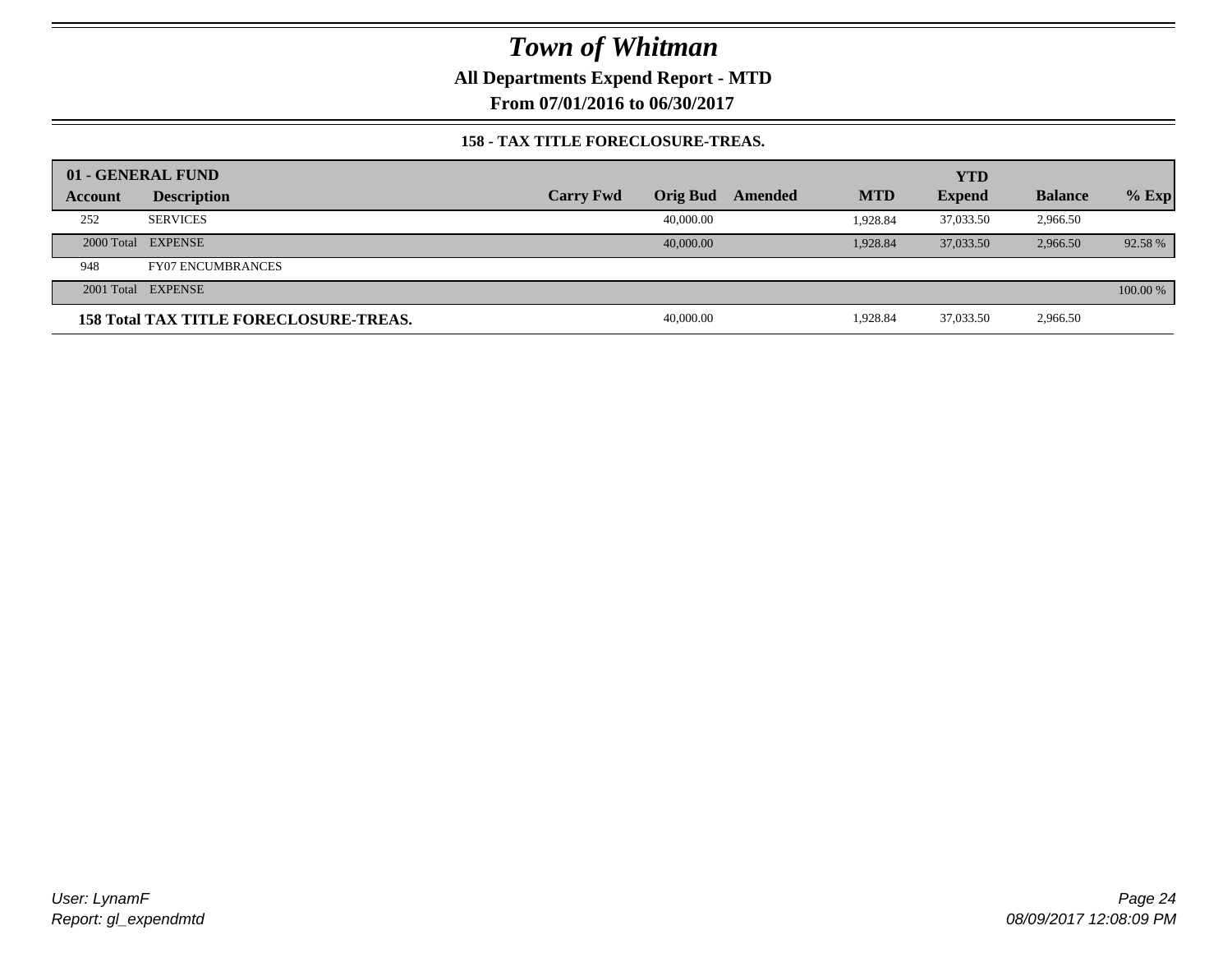# Town of Whitman

**All Departments Expend Report - MTD**

**From 07/01/2016 to 06/30/2017**

**158 - TAX TITLE FORECLOSURE-TREAS.**

| 01 - GENERAL FUND | | | | | | YTD | | |
|---|---|---|---|---|---|---|---|---|
| **Account** | **Description** | **Carry Fwd** | **Orig Bud** | **Amended** | **MTD** | **Expend** | **Balance** | **% Exp** |
| 252 | SERVICES | | 40,000.00 | | 1,928.84 | 37,033.50 | 2,966.50 | |
| 2000 Total | EXPENSE | | 40,000.00 | | 1,928.84 | 37,033.50 | 2,966.50 | 92.58 % |
| 948 | FY07 ENCUMBRANCES | | | | | | | |
| 2001 Total | EXPENSE | | | | | | | 100.00 % |
| **158 Total TAX TITLE FORECLOSURE-TREAS.** | | | 40,000.00 | | 1,928.84 | 37,033.50 | 2,966.50 | |

*User: LynamF*
*Report: gl_expendmtd*

*08/09/2017 12:08:09 PM*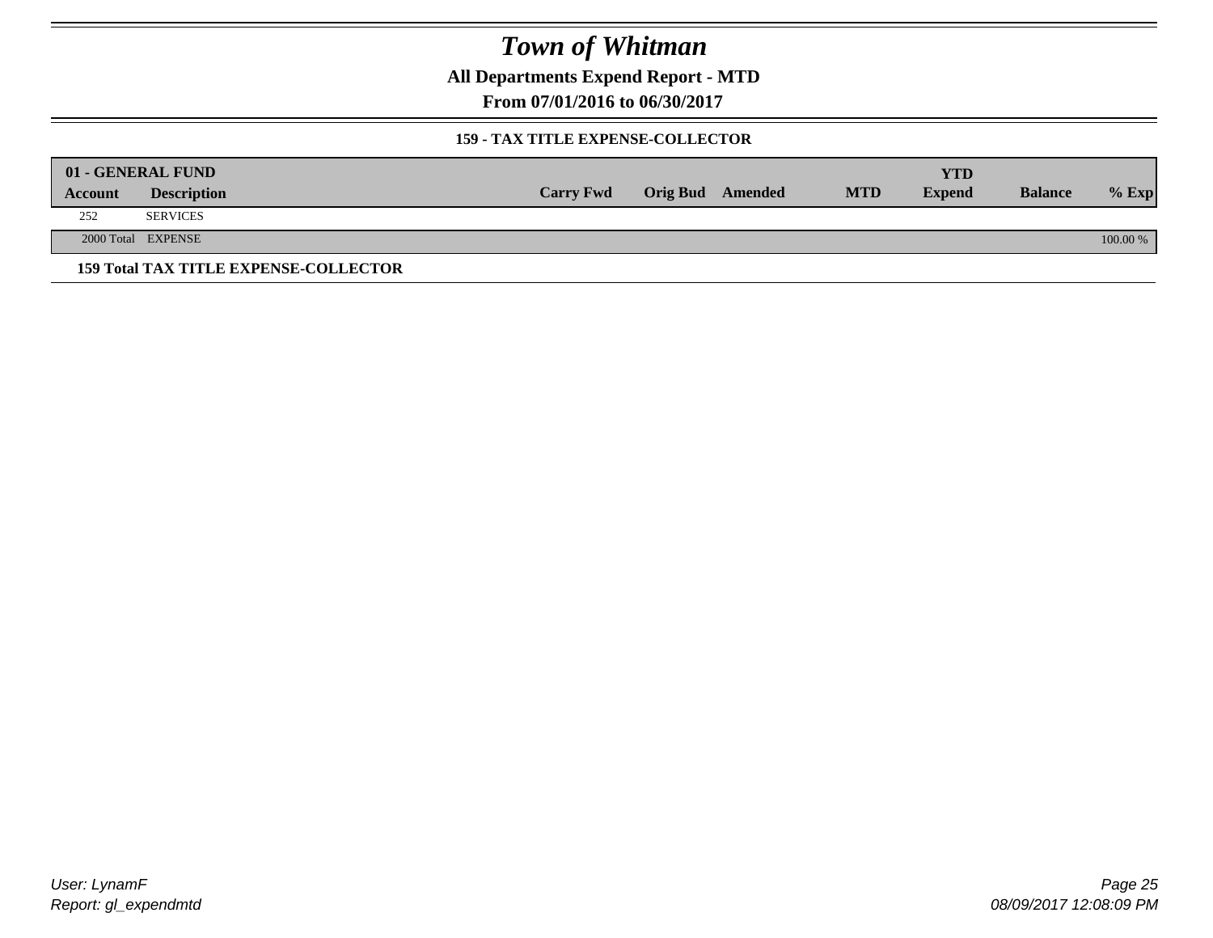# Town of Whitman

## All Departments Expend Report - MTD

### From 07/01/2016 to 06/30/2017

#### 159 - TAX TITLE EXPENSE-COLLECTOR

| 01 - GENERAL FUND | | | | | | | | |
|---|---|---|---|---|---|---|---|---|
| **Account** | **Description** | **Carry Fwd** | **Orig Bud** | **Amended** | **MTD** | **YTD Expend** | **Balance** | **% Exp** |
| 252 | SERVICES | | | | | | | |
| 2000 Total | EXPENSE | | | | | | | 100.00 % |

**159 Total TAX TITLE EXPENSE-COLLECTOR**

User: LynamF
Report: gl_expendmtd

08/09/2017 12:08:09 PM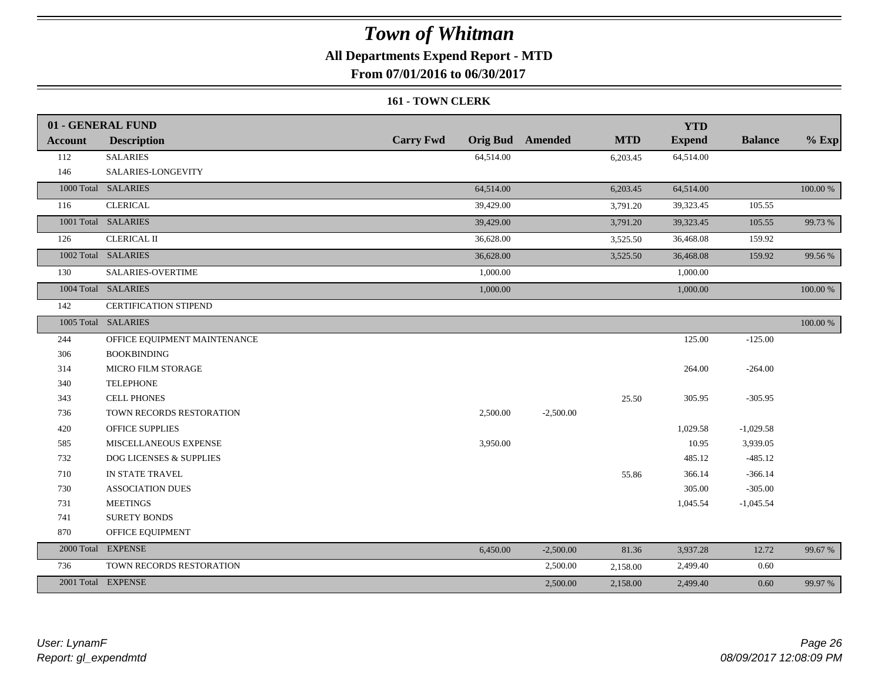# Town of Whitman

**All Departments Expend Report - MTD**

**From 07/01/2016 to 06/30/2017**

**161 - TOWN CLERK**

| 01 - GENERAL FUND | | | | | | | | |
|---|---|---|---|---|---|---|---|---|
| **Account** | **Description** | **Carry Fwd** | **Orig Bud** | **Amended** | **MTD** | **YTD Expend** | **Balance** | **% Exp** |
| 112 | SALARIES | | 64,514.00 | | 6,203.45 | 64,514.00 | | |
| 146 | SALARIES-LONGEVITY | | | | | | | |
| 1000 Total | SALARIES | | 64,514.00 | | 6,203.45 | 64,514.00 | | 100.00 % |
| 116 | CLERICAL | | 39,429.00 | | 3,791.20 | 39,323.45 | 105.55 | |
| 1001 Total | SALARIES | | 39,429.00 | | 3,791.20 | 39,323.45 | 105.55 | 99.73 % |
| 126 | CLERICAL II | | 36,628.00 | | 3,525.50 | 36,468.08 | 159.92 | |
| 1002 Total | SALARIES | | 36,628.00 | | 3,525.50 | 36,468.08 | 159.92 | 99.56 % |
| 130 | SALARIES-OVERTIME | | 1,000.00 | | | 1,000.00 | | |
| 1004 Total | SALARIES | | 1,000.00 | | | 1,000.00 | | 100.00 % |
| 142 | CERTIFICATION STIPEND | | | | | | | |
| 1005 Total | SALARIES | | | | | | | 100.00 % |
| 244 | OFFICE EQUIPMENT MAINTENANCE | | | | | 125.00 | -125.00 | |
| 306 | BOOKBINDING | | | | | | | |
| 314 | MICRO FILM STORAGE | | | | | 264.00 | -264.00 | |
| 340 | TELEPHONE | | | | | | | |
| 343 | CELL PHONES | | | | 25.50 | 305.95 | -305.95 | |
| 736 | TOWN RECORDS RESTORATION | | 2,500.00 | -2,500.00 | | | | |
| 420 | OFFICE SUPPLIES | | | | | 1,029.58 | -1,029.58 | |
| 585 | MISCELLANEOUS EXPENSE | | 3,950.00 | | | 10.95 | 3,939.05 | |
| 732 | DOG LICENSES & SUPPLIES | | | | | 485.12 | -485.12 | |
| 710 | IN STATE TRAVEL | | | | 55.86 | 366.14 | -366.14 | |
| 730 | ASSOCIATION DUES | | | | | 305.00 | -305.00 | |
| 731 | MEETINGS | | | | | 1,045.54 | -1,045.54 | |
| 741 | SURETY BONDS | | | | | | | |
| 870 | OFFICE EQUIPMENT | | | | | | | |
| 2000 Total | EXPENSE | | 6,450.00 | -2,500.00 | 81.36 | 3,937.28 | 12.72 | 99.67 % |
| 736 | TOWN RECORDS RESTORATION | | | 2,500.00 | 2,158.00 | 2,499.40 | 0.60 | |
| 2001 Total | EXPENSE | | | 2,500.00 | 2,158.00 | 2,499.40 | 0.60 | 99.97 % |

*User: LynamF*
*Report: gl_expendmtd*

*08/09/2017 12:08:09 PM*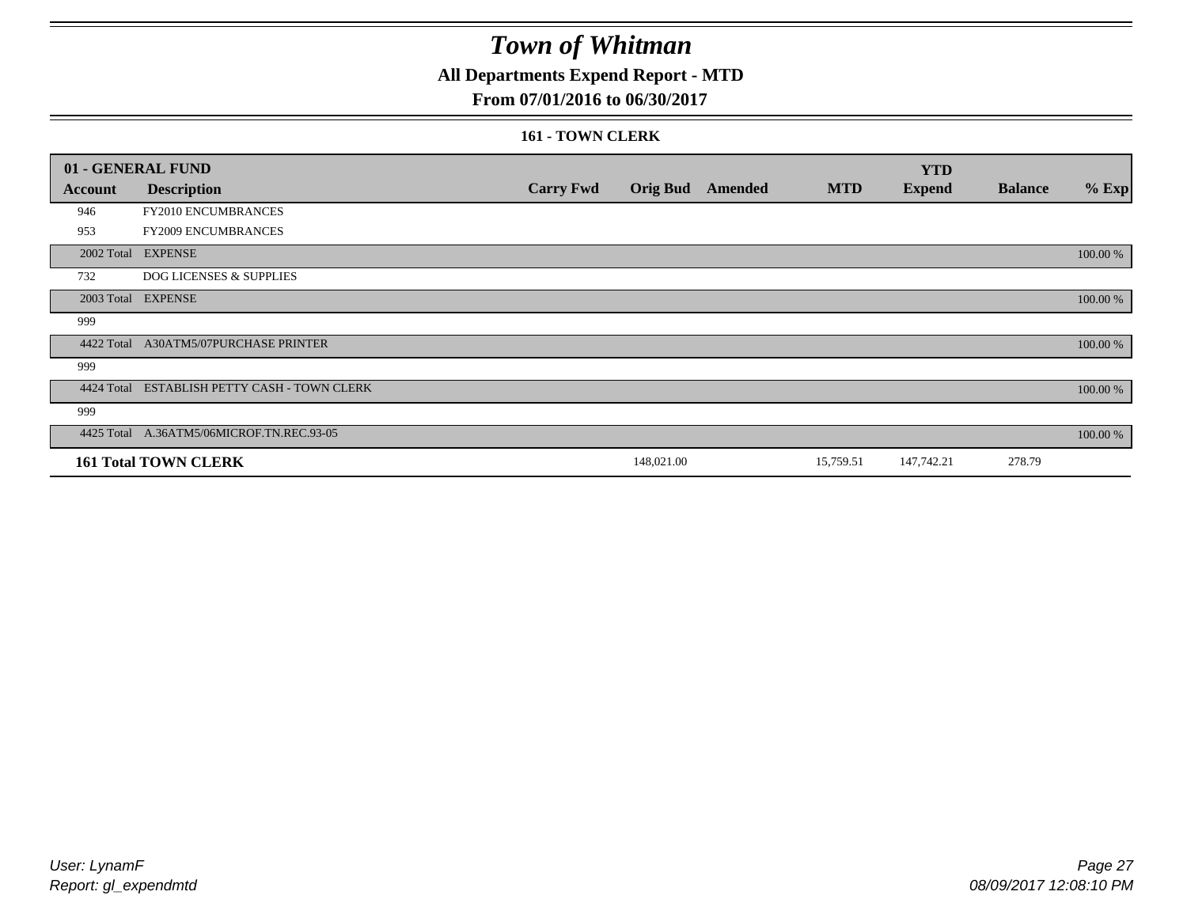# Town of Whitman

## All Departments Expend Report - MTD

### From 07/01/2016 to 06/30/2017

#### 161 - TOWN CLERK

| 01 - GENERAL FUND | | | | | | YTD | | |
|---|---|---|---|---|---|---|---|---|
| **Account** | **Description** | **Carry Fwd** | **Orig Bud** | **Amended** | **MTD** | **Expend** | **Balance** | **% Exp** |
| 946 | FY2010 ENCUMBRANCES | | | | | | | |
| 953 | FY2009 ENCUMBRANCES | | | | | | | |
| 2002 Total | EXPENSE | | | | | | | 100.00 % |
| 732 | DOG LICENSES & SUPPLIES | | | | | | | |
| 2003 Total | EXPENSE | | | | | | | 100.00 % |
| 999 | | | | | | | | |
| 4422 Total | A30ATM5/07PURCHASE PRINTER | | | | | | | 100.00 % |
| 999 | | | | | | | | |
| 4424 Total | ESTABLISH PETTY CASH - TOWN CLERK | | | | | | | 100.00 % |
| 999 | | | | | | | | |
| 4425 Total | A.36ATM5/06MICROF.TN.REC.93-05 | | | | | | | 100.00 % |
| **161 Total TOWN CLERK** | | | 148,021.00 | | 15,759.51 | 147,742.21 | 278.79 | |

*User: LynamF*
*Report: gl_expendmtd*

*08/09/2017 12:08:10 PM*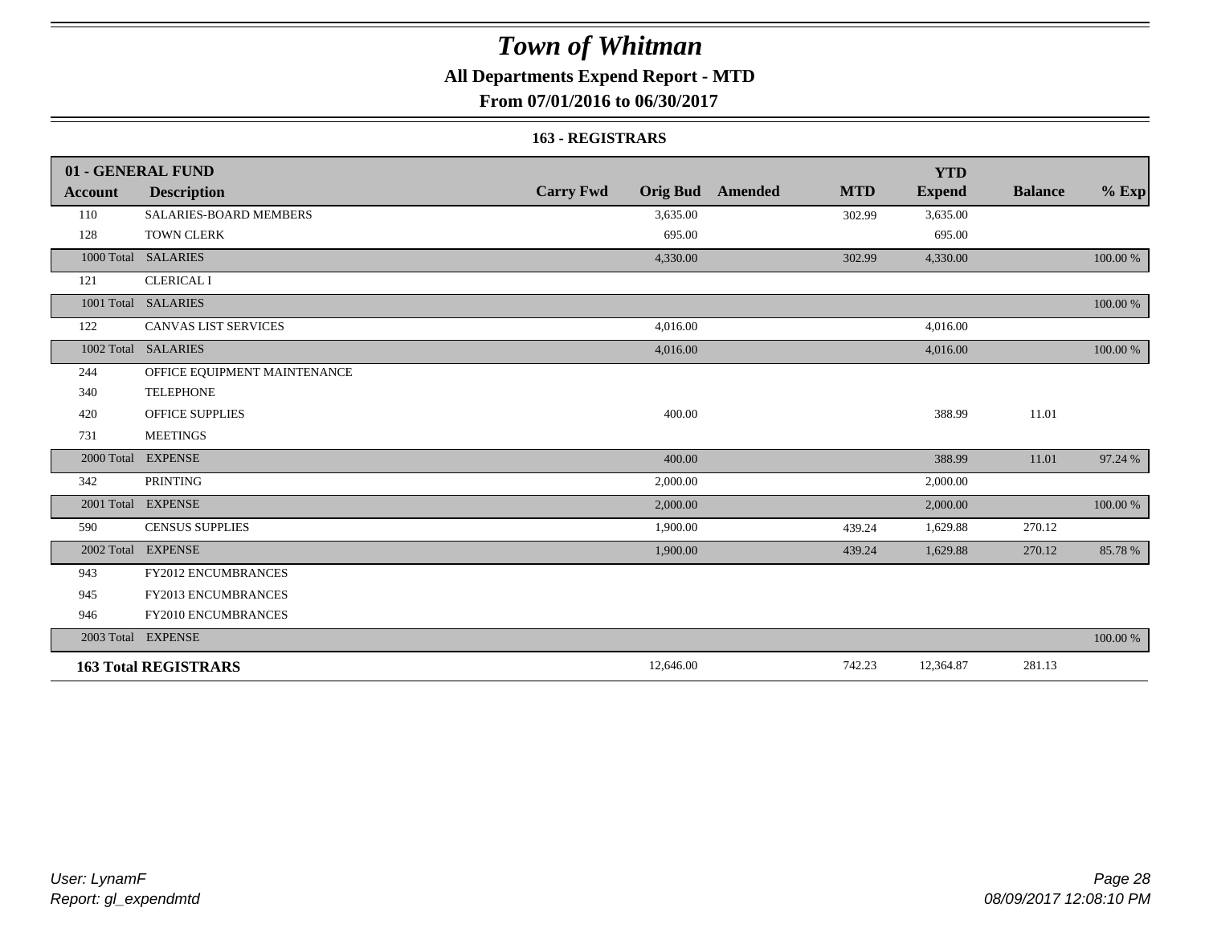# Town of Whitman

**All Departments Expend Report - MTD**

**From 07/01/2016 to 06/30/2017**

**163 - REGISTRARS**

| 01 - GENERAL FUND Account | Description | Carry Fwd | Orig Bud | Amended | MTD | YTD Expend | Balance | % Exp |
|---|---|---|---|---|---|---|---|---|
| 110 | SALARIES-BOARD MEMBERS | | 3,635.00 | | 302.99 | 3,635.00 | | |
| 128 | TOWN CLERK | | 695.00 | | | 695.00 | | |
| 1000 Total | SALARIES | | 4,330.00 | | 302.99 | 4,330.00 | | 100.00 % |
| 121 | CLERICAL I | | | | | | | |
| 1001 Total | SALARIES | | | | | | | 100.00 % |
| 122 | CANVAS LIST SERVICES | | 4,016.00 | | | 4,016.00 | | |
| 1002 Total | SALARIES | | 4,016.00 | | | 4,016.00 | | 100.00 % |
| 244 | OFFICE EQUIPMENT MAINTENANCE | | | | | | | |
| 340 | TELEPHONE | | | | | | | |
| 420 | OFFICE SUPPLIES | | 400.00 | | | 388.99 | 11.01 | |
| 731 | MEETINGS | | | | | | | |
| 2000 Total | EXPENSE | | 400.00 | | | 388.99 | 11.01 | 97.24 % |
| 342 | PRINTING | | 2,000.00 | | | 2,000.00 | | |
| 2001 Total | EXPENSE | | 2,000.00 | | | 2,000.00 | | 100.00 % |
| 590 | CENSUS SUPPLIES | | 1,900.00 | | 439.24 | 1,629.88 | 270.12 | |
| 2002 Total | EXPENSE | | 1,900.00 | | 439.24 | 1,629.88 | 270.12 | 85.78 % |
| 943 | FY2012 ENCUMBRANCES | | | | | | | |
| 945 | FY2013 ENCUMBRANCES | | | | | | | |
| 946 | FY2010 ENCUMBRANCES | | | | | | | |
| 2003 Total | EXPENSE | | | | | | | 100.00 % |
| **163 Total REGISTRARS** | | | 12,646.00 | | 742.23 | 12,364.87 | 281.13 | |

*User: LynamF*
*Report: gl_expendmtd*

*08/09/2017 12:08:10 PM*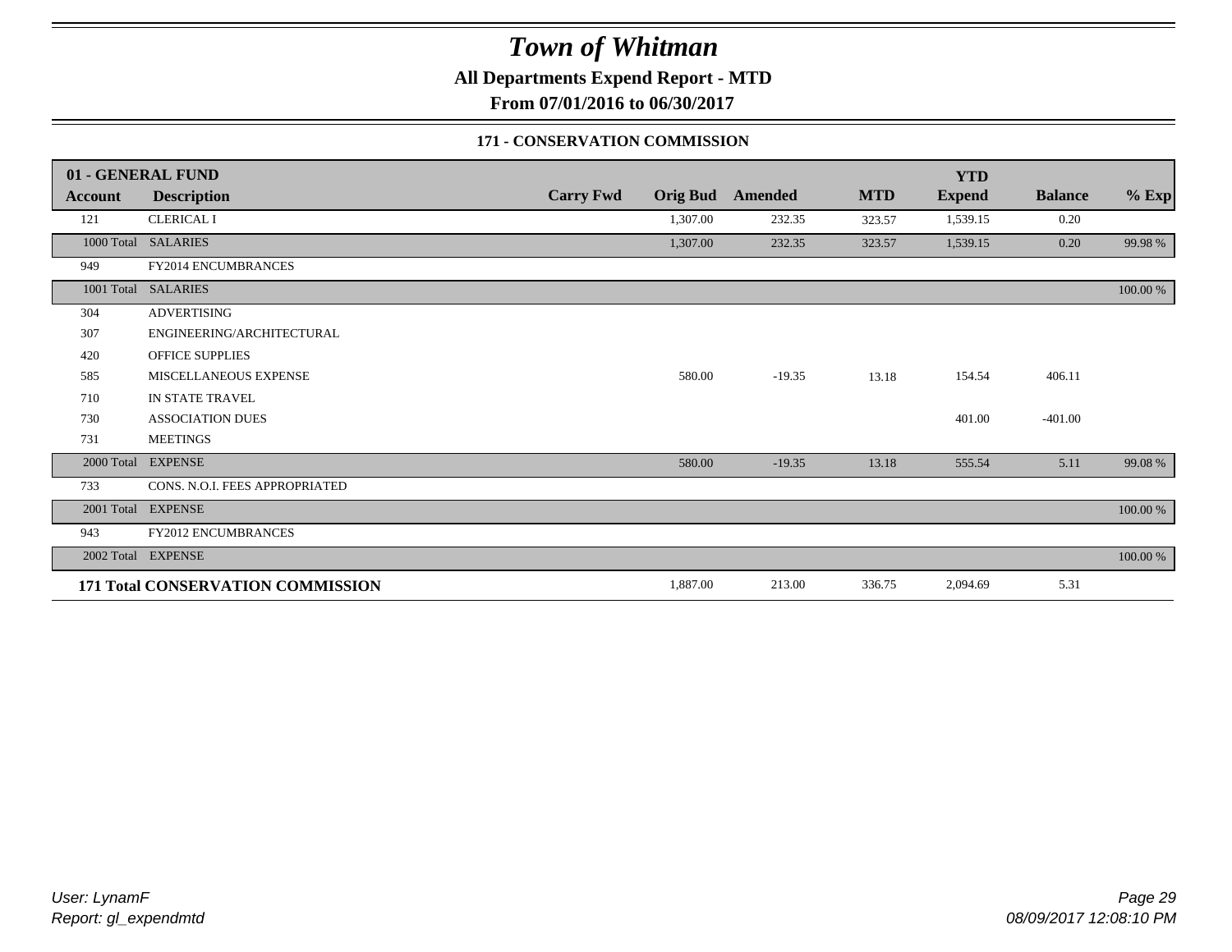# Town of Whitman

**All Departments Expend Report - MTD**

**From 07/01/2016 to 06/30/2017**

### 171 - CONSERVATION COMMISSION

| 01 - GENERAL FUND | | | | | | YTD | | |
|---|---|---|---|---|---|---|---|---|
| **Account** | **Description** | **Carry Fwd** | **Orig Bud** | **Amended** | **MTD** | **Expend** | **Balance** | **% Exp** |
| 121 | CLERICAL I | | 1,307.00 | 232.35 | 323.57 | 1,539.15 | 0.20 | |
| 1000 Total | SALARIES | | 1,307.00 | 232.35 | 323.57 | 1,539.15 | 0.20 | 99.98 % |
| 949 | FY2014 ENCUMBRANCES | | | | | | | |
| 1001 Total | SALARIES | | | | | | | 100.00 % |
| 304 | ADVERTISING | | | | | | | |
| 307 | ENGINEERING/ARCHITECTURAL | | | | | | | |
| 420 | OFFICE SUPPLIES | | | | | | | |
| 585 | MISCELLANEOUS EXPENSE | | 580.00 | -19.35 | 13.18 | 154.54 | 406.11 | |
| 710 | IN STATE TRAVEL | | | | | | | |
| 730 | ASSOCIATION DUES | | | | | 401.00 | -401.00 | |
| 731 | MEETINGS | | | | | | | |
| 2000 Total | EXPENSE | | 580.00 | -19.35 | 13.18 | 555.54 | 5.11 | 99.08 % |
| 733 | CONS. N.O.I. FEES APPROPRIATED | | | | | | | |
| 2001 Total | EXPENSE | | | | | | | 100.00 % |
| 943 | FY2012 ENCUMBRANCES | | | | | | | |
| 2002 Total | EXPENSE | | | | | | | 100.00 % |
| **171 Total CONSERVATION COMMISSION** | | | 1,887.00 | 213.00 | 336.75 | 2,094.69 | 5.31 | |

*User: LynamF*
*Report: gl_expendmtd*

*08/09/2017 12:08:10 PM*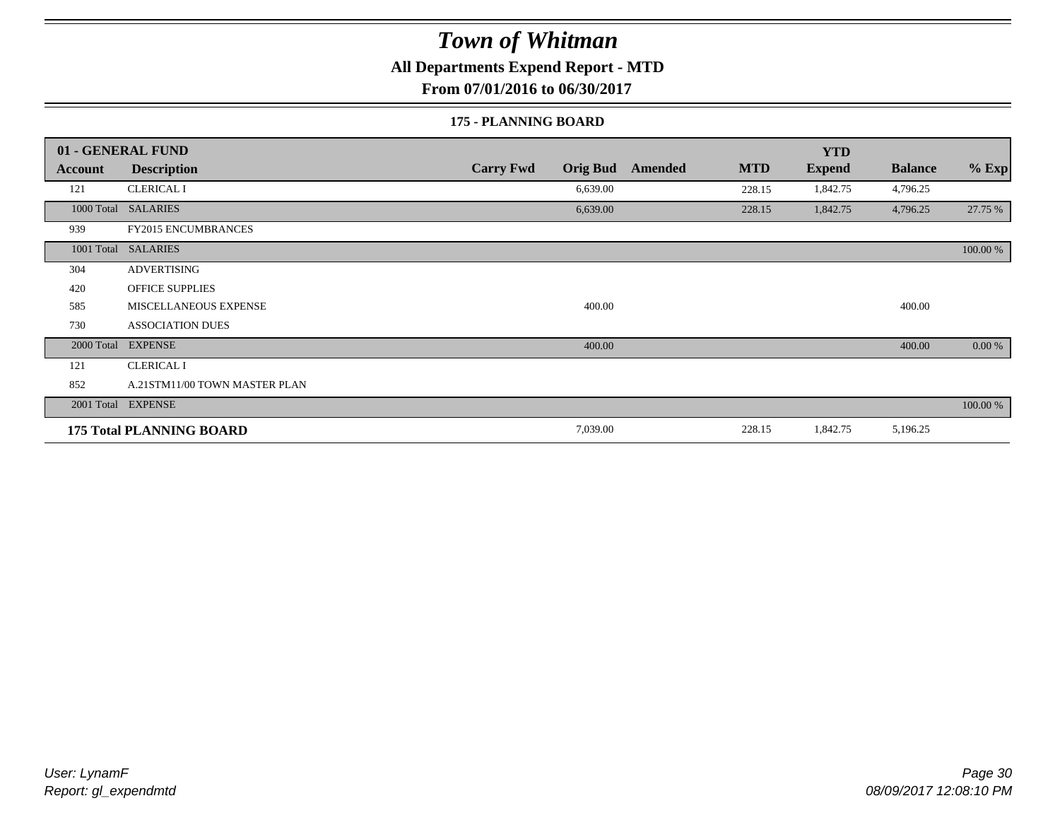# Town of Whitman

**All Departments Expend Report - MTD**

**From 07/01/2016 to 06/30/2017**

### 175 - PLANNING BOARD

| 01 - GENERAL FUND | | | | | | | | |
|---|---|---|---|---|---|---|---|---|
| **Account** | **Description** | **Carry Fwd** | **Orig Bud** | **Amended** | **MTD** | **YTD Expend** | **Balance** | **% Exp** |
| 121 | CLERICAL I | | 6,639.00 | | 228.15 | 1,842.75 | 4,796.25 | |
| 1000 Total | SALARIES | | 6,639.00 | | 228.15 | 1,842.75 | 4,796.25 | 27.75 % |
| 939 | FY2015 ENCUMBRANCES | | | | | | | |
| 1001 Total | SALARIES | | | | | | | 100.00 % |
| 304 | ADVERTISING | | | | | | | |
| 420 | OFFICE SUPPLIES | | | | | | | |
| 585 | MISCELLANEOUS EXPENSE | | 400.00 | | | | 400.00 | |
| 730 | ASSOCIATION DUES | | | | | | | |
| 2000 Total | EXPENSE | | 400.00 | | | | 400.00 | 0.00 % |
| 121 | CLERICAL I | | | | | | | |
| 852 | A.21STM11/00 TOWN MASTER PLAN | | | | | | | |
| 2001 Total | EXPENSE | | | | | | | 100.00 % |
| **175 Total PLANNING BOARD** | | | 7,039.00 | | 228.15 | 1,842.75 | 5,196.25 | |

*User: LynamF*
*Report: gl_expendmtd*

*08/09/2017 12:08:10 PM*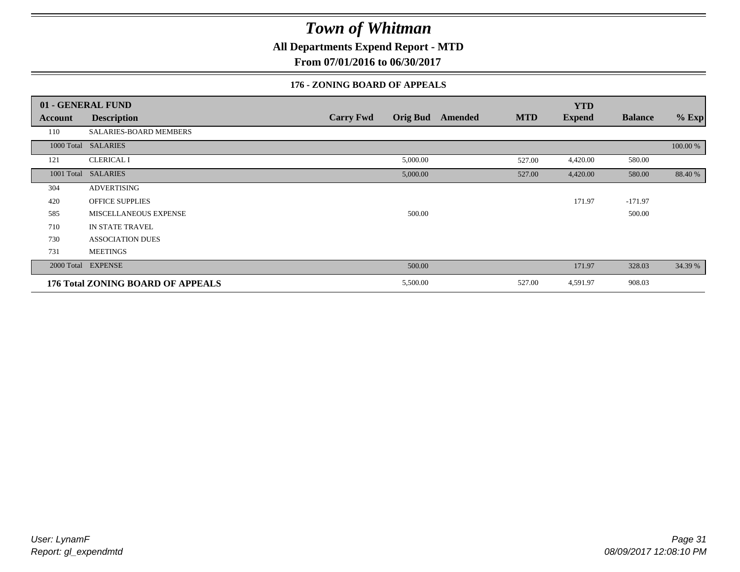# Town of Whitman

**All Departments Expend Report - MTD**

**From 07/01/2016 to 06/30/2017**

### 176 - ZONING BOARD OF APPEALS

| 01 - GENERAL FUND | | | | | | YTD | | |
|---|---|---|---|---|---|---|---|---|
| **Account** | **Description** | **Carry Fwd** | **Orig Bud** | **Amended** | **MTD** | **Expend** | **Balance** | **% Exp** |
| 110 | SALARIES-BOARD MEMBERS | | | | | | | |
| 1000 Total | SALARIES | | | | | | | 100.00 % |
| 121 | CLERICAL I | | 5,000.00 | | 527.00 | 4,420.00 | 580.00 | |
| 1001 Total | SALARIES | | 5,000.00 | | 527.00 | 4,420.00 | 580.00 | 88.40 % |
| 304 | ADVERTISING | | | | | | | |
| 420 | OFFICE SUPPLIES | | | | | 171.97 | -171.97 | |
| 585 | MISCELLANEOUS EXPENSE | | 500.00 | | | | 500.00 | |
| 710 | IN STATE TRAVEL | | | | | | | |
| 730 | ASSOCIATION DUES | | | | | | | |
| 731 | MEETINGS | | | | | | | |
| 2000 Total | EXPENSE | | 500.00 | | | 171.97 | 328.03 | 34.39 % |
| **176 Total ZONING BOARD OF APPEALS** | | | 5,500.00 | | 527.00 | 4,591.97 | 908.03 | |

*User: LynamF*
*Report: gl_expendmtd*

*08/09/2017 12:08:10 PM*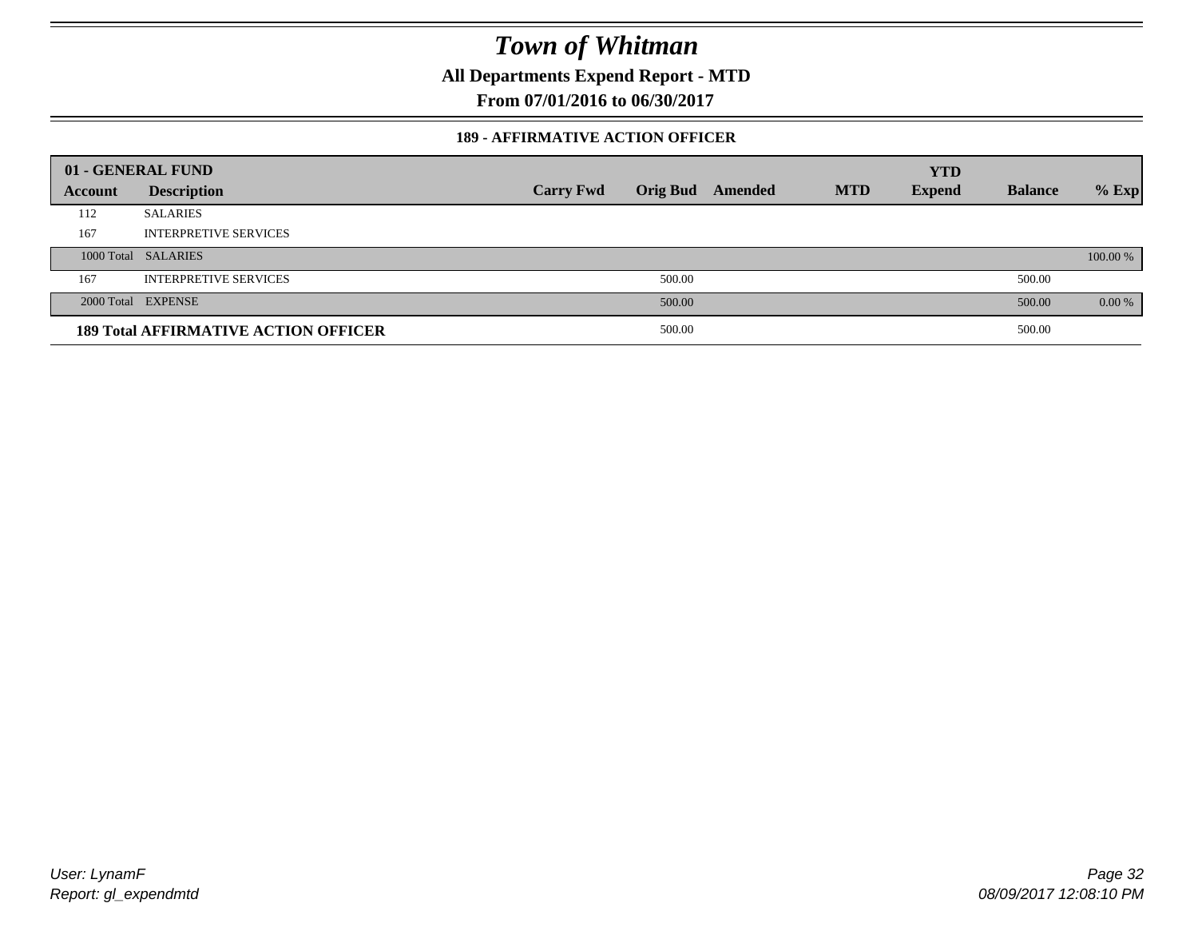# Town of Whitman

**All Departments Expend Report - MTD**

**From 07/01/2016 to 06/30/2017**

### 189 - AFFIRMATIVE ACTION OFFICER

| 01 - GENERAL FUND | | | | | | YTD | | |
|---|---|---|---|---|---|---|---|---|
| **Account** | **Description** | **Carry Fwd** | **Orig Bud** | **Amended** | **MTD** | **Expend** | **Balance** | **% Exp** |
| 112 | SALARIES | | | | | | | |
| 167 | INTERPRETIVE SERVICES | | | | | | | |
| 1000 Total | SALARIES | | | | | | | 100.00 % |
| 167 | INTERPRETIVE SERVICES | | 500.00 | | | | 500.00 | |
| 2000 Total | EXPENSE | | 500.00 | | | | 500.00 | 0.00 % |
| **189 Total AFFIRMATIVE ACTION OFFICER** | | | 500.00 | | | | 500.00 | |

User: LynamF

Report: gl_expendmtd

08/09/2017 12:08:10 PM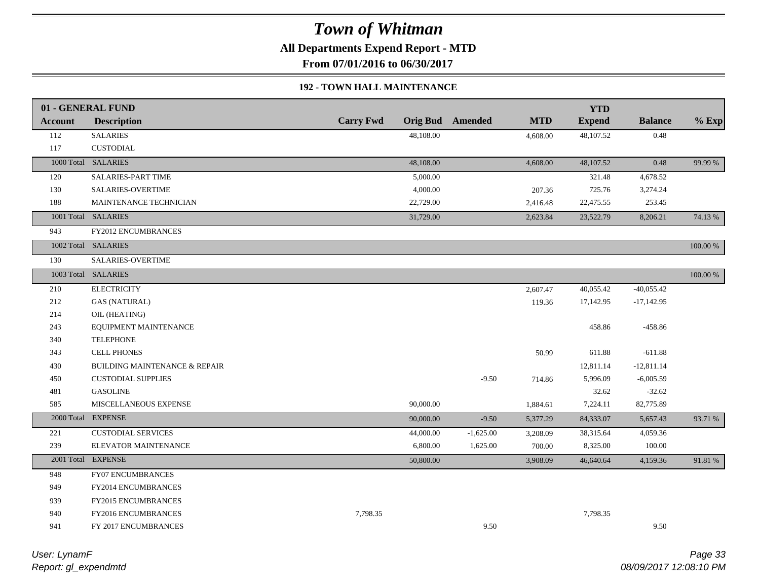# *Town of Whitman*

**All Departments Expend Report - MTD**

**From 07/01/2016 to 06/30/2017**

**192 - TOWN HALL MAINTENANCE**

| 01 - GENERAL FUND | | | | | | YTD | | |
|---|---|---|---|---|---|---|---|---|
| **Account** | **Description** | **Carry Fwd** | **Orig Bud** | **Amended** | **MTD** | **Expend** | **Balance** | **% Exp** |
| 112 | SALARIES | | 48,108.00 | | 4,608.00 | 48,107.52 | 0.48 | |
| 117 | CUSTODIAL | | | | | | | |
| 1000 Total | SALARIES | | 48,108.00 | | 4,608.00 | 48,107.52 | 0.48 | 99.99 % |
| 120 | SALARIES-PART TIME | | 5,000.00 | | | 321.48 | 4,678.52 | |
| 130 | SALARIES-OVERTIME | | 4,000.00 | | 207.36 | 725.76 | 3,274.24 | |
| 188 | MAINTENANCE TECHNICIAN | | 22,729.00 | | 2,416.48 | 22,475.55 | 253.45 | |
| 1001 Total | SALARIES | | 31,729.00 | | 2,623.84 | 23,522.79 | 8,206.21 | 74.13 % |
| 943 | FY2012 ENCUMBRANCES | | | | | | | |
| 1002 Total | SALARIES | | | | | | | 100.00 % |
| 130 | SALARIES-OVERTIME | | | | | | | |
| 1003 Total | SALARIES | | | | | | | 100.00 % |
| 210 | ELECTRICITY | | | | 2,607.47 | 40,055.42 | -40,055.42 | |
| 212 | GAS (NATURAL) | | | | 119.36 | 17,142.95 | -17,142.95 | |
| 214 | OIL (HEATING) | | | | | | | |
| 243 | EQUIPMENT MAINTENANCE | | | | | 458.86 | -458.86 | |
| 340 | TELEPHONE | | | | | | | |
| 343 | CELL PHONES | | | | 50.99 | 611.88 | -611.88 | |
| 430 | BUILDING MAINTENANCE & REPAIR | | | | | 12,811.14 | -12,811.14 | |
| 450 | CUSTODIAL SUPPLIES | | | -9.50 | 714.86 | 5,996.09 | -6,005.59 | |
| 481 | GASOLINE | | | | | 32.62 | -32.62 | |
| 585 | MISCELLANEOUS EXPENSE | | 90,000.00 | | 1,884.61 | 7,224.11 | 82,775.89 | |
| 2000 Total | EXPENSE | | 90,000.00 | -9.50 | 5,377.29 | 84,333.07 | 5,657.43 | 93.71 % |
| 221 | CUSTODIAL SERVICES | | 44,000.00 | -1,625.00 | 3,208.09 | 38,315.64 | 4,059.36 | |
| 239 | ELEVATOR MAINTENANCE | | 6,800.00 | 1,625.00 | 700.00 | 8,325.00 | 100.00 | |
| 2001 Total | EXPENSE | | 50,800.00 | | 3,908.09 | 46,640.64 | 4,159.36 | 91.81 % |
| 948 | FY07 ENCUMBRANCES | | | | | | | |
| 949 | FY2014 ENCUMBRANCES | | | | | | | |
| 939 | FY2015 ENCUMBRANCES | | | | | | | |
| 940 | FY2016 ENCUMBRANCES | 7,798.35 | | | | 7,798.35 | | |
| 941 | FY 2017 ENCUMBRANCES | | | 9.50 | | | 9.50 | |

*User: LynamF*
*Report: gl_expendmtd*
*08/09/2017 12:08:10 PM*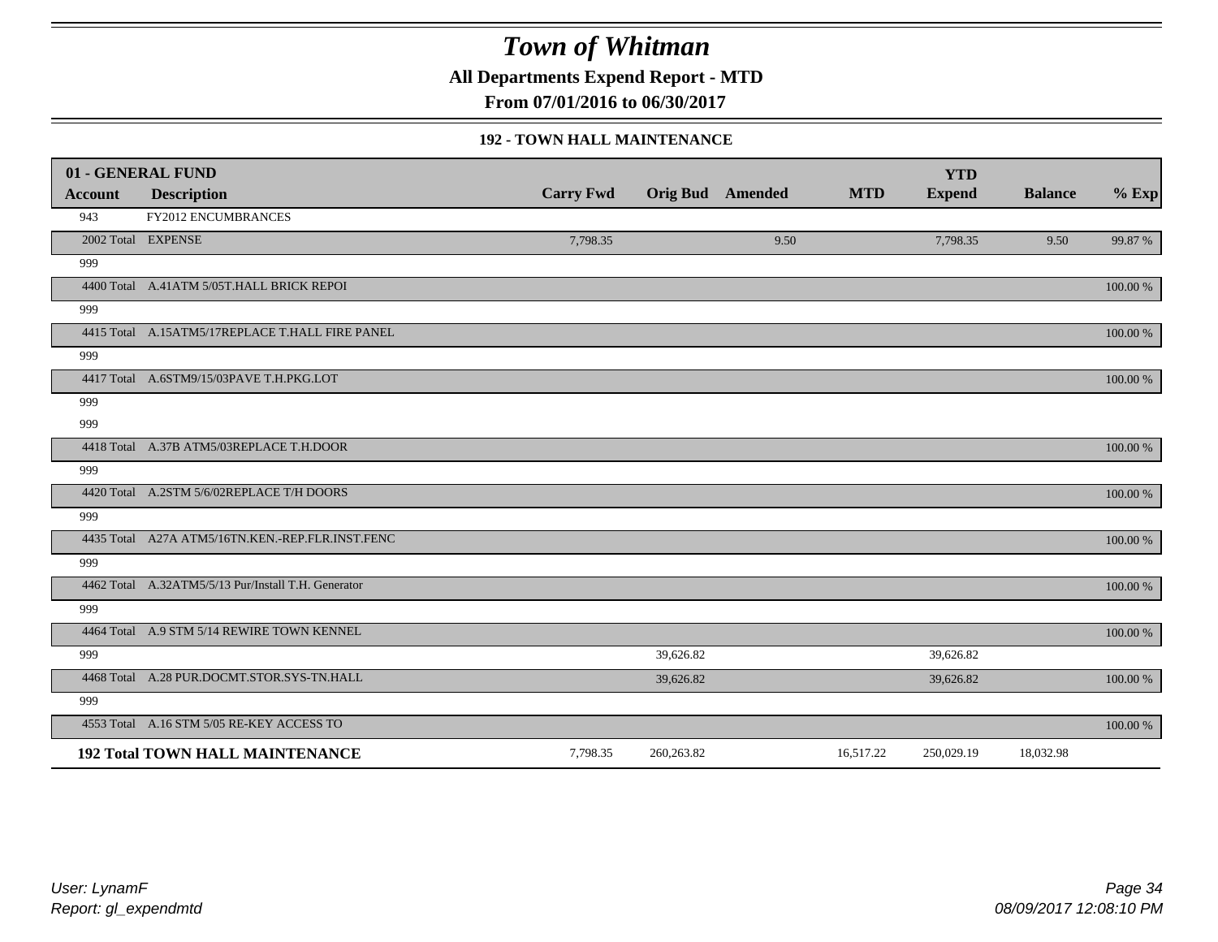# Town of Whitman

**All Departments Expend Report - MTD**

**From 07/01/2016 to 06/30/2017**

### 192 - TOWN HALL MAINTENANCE

| 01 - GENERAL FUND | | | | | | YTD | | |
|---|---|---|---|---|---|---|---|---|
| **Account** | **Description** | **Carry Fwd** | **Orig Bud** | **Amended** | **MTD** | **Expend** | **Balance** | **% Exp** |
| 943 | FY2012 ENCUMBRANCES | | | | | | | |
| 2002 Total | EXPENSE | 7,798.35 | | 9.50 | | 7,798.35 | 9.50 | 99.87 % |
| 999 | | | | | | | | |
| 4400 Total | A.41ATM 5/05T.HALL BRICK REPOI | | | | | | | 100.00 % |
| 999 | | | | | | | | |
| 4415 Total | A.15ATM5/17REPLACE T.HALL FIRE PANEL | | | | | | | 100.00 % |
| 999 | | | | | | | | |
| 4417 Total | A.6STM9/15/03PAVE T.H.PKG.LOT | | | | | | | 100.00 % |
| 999 | | | | | | | | |
| 999 | | | | | | | | |
| 4418 Total | A.37B ATM5/03REPLACE T.H.DOOR | | | | | | | 100.00 % |
| 999 | | | | | | | | |
| 4420 Total | A.2STM 5/6/02REPLACE T/H DOORS | | | | | | | 100.00 % |
| 999 | | | | | | | | |
| 4435 Total | A27A ATM5/16TN.KEN.-REP.FLR.INST.FENC | | | | | | | 100.00 % |
| 999 | | | | | | | | |
| 4462 Total | A.32ATM5/5/13 Pur/Install T.H. Generator | | | | | | | 100.00 % |
| 999 | | | | | | | | |
| 4464 Total | A.9 STM 5/14 REWIRE TOWN KENNEL | | | | | | | 100.00 % |
| 999 | | | 39,626.82 | | | 39,626.82 | | |
| 4468 Total | A.28 PUR.DOCMT.STOR.SYS-TN.HALL | | 39,626.82 | | | 39,626.82 | | 100.00 % |
| 999 | | | | | | | | |
| 4553 Total | A.16 STM 5/05 RE-KEY ACCESS TO | | | | | | | 100.00 % |
| **192 Total TOWN HALL MAINTENANCE** | | 7,798.35 | 260,263.82 | | 16,517.22 | 250,029.19 | 18,032.98 | |

User: LynamF
Report: gl_expendmtd

08/09/2017 12:08:10 PM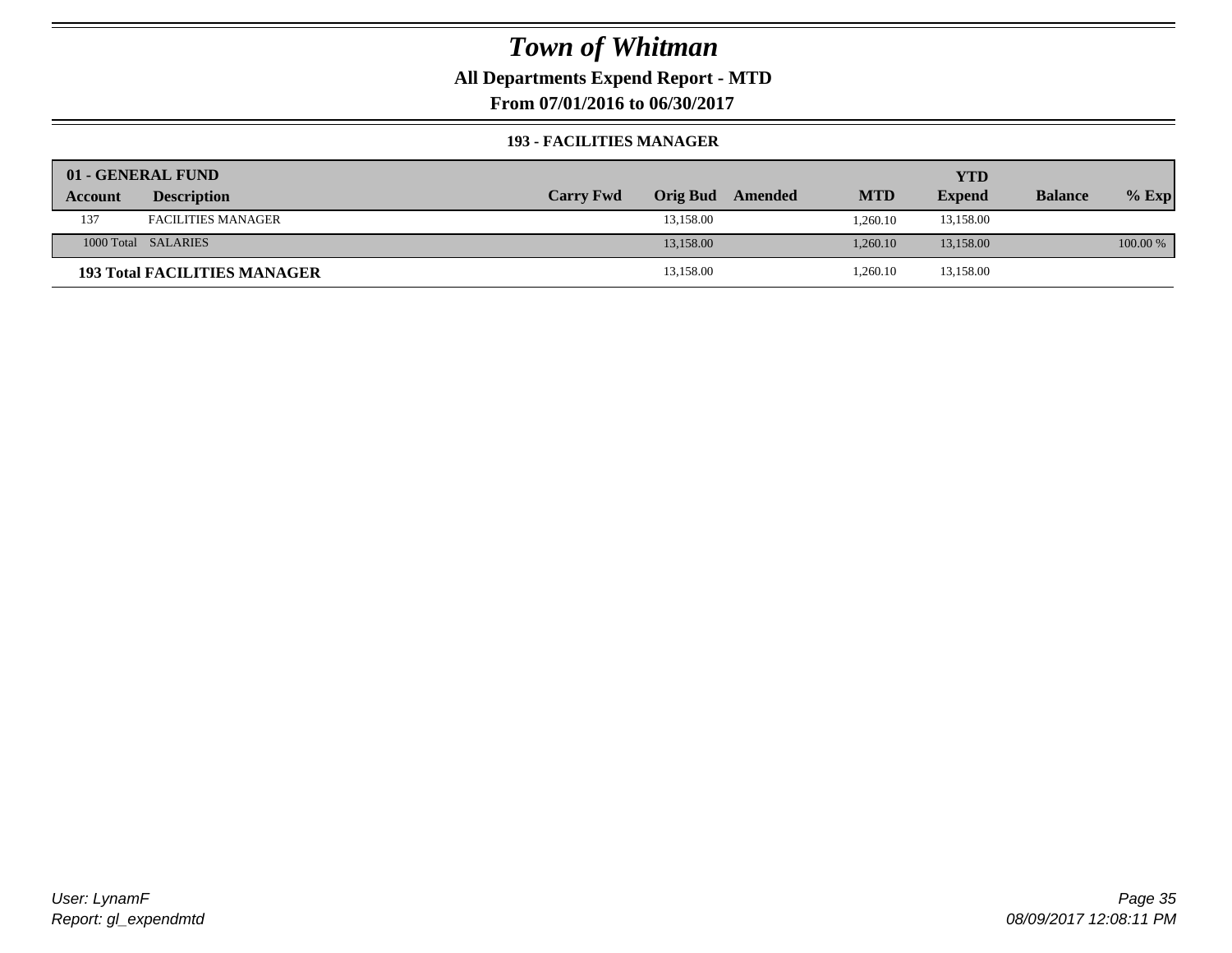# Town of Whitman

**All Departments Expend Report - MTD**

**From 07/01/2016 to 06/30/2017**

**193 - FACILITIES MANAGER**

| 01 - GENERAL FUND | | | | | | YTD | | |
|---|---|---|---|---|---|---|---|---|
| **Account** | **Description** | **Carry Fwd** | **Orig Bud** | **Amended** | **MTD** | **Expend** | **Balance** | **% Exp** |
| 137 | FACILITIES MANAGER | | 13,158.00 | | 1,260.10 | 13,158.00 | | |
| 1000 Total | SALARIES | | 13,158.00 | | 1,260.10 | 13,158.00 | | 100.00 % |
| **193 Total FACILITIES MANAGER** | | | 13,158.00 | | 1,260.10 | 13,158.00 | | |

*User: LynamF*
*Report: gl_expendmtd*

*08/09/2017 12:08:11 PM*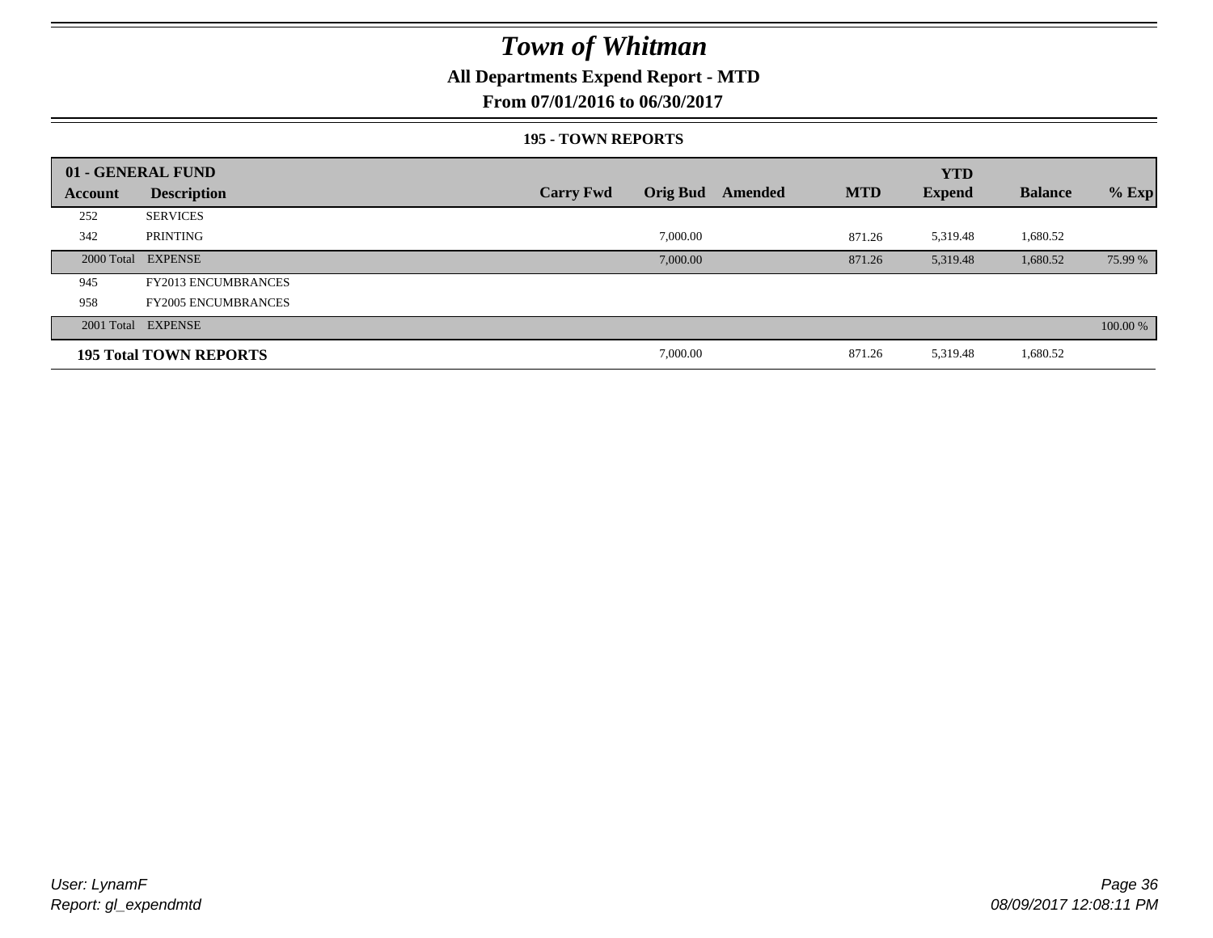# *Town of Whitman*

**All Departments Expend Report - MTD**

**From 07/01/2016 to 06/30/2017**

**195 - TOWN REPORTS**

| 01 - GENERAL FUND | | | | | | YTD | | |
|---|---|---|---|---|---|---|---|---|
| **Account** | **Description** | **Carry Fwd** | **Orig Bud** | **Amended** | **MTD** | **Expend** | **Balance** | **% Exp** |
| 252 | SERVICES | | | | | | | |
| 342 | PRINTING | | 7,000.00 | | 871.26 | 5,319.48 | 1,680.52 | |
| 2000 Total | EXPENSE | | 7,000.00 | | 871.26 | 5,319.48 | 1,680.52 | 75.99 % |
| 945 | FY2013 ENCUMBRANCES | | | | | | | |
| 958 | FY2005 ENCUMBRANCES | | | | | | | |
| 2001 Total | EXPENSE | | | | | | | 100.00 % |
| **195 Total TOWN REPORTS** | | | 7,000.00 | | 871.26 | 5,319.48 | 1,680.52 | |

*User: LynamF*

*Report: gl_expendmtd*

*08/09/2017 12:08:11 PM*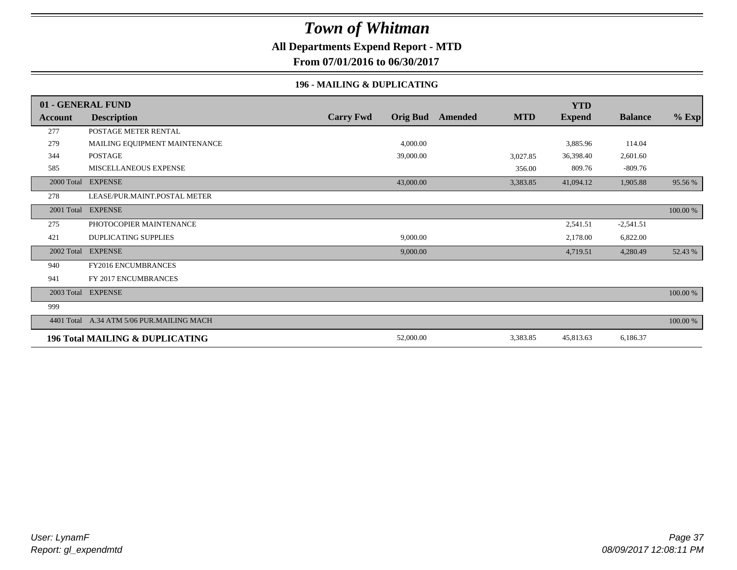# *Town of Whitman*

**All Departments Expend Report - MTD**

**From 07/01/2016 to 06/30/2017**

**196 - MAILING & DUPLICATING**

| 01 - GENERAL FUND | | | | | | YTD | | |
|---|---|---|---|---|---|---|---|---|
| **Account** | **Description** | **Carry Fwd** | **Orig Bud** | **Amended** | **MTD** | **Expend** | **Balance** | **% Exp** |
| 277 | POSTAGE METER RENTAL | | | | | | | |
| 279 | MAILING EQUIPMENT MAINTENANCE | | 4,000.00 | | | 3,885.96 | 114.04 | |
| 344 | POSTAGE | | 39,000.00 | | 3,027.85 | 36,398.40 | 2,601.60 | |
| 585 | MISCELLANEOUS EXPENSE | | | | 356.00 | 809.76 | -809.76 | |
| 2000 Total | EXPENSE | | 43,000.00 | | 3,383.85 | 41,094.12 | 1,905.88 | 95.56 % |
| 278 | LEASE/PUR.MAINT.POSTAL METER | | | | | | | |
| 2001 Total | EXPENSE | | | | | | | 100.00 % |
| 275 | PHOTOCOPIER MAINTENANCE | | | | | 2,541.51 | -2,541.51 | |
| 421 | DUPLICATING SUPPLIES | | 9,000.00 | | | 2,178.00 | 6,822.00 | |
| 2002 Total | EXPENSE | | 9,000.00 | | | 4,719.51 | 4,280.49 | 52.43 % |
| 940 | FY2016 ENCUMBRANCES | | | | | | | |
| 941 | FY 2017 ENCUMBRANCES | | | | | | | |
| 2003 Total | EXPENSE | | | | | | | 100.00 % |
| 999 | | | | | | | | |
| 4401 Total | A.34 ATM 5/06 PUR.MAILING MACH | | | | | | | 100.00 % |
| **196 Total MAILING & DUPLICATING** | | | 52,000.00 | | 3,383.85 | 45,813.63 | 6,186.37 | |

*User: LynamF*
*Report: gl_expendmtd*

*08/09/2017 12:08:11 PM*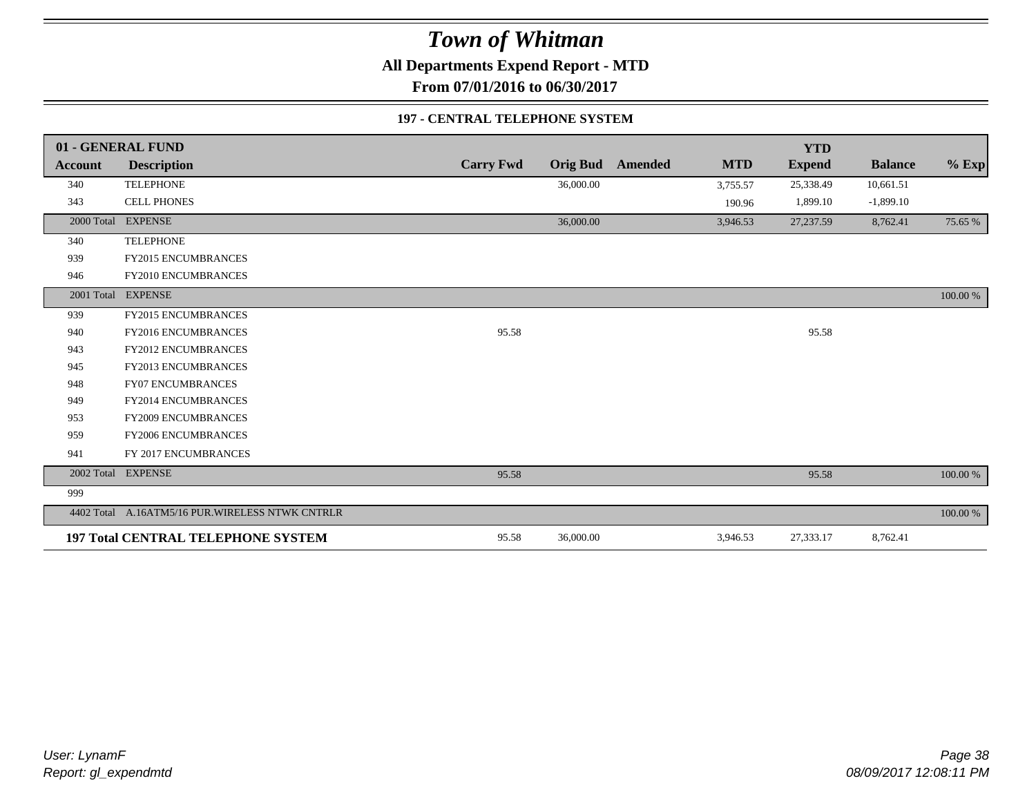# Town of Whitman

## All Departments Expend Report - MTD

### From 07/01/2016 to 06/30/2017

### 197 - CENTRAL TELEPHONE SYSTEM

| 01 - GENERAL FUND | | | | | | YTD | | |
|---|---|---|---|---|---|---|---|---|
| **Account** | **Description** | **Carry Fwd** | **Orig Bud** | **Amended** | **MTD** | **Expend** | **Balance** | **% Exp** |
| 340 | TELEPHONE | | 36,000.00 | | 3,755.57 | 25,338.49 | 10,661.51 | |
| 343 | CELL PHONES | | | | 190.96 | 1,899.10 | -1,899.10 | |
| 2000 Total | EXPENSE | | 36,000.00 | | 3,946.53 | 27,237.59 | 8,762.41 | 75.65 % |
| 340 | TELEPHONE | | | | | | | |
| 939 | FY2015 ENCUMBRANCES | | | | | | | |
| 946 | FY2010 ENCUMBRANCES | | | | | | | |
| 2001 Total | EXPENSE | | | | | | | 100.00 % |
| 939 | FY2015 ENCUMBRANCES | | | | | | | |
| 940 | FY2016 ENCUMBRANCES | 95.58 | | | | 95.58 | | |
| 943 | FY2012 ENCUMBRANCES | | | | | | | |
| 945 | FY2013 ENCUMBRANCES | | | | | | | |
| 948 | FY07 ENCUMBRANCES | | | | | | | |
| 949 | FY2014 ENCUMBRANCES | | | | | | | |
| 953 | FY2009 ENCUMBRANCES | | | | | | | |
| 959 | FY2006 ENCUMBRANCES | | | | | | | |
| 941 | FY 2017 ENCUMBRANCES | | | | | | | |
| 2002 Total | EXPENSE | 95.58 | | | | 95.58 | | 100.00 % |
| 999 | | | | | | | | |
| 4402 Total | A.16ATM5/16 PUR.WIRELESS NTWK CNTRLR | | | | | | | 100.00 % |
| **197 Total CENTRAL TELEPHONE SYSTEM** | | 95.58 | 36,000.00 | | 3,946.53 | 27,333.17 | 8,762.41 | |

*User: LynamF*
*Report: gl_expendmtd*

*08/09/2017 12:08:11 PM*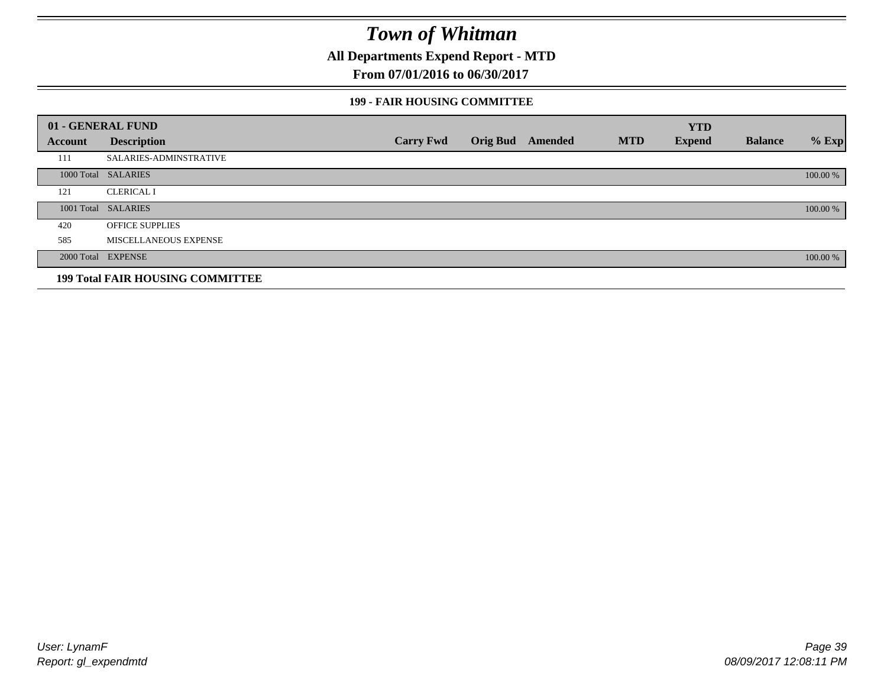# Town of Whitman

**All Departments Expend Report - MTD**

**From 07/01/2016 to 06/30/2017**

### 199 - FAIR HOUSING COMMITTEE

| 01 - GENERAL FUND | | | | | | YTD | | |
|---|---|---|---|---|---|---|---|---|
| Account | Description | Carry Fwd | Orig Bud | Amended | MTD | Expend | Balance | % Exp |
| 111 | SALARIES-ADMINSTRATIVE | | | | | | | |
| 1000 Total | SALARIES | | | | | | | 100.00 % |
| 121 | CLERICAL I | | | | | | | |
| 1001 Total | SALARIES | | | | | | | 100.00 % |
| 420 | OFFICE SUPPLIES | | | | | | | |
| 585 | MISCELLANEOUS EXPENSE | | | | | | | |
| 2000 Total | EXPENSE | | | | | | | 100.00 % |
| **199 Total FAIR HOUSING COMMITTEE** | | | | | | | | |

User: LynamF
Report: gl_expendmtd

08/09/2017 12:08:11 PM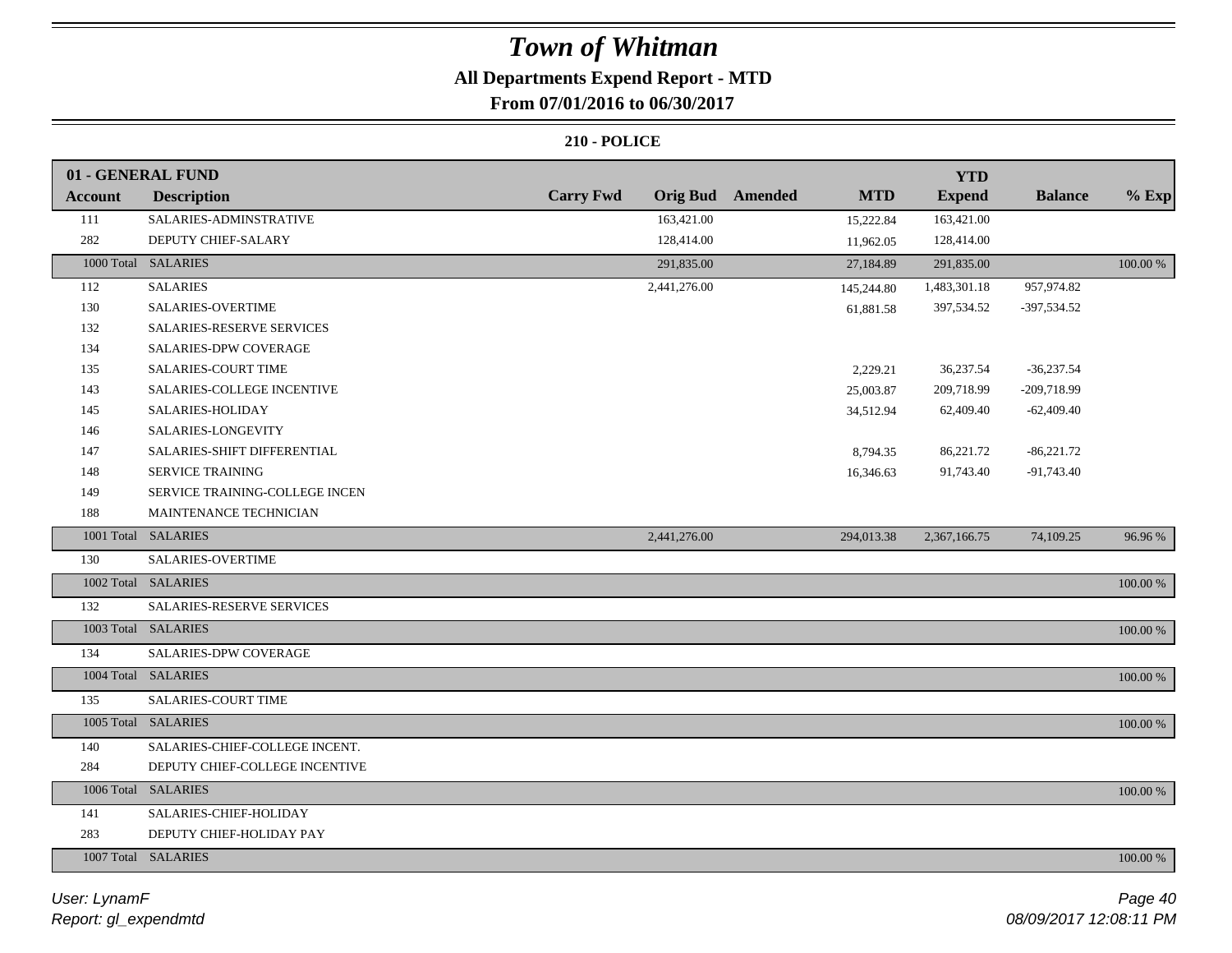# Town of Whitman

## All Departments Expend Report - MTD

### From 07/01/2016 to 06/30/2017

**210 - POLICE**

| 01 - GENERAL FUND | | | | | | YTD | | |
|---|---|---|---|---|---|---|---|---|
| **Account** | **Description** | **Carry Fwd** | **Orig Bud** | **Amended** | **MTD** | **Expend** | **Balance** | **% Exp** |
| 111 | SALARIES-ADMINSTRATIVE | | 163,421.00 | | 15,222.84 | 163,421.00 | | |
| 282 | DEPUTY CHIEF-SALARY | | 128,414.00 | | 11,962.05 | 128,414.00 | | |
| 1000 Total | SALARIES | | 291,835.00 | | 27,184.89 | 291,835.00 | | 100.00 % |
| 112 | SALARIES | | 2,441,276.00 | | 145,244.80 | 1,483,301.18 | 957,974.82 | |
| 130 | SALARIES-OVERTIME | | | | 61,881.58 | 397,534.52 | -397,534.52 | |
| 132 | SALARIES-RESERVE SERVICES | | | | | | | |
| 134 | SALARIES-DPW COVERAGE | | | | | | | |
| 135 | SALARIES-COURT TIME | | | | 2,229.21 | 36,237.54 | -36,237.54 | |
| 143 | SALARIES-COLLEGE INCENTIVE | | | | 25,003.87 | 209,718.99 | -209,718.99 | |
| 145 | SALARIES-HOLIDAY | | | | 34,512.94 | 62,409.40 | -62,409.40 | |
| 146 | SALARIES-LONGEVITY | | | | | | | |
| 147 | SALARIES-SHIFT DIFFERENTIAL | | | | 8,794.35 | 86,221.72 | -86,221.72 | |
| 148 | SERVICE TRAINING | | | | 16,346.63 | 91,743.40 | -91,743.40 | |
| 149 | SERVICE TRAINING-COLLEGE INCEN | | | | | | | |
| 188 | MAINTENANCE TECHNICIAN | | | | | | | |
| 1001 Total | SALARIES | | 2,441,276.00 | | 294,013.38 | 2,367,166.75 | 74,109.25 | 96.96 % |
| 130 | SALARIES-OVERTIME | | | | | | | |
| 1002 Total | SALARIES | | | | | | | 100.00 % |
| 132 | SALARIES-RESERVE SERVICES | | | | | | | |
| 1003 Total | SALARIES | | | | | | | 100.00 % |
| 134 | SALARIES-DPW COVERAGE | | | | | | | |
| 1004 Total | SALARIES | | | | | | | 100.00 % |
| 135 | SALARIES-COURT TIME | | | | | | | |
| 1005 Total | SALARIES | | | | | | | 100.00 % |
| 140 | SALARIES-CHIEF-COLLEGE INCENT. | | | | | | | |
| 284 | DEPUTY CHIEF-COLLEGE INCENTIVE | | | | | | | |
| 1006 Total | SALARIES | | | | | | | 100.00 % |
| 141 | SALARIES-CHIEF-HOLIDAY | | | | | | | |
| 283 | DEPUTY CHIEF-HOLIDAY PAY | | | | | | | |
| 1007 Total | SALARIES | | | | | | | 100.00 % |

*User: LynamF*
*Report: gl_expendmtd*
*08/09/2017 12:08:11 PM*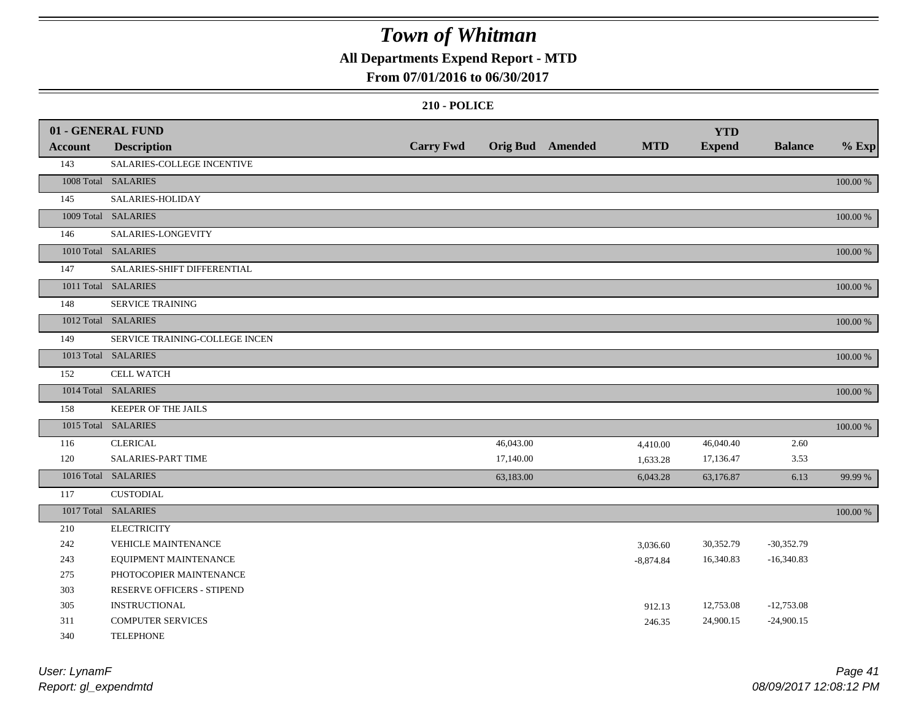# Town of Whitman

**All Departments Expend Report - MTD**

**From 07/01/2016 to 06/30/2017**

**210 - POLICE**

| 01 - GENERAL FUND | | | | | | | | |
|---|---|---|---|---|---|---|---|---|
| **Account** | **Description** | **Carry Fwd** | **Orig Bud** | **Amended** | **MTD** | **YTD Expend** | **Balance** | **% Exp** |
| 143 | SALARIES-COLLEGE INCENTIVE | | | | | | | |
| 1008 Total | SALARIES | | | | | | | 100.00 % |
| 145 | SALARIES-HOLIDAY | | | | | | | |
| 1009 Total | SALARIES | | | | | | | 100.00 % |
| 146 | SALARIES-LONGEVITY | | | | | | | |
| 1010 Total | SALARIES | | | | | | | 100.00 % |
| 147 | SALARIES-SHIFT DIFFERENTIAL | | | | | | | |
| 1011 Total | SALARIES | | | | | | | 100.00 % |
| 148 | SERVICE TRAINING | | | | | | | |
| 1012 Total | SALARIES | | | | | | | 100.00 % |
| 149 | SERVICE TRAINING-COLLEGE INCEN | | | | | | | |
| 1013 Total | SALARIES | | | | | | | 100.00 % |
| 152 | CELL WATCH | | | | | | | |
| 1014 Total | SALARIES | | | | | | | 100.00 % |
| 158 | KEEPER OF THE JAILS | | | | | | | |
| 1015 Total | SALARIES | | | | | | | 100.00 % |
| 116 | CLERICAL | | 46,043.00 | | 4,410.00 | 46,040.40 | 2.60 | |
| 120 | SALARIES-PART TIME | | 17,140.00 | | 1,633.28 | 17,136.47 | 3.53 | |
| 1016 Total | SALARIES | | 63,183.00 | | 6,043.28 | 63,176.87 | 6.13 | 99.99 % |
| 117 | CUSTODIAL | | | | | | | |
| 1017 Total | SALARIES | | | | | | | 100.00 % |
| 210 | ELECTRICITY | | | | | | | |
| 242 | VEHICLE MAINTENANCE | | | | 3,036.60 | 30,352.79 | -30,352.79 | |
| 243 | EQUIPMENT MAINTENANCE | | | | -8,874.84 | 16,340.83 | -16,340.83 | |
| 275 | PHOTOCOPIER MAINTENANCE | | | | | | | |
| 303 | RESERVE OFFICERS - STIPEND | | | | | | | |
| 305 | INSTRUCTIONAL | | | | 912.13 | 12,753.08 | -12,753.08 | |
| 311 | COMPUTER SERVICES | | | | 246.35 | 24,900.15 | -24,900.15 | |
| 340 | TELEPHONE | | | | | | | |

*User: LynamF*
*Report: gl_expendmtd*

*08/09/2017 12:08:12 PM*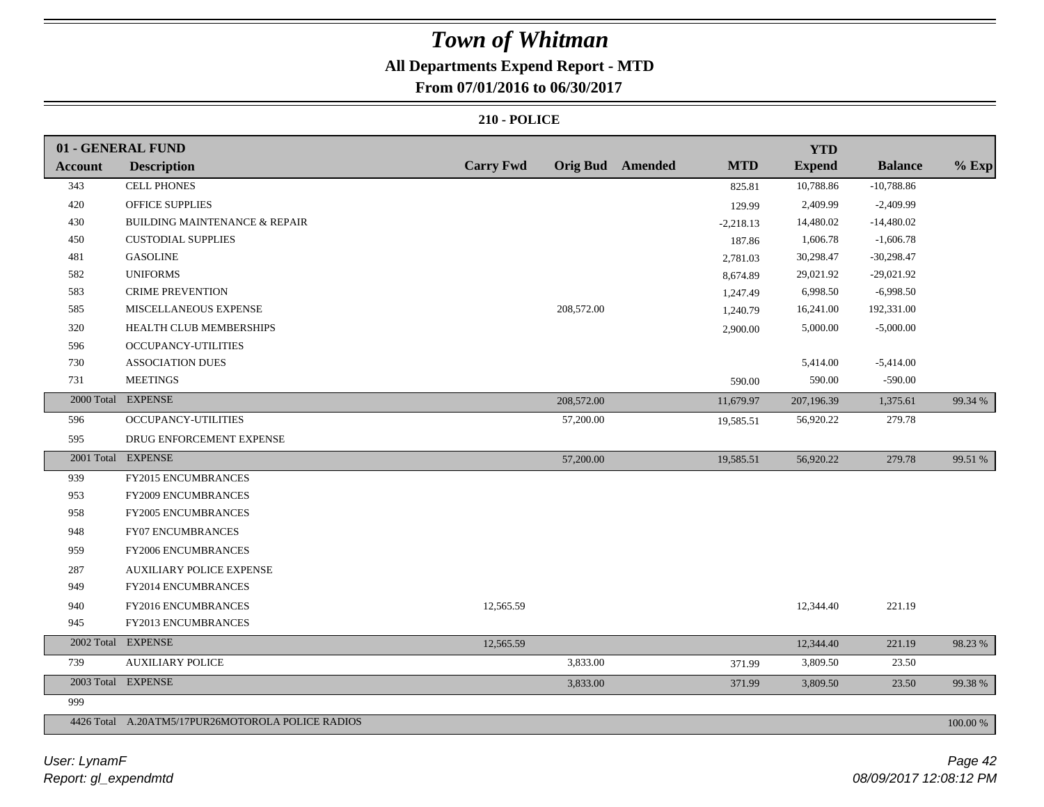# Town of Whitman

**All Departments Expend Report - MTD**

**From 07/01/2016 to 06/30/2017**

**210 - POLICE**

| 01 - GENERAL FUND | | | | | | YTD | | |
|---|---|---|---|---|---|---|---|---|
| **Account** | **Description** | **Carry Fwd** | **Orig Bud** | **Amended** | **MTD** | **Expend** | **Balance** | **% Exp** |
| 343 | CELL PHONES | | | | 825.81 | 10,788.86 | -10,788.86 | |
| 420 | OFFICE SUPPLIES | | | | 129.99 | 2,409.99 | -2,409.99 | |
| 430 | BUILDING MAINTENANCE & REPAIR | | | | -2,218.13 | 14,480.02 | -14,480.02 | |
| 450 | CUSTODIAL SUPPLIES | | | | 187.86 | 1,606.78 | -1,606.78 | |
| 481 | GASOLINE | | | | 2,781.03 | 30,298.47 | -30,298.47 | |
| 582 | UNIFORMS | | | | 8,674.89 | 29,021.92 | -29,021.92 | |
| 583 | CRIME PREVENTION | | | | 1,247.49 | 6,998.50 | -6,998.50 | |
| 585 | MISCELLANEOUS EXPENSE | | 208,572.00 | | 1,240.79 | 16,241.00 | 192,331.00 | |
| 320 | HEALTH CLUB MEMBERSHIPS | | | | 2,900.00 | 5,000.00 | -5,000.00 | |
| 596 | OCCUPANCY-UTILITIES | | | | | | | |
| 730 | ASSOCIATION DUES | | | | | 5,414.00 | -5,414.00 | |
| 731 | MEETINGS | | | | 590.00 | 590.00 | -590.00 | |
| 2000 Total | EXPENSE | | 208,572.00 | | 11,679.97 | 207,196.39 | 1,375.61 | 99.34 % |
| 596 | OCCUPANCY-UTILITIES | | 57,200.00 | | 19,585.51 | 56,920.22 | 279.78 | |
| 595 | DRUG ENFORCEMENT EXPENSE | | | | | | | |
| 2001 Total | EXPENSE | | 57,200.00 | | 19,585.51 | 56,920.22 | 279.78 | 99.51 % |
| 939 | FY2015 ENCUMBRANCES | | | | | | | |
| 953 | FY2009 ENCUMBRANCES | | | | | | | |
| 958 | FY2005 ENCUMBRANCES | | | | | | | |
| 948 | FY07 ENCUMBRANCES | | | | | | | |
| 959 | FY2006 ENCUMBRANCES | | | | | | | |
| 287 | AUXILIARY POLICE EXPENSE | | | | | | | |
| 949 | FY2014 ENCUMBRANCES | | | | | | | |
| 940 | FY2016 ENCUMBRANCES | 12,565.59 | | | | 12,344.40 | 221.19 | |
| 945 | FY2013 ENCUMBRANCES | | | | | | | |
| 2002 Total | EXPENSE | 12,565.59 | | | | 12,344.40 | 221.19 | 98.23 % |
| 739 | AUXILIARY POLICE | | 3,833.00 | | 371.99 | 3,809.50 | 23.50 | |
| 2003 Total | EXPENSE | | 3,833.00 | | 371.99 | 3,809.50 | 23.50 | 99.38 % |
| 999 | | | | | | | | |
| 4426 Total | A.20ATM5/17PUR26MOTOROLA POLICE RADIOS | | | | | | | 100.00 % |

*User: LynamF*
*Report: gl_expendmtd*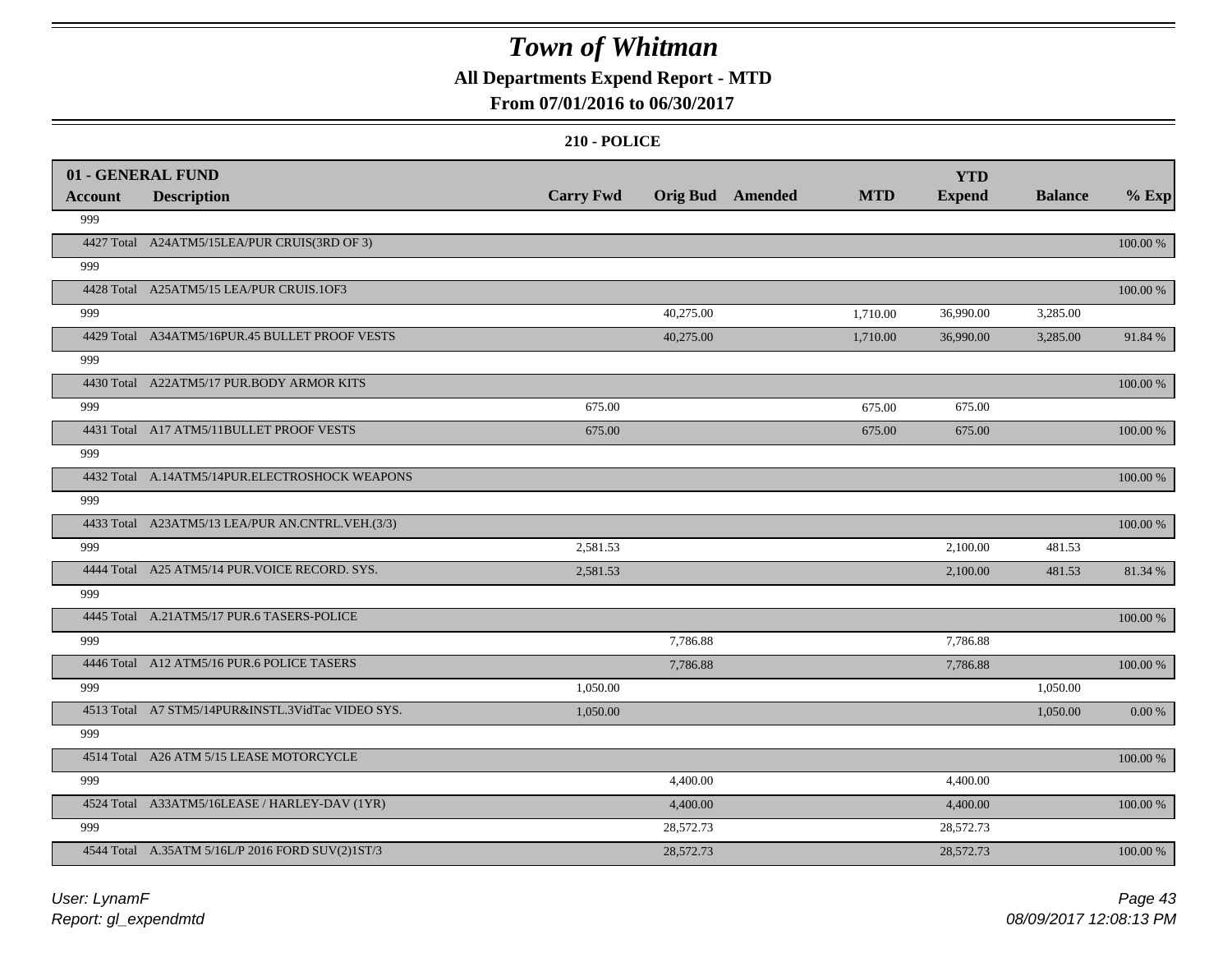# Town of Whitman

**All Departments Expend Report - MTD**

**From 07/01/2016 to 06/30/2017**

**210 - POLICE**

| Account | Description | Carry Fwd | Orig Bud | Amended | MTD | YTD Expend | Balance | % Exp |
|---|---|---|---|---|---|---|---|---|
| **01 - GENERAL FUND** | | | | | | | | |
| 999 | | | | | | | | |
| 4427 Total | A24ATM5/15LEA/PUR CRUIS(3RD OF 3) | | | | | | | 100.00 % |
| 999 | | | | | | | | |
| 4428 Total | A25ATM5/15 LEA/PUR CRUIS.1OF3 | | | | | | | 100.00 % |
| 999 | | | 40,275.00 | | 1,710.00 | 36,990.00 | 3,285.00 | |
| 4429 Total | A34ATM5/16PUR.45 BULLET PROOF VESTS | | 40,275.00 | | 1,710.00 | 36,990.00 | 3,285.00 | 91.84 % |
| 999 | | | | | | | | |
| 4430 Total | A22ATM5/17 PUR.BODY ARMOR KITS | | | | | | | 100.00 % |
| 999 | | 675.00 | | | 675.00 | 675.00 | | |
| 4431 Total | A17 ATM5/11BULLET PROOF VESTS | 675.00 | | | 675.00 | 675.00 | | 100.00 % |
| 999 | | | | | | | | |
| 4432 Total | A.14ATM5/14PUR.ELECTROSHOCK WEAPONS | | | | | | | 100.00 % |
| 999 | | | | | | | | |
| 4433 Total | A23ATM5/13 LEA/PUR AN.CNTRL.VEH.(3/3) | | | | | | | 100.00 % |
| 999 | | 2,581.53 | | | | 2,100.00 | 481.53 | |
| 4444 Total | A25 ATM5/14 PUR.VOICE RECORD. SYS. | 2,581.53 | | | | 2,100.00 | 481.53 | 81.34 % |
| 999 | | | | | | | | |
| 4445 Total | A.21ATM5/17 PUR.6 TASERS-POLICE | | | | | | | 100.00 % |
| 999 | | | 7,786.88 | | | 7,786.88 | | |
| 4446 Total | A12 ATM5/16 PUR.6 POLICE TASERS | | 7,786.88 | | | 7,786.88 | | 100.00 % |
| 999 | | 1,050.00 | | | | | 1,050.00 | |
| 4513 Total | A7 STM5/14PUR&INSTL.3VidTac VIDEO SYS. | 1,050.00 | | | | | 1,050.00 | 0.00 % |
| 999 | | | | | | | | |
| 4514 Total | A26 ATM 5/15 LEASE MOTORCYCLE | | | | | | | 100.00 % |
| 999 | | | 4,400.00 | | | 4,400.00 | | |
| 4524 Total | A33ATM5/16LEASE / HARLEY-DAV (1YR) | | 4,400.00 | | | 4,400.00 | | 100.00 % |
| 999 | | | 28,572.73 | | | 28,572.73 | | |
| 4544 Total | A.35ATM 5/16L/P 2016 FORD SUV(2)1ST/3 | | 28,572.73 | | | 28,572.73 | | 100.00 % |

*User: LynamF*
*Report: gl_expendmtd*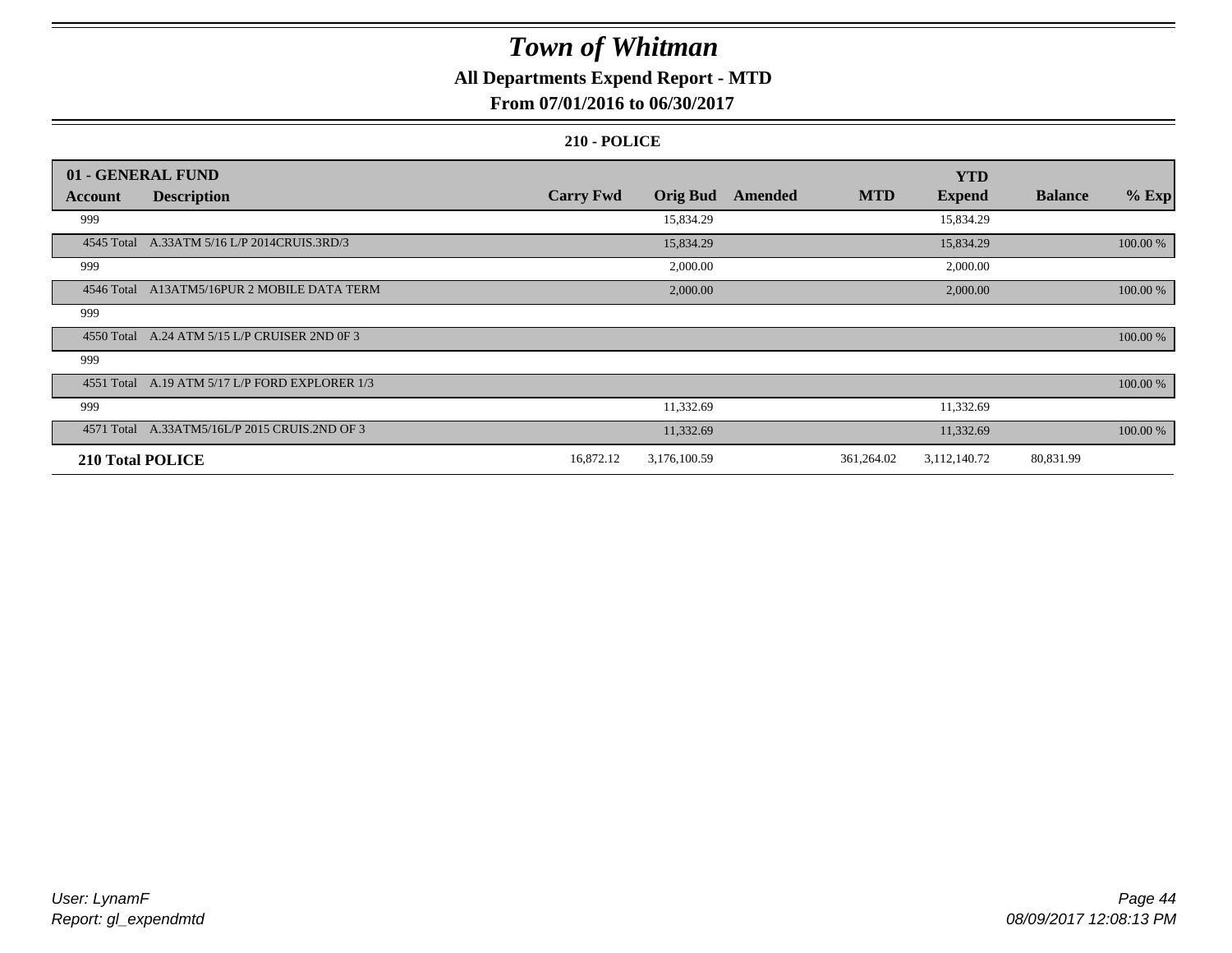# Town of Whitman

## All Departments Expend Report - MTD

### From 07/01/2016 to 06/30/2017

#### 210 - POLICE

| 01 - GENERAL FUND | | | | | | YTD | | |
|---|---|---|---|---|---|---|---|---|
| **Account** | **Description** | **Carry Fwd** | **Orig Bud** | **Amended** | **MTD** | **Expend** | **Balance** | **% Exp** |
| 999 | | | 15,834.29 | | | 15,834.29 | | |
| 4545 Total | A.33ATM 5/16 L/P 2014CRUIS.3RD/3 | | 15,834.29 | | | 15,834.29 | | 100.00 % |
| 999 | | | 2,000.00 | | | 2,000.00 | | |
| 4546 Total | A13ATM5/16PUR 2 MOBILE DATA TERM | | 2,000.00 | | | 2,000.00 | | 100.00 % |
| 999 | | | | | | | | |
| 4550 Total | A.24 ATM 5/15 L/P CRUISER 2ND 0F 3 | | | | | | | 100.00 % |
| 999 | | | | | | | | |
| 4551 Total | A.19 ATM 5/17 L/P FORD EXPLORER 1/3 | | | | | | | 100.00 % |
| 999 | | | 11,332.69 | | | 11,332.69 | | |
| 4571 Total | A.33ATM5/16L/P 2015 CRUIS.2ND OF 3 | | 11,332.69 | | | 11,332.69 | | 100.00 % |
| **210 Total POLICE** | | 16,872.12 | 3,176,100.59 | | 361,264.02 | 3,112,140.72 | 80,831.99 | |

*User: LynamF*
*Report: gl_expendmtd*
*08/09/2017 12:08:13 PM*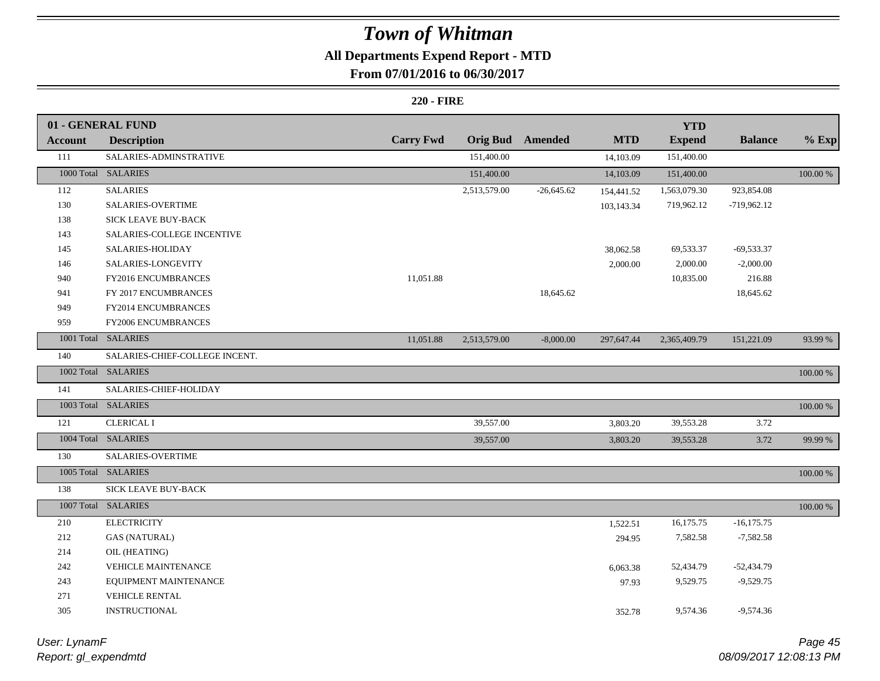# Town of Whitman

**All Departments Expend Report - MTD**

**From 07/01/2016 to 06/30/2017**

**220 - FIRE**

| 01 - GENERAL FUND | | | | | | | | |
|---|---|---|---|---|---|---|---|---|
| **Account** | **Description** | **Carry Fwd** | **Orig Bud** | **Amended** | **MTD** | **YTD Expend** | **Balance** | **% Exp** |
| 111 | SALARIES-ADMINSTRATIVE | | 151,400.00 | | 14,103.09 | 151,400.00 | | |
| 1000 Total | SALARIES | | 151,400.00 | | 14,103.09 | 151,400.00 | | 100.00 % |
| 112 | SALARIES | | 2,513,579.00 | -26,645.62 | 154,441.52 | 1,563,079.30 | 923,854.08 | |
| 130 | SALARIES-OVERTIME | | | | 103,143.34 | 719,962.12 | -719,962.12 | |
| 138 | SICK LEAVE BUY-BACK | | | | | | | |
| 143 | SALARIES-COLLEGE INCENTIVE | | | | | | | |
| 145 | SALARIES-HOLIDAY | | | | 38,062.58 | 69,533.37 | -69,533.37 | |
| 146 | SALARIES-LONGEVITY | | | | 2,000.00 | 2,000.00 | -2,000.00 | |
| 940 | FY2016 ENCUMBRANCES | 11,051.88 | | | | 10,835.00 | 216.88 | |
| 941 | FY 2017 ENCUMBRANCES | | | 18,645.62 | | | 18,645.62 | |
| 949 | FY2014 ENCUMBRANCES | | | | | | | |
| 959 | FY2006 ENCUMBRANCES | | | | | | | |
| 1001 Total | SALARIES | 11,051.88 | 2,513,579.00 | -8,000.00 | 297,647.44 | 2,365,409.79 | 151,221.09 | 93.99 % |
| 140 | SALARIES-CHIEF-COLLEGE INCENT. | | | | | | | |
| 1002 Total | SALARIES | | | | | | | 100.00 % |
| 141 | SALARIES-CHIEF-HOLIDAY | | | | | | | |
| 1003 Total | SALARIES | | | | | | | 100.00 % |
| 121 | CLERICAL I | | 39,557.00 | | 3,803.20 | 39,553.28 | 3.72 | |
| 1004 Total | SALARIES | | 39,557.00 | | 3,803.20 | 39,553.28 | 3.72 | 99.99 % |
| 130 | SALARIES-OVERTIME | | | | | | | |
| 1005 Total | SALARIES | | | | | | | 100.00 % |
| 138 | SICK LEAVE BUY-BACK | | | | | | | |
| 1007 Total | SALARIES | | | | | | | 100.00 % |
| 210 | ELECTRICITY | | | | 1,522.51 | 16,175.75 | -16,175.75 | |
| 212 | GAS (NATURAL) | | | | 294.95 | 7,582.58 | -7,582.58 | |
| 214 | OIL (HEATING) | | | | | | | |
| 242 | VEHICLE MAINTENANCE | | | | 6,063.38 | 52,434.79 | -52,434.79 | |
| 243 | EQUIPMENT MAINTENANCE | | | | 97.93 | 9,529.75 | -9,529.75 | |
| 271 | VEHICLE RENTAL | | | | | | | |
| 305 | INSTRUCTIONAL | | | | 352.78 | 9,574.36 | -9,574.36 | |

*User: LynamF*
*Report: gl_expendmtd*
*08/09/2017 12:08:13 PM*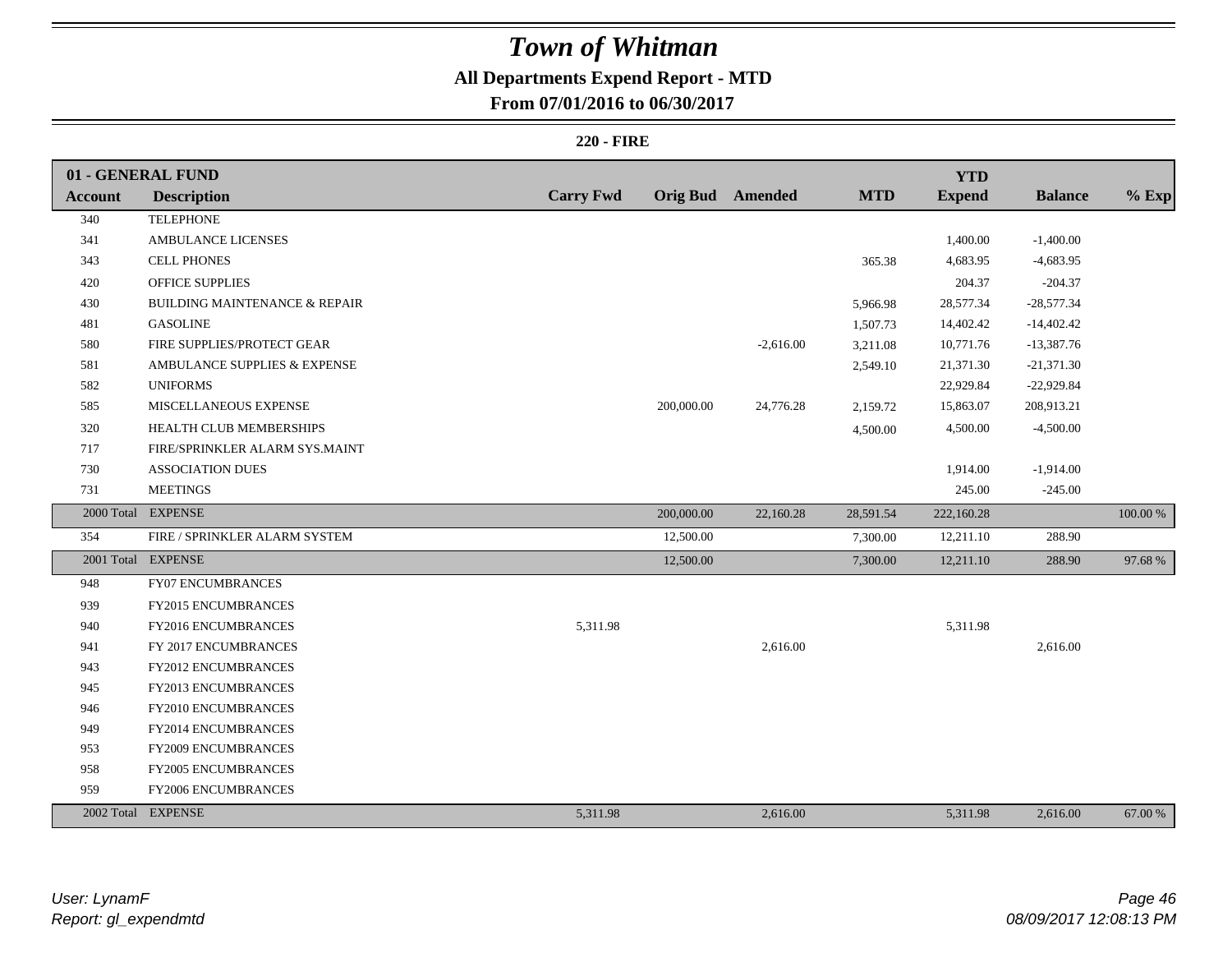# Town of Whitman

## All Departments Expend Report - MTD

### From 07/01/2016 to 06/30/2017

**220 - FIRE**

| Account | Description | Carry Fwd | Orig Bud | Amended | MTD | YTD Expend | Balance | % Exp |
|---|---|---|---|---|---|---|---|---|
| **01 - GENERAL FUND** | | | | | | | | |
| 340 | TELEPHONE | | | | | | | |
| 341 | AMBULANCE LICENSES | | | | | 1,400.00 | -1,400.00 | |
| 343 | CELL PHONES | | | | 365.38 | 4,683.95 | -4,683.95 | |
| 420 | OFFICE SUPPLIES | | | | | 204.37 | -204.37 | |
| 430 | BUILDING MAINTENANCE & REPAIR | | | | 5,966.98 | 28,577.34 | -28,577.34 | |
| 481 | GASOLINE | | | | 1,507.73 | 14,402.42 | -14,402.42 | |
| 580 | FIRE SUPPLIES/PROTECT GEAR | | | -2,616.00 | 3,211.08 | 10,771.76 | -13,387.76 | |
| 581 | AMBULANCE SUPPLIES & EXPENSE | | | | 2,549.10 | 21,371.30 | -21,371.30 | |
| 582 | UNIFORMS | | | | | 22,929.84 | -22,929.84 | |
| 585 | MISCELLANEOUS EXPENSE | | 200,000.00 | 24,776.28 | 2,159.72 | 15,863.07 | 208,913.21 | |
| 320 | HEALTH CLUB MEMBERSHIPS | | | | 4,500.00 | 4,500.00 | -4,500.00 | |
| 717 | FIRE/SPRINKLER ALARM SYS.MAINT | | | | | | | |
| 730 | ASSOCIATION DUES | | | | | 1,914.00 | -1,914.00 | |
| 731 | MEETINGS | | | | | 245.00 | -245.00 | |
| 2000 Total | EXPENSE | | 200,000.00 | 22,160.28 | 28,591.54 | 222,160.28 | | 100.00 % |
| 354 | FIRE / SPRINKLER ALARM SYSTEM | | 12,500.00 | | 7,300.00 | 12,211.10 | 288.90 | |
| 2001 Total | EXPENSE | | 12,500.00 | | 7,300.00 | 12,211.10 | 288.90 | 97.68 % |
| 948 | FY07 ENCUMBRANCES | | | | | | | |
| 939 | FY2015 ENCUMBRANCES | | | | | | | |
| 940 | FY2016 ENCUMBRANCES | 5,311.98 | | | | 5,311.98 | | |
| 941 | FY 2017 ENCUMBRANCES | | | 2,616.00 | | | 2,616.00 | |
| 943 | FY2012 ENCUMBRANCES | | | | | | | |
| 945 | FY2013 ENCUMBRANCES | | | | | | | |
| 946 | FY2010 ENCUMBRANCES | | | | | | | |
| 949 | FY2014 ENCUMBRANCES | | | | | | | |
| 953 | FY2009 ENCUMBRANCES | | | | | | | |
| 958 | FY2005 ENCUMBRANCES | | | | | | | |
| 959 | FY2006 ENCUMBRANCES | | | | | | | |
| 2002 Total | EXPENSE | 5,311.98 | | 2,616.00 | | 5,311.98 | 2,616.00 | 67.00 % |

*User: LynamF*
*Report: gl_expendmtd*

*08/09/2017 12:08:13 PM*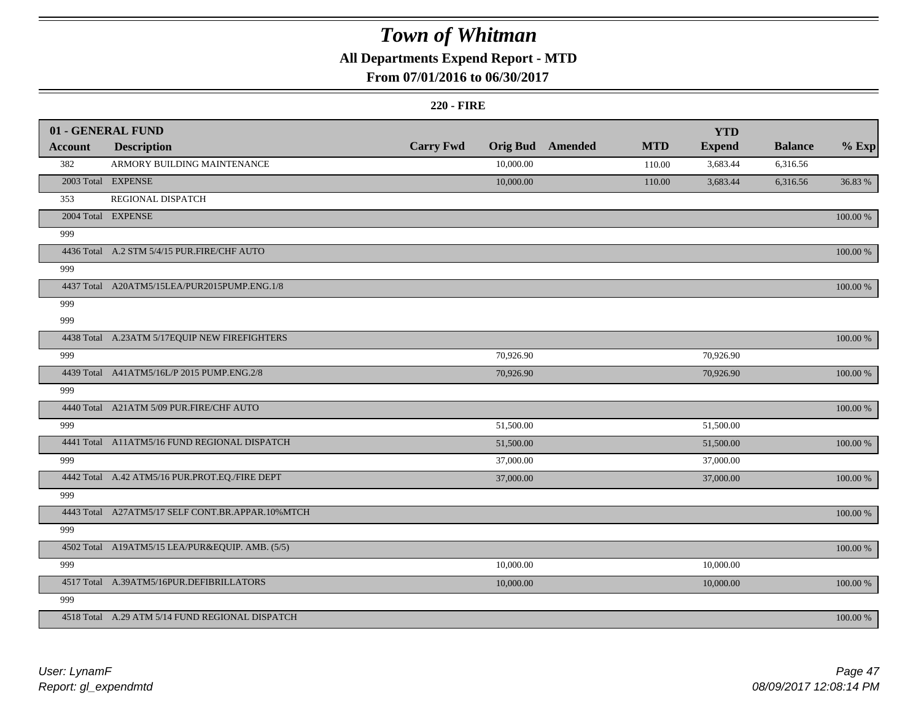# Town of Whitman

## All Departments Expend Report - MTD

### From 07/01/2016 to 06/30/2017

**220 - FIRE**

| 01 - GENERAL FUND | | | | | | | | | |
|---|---|---|---|---|---|---|---|---|---|
| **Account** | **Description** | **Carry Fwd** | **Orig Bud** | **Amended** | **MTD** | **YTD Expend** | **Balance** | **% Exp** |
| 382 | ARMORY BUILDING MAINTENANCE | | 10,000.00 | | 110.00 | 3,683.44 | 6,316.56 | |
| 2003 Total | EXPENSE | | 10,000.00 | | 110.00 | 3,683.44 | 6,316.56 | 36.83 % |
| 353 | REGIONAL DISPATCH | | | | | | | |
| 2004 Total | EXPENSE | | | | | | | 100.00 % |
| 999 | | | | | | | | |
| 4436 Total | A.2 STM 5/4/15 PUR.FIRE/CHF AUTO | | | | | | | 100.00 % |
| 999 | | | | | | | | |
| 4437 Total | A20ATM5/15LEA/PUR2015PUMP.ENG.1/8 | | | | | | | 100.00 % |
| 999 | | | | | | | | |
| 999 | | | | | | | | |
| 4438 Total | A.23ATM 5/17EQUIP NEW FIREFIGHTERS | | | | | | | 100.00 % |
| 999 | | | 70,926.90 | | | 70,926.90 | | |
| 4439 Total | A41ATM5/16L/P 2015 PUMP.ENG.2/8 | | 70,926.90 | | | 70,926.90 | | 100.00 % |
| 999 | | | | | | | | |
| 4440 Total | A21ATM 5/09 PUR.FIRE/CHF AUTO | | | | | | | 100.00 % |
| 999 | | | 51,500.00 | | | 51,500.00 | | |
| 4441 Total | A11ATM5/16 FUND REGIONAL DISPATCH | | 51,500.00 | | | 51,500.00 | | 100.00 % |
| 999 | | | 37,000.00 | | | 37,000.00 | | |
| 4442 Total | A.42 ATM5/16 PUR.PROT.EQ./FIRE DEPT | | 37,000.00 | | | 37,000.00 | | 100.00 % |
| 999 | | | | | | | | |
| 4443 Total | A27ATM5/17 SELF CONT.BR.APPAR.10%MTCH | | | | | | | 100.00 % |
| 999 | | | | | | | | |
| 4502 Total | A19ATM5/15 LEA/PUR&EQUIP. AMB. (5/5) | | | | | | | 100.00 % |
| 999 | | | 10,000.00 | | | 10,000.00 | | |
| 4517 Total | A.39ATM5/16PUR.DEFIBRILLATORS | | 10,000.00 | | | 10,000.00 | | 100.00 % |
| 999 | | | | | | | | |
| 4518 Total | A.29 ATM 5/14 FUND REGIONAL DISPATCH | | | | | | | 100.00 % |

*User: LynamF*
*Report: gl_expendmtd*

*08/09/2017 12:08:14 PM*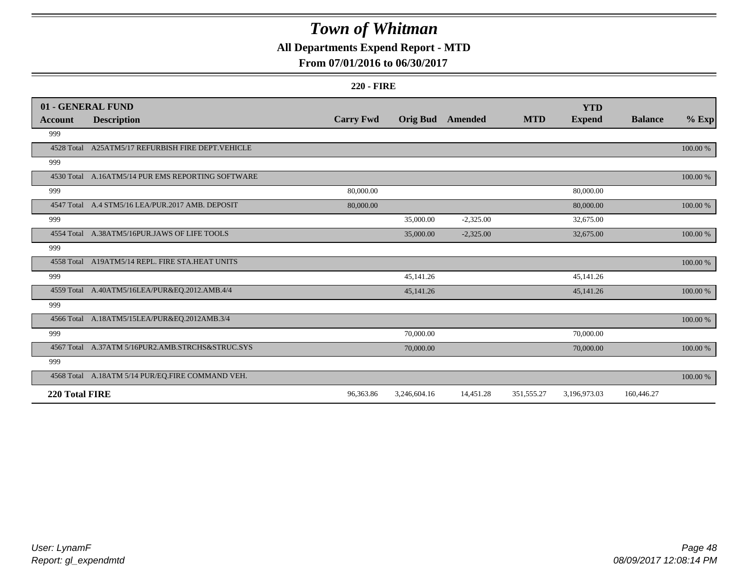# Town of Whitman

## All Departments Expend Report - MTD

### From 07/01/2016 to 06/30/2017

**220 - FIRE**

| 01 - GENERAL FUND<br>Account | Description | Carry Fwd | Orig Bud | Amended | MTD | YTD<br>Expend | Balance | % Exp |
|---|---|---|---|---|---|---|---|---|
| 999 | | | | | | | | |
| 4528 Total | A25ATM5/17 REFURBISH FIRE DEPT.VEHICLE | | | | | | | 100.00 % |
| 999 | | | | | | | | |
| 4530 Total | A.16ATM5/14 PUR EMS REPORTING SOFTWARE | | | | | | | 100.00 % |
| 999 | | 80,000.00 | | | | 80,000.00 | | |
| 4547 Total | A.4 STM5/16 LEA/PUR.2017 AMB. DEPOSIT | 80,000.00 | | | | 80,000.00 | | 100.00 % |
| 999 | | | 35,000.00 | -2,325.00 | | 32,675.00 | | |
| 4554 Total | A.38ATM5/16PUR.JAWS OF LIFE TOOLS | | 35,000.00 | -2,325.00 | | 32,675.00 | | 100.00 % |
| 999 | | | | | | | | |
| 4558 Total | A19ATM5/14 REPL. FIRE STA.HEAT UNITS | | | | | | | 100.00 % |
| 999 | | | 45,141.26 | | | 45,141.26 | | |
| 4559 Total | A.40ATM5/16LEA/PUR&EQ.2012.AMB.4/4 | | 45,141.26 | | | 45,141.26 | | 100.00 % |
| 999 | | | | | | | | |
| 4566 Total | A.18ATM5/15LEA/PUR&EQ.2012AMB.3/4 | | | | | | | 100.00 % |
| 999 | | | 70,000.00 | | | 70,000.00 | | |
| 4567 Total | A.37ATM 5/16PUR2.AMB.STRCHS&STRUC.SYS | | 70,000.00 | | | 70,000.00 | | 100.00 % |
| 999 | | | | | | | | |
| 4568 Total | A.18ATM 5/14 PUR/EQ.FIRE COMMAND VEH. | | | | | | | 100.00 % |
| **220 Total FIRE** | | 96,363.86 | 3,246,604.16 | 14,451.28 | 351,555.27 | 3,196,973.03 | 160,446.27 | |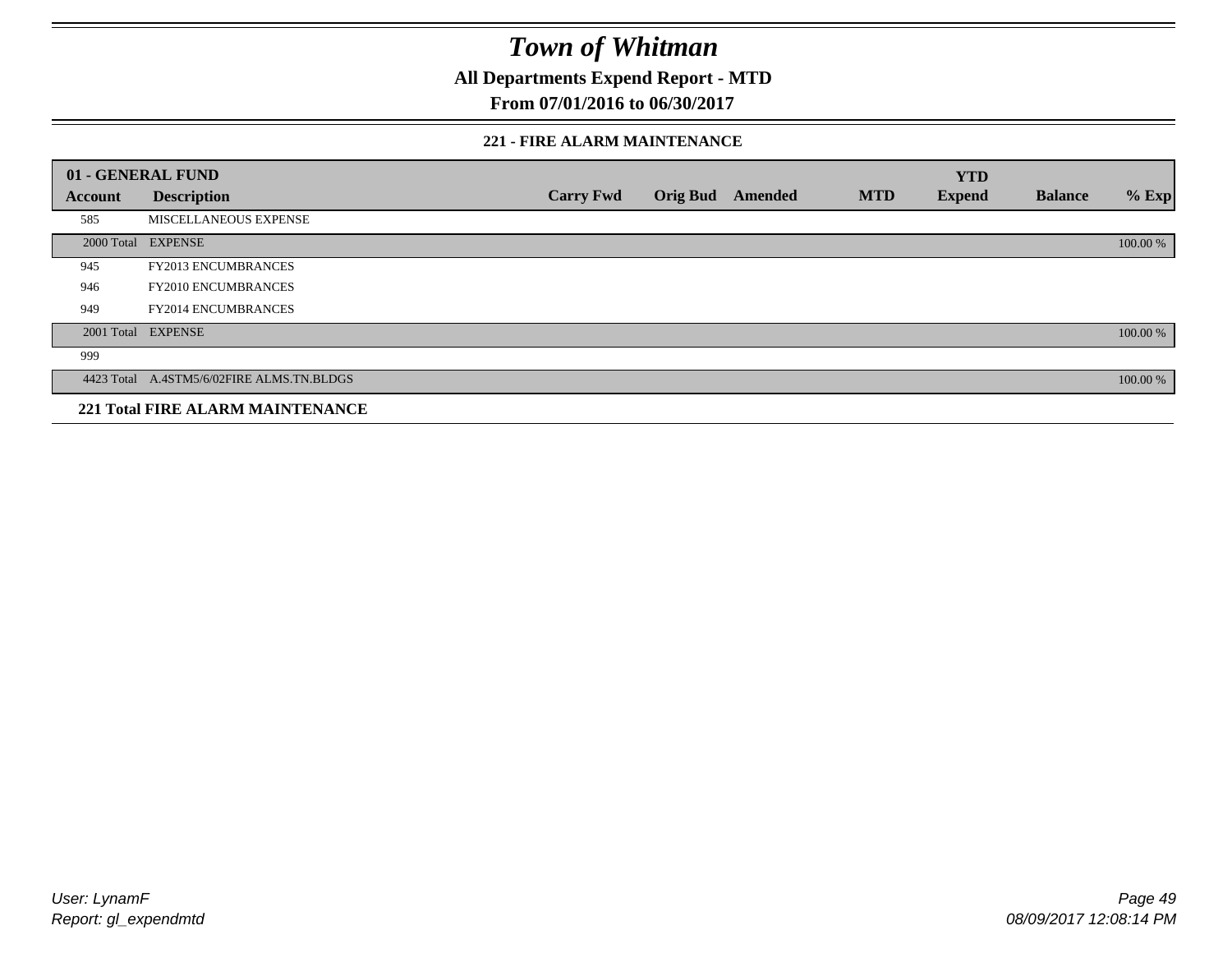# Town of Whitman

**All Departments Expend Report - MTD**

**From 07/01/2016 to 06/30/2017**

**221 - FIRE ALARM MAINTENANCE**

| 01 - GENERAL FUND | | | | | | | | |
|---|---|---|---|---|---|---|---|---|
| **Account** | **Description** | **Carry Fwd** | **Orig Bud** | **Amended** | **MTD** | **YTD Expend** | **Balance** | **% Exp** |
| 585 | MISCELLANEOUS EXPENSE | | | | | | | |
| 2000 Total | EXPENSE | | | | | | | 100.00 % |
| 945 | FY2013 ENCUMBRANCES | | | | | | | |
| 946 | FY2010 ENCUMBRANCES | | | | | | | |
| 949 | FY2014 ENCUMBRANCES | | | | | | | |
| 2001 Total | EXPENSE | | | | | | | 100.00 % |
| 999 | | | | | | | | |
| 4423 Total | A.4STM5/6/02FIRE ALMS.TN.BLDGS | | | | | | | 100.00 % |
| **221 Total FIRE ALARM MAINTENANCE** | | | | | | | | |

*User: LynamF*
*Report: gl_expendmtd*

*08/09/2017 12:08:14 PM*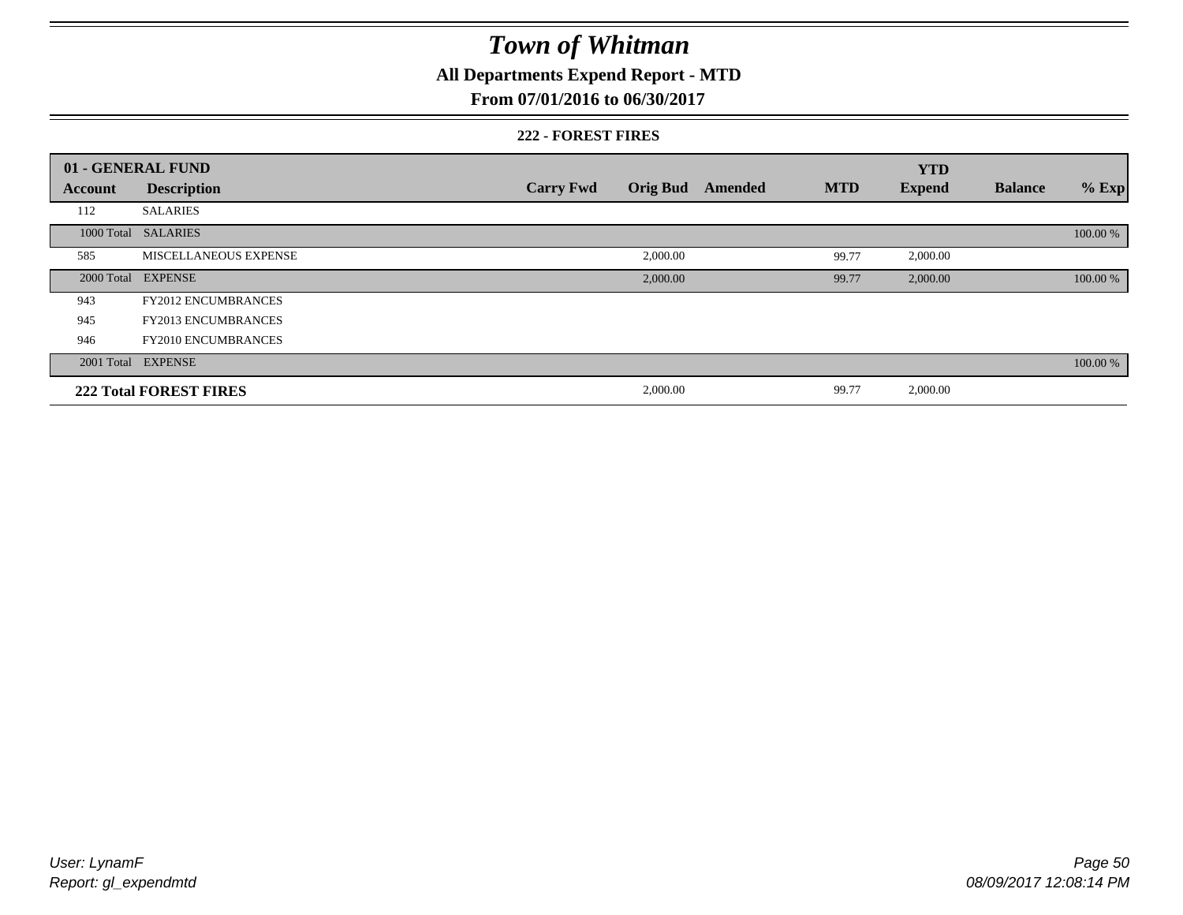# Town of Whitman

## All Departments Expend Report - MTD

### From 07/01/2016 to 06/30/2017

#### 222 - FOREST FIRES

| 01 - GENERAL FUND | | | | | | YTD | | |
|---|---|---|---|---|---|---|---|---|
| Account | Description | Carry Fwd | Orig Bud | Amended | MTD | Expend | Balance | % Exp |
| 112 | SALARIES | | | | | | | |
| 1000 Total | SALARIES | | | | | | | 100.00 % |
| 585 | MISCELLANEOUS EXPENSE | | 2,000.00 | | 99.77 | 2,000.00 | | |
| 2000 Total | EXPENSE | | 2,000.00 | | 99.77 | 2,000.00 | | 100.00 % |
| 943 | FY2012 ENCUMBRANCES | | | | | | | |
| 945 | FY2013 ENCUMBRANCES | | | | | | | |
| 946 | FY2010 ENCUMBRANCES | | | | | | | |
| 2001 Total | EXPENSE | | | | | | | 100.00 % |
| **222 Total FOREST FIRES** | | | 2,000.00 | | 99.77 | 2,000.00 | | |

User: LynamF
Report: gl_expendmtd

08/09/2017 12:08:14 PM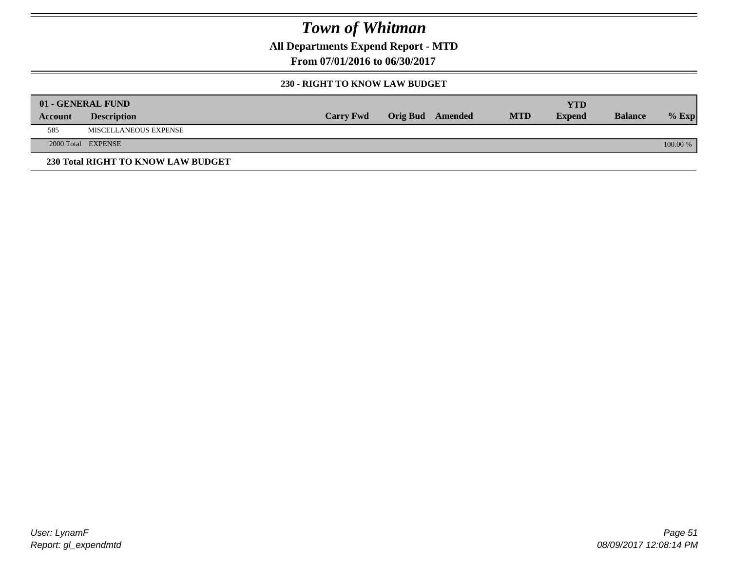# Town of Whitman

**All Departments Expend Report - MTD**

**From 07/01/2016 to 06/30/2017**

**230 - RIGHT TO KNOW LAW BUDGET**

| 01 - GENERAL FUND | | | | | | | | |
|---|---|---|---|---|---|---|---|---|
| **Account** | **Description** | **Carry Fwd** | **Orig Bud** | **Amended** | **MTD** | **YTD Expend** | **Balance** | **% Exp** |
| 585 | MISCELLANEOUS EXPENSE | | | | | | | |
| 2000 Total | EXPENSE | | | | | | | 100.00 % |

**230 Total RIGHT TO KNOW LAW BUDGET**

*User: LynamF*
*Report: gl_expendmtd*

*08/09/2017 12:08:14 PM*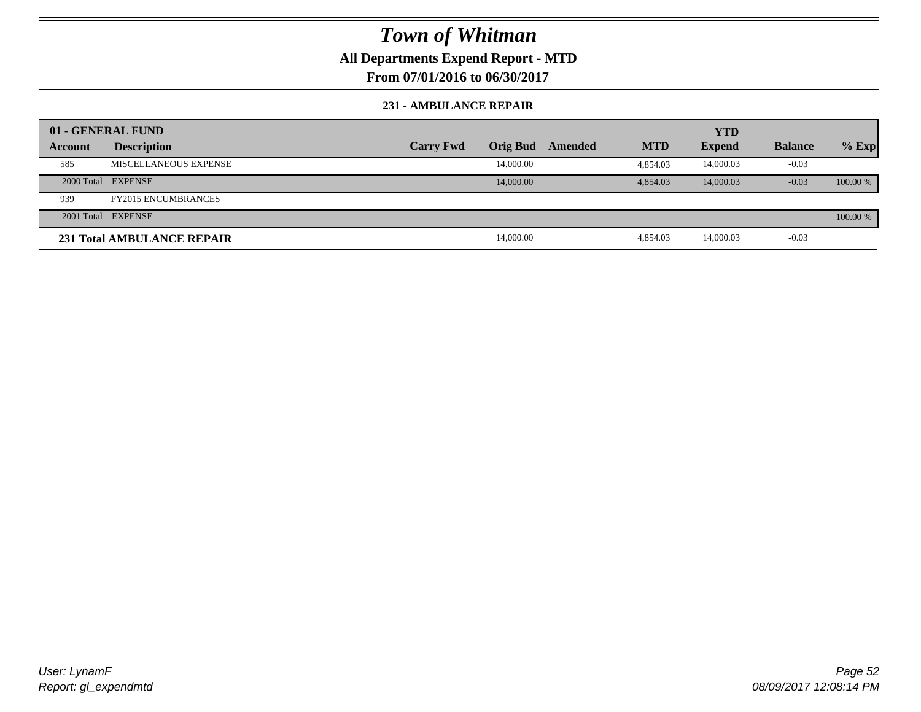# Town of Whitman

**All Departments Expend Report - MTD**

**From 07/01/2016 to 06/30/2017**

**231 - AMBULANCE REPAIR**

| 01 - GENERAL FUND | | | | | | YTD | | |
|---|---|---|---|---|---|---|---|---|
| **Account** | **Description** | **Carry Fwd** | **Orig Bud** | **Amended** | **MTD** | **Expend** | **Balance** | **% Exp** |
| 585 | MISCELLANEOUS EXPENSE | | 14,000.00 | | 4,854.03 | 14,000.03 | -0.03 | |
| 2000 Total | EXPENSE | | 14,000.00 | | 4,854.03 | 14,000.03 | -0.03 | 100.00 % |
| 939 | FY2015 ENCUMBRANCES | | | | | | | |
| 2001 Total | EXPENSE | | | | | | | 100.00 % |
| **231 Total AMBULANCE REPAIR** | | | 14,000.00 | | 4,854.03 | 14,000.03 | -0.03 | |

*User: LynamF*
*Report: gl_expendmtd*

*08/09/2017 12:08:14 PM*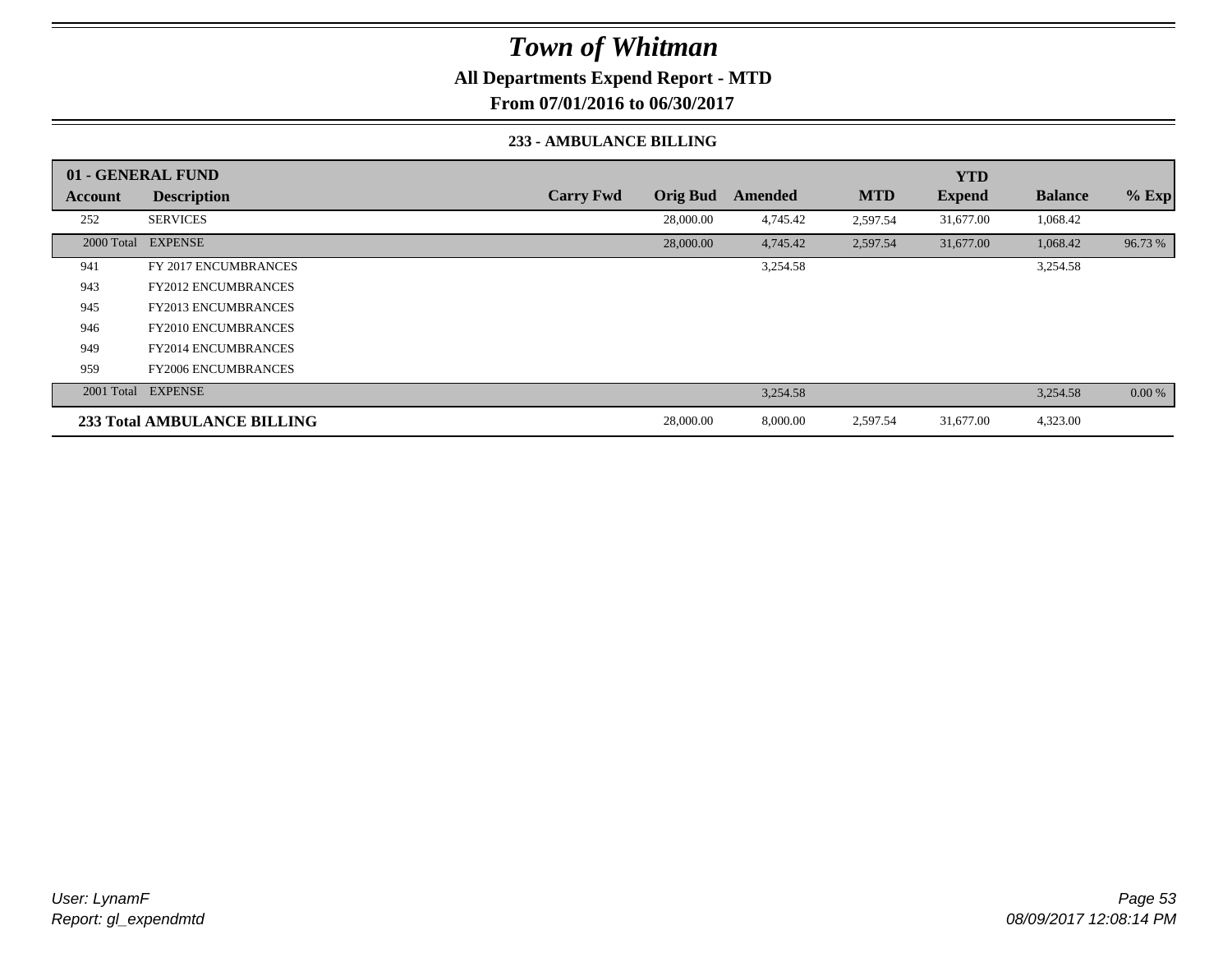# Town of Whitman

**All Departments Expend Report - MTD**

**From 07/01/2016 to 06/30/2017**

**233 - AMBULANCE BILLING**

| 01 - GENERAL FUND | | | | | | YTD | | |
|---|---|---|---|---|---|---|---|---|
| Account | Description | Carry Fwd | Orig Bud | Amended | MTD | Expend | Balance | % Exp |
| 252 | SERVICES | | 28,000.00 | 4,745.42 | 2,597.54 | 31,677.00 | 1,068.42 | |
| 2000 Total | EXPENSE | | 28,000.00 | 4,745.42 | 2,597.54 | 31,677.00 | 1,068.42 | 96.73 % |
| 941 | FY 2017 ENCUMBRANCES | | | 3,254.58 | | | 3,254.58 | |
| 943 | FY2012 ENCUMBRANCES | | | | | | | |
| 945 | FY2013 ENCUMBRANCES | | | | | | | |
| 946 | FY2010 ENCUMBRANCES | | | | | | | |
| 949 | FY2014 ENCUMBRANCES | | | | | | | |
| 959 | FY2006 ENCUMBRANCES | | | | | | | |
| 2001 Total | EXPENSE | | | 3,254.58 | | | 3,254.58 | 0.00 % |
| **233 Total AMBULANCE BILLING** | | | 28,000.00 | 8,000.00 | 2,597.54 | 31,677.00 | 4,323.00 | |

*User: LynamF*
*Report: gl_expendmtd*

*08/09/2017 12:08:14 PM*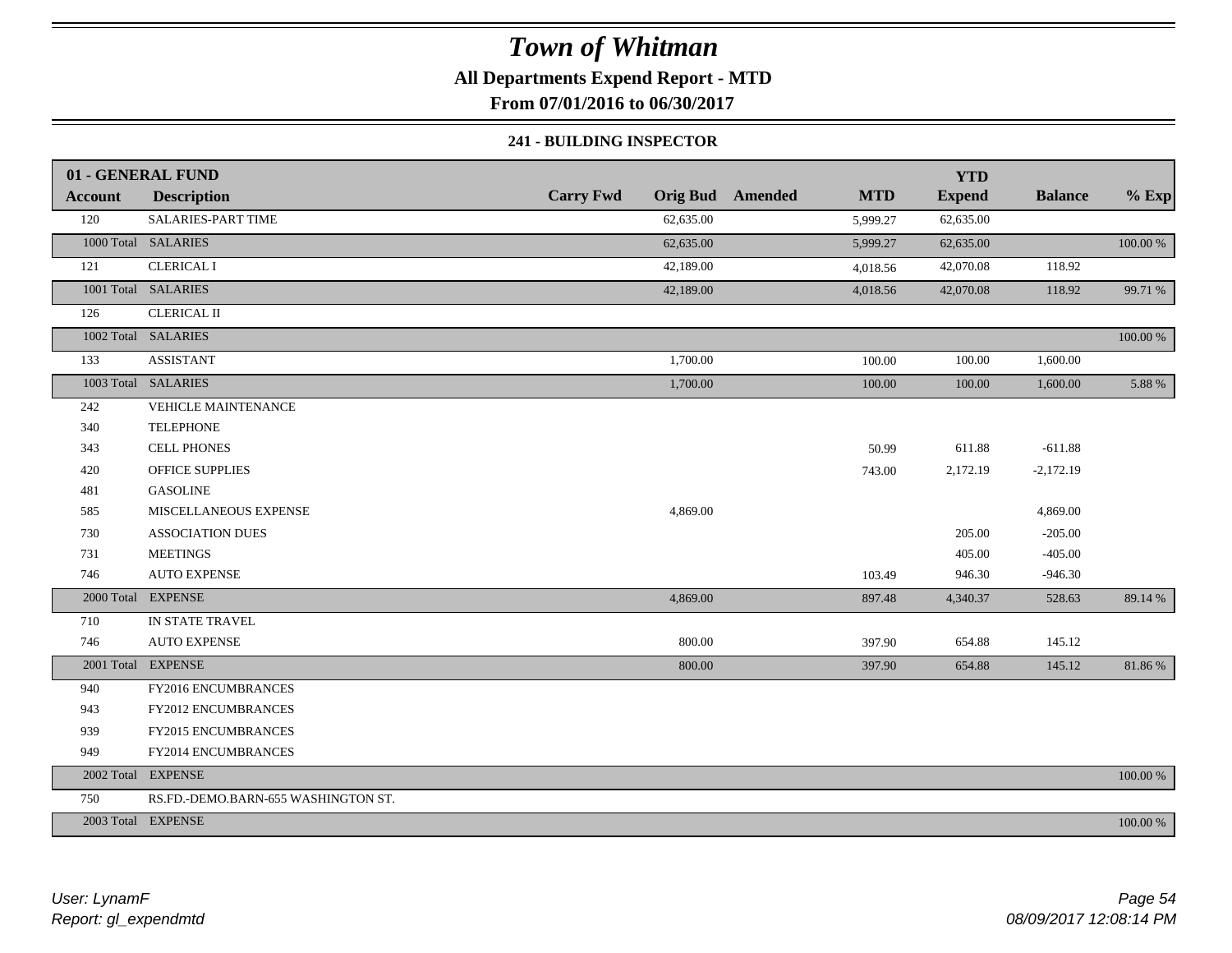# Town of Whitman

**All Departments Expend Report - MTD**

**From 07/01/2016 to 06/30/2017**

**241 - BUILDING INSPECTOR**

| 01 - GENERAL FUND | | | | | | | | |
|---|---|---|---|---|---|---|---|---|
| **Account** | **Description** | **Carry Fwd** | **Orig Bud** | **Amended** | **MTD** | **YTD Expend** | **Balance** | **% Exp** |
| 120 | SALARIES-PART TIME | | 62,635.00 | | 5,999.27 | 62,635.00 | | |
| 1000 Total | SALARIES | | 62,635.00 | | 5,999.27 | 62,635.00 | | 100.00 % |
| 121 | CLERICAL I | | 42,189.00 | | 4,018.56 | 42,070.08 | 118.92 | |
| 1001 Total | SALARIES | | 42,189.00 | | 4,018.56 | 42,070.08 | 118.92 | 99.71 % |
| 126 | CLERICAL II | | | | | | | |
| 1002 Total | SALARIES | | | | | | | 100.00 % |
| 133 | ASSISTANT | | 1,700.00 | | 100.00 | 100.00 | 1,600.00 | |
| 1003 Total | SALARIES | | 1,700.00 | | 100.00 | 100.00 | 1,600.00 | 5.88 % |
| 242 | VEHICLE MAINTENANCE | | | | | | | |
| 340 | TELEPHONE | | | | | | | |
| 343 | CELL PHONES | | | | 50.99 | 611.88 | -611.88 | |
| 420 | OFFICE SUPPLIES | | | | 743.00 | 2,172.19 | -2,172.19 | |
| 481 | GASOLINE | | | | | | | |
| 585 | MISCELLANEOUS EXPENSE | | 4,869.00 | | | | 4,869.00 | |
| 730 | ASSOCIATION DUES | | | | | 205.00 | -205.00 | |
| 731 | MEETINGS | | | | | 405.00 | -405.00 | |
| 746 | AUTO EXPENSE | | | | 103.49 | 946.30 | -946.30 | |
| 2000 Total | EXPENSE | | 4,869.00 | | 897.48 | 4,340.37 | 528.63 | 89.14 % |
| 710 | IN STATE TRAVEL | | | | | | | |
| 746 | AUTO EXPENSE | | 800.00 | | 397.90 | 654.88 | 145.12 | |
| 2001 Total | EXPENSE | | 800.00 | | 397.90 | 654.88 | 145.12 | 81.86 % |
| 940 | FY2016 ENCUMBRANCES | | | | | | | |
| 943 | FY2012 ENCUMBRANCES | | | | | | | |
| 939 | FY2015 ENCUMBRANCES | | | | | | | |
| 949 | FY2014 ENCUMBRANCES | | | | | | | |
| 2002 Total | EXPENSE | | | | | | | 100.00 % |
| 750 | RS.FD.-DEMO.BARN-655 WASHINGTON ST. | | | | | | | |
| 2003 Total | EXPENSE | | | | | | | 100.00 % |

*User: LynamF*
*Report: gl_expendmtd*

*08/09/2017 12:08:14 PM*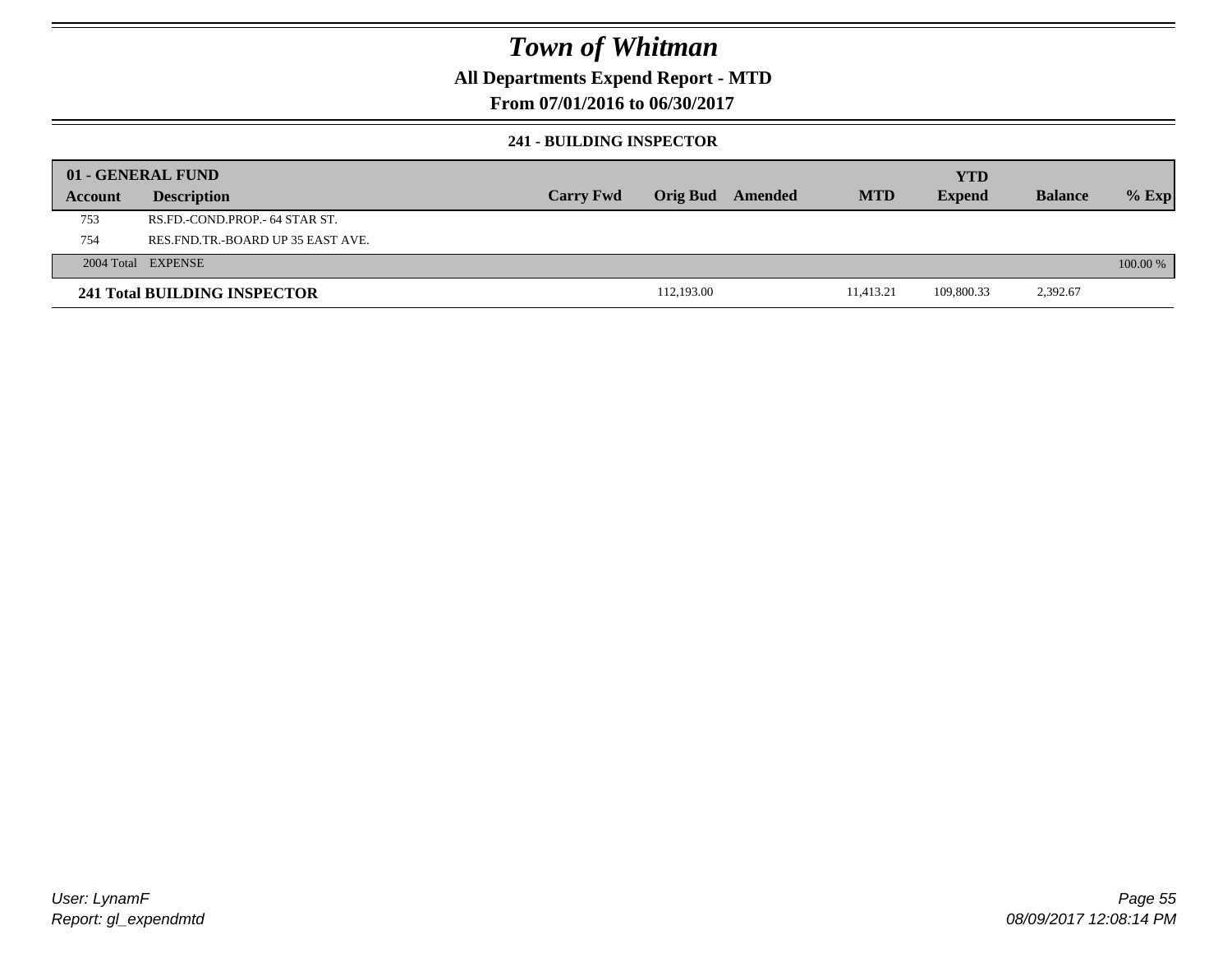# Town of Whitman

**All Departments Expend Report - MTD**

**From 07/01/2016 to 06/30/2017**

### 241 - BUILDING INSPECTOR

| 01 - GENERAL FUND | | | | | | YTD | | |
|---|---|---|---|---|---|---|---|---|
| **Account** | **Description** | **Carry Fwd** | **Orig Bud** | **Amended** | **MTD** | **Expend** | **Balance** | **% Exp** |
| 753 | RS.FD.-COND.PROP.- 64 STAR ST. | | | | | | | |
| 754 | RES.FND.TR.-BOARD UP 35 EAST AVE. | | | | | | | |
| 2004 Total | EXPENSE | | | | | | | 100.00 % |
| **241 Total BUILDING INSPECTOR** | | | 112,193.00 | | 11,413.21 | 109,800.33 | 2,392.67 | |

*User: LynamF*
*Report: gl_expendmtd*

*08/09/2017 12:08:14 PM*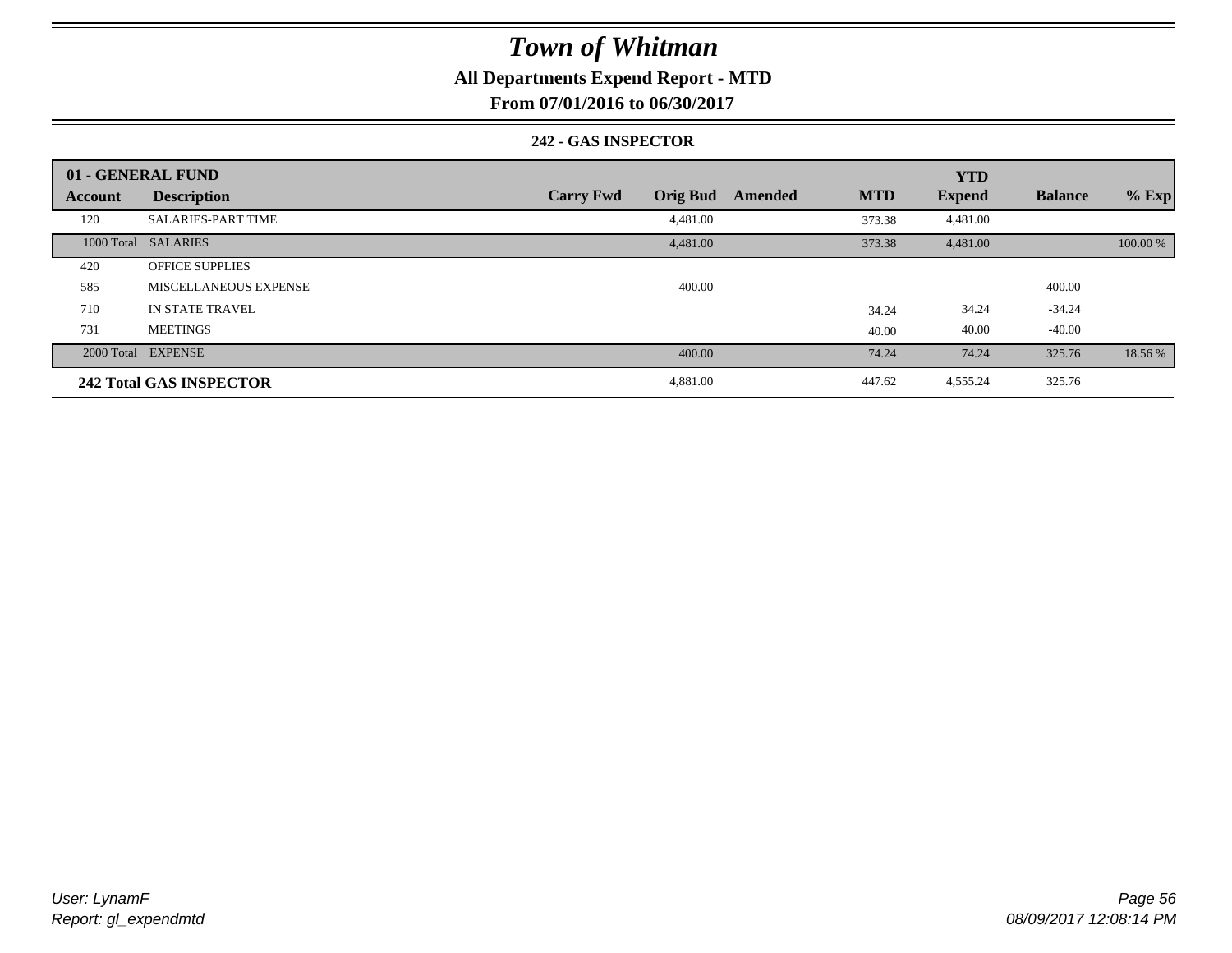# Town of Whitman

## All Departments Expend Report - MTD

### From 07/01/2016 to 06/30/2017

#### 242 - GAS INSPECTOR

| 01 - GENERAL FUND | | | | | | YTD | | |
|---|---|---|---|---|---|---|---|---|
| **Account** | **Description** | **Carry Fwd** | **Orig Bud** | **Amended** | **MTD** | **Expend** | **Balance** | **% Exp** |
| 120 | SALARIES-PART TIME | | 4,481.00 | | 373.38 | 4,481.00 | | |
| 1000 Total | SALARIES | | 4,481.00 | | 373.38 | 4,481.00 | | 100.00 % |
| 420 | OFFICE SUPPLIES | | | | | | | |
| 585 | MISCELLANEOUS EXPENSE | | 400.00 | | | | 400.00 | |
| 710 | IN STATE TRAVEL | | | | 34.24 | 34.24 | -34.24 | |
| 731 | MEETINGS | | | | 40.00 | 40.00 | -40.00 | |
| 2000 Total | EXPENSE | | 400.00 | | 74.24 | 74.24 | 325.76 | 18.56 % |
| **242 Total GAS INSPECTOR** | | | 4,881.00 | | 447.62 | 4,555.24 | 325.76 | |

User: LynamF
Report: gl_expendmtd

08/09/2017 12:08:14 PM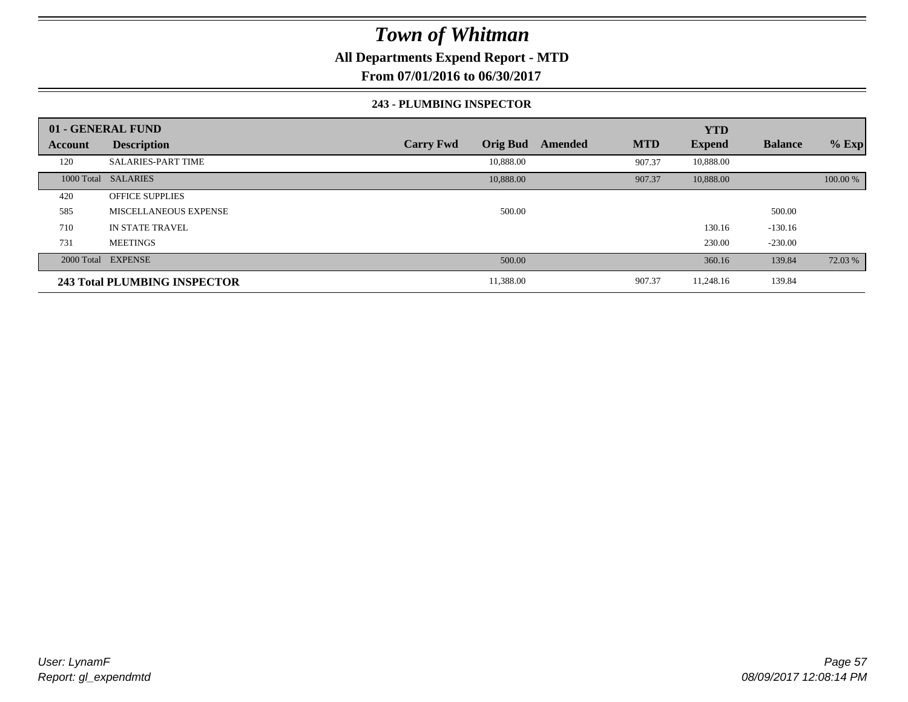# Town of Whitman

**All Departments Expend Report - MTD**

**From 07/01/2016 to 06/30/2017**

**243 - PLUMBING INSPECTOR**

| 01 - GENERAL FUND | | | | | | YTD | | |
|---|---|---|---|---|---|---|---|---|
| **Account** | **Description** | **Carry Fwd** | **Orig Bud** | **Amended** | **MTD** | **Expend** | **Balance** | **% Exp** |
| 120 | SALARIES-PART TIME | | 10,888.00 | | 907.37 | 10,888.00 | | |
| 1000 Total | SALARIES | | 10,888.00 | | 907.37 | 10,888.00 | | 100.00 % |
| 420 | OFFICE SUPPLIES | | | | | | | |
| 585 | MISCELLANEOUS EXPENSE | | 500.00 | | | | 500.00 | |
| 710 | IN STATE TRAVEL | | | | | 130.16 | -130.16 | |
| 731 | MEETINGS | | | | | 230.00 | -230.00 | |
| 2000 Total | EXPENSE | | 500.00 | | | 360.16 | 139.84 | 72.03 % |
| **243 Total PLUMBING INSPECTOR** | | | 11,388.00 | | 907.37 | 11,248.16 | 139.84 | |

*User: LynamF*
*Report: gl_expendmtd*

*08/09/2017 12:08:14 PM*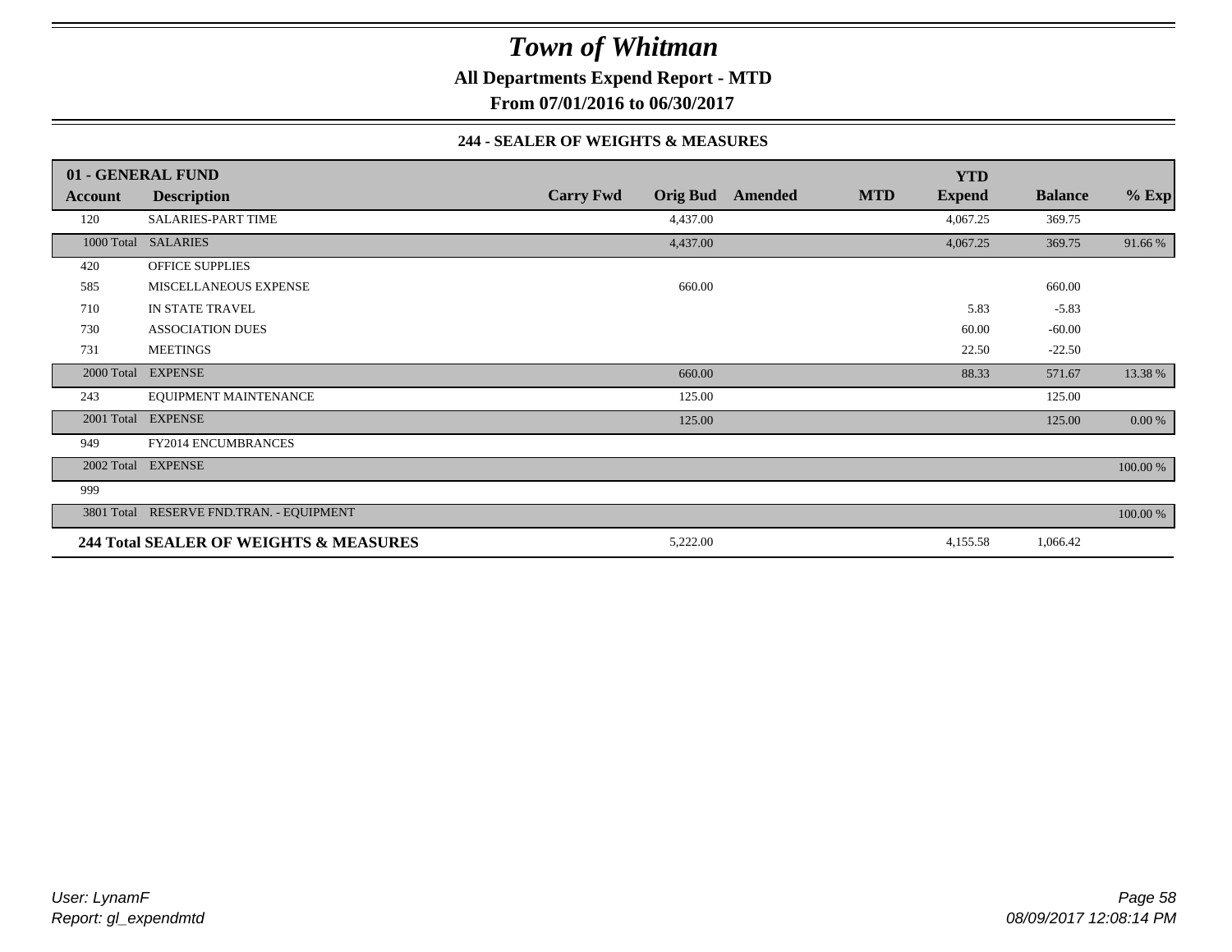# Town of Whitman

**All Departments Expend Report - MTD**

**From 07/01/2016 to 06/30/2017**

### 244 - SEALER OF WEIGHTS & MEASURES

| 01 - GENERAL FUND | | | | | | | | |
|---|---|---|---|---|---|---|---|---|
| **Account** | **Description** | **Carry Fwd** | **Orig Bud** | **Amended** | **MTD** | **YTD Expend** | **Balance** | **% Exp** |
| 120 | SALARIES-PART TIME | | 4,437.00 | | | 4,067.25 | 369.75 | |
| 1000 Total | SALARIES | | 4,437.00 | | | 4,067.25 | 369.75 | 91.66 % |
| 420 | OFFICE SUPPLIES | | | | | | | |
| 585 | MISCELLANEOUS EXPENSE | | 660.00 | | | | 660.00 | |
| 710 | IN STATE TRAVEL | | | | | 5.83 | -5.83 | |
| 730 | ASSOCIATION DUES | | | | | 60.00 | -60.00 | |
| 731 | MEETINGS | | | | | 22.50 | -22.50 | |
| 2000 Total | EXPENSE | | 660.00 | | | 88.33 | 571.67 | 13.38 % |
| 243 | EQUIPMENT MAINTENANCE | | 125.00 | | | | 125.00 | |
| 2001 Total | EXPENSE | | 125.00 | | | | 125.00 | 0.00 % |
| 949 | FY2014 ENCUMBRANCES | | | | | | | |
| 2002 Total | EXPENSE | | | | | | | 100.00 % |
| 999 | | | | | | | | |
| 3801 Total | RESERVE FND.TRAN. - EQUIPMENT | | | | | | | 100.00 % |
| **244 Total SEALER OF WEIGHTS & MEASURES** | | | 5,222.00 | | | 4,155.58 | 1,066.42 | |

*User: LynamF*
*Report: gl_expendmtd*
*08/09/2017 12:08:14 PM*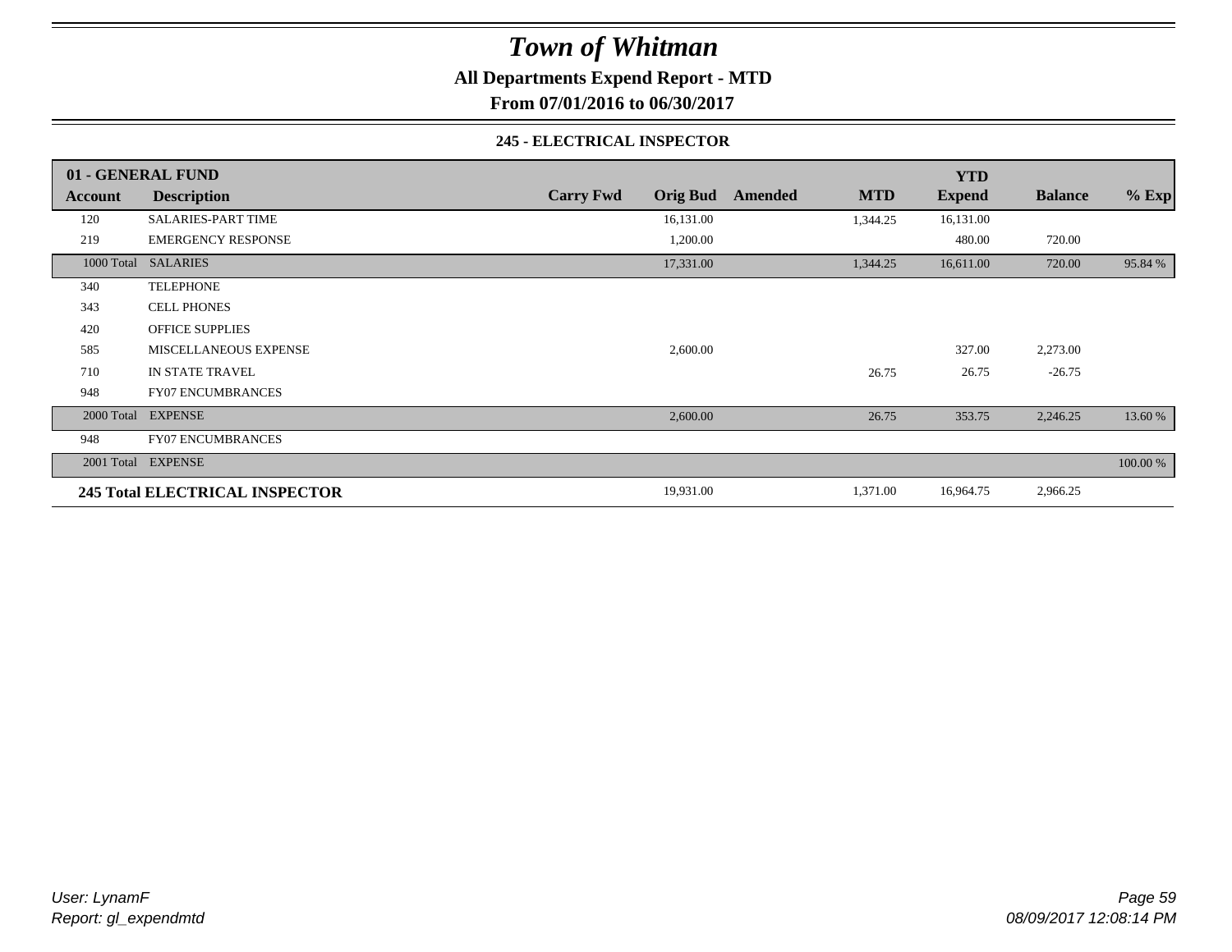# Town of Whitman

**All Departments Expend Report - MTD**

**From 07/01/2016 to 06/30/2017**

**245 - ELECTRICAL INSPECTOR**

| 01 - GENERAL FUND | | | | | | YTD | | |
|---|---|---|---|---|---|---|---|---|
| **Account** | **Description** | **Carry Fwd** | **Orig Bud** | **Amended** | **MTD** | **Expend** | **Balance** | **% Exp** |
| 120 | SALARIES-PART TIME | | 16,131.00 | | 1,344.25 | 16,131.00 | | |
| 219 | EMERGENCY RESPONSE | | 1,200.00 | | | 480.00 | 720.00 | |
| 1000 Total | SALARIES | | 17,331.00 | | 1,344.25 | 16,611.00 | 720.00 | 95.84 % |
| 340 | TELEPHONE | | | | | | | |
| 343 | CELL PHONES | | | | | | | |
| 420 | OFFICE SUPPLIES | | | | | | | |
| 585 | MISCELLANEOUS EXPENSE | | 2,600.00 | | | 327.00 | 2,273.00 | |
| 710 | IN STATE TRAVEL | | | | 26.75 | 26.75 | -26.75 | |
| 948 | FY07 ENCUMBRANCES | | | | | | | |
| 2000 Total | EXPENSE | | 2,600.00 | | 26.75 | 353.75 | 2,246.25 | 13.60 % |
| 948 | FY07 ENCUMBRANCES | | | | | | | |
| 2001 Total | EXPENSE | | | | | | | 100.00 % |
| **245 Total ELECTRICAL INSPECTOR** | | | 19,931.00 | | 1,371.00 | 16,964.75 | 2,966.25 | |

*User: LynamF*
*Report: gl_expendmtd*

*08/09/2017 12:08:14 PM*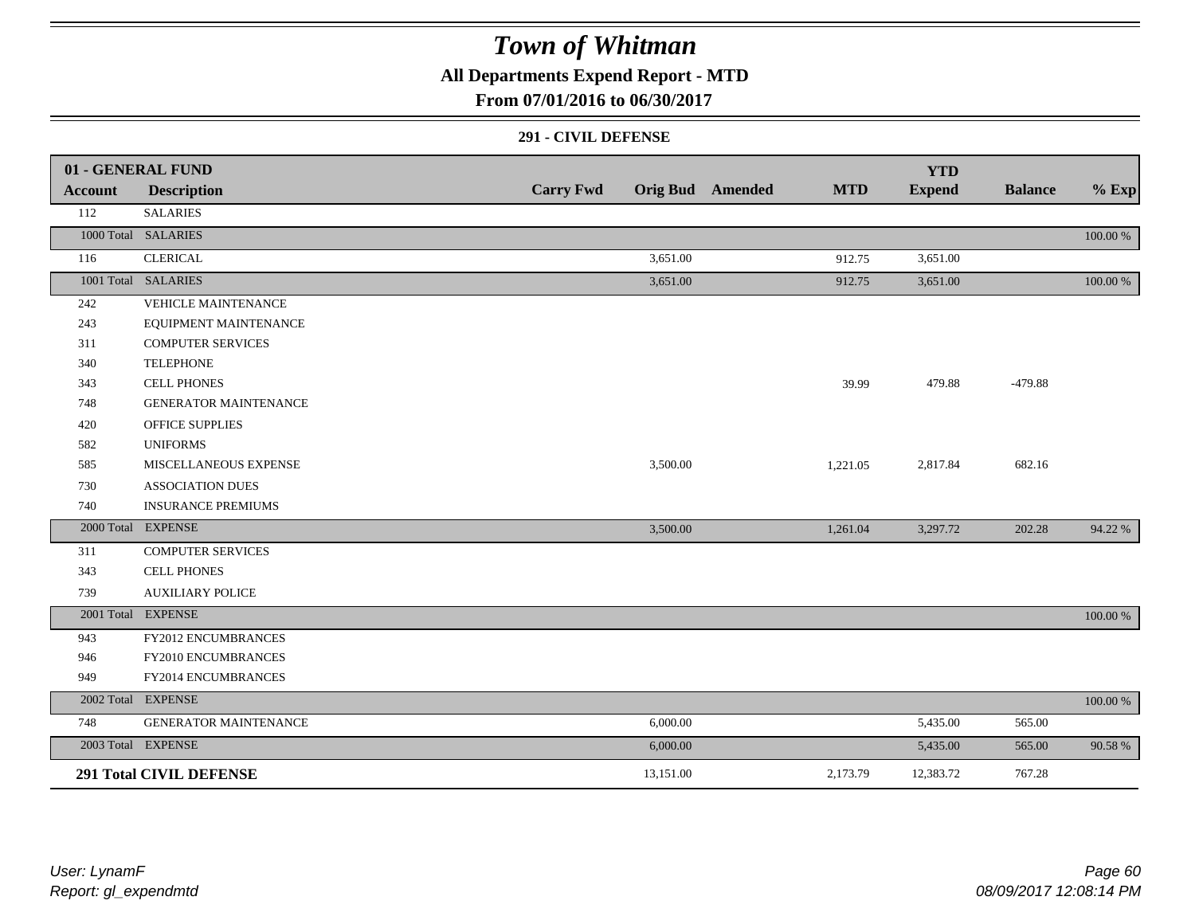# Town of Whitman

**All Departments Expend Report - MTD**

**From 07/01/2016 to 06/30/2017**

**291 - CIVIL DEFENSE**

| 01 - GENERAL FUND | | | | | | YTD | | |
|---|---|---|---|---|---|---|---|---|
| **Account** | **Description** | **Carry Fwd** | **Orig Bud** | **Amended** | **MTD** | **Expend** | **Balance** | **% Exp** |
| 112 | SALARIES | | | | | | | |
| 1000 Total | SALARIES | | | | | | | 100.00 % |
| 116 | CLERICAL | | 3,651.00 | | 912.75 | 3,651.00 | | |
| 1001 Total | SALARIES | | 3,651.00 | | 912.75 | 3,651.00 | | 100.00 % |
| 242 | VEHICLE MAINTENANCE | | | | | | | |
| 243 | EQUIPMENT MAINTENANCE | | | | | | | |
| 311 | COMPUTER SERVICES | | | | | | | |
| 340 | TELEPHONE | | | | | | | |
| 343 | CELL PHONES | | | | 39.99 | 479.88 | -479.88 | |
| 748 | GENERATOR MAINTENANCE | | | | | | | |
| 420 | OFFICE SUPPLIES | | | | | | | |
| 582 | UNIFORMS | | | | | | | |
| 585 | MISCELLANEOUS EXPENSE | | 3,500.00 | | 1,221.05 | 2,817.84 | 682.16 | |
| 730 | ASSOCIATION DUES | | | | | | | |
| 740 | INSURANCE PREMIUMS | | | | | | | |
| 2000 Total | EXPENSE | | 3,500.00 | | 1,261.04 | 3,297.72 | 202.28 | 94.22 % |
| 311 | COMPUTER SERVICES | | | | | | | |
| 343 | CELL PHONES | | | | | | | |
| 739 | AUXILIARY POLICE | | | | | | | |
| 2001 Total | EXPENSE | | | | | | | 100.00 % |
| 943 | FY2012 ENCUMBRANCES | | | | | | | |
| 946 | FY2010 ENCUMBRANCES | | | | | | | |
| 949 | FY2014 ENCUMBRANCES | | | | | | | |
| 2002 Total | EXPENSE | | | | | | | 100.00 % |
| 748 | GENERATOR MAINTENANCE | | 6,000.00 | | | 5,435.00 | 565.00 | |
| 2003 Total | EXPENSE | | 6,000.00 | | | 5,435.00 | 565.00 | 90.58 % |
| **291 Total CIVIL DEFENSE** | | | 13,151.00 | | 2,173.79 | 12,383.72 | 767.28 | |

*User: LynamF*
*Report: gl_expendmtd*

*08/09/2017 12:08:14 PM*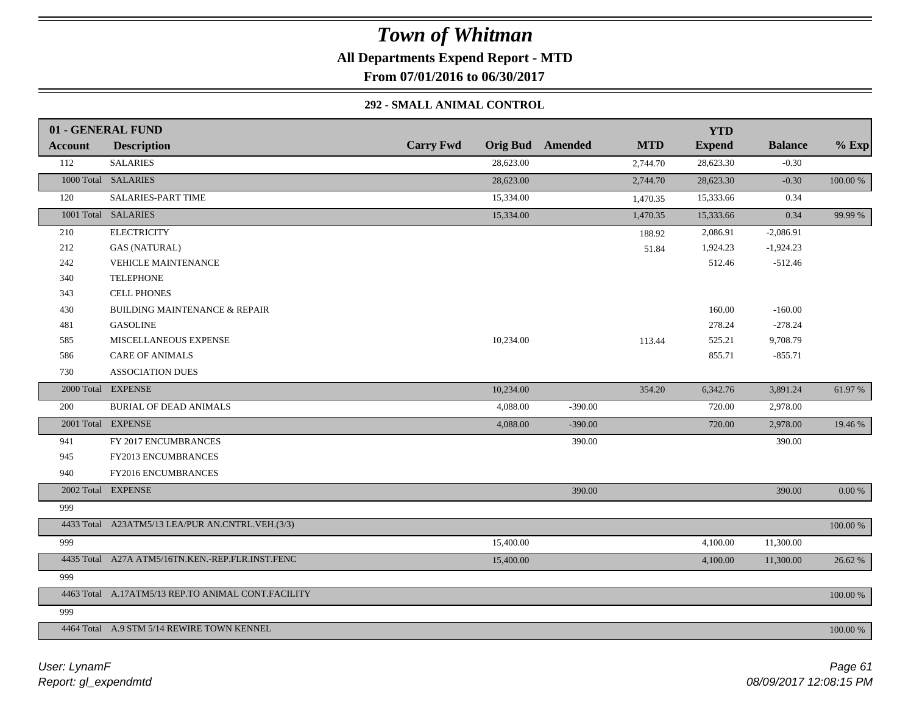# Town of Whitman

**All Departments Expend Report - MTD**

**From 07/01/2016 to 06/30/2017**

### 292 - SMALL ANIMAL CONTROL

| 01 - GENERAL FUND | | | | | | YTD | | |
|---|---|---|---|---|---|---|---|---|
| **Account** | **Description** | **Carry Fwd** | **Orig Bud** | **Amended** | **MTD** | **Expend** | **Balance** | **% Exp** |
| 112 | SALARIES | | 28,623.00 | | 2,744.70 | 28,623.30 | -0.30 | |
| 1000 Total | SALARIES | | 28,623.00 | | 2,744.70 | 28,623.30 | -0.30 | 100.00 % |
| 120 | SALARIES-PART TIME | | 15,334.00 | | 1,470.35 | 15,333.66 | 0.34 | |
| 1001 Total | SALARIES | | 15,334.00 | | 1,470.35 | 15,333.66 | 0.34 | 99.99 % |
| 210 | ELECTRICITY | | | | 188.92 | 2,086.91 | -2,086.91 | |
| 212 | GAS (NATURAL) | | | | 51.84 | 1,924.23 | -1,924.23 | |
| 242 | VEHICLE MAINTENANCE | | | | | 512.46 | -512.46 | |
| 340 | TELEPHONE | | | | | | | |
| 343 | CELL PHONES | | | | | | | |
| 430 | BUILDING MAINTENANCE & REPAIR | | | | | 160.00 | -160.00 | |
| 481 | GASOLINE | | | | | 278.24 | -278.24 | |
| 585 | MISCELLANEOUS EXPENSE | | 10,234.00 | | 113.44 | 525.21 | 9,708.79 | |
| 586 | CARE OF ANIMALS | | | | | 855.71 | -855.71 | |
| 730 | ASSOCIATION DUES | | | | | | | |
| 2000 Total | EXPENSE | | 10,234.00 | | 354.20 | 6,342.76 | 3,891.24 | 61.97 % |
| 200 | BURIAL OF DEAD ANIMALS | | 4,088.00 | -390.00 | | 720.00 | 2,978.00 | |
| 2001 Total | EXPENSE | | 4,088.00 | -390.00 | | 720.00 | 2,978.00 | 19.46 % |
| 941 | FY 2017 ENCUMBRANCES | | | 390.00 | | | 390.00 | |
| 945 | FY2013 ENCUMBRANCES | | | | | | | |
| 940 | FY2016 ENCUMBRANCES | | | | | | | |
| 2002 Total | EXPENSE | | | 390.00 | | | 390.00 | 0.00 % |
| 999 | | | | | | | | |
| 4433 Total | A23ATM5/13 LEA/PUR AN.CNTRL.VEH.(3/3) | | | | | | | 100.00 % |
| 999 | | | 15,400.00 | | | 4,100.00 | 11,300.00 | |
| 4435 Total | A27A ATM5/16TN.KEN.-REP.FLR.INST.FENC | | 15,400.00 | | | 4,100.00 | 11,300.00 | 26.62 % |
| 999 | | | | | | | | |
| 4463 Total | A.17ATM5/13 REP.TO ANIMAL CONT.FACILITY | | | | | | | 100.00 % |
| 999 | | | | | | | | |
| 4464 Total | A.9 STM 5/14 REWIRE TOWN KENNEL | | | | | | | 100.00 % |

*User: LynamF*
*Report: gl_expendmtd*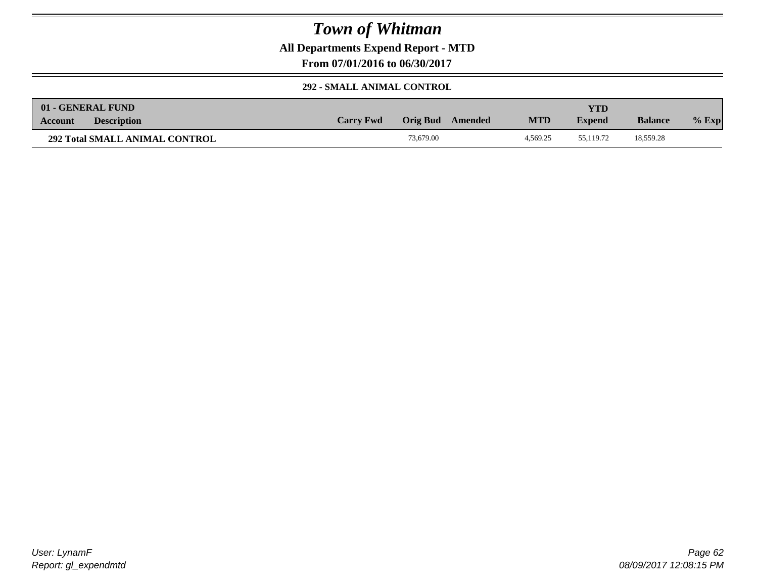# Town of Whitman

**All Departments Expend Report - MTD**

**From 07/01/2016 to 06/30/2017**

**292 - SMALL ANIMAL CONTROL**

| 01 - GENERAL FUND<br>Account | Description | Carry Fwd | Orig Bud | Amended | MTD | YTD Expend | Balance | % Exp |
|---|---|---|---|---|---|---|---|---|
| **292 Total SMALL ANIMAL CONTROL** | | | 73,679.00 | | 4,569.25 | 55,119.72 | 18,559.28 | |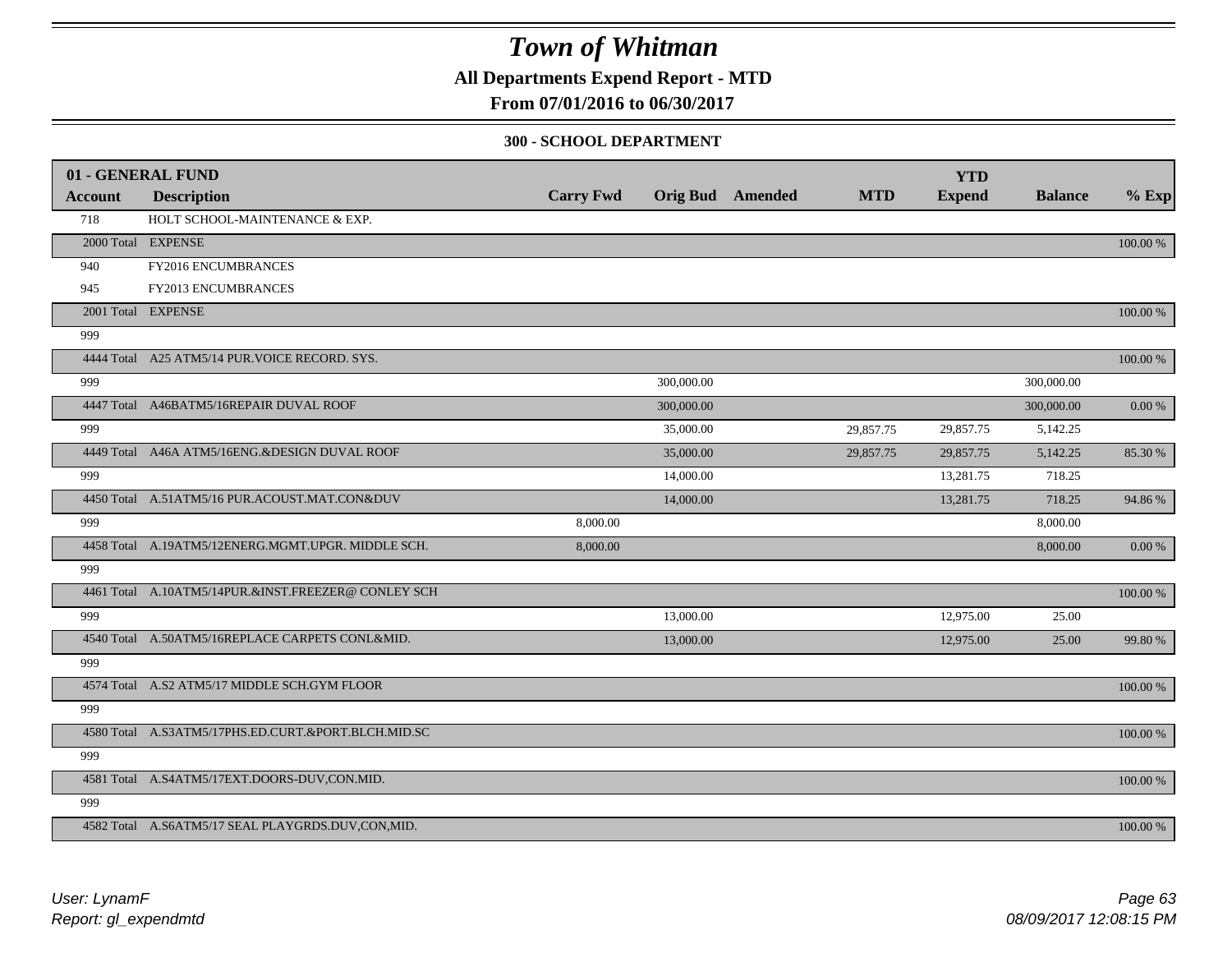# Town of Whitman

**All Departments Expend Report - MTD**

**From 07/01/2016 to 06/30/2017**

**300 - SCHOOL DEPARTMENT**

| 01 - GENERAL FUND | | | | | | YTD | | |
|---|---|---|---|---|---|---|---|---|
| **Account** | **Description** | **Carry Fwd** | **Orig Bud** | **Amended** | **MTD** | **Expend** | **Balance** | **% Exp** |
| 718 | HOLT SCHOOL-MAINTENANCE & EXP. | | | | | | | |
| 2000 Total | EXPENSE | | | | | | | 100.00 % |
| 940 | FY2016 ENCUMBRANCES | | | | | | | |
| 945 | FY2013 ENCUMBRANCES | | | | | | | |
| 2001 Total | EXPENSE | | | | | | | 100.00 % |
| 999 | | | | | | | | |
| 4444 Total | A25 ATM5/14 PUR.VOICE RECORD. SYS. | | | | | | | 100.00 % |
| 999 | | | 300,000.00 | | | | 300,000.00 | |
| 4447 Total | A46BATM5/16REPAIR DUVAL ROOF | | 300,000.00 | | | | 300,000.00 | 0.00 % |
| 999 | | | 35,000.00 | | 29,857.75 | 29,857.75 | 5,142.25 | |
| 4449 Total | A46A ATM5/16ENG.&DESIGN DUVAL ROOF | | 35,000.00 | | 29,857.75 | 29,857.75 | 5,142.25 | 85.30 % |
| 999 | | | 14,000.00 | | | 13,281.75 | 718.25 | |
| 4450 Total | A.51ATM5/16 PUR.ACOUST.MAT.CON&DUV | | 14,000.00 | | | 13,281.75 | 718.25 | 94.86 % |
| 999 | | 8,000.00 | | | | | 8,000.00 | |
| 4458 Total | A.19ATM5/12ENERG.MGMT.UPGR. MIDDLE SCH. | 8,000.00 | | | | | 8,000.00 | 0.00 % |
| 999 | | | | | | | | |
| 4461 Total | A.10ATM5/14PUR.&INST.FREEZER@ CONLEY SCH | | | | | | | 100.00 % |
| 999 | | | 13,000.00 | | | 12,975.00 | 25.00 | |
| 4540 Total | A.50ATM5/16REPLACE CARPETS CONL&MID. | | 13,000.00 | | | 12,975.00 | 25.00 | 99.80 % |
| 999 | | | | | | | | |
| 4574 Total | A.S2 ATM5/17 MIDDLE SCH.GYM FLOOR | | | | | | | 100.00 % |
| 999 | | | | | | | | |
| 4580 Total | A.S3ATM5/17PHS.ED.CURT.&PORT.BLCH.MID.SC | | | | | | | 100.00 % |
| 999 | | | | | | | | |
| 4581 Total | A.S4ATM5/17EXT.DOORS-DUV,CON.MID. | | | | | | | 100.00 % |
| 999 | | | | | | | | |
| 4582 Total | A.S6ATM5/17 SEAL PLAYGRDS.DUV,CON,MID. | | | | | | | 100.00 % |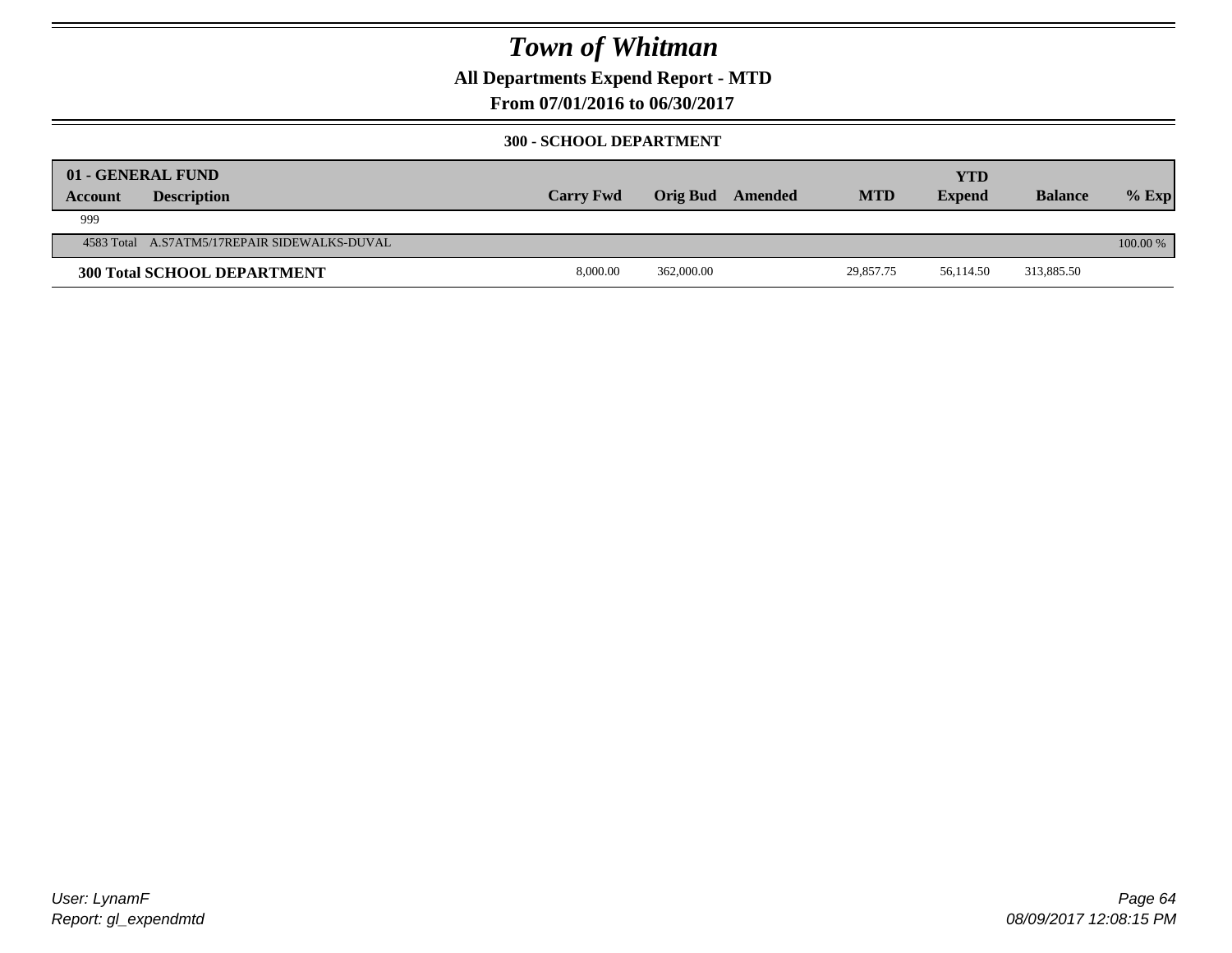# Town of Whitman

**All Departments Expend Report - MTD**

**From 07/01/2016 to 06/30/2017**

**300 - SCHOOL DEPARTMENT**

| **01 - GENERAL FUND** | | | | | | | | |
|---|---|---|---|---|---|---|---|---|
| **Account** | **Description** | **Carry Fwd** | **Orig Bud** | **Amended** | **MTD** | **YTD Expend** | **Balance** | **% Exp** |
| 999 | | | | | | | | |
| 4583 Total | A.S7ATM5/17REPAIR SIDEWALKS-DUVAL | | | | | | | 100.00 % |
| **300 Total SCHOOL DEPARTMENT** | | 8,000.00 | 362,000.00 | | 29,857.75 | 56,114.50 | 313,885.50 | |

User: LynamF
Report: gl_expendmtd

08/09/2017 12:08:15 PM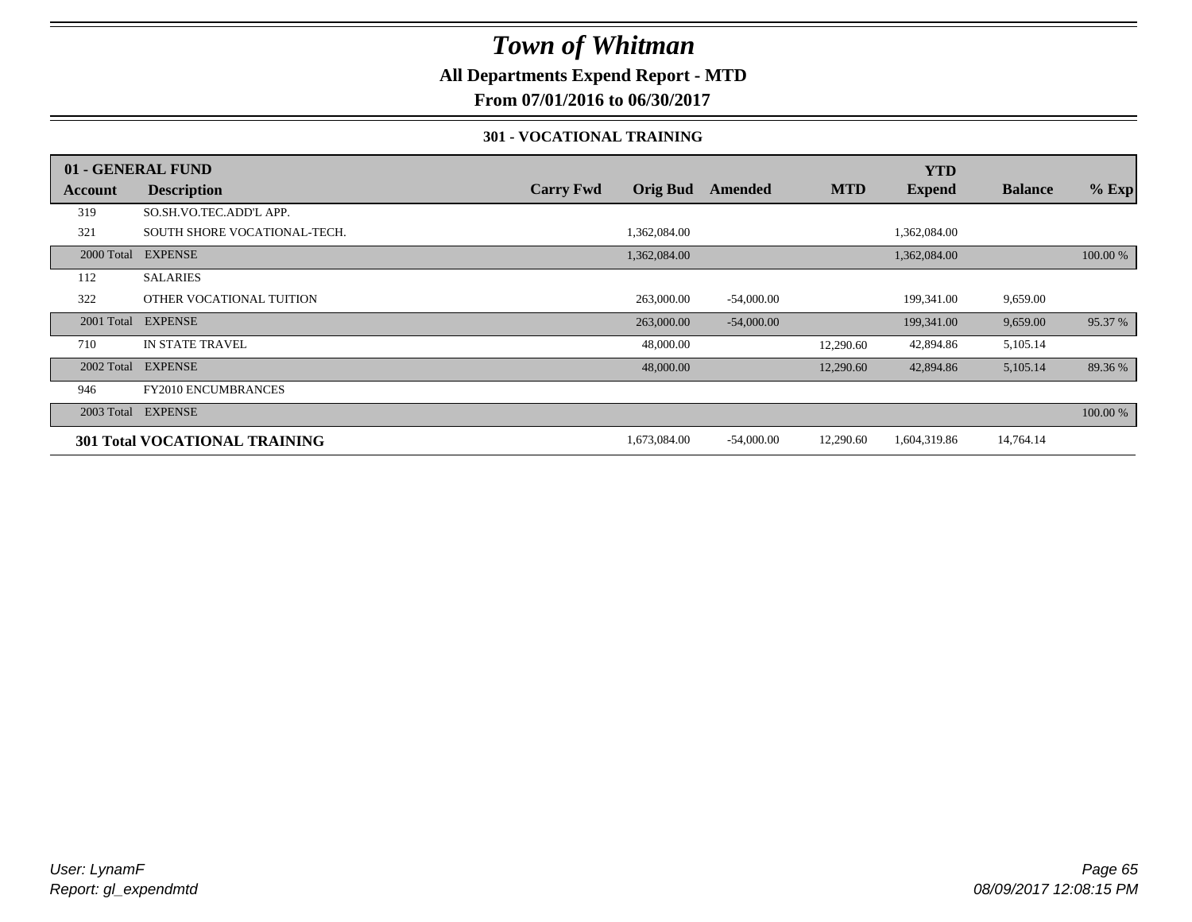# Town of Whitman

**All Departments Expend Report - MTD**

**From 07/01/2016 to 06/30/2017**

**301 - VOCATIONAL TRAINING**

| 01 - GENERAL FUND | | | | | | YTD | | |
|---|---|---|---|---|---|---|---|---|
| **Account** | **Description** | **Carry Fwd** | **Orig Bud** | **Amended** | **MTD** | **Expend** | **Balance** | **% Exp** |
| 319 | SO.SH.VO.TEC.ADD'L APP. | | | | | | | |
| 321 | SOUTH SHORE VOCATIONAL-TECH. | | 1,362,084.00 | | | 1,362,084.00 | | |
| 2000 Total | EXPENSE | | 1,362,084.00 | | | 1,362,084.00 | | 100.00 % |
| 112 | SALARIES | | | | | | | |
| 322 | OTHER VOCATIONAL TUITION | | 263,000.00 | -54,000.00 | | 199,341.00 | 9,659.00 | |
| 2001 Total | EXPENSE | | 263,000.00 | -54,000.00 | | 199,341.00 | 9,659.00 | 95.37 % |
| 710 | IN STATE TRAVEL | | 48,000.00 | | 12,290.60 | 42,894.86 | 5,105.14 | |
| 2002 Total | EXPENSE | | 48,000.00 | | 12,290.60 | 42,894.86 | 5,105.14 | 89.36 % |
| 946 | FY2010 ENCUMBRANCES | | | | | | | |
| 2003 Total | EXPENSE | | | | | | | 100.00 % |
| **301 Total VOCATIONAL TRAINING** | | | 1,673,084.00 | -54,000.00 | 12,290.60 | 1,604,319.86 | 14,764.14 | |

*User: LynamF*
*Report: gl_expendmtd*

*08/09/2017 12:08:15 PM*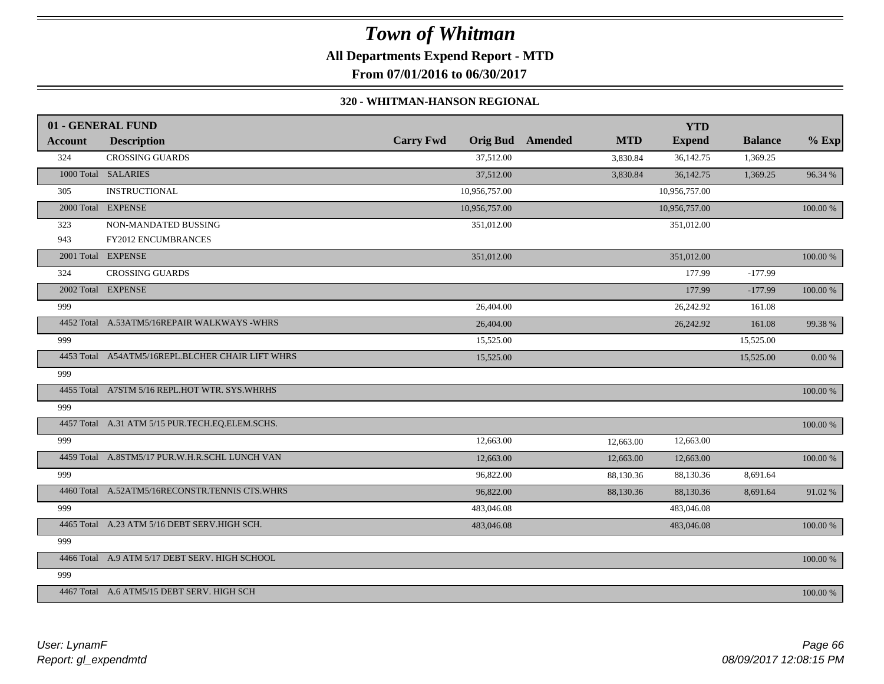# Town of Whitman

**All Departments Expend Report - MTD**

**From 07/01/2016 to 06/30/2017**

**320 - WHITMAN-HANSON REGIONAL**

| 01 - GENERAL FUND | | | | | | YTD | | |
|---|---|---|---|---|---|---|---|---|
| Account | Description | Carry Fwd | Orig Bud | Amended | MTD | Expend | Balance | % Exp |
| 324 | CROSSING GUARDS | | 37,512.00 | | 3,830.84 | 36,142.75 | 1,369.25 | |
| 1000 Total | SALARIES | | 37,512.00 | | 3,830.84 | 36,142.75 | 1,369.25 | 96.34 % |
| 305 | INSTRUCTIONAL | | 10,956,757.00 | | | 10,956,757.00 | | |
| 2000 Total | EXPENSE | | 10,956,757.00 | | | 10,956,757.00 | | 100.00 % |
| 323 | NON-MANDATED BUSSING | | 351,012.00 | | | 351,012.00 | | |
| 943 | FY2012 ENCUMBRANCES | | | | | | | |
| 2001 Total | EXPENSE | | 351,012.00 | | | 351,012.00 | | 100.00 % |
| 324 | CROSSING GUARDS | | | | | 177.99 | -177.99 | |
| 2002 Total | EXPENSE | | | | | 177.99 | -177.99 | 100.00 % |
| 999 | | | 26,404.00 | | | 26,242.92 | 161.08 | |
| 4452 Total | A.53ATM5/16REPAIR WALKWAYS -WHRS | | 26,404.00 | | | 26,242.92 | 161.08 | 99.38 % |
| 999 | | | 15,525.00 | | | | 15,525.00 | |
| 4453 Total | A54ATM5/16REPL.BLCHER CHAIR LIFT WHRS | | 15,525.00 | | | | 15,525.00 | 0.00 % |
| 999 | | | | | | | | |
| 4455 Total | A7STM 5/16 REPL.HOT WTR. SYS.WHRHS | | | | | | | 100.00 % |
| 999 | | | | | | | | |
| 4457 Total | A.31 ATM 5/15 PUR.TECH.EQ.ELEM.SCHS. | | | | | | | 100.00 % |
| 999 | | | 12,663.00 | | 12,663.00 | 12,663.00 | | |
| 4459 Total | A.8STM5/17 PUR.W.H.R.SCHL LUNCH VAN | | 12,663.00 | | 12,663.00 | 12,663.00 | | 100.00 % |
| 999 | | | 96,822.00 | | 88,130.36 | 88,130.36 | 8,691.64 | |
| 4460 Total | A.52ATM5/16RECONSTR.TENNIS CTS.WHRS | | 96,822.00 | | 88,130.36 | 88,130.36 | 8,691.64 | 91.02 % |
| 999 | | | 483,046.08 | | | 483,046.08 | | |
| 4465 Total | A.23 ATM 5/16 DEBT SERV.HIGH SCH. | | 483,046.08 | | | 483,046.08 | | 100.00 % |
| 999 | | | | | | | | |
| 4466 Total | A.9 ATM 5/17 DEBT SERV. HIGH SCHOOL | | | | | | | 100.00 % |
| 999 | | | | | | | | |
| 4467 Total | A.6 ATM5/15 DEBT SERV. HIGH SCH | | | | | | | 100.00 % |

*User: LynamF*
*Report: gl_expendmtd*

*08/09/2017 12:08:15 PM*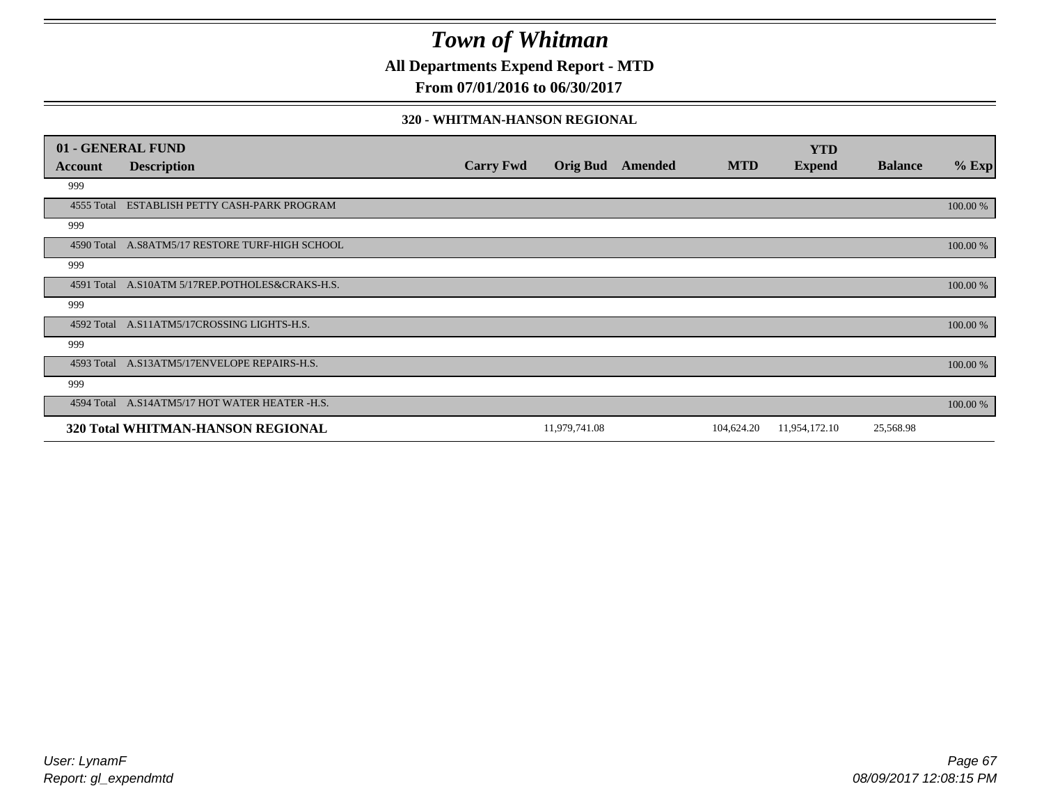# Town of Whitman

**All Departments Expend Report - MTD**

**From 07/01/2016 to 06/30/2017**

**320 - WHITMAN-HANSON REGIONAL**

| 01 - GENERAL FUND<br>Account | Description | Carry Fwd | Orig Bud | Amended | MTD | YTD Expend | Balance | % Exp |
|---|---|---|---|---|---|---|---|---|
| 999 | | | | | | | | |
| 4555 Total | ESTABLISH PETTY CASH-PARK PROGRAM | | | | | | | 100.00 % |
| 999 | | | | | | | | |
| 4590 Total | A.S8ATM5/17 RESTORE TURF-HIGH SCHOOL | | | | | | | 100.00 % |
| 999 | | | | | | | | |
| 4591 Total | A.S10ATM 5/17REP.POTHOLES&CRAKS-H.S. | | | | | | | 100.00 % |
| 999 | | | | | | | | |
| 4592 Total | A.S11ATM5/17CROSSING LIGHTS-H.S. | | | | | | | 100.00 % |
| 999 | | | | | | | | |
| 4593 Total | A.S13ATM5/17ENVELOPE REPAIRS-H.S. | | | | | | | 100.00 % |
| 999 | | | | | | | | |
| 4594 Total | A.S14ATM5/17 HOT WATER HEATER -H.S. | | | | | | | 100.00 % |
| **320 Total WHITMAN-HANSON REGIONAL** | | | 11,979,741.08 | | 104,624.20 | 11,954,172.10 | 25,568.98 | |

*User: LynamF*
*Report: gl_expendmtd*

*08/09/2017 12:08:15 PM*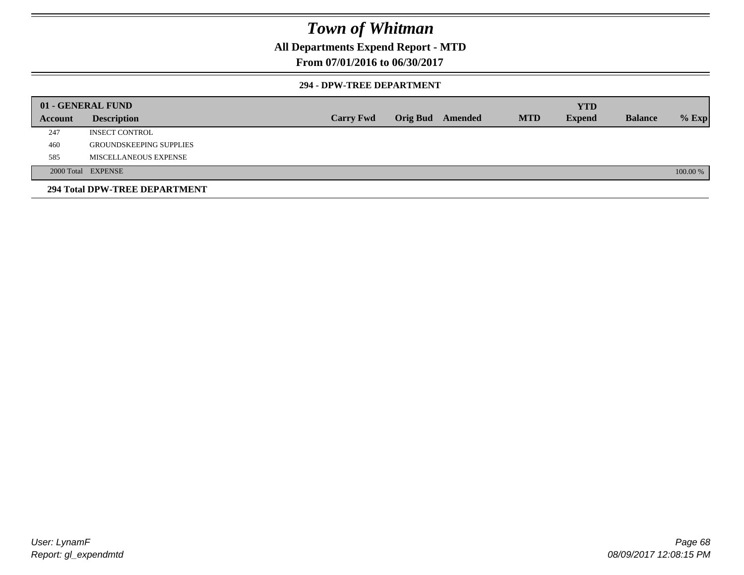# Town of Whitman

## All Departments Expend Report - MTD

### From 07/01/2016 to 06/30/2017

#### 294 - DPW-TREE DEPARTMENT

| 01 - GENERAL FUND | | | | | | YTD | | |
|---|---|---|---|---|---|---|---|---|
| **Account** | **Description** | **Carry Fwd** | **Orig Bud** | **Amended** | **MTD** | **Expend** | **Balance** | **% Exp** |
| 247 | INSECT CONTROL | | | | | | | |
| 460 | GROUNDSKEEPING SUPPLIES | | | | | | | |
| 585 | MISCELLANEOUS EXPENSE | | | | | | | |
| 2000 Total | EXPENSE | | | | | | | 100.00 % |

**294 Total DPW-TREE DEPARTMENT**

*User: LynamF*
*Report: gl_expendmtd*

*08/09/2017 12:08:15 PM*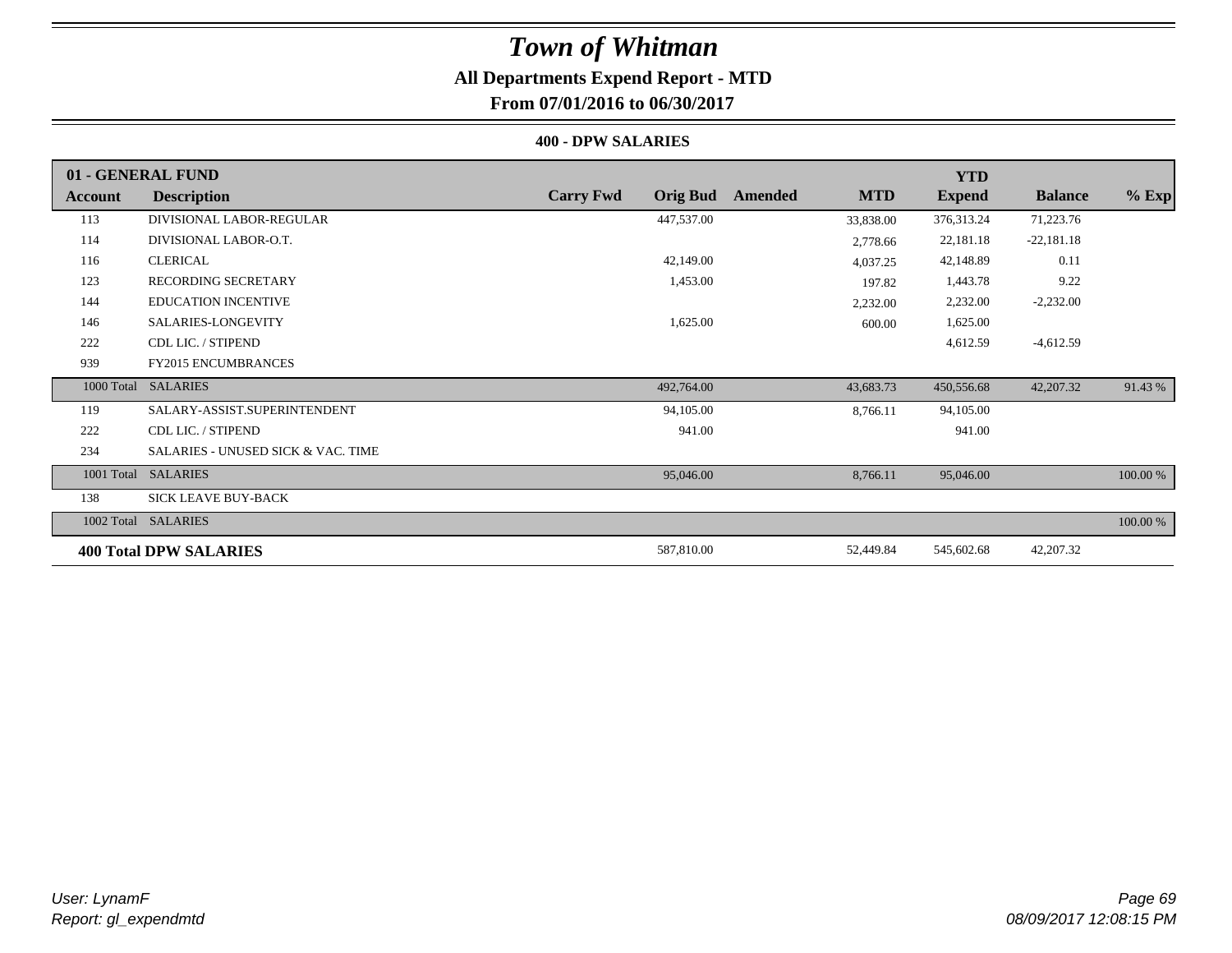# Town of Whitman

## All Departments Expend Report - MTD

### From 07/01/2016 to 06/30/2017

#### 400 - DPW SALARIES

| 01 - GENERAL FUND | | | | | | YTD | | |
|---|---|---|---|---|---|---|---|---|
| Account | Description | Carry Fwd | Orig Bud | Amended | MTD | Expend | Balance | % Exp |
| 113 | DIVISIONAL LABOR-REGULAR | | 447,537.00 | | 33,838.00 | 376,313.24 | 71,223.76 | |
| 114 | DIVISIONAL LABOR-O.T. | | | | 2,778.66 | 22,181.18 | -22,181.18 | |
| 116 | CLERICAL | | 42,149.00 | | 4,037.25 | 42,148.89 | 0.11 | |
| 123 | RECORDING SECRETARY | | 1,453.00 | | 197.82 | 1,443.78 | 9.22 | |
| 144 | EDUCATION INCENTIVE | | | | 2,232.00 | 2,232.00 | -2,232.00 | |
| 146 | SALARIES-LONGEVITY | | 1,625.00 | | 600.00 | 1,625.00 | | |
| 222 | CDL LIC. / STIPEND | | | | | 4,612.59 | -4,612.59 | |
| 939 | FY2015 ENCUMBRANCES | | | | | | | |
| 1000 Total | SALARIES | | 492,764.00 | | 43,683.73 | 450,556.68 | 42,207.32 | 91.43 % |
| 119 | SALARY-ASSIST.SUPERINTENDENT | | 94,105.00 | | 8,766.11 | 94,105.00 | | |
| 222 | CDL LIC. / STIPEND | | 941.00 | | | 941.00 | | |
| 234 | SALARIES - UNUSED SICK & VAC. TIME | | | | | | | |
| 1001 Total | SALARIES | | 95,046.00 | | 8,766.11 | 95,046.00 | | 100.00 % |
| 138 | SICK LEAVE BUY-BACK | | | | | | | |
| 1002 Total | SALARIES | | | | | | | 100.00 % |
| **400 Total DPW SALARIES** | | | 587,810.00 | | 52,449.84 | 545,602.68 | 42,207.32 | |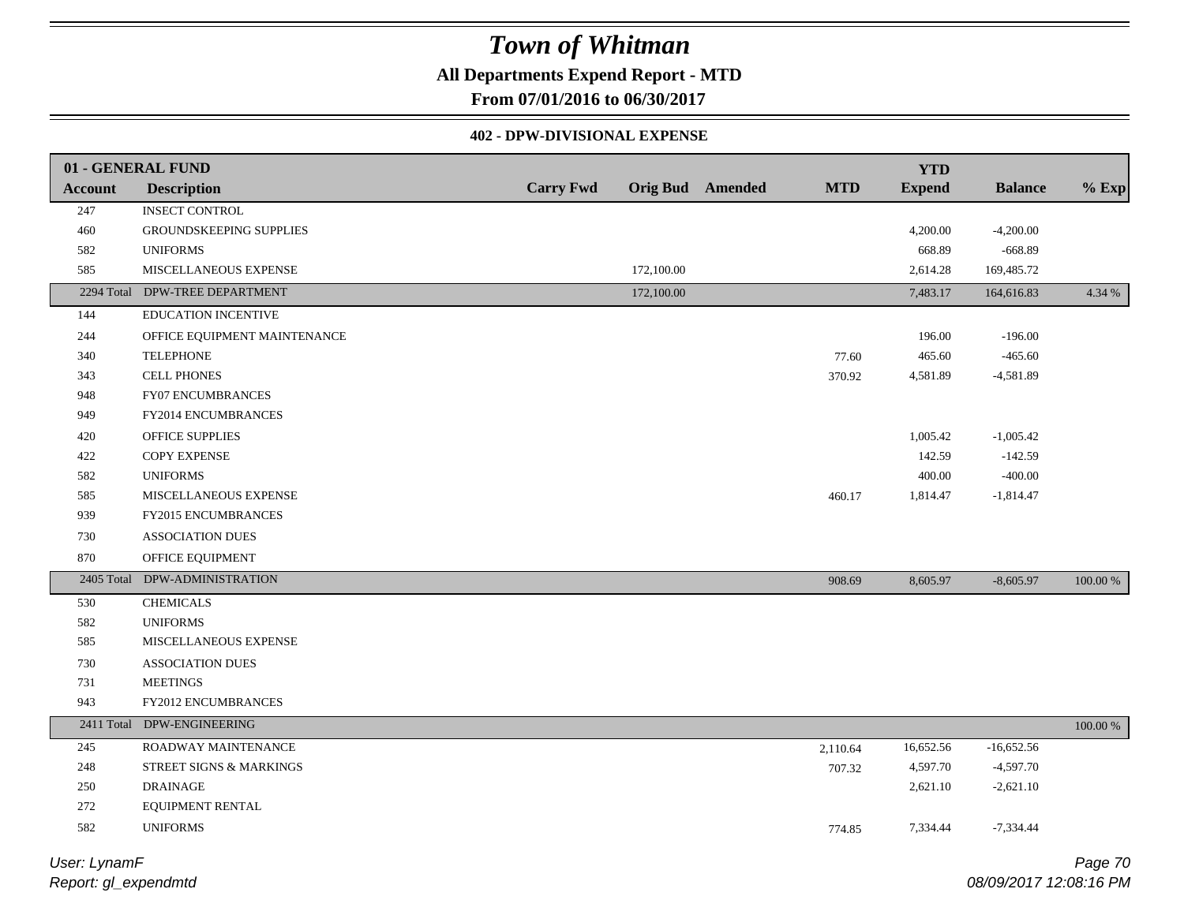# Town of Whitman

**All Departments Expend Report - MTD**

**From 07/01/2016 to 06/30/2017**

**402 - DPW-DIVISIONAL EXPENSE**

| Account | Description | Carry Fwd | Orig Bud | Amended | MTD | YTD Expend | Balance | % Exp |
|---|---|---|---|---|---|---|---|---|
| **01 - GENERAL FUND** | | | | | | | | |
| 247 | INSECT CONTROL | | | | | | | |
| 460 | GROUNDSKEEPING SUPPLIES | | | | | 4,200.00 | -4,200.00 | |
| 582 | UNIFORMS | | | | | 668.89 | -668.89 | |
| 585 | MISCELLANEOUS EXPENSE | | 172,100.00 | | | 2,614.28 | 169,485.72 | |
| 2294 Total | DPW-TREE DEPARTMENT | | 172,100.00 | | | 7,483.17 | 164,616.83 | 4.34 % |
| 144 | EDUCATION INCENTIVE | | | | | | | |
| 244 | OFFICE EQUIPMENT MAINTENANCE | | | | | 196.00 | -196.00 | |
| 340 | TELEPHONE | | | | 77.60 | 465.60 | -465.60 | |
| 343 | CELL PHONES | | | | 370.92 | 4,581.89 | -4,581.89 | |
| 948 | FY07 ENCUMBRANCES | | | | | | | |
| 949 | FY2014 ENCUMBRANCES | | | | | | | |
| 420 | OFFICE SUPPLIES | | | | | 1,005.42 | -1,005.42 | |
| 422 | COPY EXPENSE | | | | | 142.59 | -142.59 | |
| 582 | UNIFORMS | | | | | 400.00 | -400.00 | |
| 585 | MISCELLANEOUS EXPENSE | | | | 460.17 | 1,814.47 | -1,814.47 | |
| 939 | FY2015 ENCUMBRANCES | | | | | | | |
| 730 | ASSOCIATION DUES | | | | | | | |
| 870 | OFFICE EQUIPMENT | | | | | | | |
| 2405 Total | DPW-ADMINISTRATION | | | | 908.69 | 8,605.97 | -8,605.97 | 100.00 % |
| 530 | CHEMICALS | | | | | | | |
| 582 | UNIFORMS | | | | | | | |
| 585 | MISCELLANEOUS EXPENSE | | | | | | | |
| 730 | ASSOCIATION DUES | | | | | | | |
| 731 | MEETINGS | | | | | | | |
| 943 | FY2012 ENCUMBRANCES | | | | | | | |
| 2411 Total | DPW-ENGINEERING | | | | | | | 100.00 % |
| 245 | ROADWAY MAINTENANCE | | | | 2,110.64 | 16,652.56 | -16,652.56 | |
| 248 | STREET SIGNS & MARKINGS | | | | 707.32 | 4,597.70 | -4,597.70 | |
| 250 | DRAINAGE | | | | | 2,621.10 | -2,621.10 | |
| 272 | EQUIPMENT RENTAL | | | | | | | |
| 582 | UNIFORMS | | | | 774.85 | 7,334.44 | -7,334.44 | |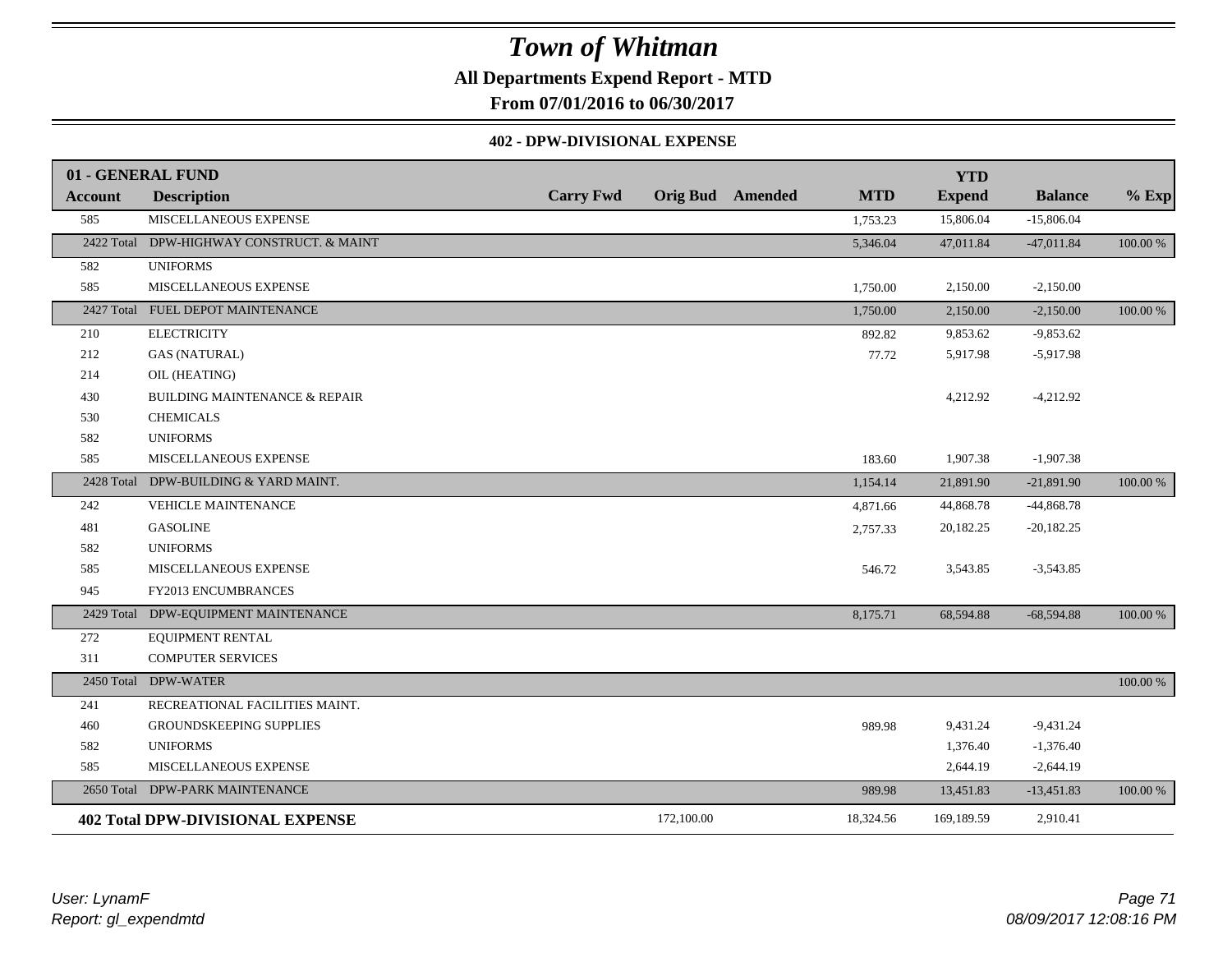# Town of Whitman

**All Departments Expend Report - MTD**

**From 07/01/2016 to 06/30/2017**

### 402 - DPW-DIVISIONAL EXPENSE

| 01 - GENERAL FUND | | | | | | YTD | | |
|---|---|---|---|---|---|---|---|---|
| **Account** | **Description** | **Carry Fwd** | **Orig Bud** | **Amended** | **MTD** | **Expend** | **Balance** | **% Exp** |
| 585 | MISCELLANEOUS EXPENSE | | | | 1,753.23 | 15,806.04 | -15,806.04 | |
| 2422 Total | DPW-HIGHWAY CONSTRUCT. & MAINT | | | | 5,346.04 | 47,011.84 | -47,011.84 | 100.00 % |
| 582 | UNIFORMS | | | | | | | |
| 585 | MISCELLANEOUS EXPENSE | | | | 1,750.00 | 2,150.00 | -2,150.00 | |
| 2427 Total | FUEL DEPOT MAINTENANCE | | | | 1,750.00 | 2,150.00 | -2,150.00 | 100.00 % |
| 210 | ELECTRICITY | | | | 892.82 | 9,853.62 | -9,853.62 | |
| 212 | GAS (NATURAL) | | | | 77.72 | 5,917.98 | -5,917.98 | |
| 214 | OIL (HEATING) | | | | | | | |
| 430 | BUILDING MAINTENANCE & REPAIR | | | | | 4,212.92 | -4,212.92 | |
| 530 | CHEMICALS | | | | | | | |
| 582 | UNIFORMS | | | | | | | |
| 585 | MISCELLANEOUS EXPENSE | | | | 183.60 | 1,907.38 | -1,907.38 | |
| 2428 Total | DPW-BUILDING & YARD MAINT. | | | | 1,154.14 | 21,891.90 | -21,891.90 | 100.00 % |
| 242 | VEHICLE MAINTENANCE | | | | 4,871.66 | 44,868.78 | -44,868.78 | |
| 481 | GASOLINE | | | | 2,757.33 | 20,182.25 | -20,182.25 | |
| 582 | UNIFORMS | | | | | | | |
| 585 | MISCELLANEOUS EXPENSE | | | | 546.72 | 3,543.85 | -3,543.85 | |
| 945 | FY2013 ENCUMBRANCES | | | | | | | |
| 2429 Total | DPW-EQUIPMENT MAINTENANCE | | | | 8,175.71 | 68,594.88 | -68,594.88 | 100.00 % |
| 272 | EQUIPMENT RENTAL | | | | | | | |
| 311 | COMPUTER SERVICES | | | | | | | |
| 2450 Total | DPW-WATER | | | | | | | 100.00 % |
| 241 | RECREATIONAL FACILITIES MAINT. | | | | | | | |
| 460 | GROUNDSKEEPING SUPPLIES | | | | 989.98 | 9,431.24 | -9,431.24 | |
| 582 | UNIFORMS | | | | | 1,376.40 | -1,376.40 | |
| 585 | MISCELLANEOUS EXPENSE | | | | | 2,644.19 | -2,644.19 | |
| 2650 Total | DPW-PARK MAINTENANCE | | | | 989.98 | 13,451.83 | -13,451.83 | 100.00 % |
| **402 Total DPW-DIVISIONAL EXPENSE** | | | 172,100.00 | | 18,324.56 | 169,189.59 | 2,910.41 | |

*User: LynamF*
*Report: gl_expendmtd*

*08/09/2017 12:08:16 PM*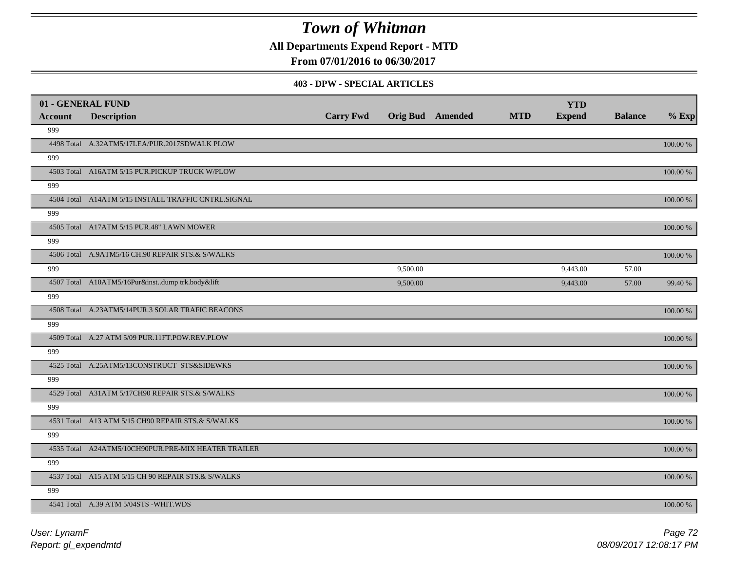# Town of Whitman

**All Departments Expend Report - MTD**

**From 07/01/2016 to 06/30/2017**

**403 - DPW - SPECIAL ARTICLES**

| 01 - GENERAL FUND Account | Description | Carry Fwd | Orig Bud | Amended | MTD | YTD Expend | Balance | % Exp |
|---|---|---|---|---|---|---|---|---|
| 999 | | | | | | | | |
| 4498 Total | A.32ATM5/17LEA/PUR.2017SDWALK PLOW | | | | | | | 100.00 % |
| 999 | | | | | | | | |
| 4503 Total | A16ATM 5/15 PUR.PICKUP TRUCK W/PLOW | | | | | | | 100.00 % |
| 999 | | | | | | | | |
| 4504 Total | A14ATM 5/15 INSTALL TRAFFIC CNTRL.SIGNAL | | | | | | | 100.00 % |
| 999 | | | | | | | | |
| 4505 Total | A17ATM 5/15 PUR.48" LAWN MOWER | | | | | | | 100.00 % |
| 999 | | | | | | | | |
| 4506 Total | A.9ATM5/16 CH.90 REPAIR STS.& S/WALKS | | | | | | | 100.00 % |
| 999 | | | 9,500.00 | | | 9,443.00 | 57.00 | |
| 4507 Total | A10ATM5/16Pur&inst..dump trk.body&lift | | 9,500.00 | | | 9,443.00 | 57.00 | 99.40 % |
| 999 | | | | | | | | |
| 4508 Total | A.23ATM5/14PUR.3 SOLAR TRAFIC BEACONS | | | | | | | 100.00 % |
| 999 | | | | | | | | |
| 4509 Total | A.27 ATM 5/09 PUR.11FT.POW.REV.PLOW | | | | | | | 100.00 % |
| 999 | | | | | | | | |
| 4525 Total | A.25ATM5/13CONSTRUCT STS&SIDEWKS | | | | | | | 100.00 % |
| 999 | | | | | | | | |
| 4529 Total | A31ATM 5/17CH90 REPAIR STS.& S/WALKS | | | | | | | 100.00 % |
| 999 | | | | | | | | |
| 4531 Total | A13 ATM 5/15 CH90 REPAIR STS.& S/WALKS | | | | | | | 100.00 % |
| 999 | | | | | | | | |
| 4535 Total | A24ATM5/10CH90PUR.PRE-MIX HEATER TRAILER | | | | | | | 100.00 % |
| 999 | | | | | | | | |
| 4537 Total | A15 ATM 5/15 CH 90 REPAIR STS.& S/WALKS | | | | | | | 100.00 % |
| 999 | | | | | | | | |
| 4541 Total | A.39 ATM 5/04STS -WHIT.WDS | | | | | | | 100.00 % |

*User: LynamF*

*Report: gl_expendmtd*

*08/09/2017 12:08:17 PM*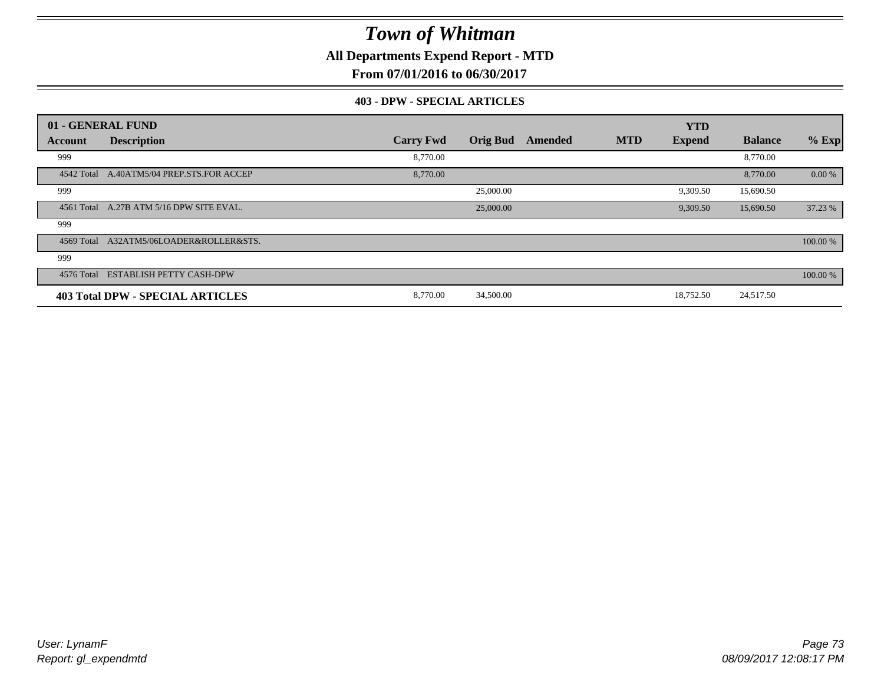# Town of Whitman

**All Departments Expend Report - MTD**

**From 07/01/2016 to 06/30/2017**

**403 - DPW - SPECIAL ARTICLES**

| 01 - GENERAL FUND | | | | | | | | |
|---|---|---|---|---|---|---|---|---|
| **Account** | **Description** | **Carry Fwd** | **Orig Bud** | **Amended** | **MTD** | **YTD Expend** | **Balance** | **% Exp** |
| 999 | | 8,770.00 | | | | | 8,770.00 | |
| 4542 Total | A.40ATM5/04 PREP.STS.FOR ACCEP | 8,770.00 | | | | | 8,770.00 | 0.00 % |
| 999 | | | 25,000.00 | | | 9,309.50 | 15,690.50 | |
| 4561 Total | A.27B ATM 5/16 DPW SITE EVAL. | | 25,000.00 | | | 9,309.50 | 15,690.50 | 37.23 % |
| 999 | | | | | | | | |
| 4569 Total | A32ATM5/06LOADER&ROLLER&STS. | | | | | | | 100.00 % |
| 999 | | | | | | | | |
| 4576 Total | ESTABLISH PETTY CASH-DPW | | | | | | | 100.00 % |
| **403 Total DPW - SPECIAL ARTICLES** | | 8,770.00 | 34,500.00 | | | 18,752.50 | 24,517.50 | |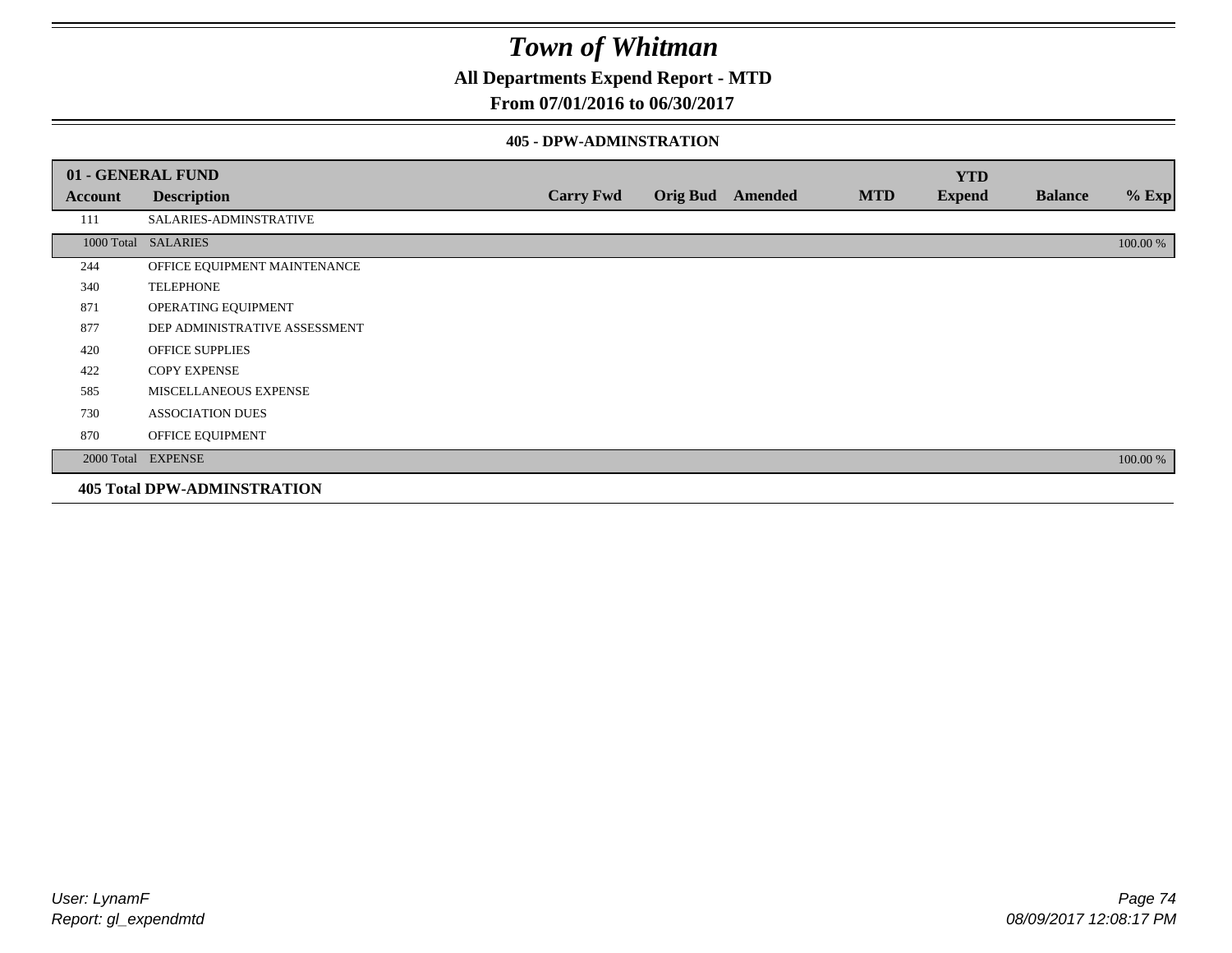# Town of Whitman

## All Departments Expend Report - MTD

## From 07/01/2016 to 06/30/2017

### 405 - DPW-ADMINSTRATION

| 01 - GENERAL FUND | | | | | | YTD | | |
|---|---|---|---|---|---|---|---|---|
| **Account** | **Description** | **Carry Fwd** | **Orig Bud** | **Amended** | **MTD** | **Expend** | **Balance** | **% Exp** |
| 111 | SALARIES-ADMINSTRATIVE | | | | | | | |
| 1000 Total | SALARIES | | | | | | | 100.00 % |
| 244 | OFFICE EQUIPMENT MAINTENANCE | | | | | | | |
| 340 | TELEPHONE | | | | | | | |
| 871 | OPERATING EQUIPMENT | | | | | | | |
| 877 | DEP ADMINISTRATIVE ASSESSMENT | | | | | | | |
| 420 | OFFICE SUPPLIES | | | | | | | |
| 422 | COPY EXPENSE | | | | | | | |
| 585 | MISCELLANEOUS EXPENSE | | | | | | | |
| 730 | ASSOCIATION DUES | | | | | | | |
| 870 | OFFICE EQUIPMENT | | | | | | | |
| 2000 Total | EXPENSE | | | | | | | 100.00 % |

**405 Total DPW-ADMINSTRATION**

*User: LynamF*
*Report: gl_expendmtd*

*08/09/2017 12:08:17 PM*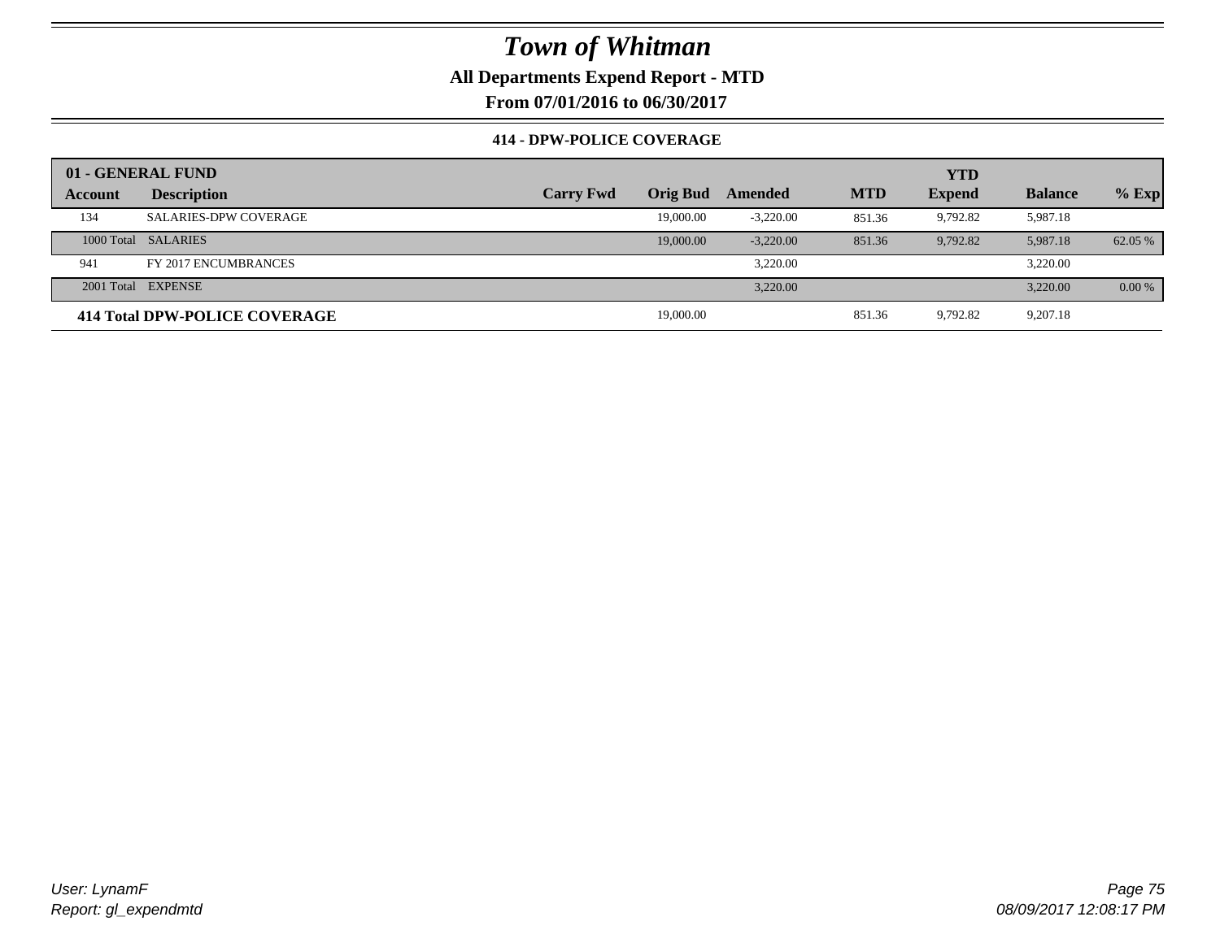# Town of Whitman

**All Departments Expend Report - MTD**

**From 07/01/2016 to 06/30/2017**

### 414 - DPW-POLICE COVERAGE

| 01 - GENERAL FUND | | | | | | YTD | | |
|---|---|---|---|---|---|---|---|---|
| **Account** | **Description** | **Carry Fwd** | **Orig Bud** | **Amended** | **MTD** | **Expend** | **Balance** | **% Exp** |
| 134 | SALARIES-DPW COVERAGE | | 19,000.00 | -3,220.00 | 851.36 | 9,792.82 | 5,987.18 | |
| 1000 Total | SALARIES | | 19,000.00 | -3,220.00 | 851.36 | 9,792.82 | 5,987.18 | 62.05 % |
| 941 | FY 2017 ENCUMBRANCES | | | 3,220.00 | | | 3,220.00 | |
| 2001 Total | EXPENSE | | | 3,220.00 | | | 3,220.00 | 0.00 % |
| **414 Total DPW-POLICE COVERAGE** | | | 19,000.00 | | 851.36 | 9,792.82 | 9,207.18 | |

User: LynamF
Report: gl_expendmtd

08/09/2017 12:08:17 PM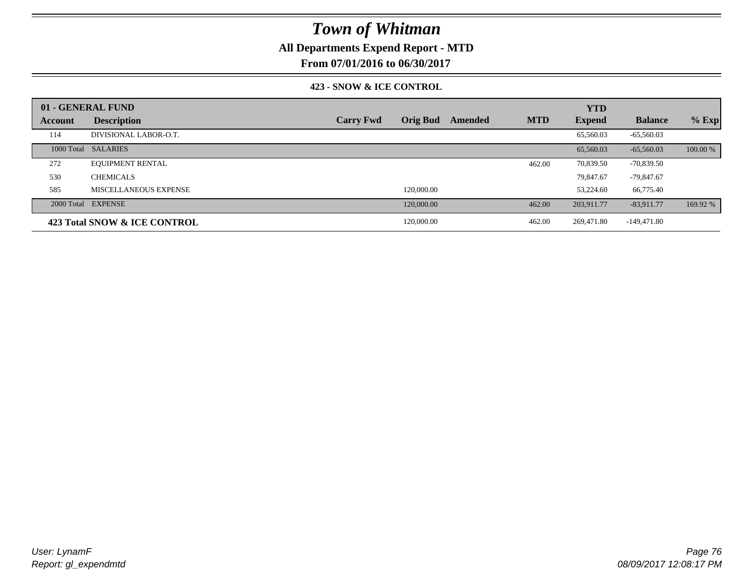# Town of Whitman

## All Departments Expend Report - MTD

### From 07/01/2016 to 06/30/2017

### 423 - SNOW & ICE CONTROL

| 01 - GENERAL FUND | | | | | | YTD | | |
|---|---|---|---|---|---|---|---|---|
| Account | Description | Carry Fwd | Orig Bud | Amended | MTD | Expend | Balance | % Exp |
| 114 | DIVISIONAL LABOR-O.T. | | | | | 65,560.03 | -65,560.03 | |
| 1000 Total | SALARIES | | | | | 65,560.03 | -65,560.03 | 100.00 % |
| 272 | EQUIPMENT RENTAL | | | | 462.00 | 70,839.50 | -70,839.50 | |
| 530 | CHEMICALS | | | | | 79,847.67 | -79,847.67 | |
| 585 | MISCELLANEOUS EXPENSE | | 120,000.00 | | | 53,224.60 | 66,775.40 | |
| 2000 Total | EXPENSE | | 120,000.00 | | 462.00 | 203,911.77 | -83,911.77 | 169.92 % |
| **423 Total SNOW & ICE CONTROL** | | | 120,000.00 | | 462.00 | 269,471.80 | -149,471.80 | |

*User: LynamF*
*Report: gl_expendmtd*

*08/09/2017 12:08:17 PM*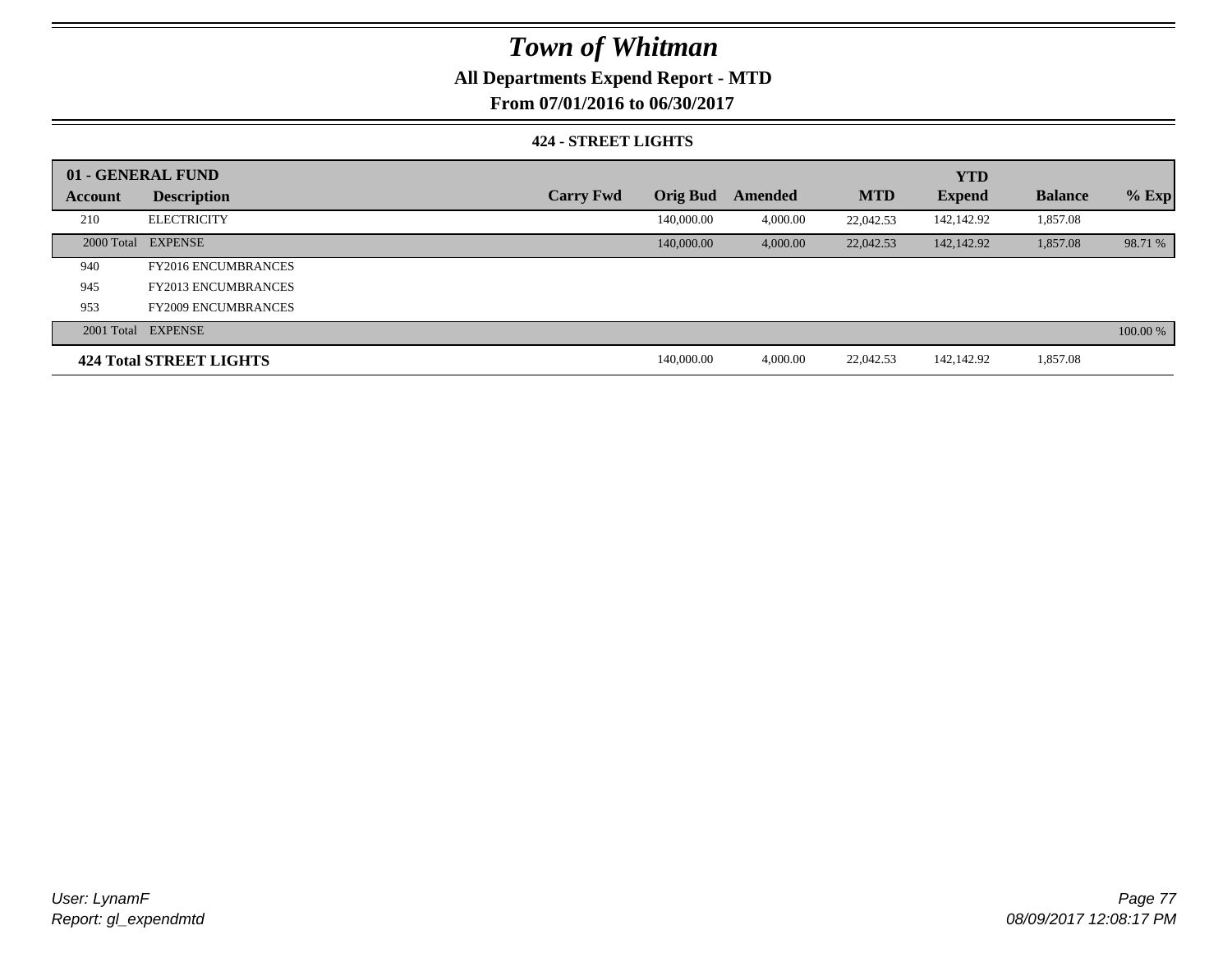# Town of Whitman

**All Departments Expend Report - MTD**

**From 07/01/2016 to 06/30/2017**

### 424 - STREET LIGHTS

| 01 - GENERAL FUND | | | | | | | | |
|---|---|---|---|---|---|---|---|---|
| **Account** | **Description** | **Carry Fwd** | **Orig Bud** | **Amended** | **MTD** | **YTD Expend** | **Balance** | **% Exp** |
| 210 | ELECTRICITY | | 140,000.00 | 4,000.00 | 22,042.53 | 142,142.92 | 1,857.08 | |
| 2000 Total | EXPENSE | | 140,000.00 | 4,000.00 | 22,042.53 | 142,142.92 | 1,857.08 | 98.71 % |
| 940 | FY2016 ENCUMBRANCES | | | | | | | |
| 945 | FY2013 ENCUMBRANCES | | | | | | | |
| 953 | FY2009 ENCUMBRANCES | | | | | | | |
| 2001 Total | EXPENSE | | | | | | | 100.00 % |
| **424 Total STREET LIGHTS** | | | 140,000.00 | 4,000.00 | 22,042.53 | 142,142.92 | 1,857.08 | |

*User: LynamF*
*Report: gl_expendmtd*
*08/09/2017 12:08:17 PM*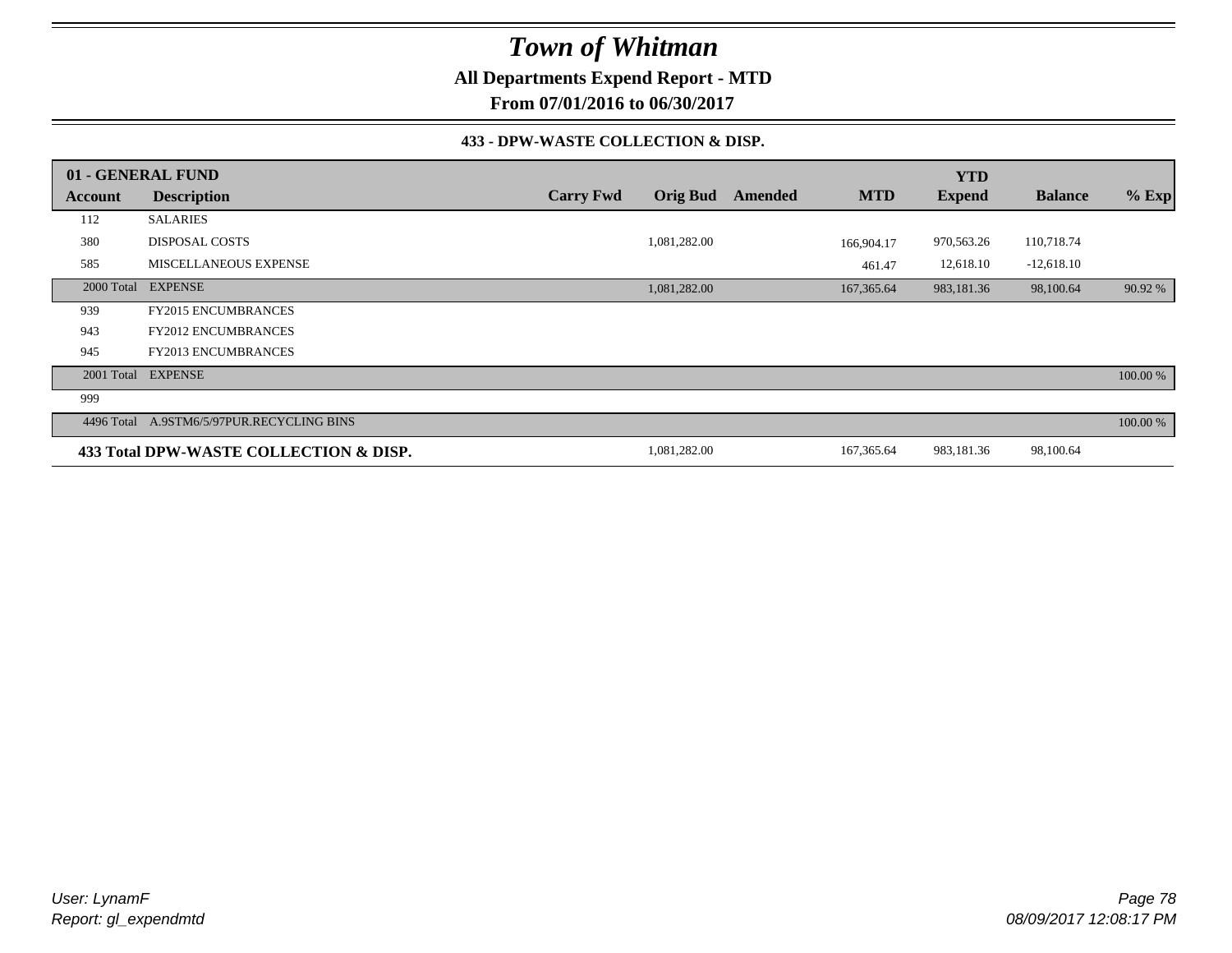# Town of Whitman

**All Departments Expend Report - MTD**

**From 07/01/2016 to 06/30/2017**

### 433 - DPW-WASTE COLLECTION & DISP.

| 01 - GENERAL FUND | | | | | | YTD | | |
|---|---|---|---|---|---|---|---|---|
| **Account** | **Description** | **Carry Fwd** | **Orig Bud** | **Amended** | **MTD** | **Expend** | **Balance** | **% Exp** |
| 112 | SALARIES | | | | | | | |
| 380 | DISPOSAL COSTS | | 1,081,282.00 | | 166,904.17 | 970,563.26 | 110,718.74 | |
| 585 | MISCELLANEOUS EXPENSE | | | | 461.47 | 12,618.10 | -12,618.10 | |
| 2000 Total | EXPENSE | | 1,081,282.00 | | 167,365.64 | 983,181.36 | 98,100.64 | 90.92 % |
| 939 | FY2015 ENCUMBRANCES | | | | | | | |
| 943 | FY2012 ENCUMBRANCES | | | | | | | |
| 945 | FY2013 ENCUMBRANCES | | | | | | | |
| 2001 Total | EXPENSE | | | | | | | 100.00 % |
| 999 | | | | | | | | |
| 4496 Total | A.9STM6/5/97PUR.RECYCLING BINS | | | | | | | 100.00 % |
| **433 Total DPW-WASTE COLLECTION & DISP.** | | | 1,081,282.00 | | 167,365.64 | 983,181.36 | 98,100.64 | |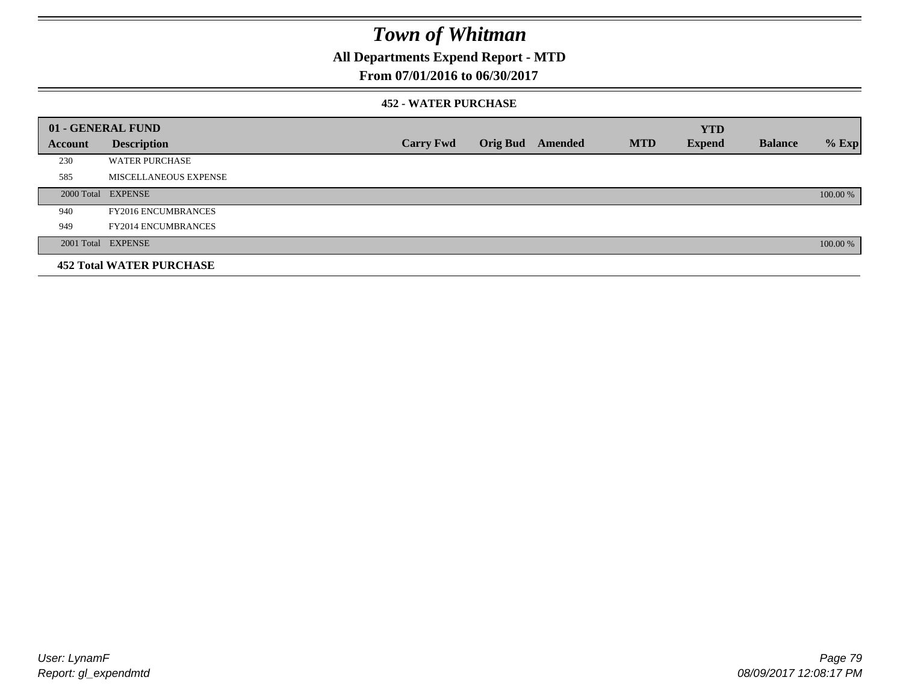# Town of Whitman

## All Departments Expend Report - MTD

### From 07/01/2016 to 06/30/2017

#### 452 - WATER PURCHASE

| 01 - GENERAL FUND | | | | | | YTD | | |
|---|---|---|---|---|---|---|---|---|
| **Account** | **Description** | **Carry Fwd** | **Orig Bud** | **Amended** | **MTD** | **Expend** | **Balance** | **% Exp** |
| 230 | WATER PURCHASE | | | | | | | |
| 585 | MISCELLANEOUS EXPENSE | | | | | | | |
| 2000 Total | EXPENSE | | | | | | | 100.00 % |
| 940 | FY2016 ENCUMBRANCES | | | | | | | |
| 949 | FY2014 ENCUMBRANCES | | | | | | | |
| 2001 Total | EXPENSE | | | | | | | 100.00 % |
| **452 Total WATER PURCHASE** | | | | | | | | |

User: LynamF
Report: gl_expendmtd

08/09/2017 12:08:17 PM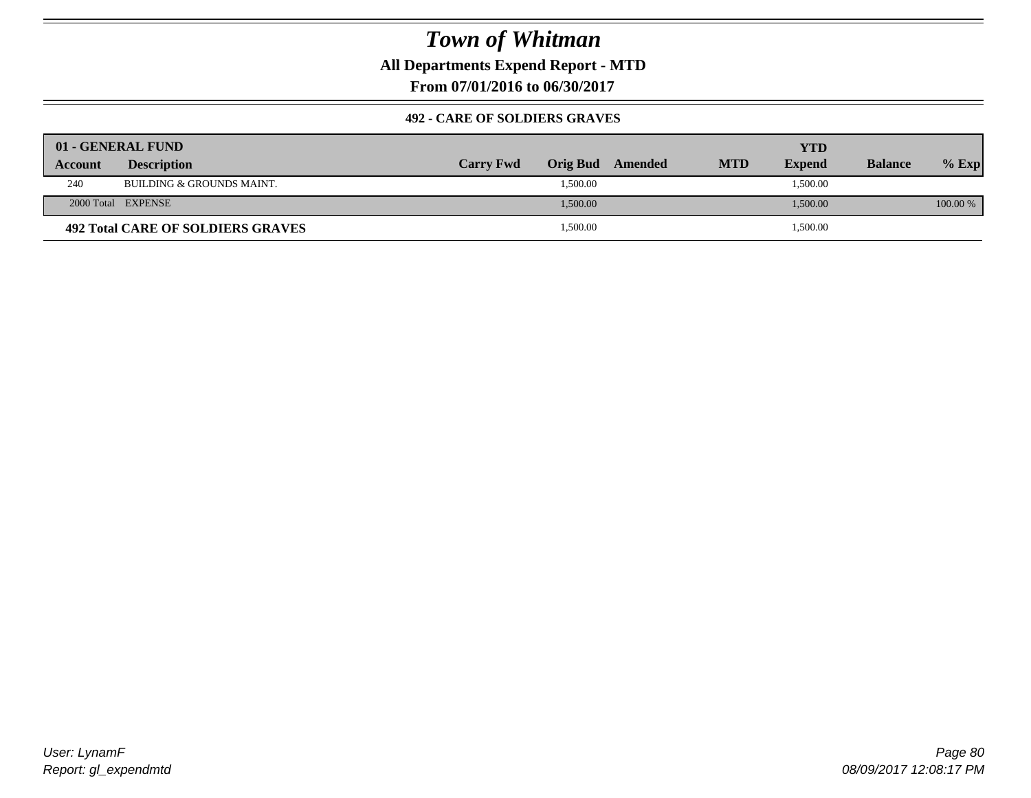# Town of Whitman

## All Departments Expend Report - MTD

## From 07/01/2016 to 06/30/2017

### 492 - CARE OF SOLDIERS GRAVES

| 01 - GENERAL FUND | | | | | | YTD | | |
|---|---|---|---|---|---|---|---|---|
| **Account** | **Description** | **Carry Fwd** | **Orig Bud** | **Amended** | **MTD** | **Expend** | **Balance** | **% Exp** |
| 240 | BUILDING & GROUNDS MAINT. | | 1,500.00 | | | 1,500.00 | | |
| 2000 Total | EXPENSE | | 1,500.00 | | | 1,500.00 | | 100.00 % |
| **492 Total CARE OF SOLDIERS GRAVES** | | | 1,500.00 | | | 1,500.00 | | |

User: LynamF
Report: gl_expendmtd

08/09/2017 12:08:17 PM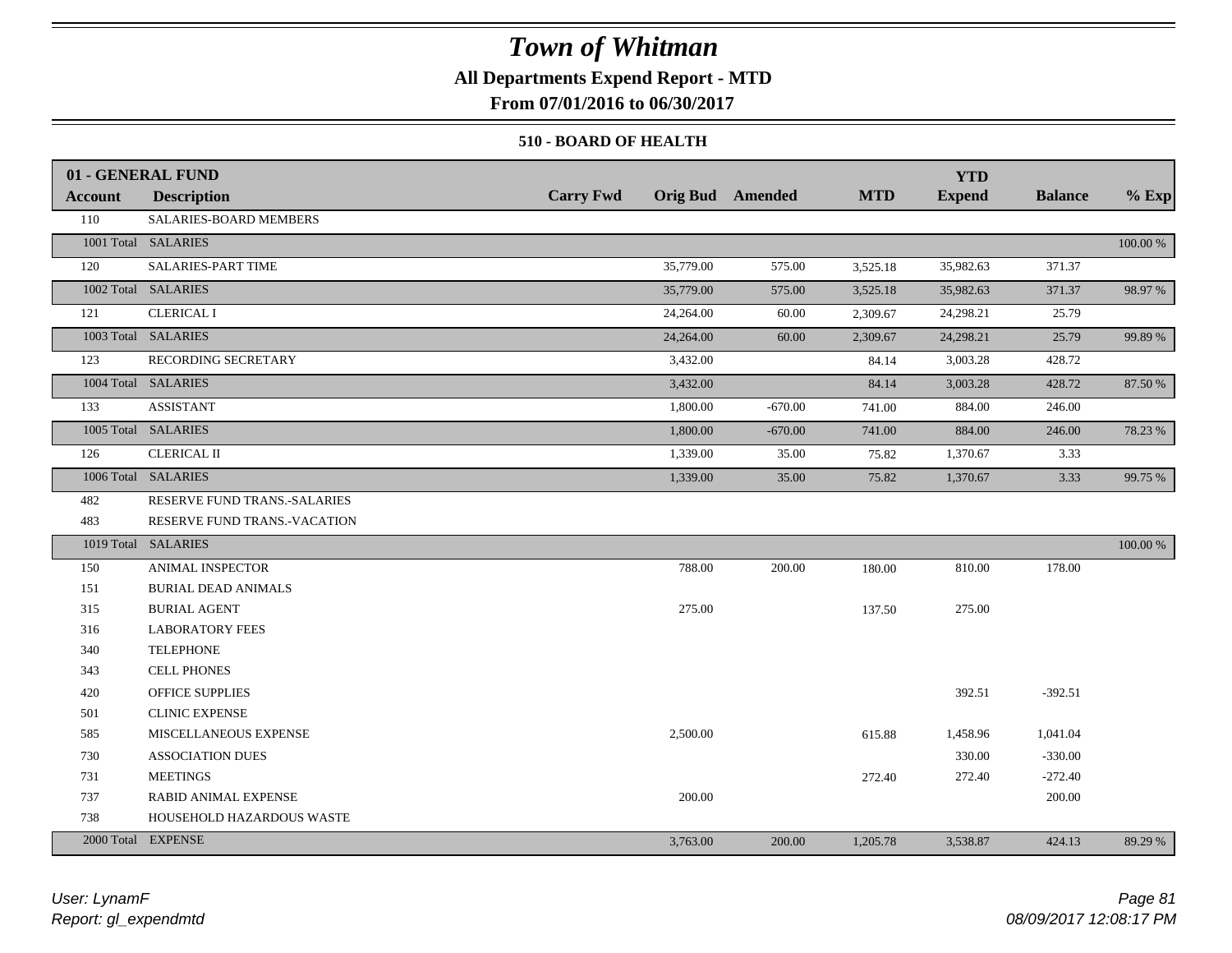# Town of Whitman

**All Departments Expend Report - MTD**

**From 07/01/2016 to 06/30/2017**

**510 - BOARD OF HEALTH**

| 01 - GENERAL FUND | | | | | | YTD | | |
|---|---|---|---|---|---|---|---|---|
| **Account** | **Description** | **Carry Fwd** | **Orig Bud** | **Amended** | **MTD** | **Expend** | **Balance** | **% Exp** |
| 110 | SALARIES-BOARD MEMBERS | | | | | | | |
| 1001 Total | SALARIES | | | | | | | 100.00 % |
| 120 | SALARIES-PART TIME | | 35,779.00 | 575.00 | 3,525.18 | 35,982.63 | 371.37 | |
| 1002 Total | SALARIES | | 35,779.00 | 575.00 | 3,525.18 | 35,982.63 | 371.37 | 98.97 % |
| 121 | CLERICAL I | | 24,264.00 | 60.00 | 2,309.67 | 24,298.21 | 25.79 | |
| 1003 Total | SALARIES | | 24,264.00 | 60.00 | 2,309.67 | 24,298.21 | 25.79 | 99.89 % |
| 123 | RECORDING SECRETARY | | 3,432.00 | | 84.14 | 3,003.28 | 428.72 | |
| 1004 Total | SALARIES | | 3,432.00 | | 84.14 | 3,003.28 | 428.72 | 87.50 % |
| 133 | ASSISTANT | | 1,800.00 | -670.00 | 741.00 | 884.00 | 246.00 | |
| 1005 Total | SALARIES | | 1,800.00 | -670.00 | 741.00 | 884.00 | 246.00 | 78.23 % |
| 126 | CLERICAL II | | 1,339.00 | 35.00 | 75.82 | 1,370.67 | 3.33 | |
| 1006 Total | SALARIES | | 1,339.00 | 35.00 | 75.82 | 1,370.67 | 3.33 | 99.75 % |
| 482 | RESERVE FUND TRANS.-SALARIES | | | | | | | |
| 483 | RESERVE FUND TRANS.-VACATION | | | | | | | |
| 1019 Total | SALARIES | | | | | | | 100.00 % |
| 150 | ANIMAL INSPECTOR | | 788.00 | 200.00 | 180.00 | 810.00 | 178.00 | |
| 151 | BURIAL DEAD ANIMALS | | | | | | | |
| 315 | BURIAL AGENT | | 275.00 | | 137.50 | 275.00 | | |
| 316 | LABORATORY FEES | | | | | | | |
| 340 | TELEPHONE | | | | | | | |
| 343 | CELL PHONES | | | | | | | |
| 420 | OFFICE SUPPLIES | | | | | 392.51 | -392.51 | |
| 501 | CLINIC EXPENSE | | | | | | | |
| 585 | MISCELLANEOUS EXPENSE | | 2,500.00 | | 615.88 | 1,458.96 | 1,041.04 | |
| 730 | ASSOCIATION DUES | | | | | 330.00 | -330.00 | |
| 731 | MEETINGS | | | | 272.40 | 272.40 | -272.40 | |
| 737 | RABID ANIMAL EXPENSE | | 200.00 | | | | 200.00 | |
| 738 | HOUSEHOLD HAZARDOUS WASTE | | | | | | | |
| 2000 Total | EXPENSE | | 3,763.00 | 200.00 | 1,205.78 | 3,538.87 | 424.13 | 89.29 % |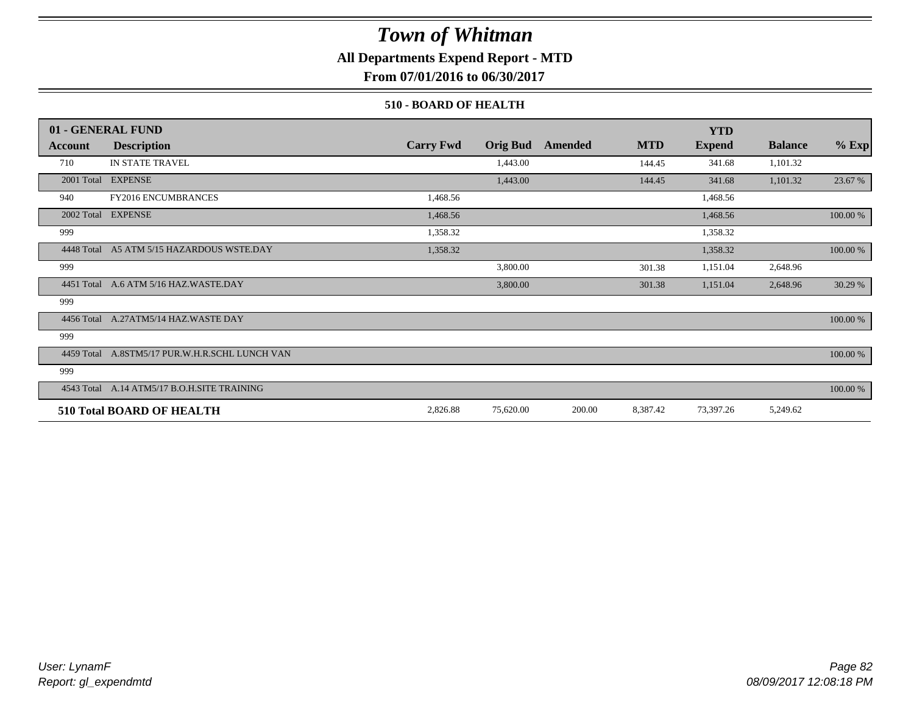# Town of Whitman

**All Departments Expend Report - MTD**

**From 07/01/2016 to 06/30/2017**

**510 - BOARD OF HEALTH**

| 01 - GENERAL FUND<br>Account | Description | Carry Fwd | Orig Bud | Amended | MTD | YTD<br>Expend | Balance | % Exp |
|---|---|---|---|---|---|---|---|---|
| 710 | IN STATE TRAVEL | | 1,443.00 | | 144.45 | 341.68 | 1,101.32 | |
| 2001 Total | EXPENSE | | 1,443.00 | | 144.45 | 341.68 | 1,101.32 | 23.67 % |
| 940 | FY2016 ENCUMBRANCES | 1,468.56 | | | | 1,468.56 | | |
| 2002 Total | EXPENSE | 1,468.56 | | | | 1,468.56 | | 100.00 % |
| 999 | | 1,358.32 | | | | 1,358.32 | | |
| 4448 Total | A5 ATM 5/15 HAZARDOUS WSTE.DAY | 1,358.32 | | | | 1,358.32 | | 100.00 % |
| 999 | | | 3,800.00 | | 301.38 | 1,151.04 | 2,648.96 | |
| 4451 Total | A.6 ATM 5/16 HAZ.WASTE.DAY | | 3,800.00 | | 301.38 | 1,151.04 | 2,648.96 | 30.29 % |
| 999 | | | | | | | | |
| 4456 Total | A.27ATM5/14 HAZ.WASTE DAY | | | | | | | 100.00 % |
| 999 | | | | | | | | |
| 4459 Total | A.8STM5/17 PUR.W.H.R.SCHL LUNCH VAN | | | | | | | 100.00 % |
| 999 | | | | | | | | |
| 4543 Total | A.14 ATM5/17 B.O.H.SITE TRAINING | | | | | | | 100.00 % |
| **510 Total BOARD OF HEALTH** | | 2,826.88 | 75,620.00 | 200.00 | 8,387.42 | 73,397.26 | 5,249.62 | |

*User: LynamF*
*Report: gl_expendmtd*

*08/09/2017 12:08:18 PM*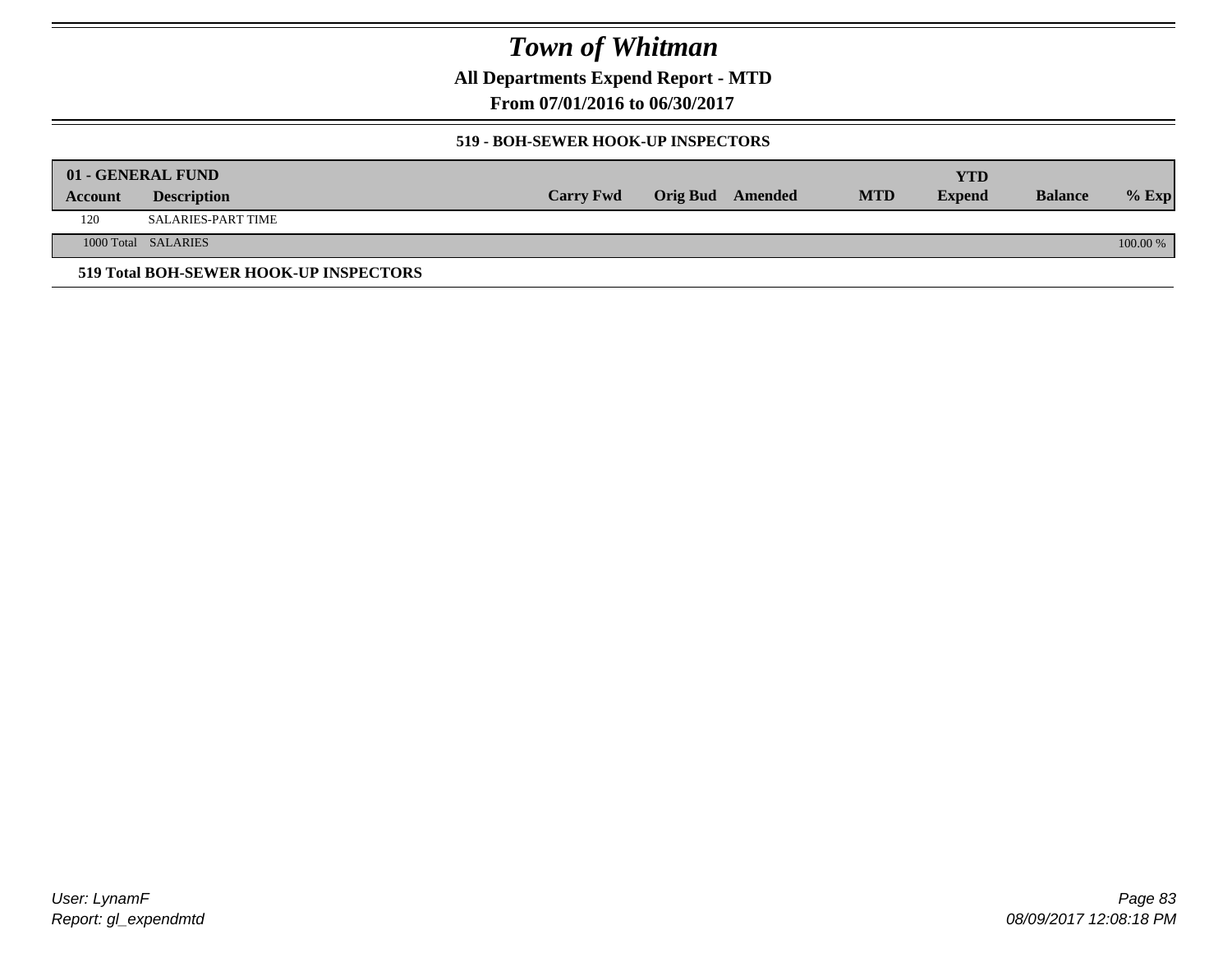# Town of Whitman

**All Departments Expend Report - MTD**

**From 07/01/2016 to 06/30/2017**

**519 - BOH-SEWER HOOK-UP INSPECTORS**

| 01 - GENERAL FUND | | | | | | YTD | | |
|---|---|---|---|---|---|---|---|---|
| **Account** | **Description** | **Carry Fwd** | **Orig Bud** | **Amended** | **MTD** | **Expend** | **Balance** | **% Exp** |
| 120 | SALARIES-PART TIME | | | | | | | |
| 1000 Total | SALARIES | | | | | | | 100.00 % |

**519 Total BOH-SEWER HOOK-UP INSPECTORS**

User: LynamF
Report: gl_expendmtd

08/09/2017 12:08:18 PM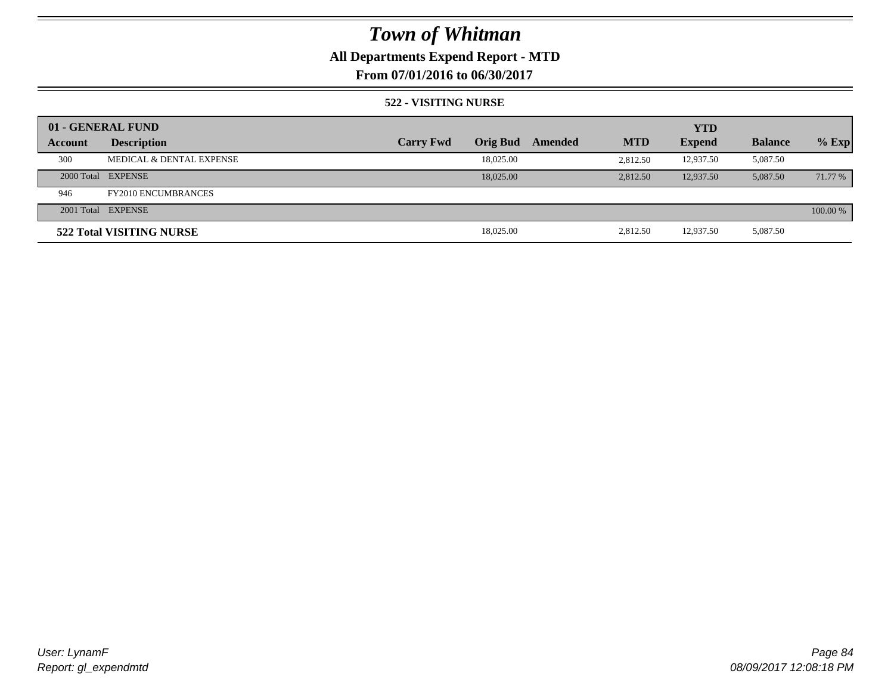# Town of Whitman

**All Departments Expend Report - MTD**

**From 07/01/2016 to 06/30/2017**

**522 - VISITING NURSE**

| 01 - GENERAL FUND | | | | | | | | |
|---|---|---|---|---|---|---|---|---|
| **Account** | **Description** | **Carry Fwd** | **Orig Bud** | **Amended** | **MTD** | **YTD Expend** | **Balance** | **% Exp** |
| 300 | MEDICAL & DENTAL EXPENSE | | 18,025.00 | | 2,812.50 | 12,937.50 | 5,087.50 | |
| 2000 Total | EXPENSE | | 18,025.00 | | 2,812.50 | 12,937.50 | 5,087.50 | 71.77 % |
| 946 | FY2010 ENCUMBRANCES | | | | | | | |
| 2001 Total | EXPENSE | | | | | | | 100.00 % |
| **522 Total VISITING NURSE** | | | 18,025.00 | | 2,812.50 | 12,937.50 | 5,087.50 | |

User: LynamF
Report: gl_expendmtd

08/09/2017 12:08:18 PM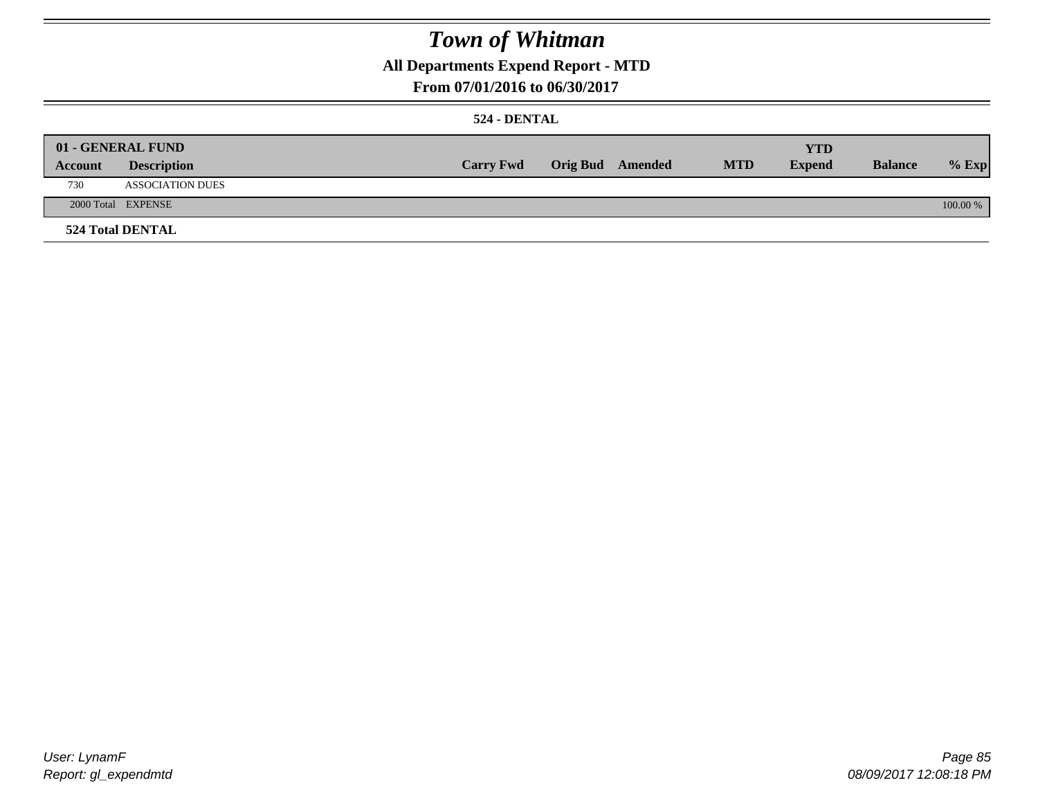# Town of Whitman

## All Departments Expend Report - MTD

## From 07/01/2016 to 06/30/2017

### 524 - DENTAL

| 01 - GENERAL FUND | | | | | | YTD | | |
|---|---|---|---|---|---|---|---|---|
| Account | Description | Carry Fwd | Orig Bud | Amended | MTD | Expend | Balance | % Exp |
| 730 | ASSOCIATION DUES | | | | | | | |
| 2000 Total | EXPENSE | | | | | | | 100.00 % |
| 524 Total DENTAL | | | | | | | | |

User: LynamF
Report: gl_expendmtd

08/09/2017 12:08:18 PM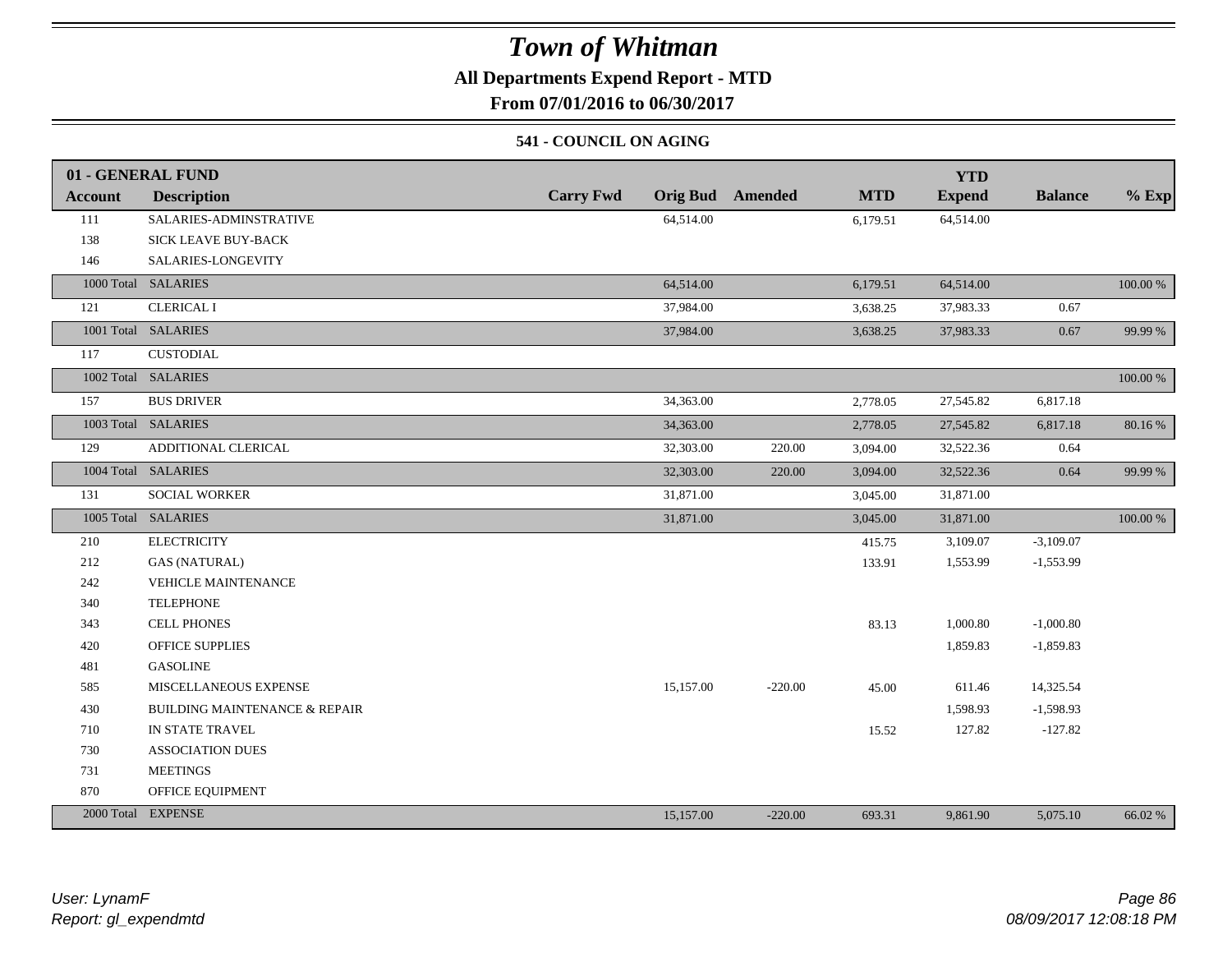# *Town of Whitman*

**All Departments Expend Report - MTD**

**From 07/01/2016 to 06/30/2017**

### 541 - COUNCIL ON AGING

| **01 - GENERAL FUND** | | | | | | | | |
|---|---|---|---|---|---|---|---|---|
| **Account** | **Description** | **Carry Fwd** | **Orig Bud** | **Amended** | **MTD** | **YTD Expend** | **Balance** | **% Exp** |
| 111 | SALARIES-ADMINSTRATIVE | | 64,514.00 | | 6,179.51 | 64,514.00 | | |
| 138 | SICK LEAVE BUY-BACK | | | | | | | |
| 146 | SALARIES-LONGEVITY | | | | | | | |
| 1000 Total | SALARIES | | 64,514.00 | | 6,179.51 | 64,514.00 | | 100.00 % |
| 121 | CLERICAL I | | 37,984.00 | | 3,638.25 | 37,983.33 | 0.67 | |
| 1001 Total | SALARIES | | 37,984.00 | | 3,638.25 | 37,983.33 | 0.67 | 99.99 % |
| 117 | CUSTODIAL | | | | | | | |
| 1002 Total | SALARIES | | | | | | | 100.00 % |
| 157 | BUS DRIVER | | 34,363.00 | | 2,778.05 | 27,545.82 | 6,817.18 | |
| 1003 Total | SALARIES | | 34,363.00 | | 2,778.05 | 27,545.82 | 6,817.18 | 80.16 % |
| 129 | ADDITIONAL CLERICAL | | 32,303.00 | 220.00 | 3,094.00 | 32,522.36 | 0.64 | |
| 1004 Total | SALARIES | | 32,303.00 | 220.00 | 3,094.00 | 32,522.36 | 0.64 | 99.99 % |
| 131 | SOCIAL WORKER | | 31,871.00 | | 3,045.00 | 31,871.00 | | |
| 1005 Total | SALARIES | | 31,871.00 | | 3,045.00 | 31,871.00 | | 100.00 % |
| 210 | ELECTRICITY | | | | 415.75 | 3,109.07 | -3,109.07 | |
| 212 | GAS (NATURAL) | | | | 133.91 | 1,553.99 | -1,553.99 | |
| 242 | VEHICLE MAINTENANCE | | | | | | | |
| 340 | TELEPHONE | | | | | | | |
| 343 | CELL PHONES | | | | 83.13 | 1,000.80 | -1,000.80 | |
| 420 | OFFICE SUPPLIES | | | | | 1,859.83 | -1,859.83 | |
| 481 | GASOLINE | | | | | | | |
| 585 | MISCELLANEOUS EXPENSE | | 15,157.00 | -220.00 | 45.00 | 611.46 | 14,325.54 | |
| 430 | BUILDING MAINTENANCE & REPAIR | | | | | 1,598.93 | -1,598.93 | |
| 710 | IN STATE TRAVEL | | | | 15.52 | 127.82 | -127.82 | |
| 730 | ASSOCIATION DUES | | | | | | | |
| 731 | MEETINGS | | | | | | | |
| 870 | OFFICE EQUIPMENT | | | | | | | |
| 2000 Total | EXPENSE | | 15,157.00 | -220.00 | 693.31 | 9,861.90 | 5,075.10 | 66.02 % |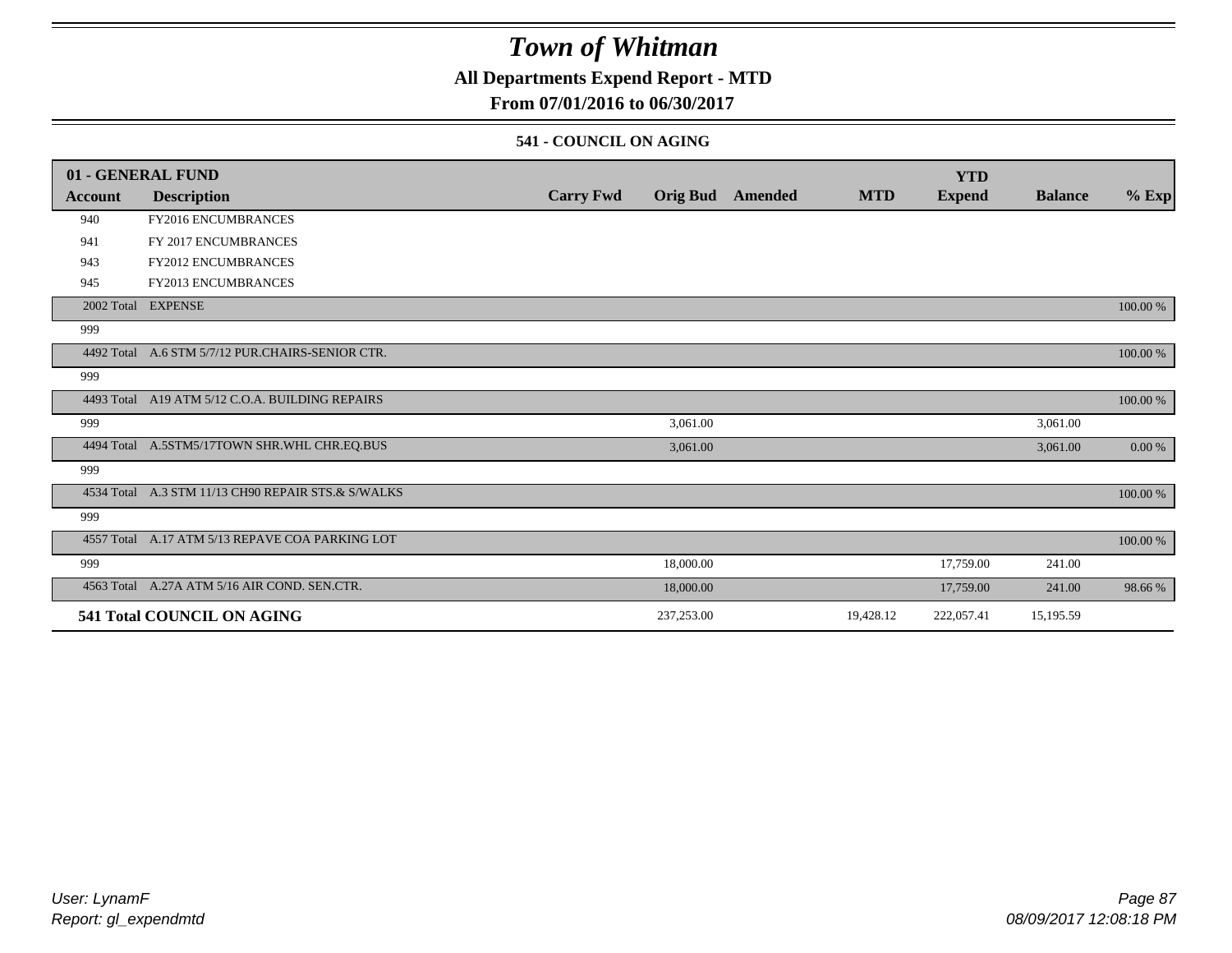# Town of Whitman

## All Departments Expend Report - MTD

## From 07/01/2016 to 06/30/2017

### 541 - COUNCIL ON AGING

| 01 - GENERAL FUND | | | | | | | | | |
|---|---|---|---|---|---|---|---|---|---|
| **Account** | **Description** | **Carry Fwd** | **Orig Bud** | **Amended** | **MTD** | **YTD Expend** | **Balance** | **% Exp** |
| 940 | FY2016 ENCUMBRANCES | | | | | | | |
| 941 | FY 2017 ENCUMBRANCES | | | | | | | |
| 943 | FY2012 ENCUMBRANCES | | | | | | | |
| 945 | FY2013 ENCUMBRANCES | | | | | | | |
| 2002 Total | EXPENSE | | | | | | | 100.00 % |
| 999 | | | | | | | | |
| 4492 Total | A.6 STM 5/7/12 PUR.CHAIRS-SENIOR CTR. | | | | | | | 100.00 % |
| 999 | | | | | | | | |
| 4493 Total | A19 ATM 5/12 C.O.A. BUILDING REPAIRS | | | | | | | 100.00 % |
| 999 | | | 3,061.00 | | | | 3,061.00 | |
| 4494 Total | A.5STM5/17TOWN SHR.WHL CHR.EQ.BUS | | 3,061.00 | | | | 3,061.00 | 0.00 % |
| 999 | | | | | | | | |
| 4534 Total | A.3 STM 11/13 CH90 REPAIR STS.& S/WALKS | | | | | | | 100.00 % |
| 999 | | | | | | | | |
| 4557 Total | A.17 ATM 5/13 REPAVE COA PARKING LOT | | | | | | | 100.00 % |
| 999 | | | 18,000.00 | | | 17,759.00 | 241.00 | |
| 4563 Total | A.27A ATM 5/16 AIR COND. SEN.CTR. | | 18,000.00 | | | 17,759.00 | 241.00 | 98.66 % |
| **541 Total COUNCIL ON AGING** | | | 237,253.00 | | 19,428.12 | 222,057.41 | 15,195.59 | |

*User: LynamF*
*Report: gl_expendmtd*

*08/09/2017 12:08:18 PM*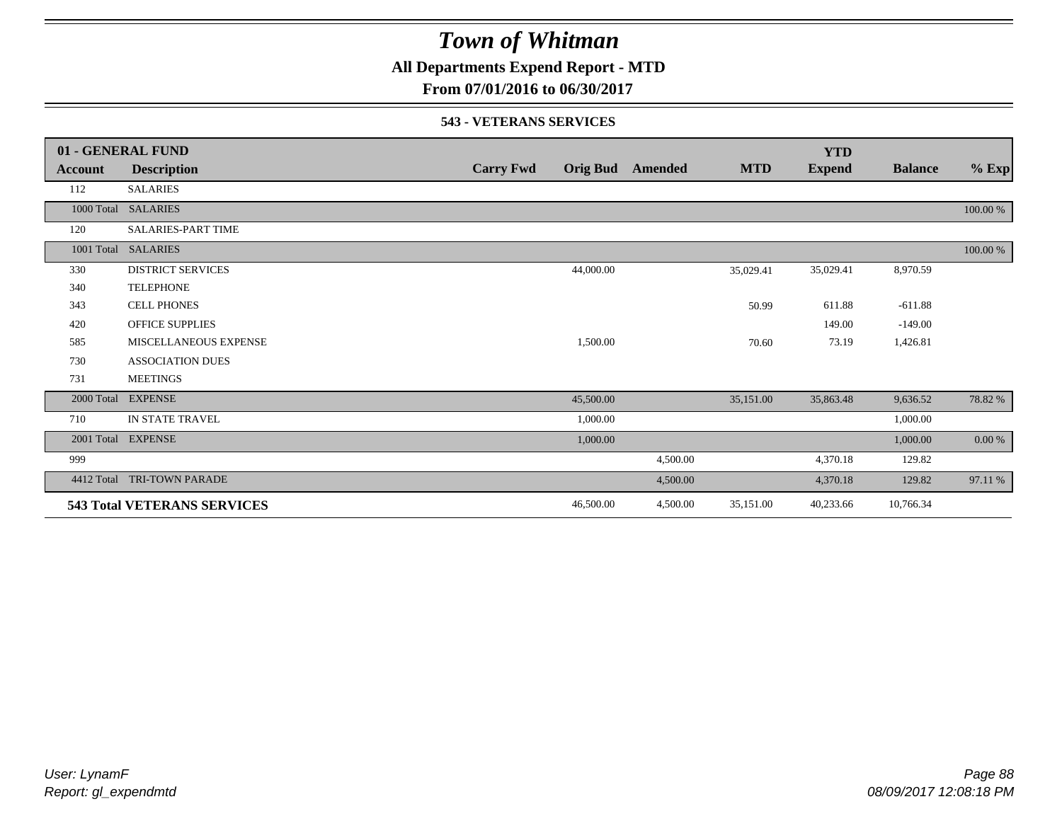# Town of Whitman

## All Departments Expend Report - MTD

## From 07/01/2016 to 06/30/2017

### 543 - VETERANS SERVICES

| 01 - GENERAL FUND | | | | | | YTD | | |
|---|---|---|---|---|---|---|---|---|
| **Account** | **Description** | **Carry Fwd** | **Orig Bud** | **Amended** | **MTD** | **Expend** | **Balance** | **% Exp** |
| 112 | SALARIES | | | | | | | |
| 1000 Total | SALARIES | | | | | | | 100.00 % |
| 120 | SALARIES-PART TIME | | | | | | | |
| 1001 Total | SALARIES | | | | | | | 100.00 % |
| 330 | DISTRICT SERVICES | | 44,000.00 | | 35,029.41 | 35,029.41 | 8,970.59 | |
| 340 | TELEPHONE | | | | | | | |
| 343 | CELL PHONES | | | | 50.99 | 611.88 | -611.88 | |
| 420 | OFFICE SUPPLIES | | | | | 149.00 | -149.00 | |
| 585 | MISCELLANEOUS EXPENSE | | 1,500.00 | | 70.60 | 73.19 | 1,426.81 | |
| 730 | ASSOCIATION DUES | | | | | | | |
| 731 | MEETINGS | | | | | | | |
| 2000 Total | EXPENSE | | 45,500.00 | | 35,151.00 | 35,863.48 | 9,636.52 | 78.82 % |
| 710 | IN STATE TRAVEL | | 1,000.00 | | | | 1,000.00 | |
| 2001 Total | EXPENSE | | 1,000.00 | | | | 1,000.00 | 0.00 % |
| 999 | | | | 4,500.00 | | 4,370.18 | 129.82 | |
| 4412 Total | TRI-TOWN PARADE | | | 4,500.00 | | 4,370.18 | 129.82 | 97.11 % |
| **543 Total VETERANS SERVICES** | | | 46,500.00 | 4,500.00 | 35,151.00 | 40,233.66 | 10,766.34 | |

*User: LynamF*
*Report: gl_expendmtd*

*08/09/2017 12:08:18 PM*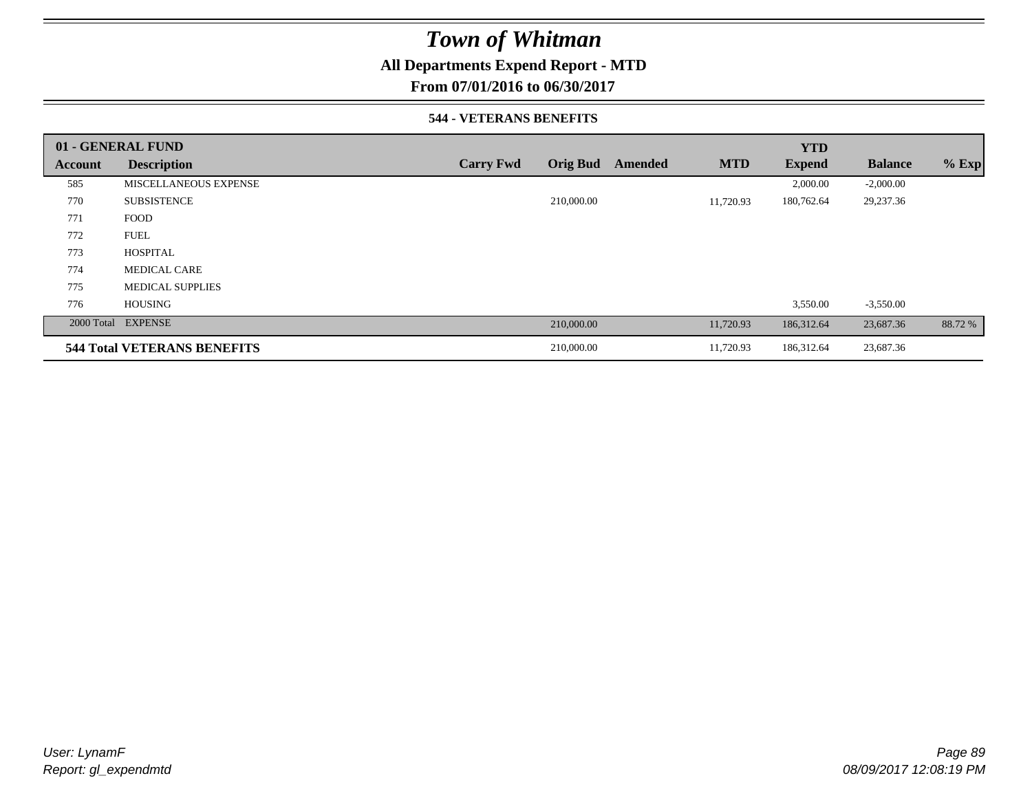# Town of Whitman

**All Departments Expend Report - MTD**

**From 07/01/2016 to 06/30/2017**

**544 - VETERANS BENEFITS**

| **01 - GENERAL FUND** | | | | | | **YTD** | | |
|---|---|---|---|---|---|---|---|---|
| **Account** | **Description** | **Carry Fwd** | **Orig Bud** | **Amended** | **MTD** | **Expend** | **Balance** | **% Exp** |
| 585 | MISCELLANEOUS EXPENSE | | | | | 2,000.00 | -2,000.00 | |
| 770 | SUBSISTENCE | | 210,000.00 | | 11,720.93 | 180,762.64 | 29,237.36 | |
| 771 | FOOD | | | | | | | |
| 772 | FUEL | | | | | | | |
| 773 | HOSPITAL | | | | | | | |
| 774 | MEDICAL CARE | | | | | | | |
| 775 | MEDICAL SUPPLIES | | | | | | | |
| 776 | HOUSING | | | | | 3,550.00 | -3,550.00 | |
| 2000 Total | EXPENSE | | 210,000.00 | | 11,720.93 | 186,312.64 | 23,687.36 | 88.72 % |
| **544 Total VETERANS BENEFITS** | | | 210,000.00 | | 11,720.93 | 186,312.64 | 23,687.36 | |

*User: LynamF*
*Report: gl_expendmtd*

*08/09/2017 12:08:19 PM*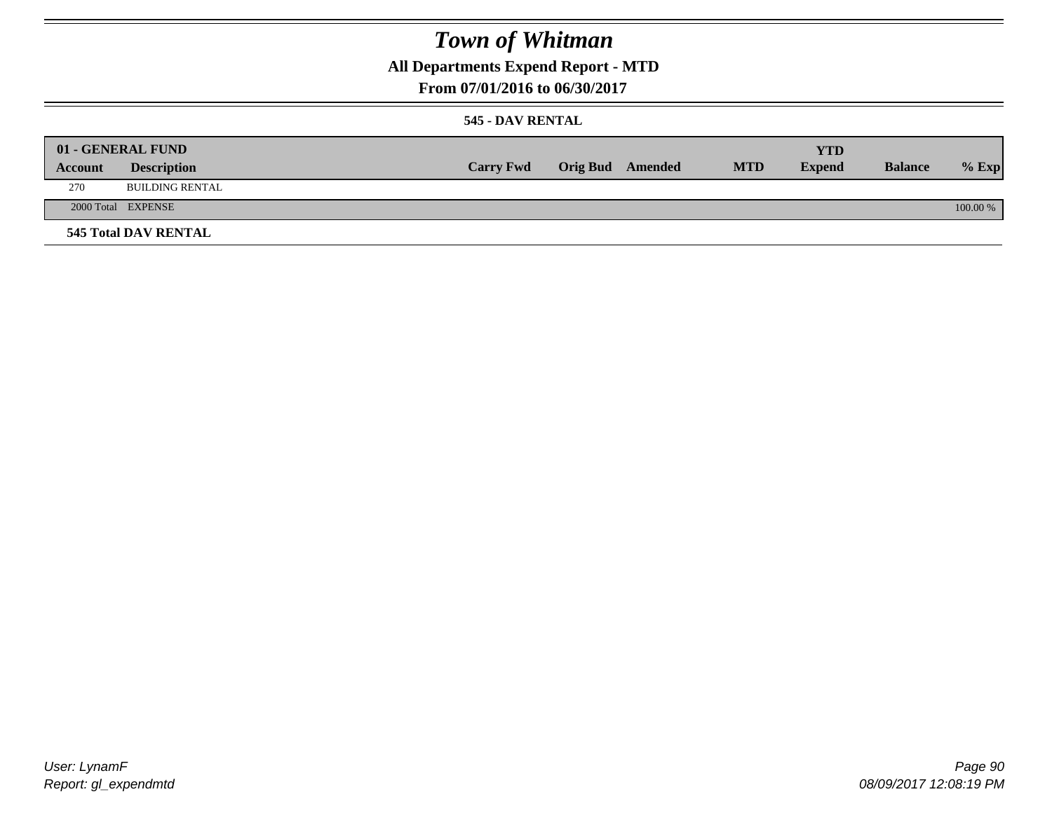# Town of Whitman

## All Departments Expend Report - MTD

### From 07/01/2016 to 06/30/2017

#### 545 - DAV RENTAL

| 01 - GENERAL FUND | | | | | | | | |
|---|---|---|---|---|---|---|---|---|
| **Account** | **Description** | **Carry Fwd** | **Orig Bud** | **Amended** | **MTD** | **YTD Expend** | **Balance** | **% Exp** |
| 270 | BUILDING RENTAL | | | | | | | |
| 2000 Total | EXPENSE | | | | | | | 100.00 % |

**545 Total DAV RENTAL**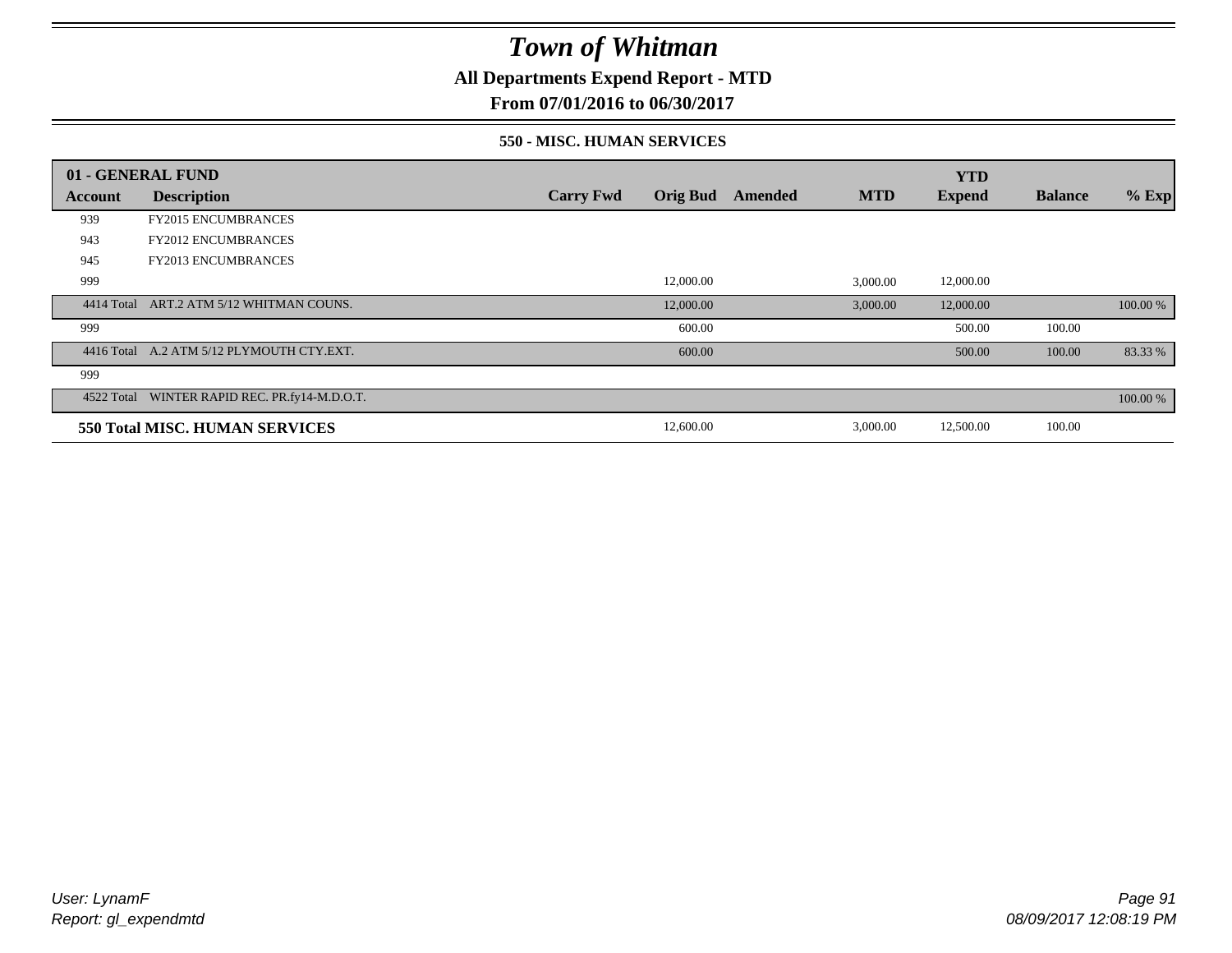# Town of Whitman

**All Departments Expend Report - MTD**

**From 07/01/2016 to 06/30/2017**

**550 - MISC. HUMAN SERVICES**

| 01 - GENERAL FUND | | | | | | YTD | | |
|---|---|---|---|---|---|---|---|---|
| Account | Description | Carry Fwd | Orig Bud | Amended | MTD | Expend | Balance | % Exp |
| 939 | FY2015 ENCUMBRANCES | | | | | | | |
| 943 | FY2012 ENCUMBRANCES | | | | | | | |
| 945 | FY2013 ENCUMBRANCES | | | | | | | |
| 999 | | | 12,000.00 | | 3,000.00 | 12,000.00 | | |
| 4414 Total | ART.2 ATM 5/12 WHITMAN COUNS. | | 12,000.00 | | 3,000.00 | 12,000.00 | | 100.00 % |
| 999 | | | 600.00 | | | 500.00 | 100.00 | |
| 4416 Total | A.2 ATM 5/12 PLYMOUTH CTY.EXT. | | 600.00 | | | 500.00 | 100.00 | 83.33 % |
| 999 | | | | | | | | |
| 4522 Total | WINTER RAPID REC. PR.fy14-M.D.O.T. | | | | | | | 100.00 % |
| **550 Total MISC. HUMAN SERVICES** | | | 12,600.00 | | 3,000.00 | 12,500.00 | 100.00 | |

User: LynamF
Report: gl_expendmtd

08/09/2017 12:08:19 PM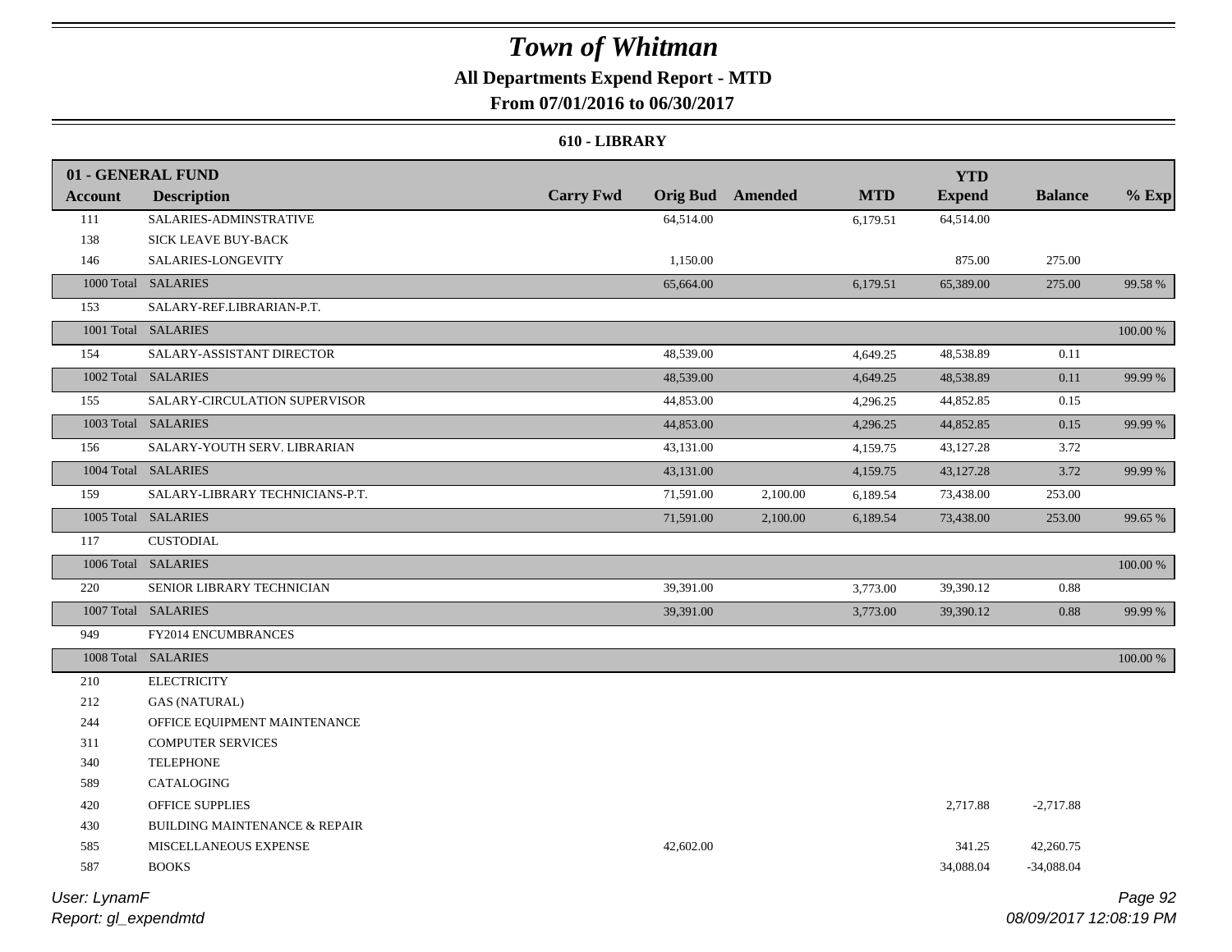# Town of Whitman

**All Departments Expend Report - MTD**

**From 07/01/2016 to 06/30/2017**

**610 - LIBRARY**

| 01 - GENERAL FUND | | | | | | YTD | | |
|---|---|---|---|---|---|---|---|---|
| **Account** | **Description** | **Carry Fwd** | **Orig Bud** | **Amended** | **MTD** | **Expend** | **Balance** | **% Exp** |
| 111 | SALARIES-ADMINSTRATIVE | | 64,514.00 | | 6,179.51 | 64,514.00 | | |
| 138 | SICK LEAVE BUY-BACK | | | | | | | |
| 146 | SALARIES-LONGEVITY | | 1,150.00 | | | 875.00 | 275.00 | |
| 1000 Total | SALARIES | | 65,664.00 | | 6,179.51 | 65,389.00 | 275.00 | 99.58 % |
| 153 | SALARY-REF.LIBRARIAN-P.T. | | | | | | | |
| 1001 Total | SALARIES | | | | | | | 100.00 % |
| 154 | SALARY-ASSISTANT DIRECTOR | | 48,539.00 | | 4,649.25 | 48,538.89 | 0.11 | |
| 1002 Total | SALARIES | | 48,539.00 | | 4,649.25 | 48,538.89 | 0.11 | 99.99 % |
| 155 | SALARY-CIRCULATION SUPERVISOR | | 44,853.00 | | 4,296.25 | 44,852.85 | 0.15 | |
| 1003 Total | SALARIES | | 44,853.00 | | 4,296.25 | 44,852.85 | 0.15 | 99.99 % |
| 156 | SALARY-YOUTH SERV. LIBRARIAN | | 43,131.00 | | 4,159.75 | 43,127.28 | 3.72 | |
| 1004 Total | SALARIES | | 43,131.00 | | 4,159.75 | 43,127.28 | 3.72 | 99.99 % |
| 159 | SALARY-LIBRARY TECHNICIANS-P.T. | | 71,591.00 | 2,100.00 | 6,189.54 | 73,438.00 | 253.00 | |
| 1005 Total | SALARIES | | 71,591.00 | 2,100.00 | 6,189.54 | 73,438.00 | 253.00 | 99.65 % |
| 117 | CUSTODIAL | | | | | | | |
| 1006 Total | SALARIES | | | | | | | 100.00 % |
| 220 | SENIOR LIBRARY TECHNICIAN | | 39,391.00 | | 3,773.00 | 39,390.12 | 0.88 | |
| 1007 Total | SALARIES | | 39,391.00 | | 3,773.00 | 39,390.12 | 0.88 | 99.99 % |
| 949 | FY2014 ENCUMBRANCES | | | | | | | |
| 1008 Total | SALARIES | | | | | | | 100.00 % |
| 210 | ELECTRICITY | | | | | | | |
| 212 | GAS (NATURAL) | | | | | | | |
| 244 | OFFICE EQUIPMENT MAINTENANCE | | | | | | | |
| 311 | COMPUTER SERVICES | | | | | | | |
| 340 | TELEPHONE | | | | | | | |
| 589 | CATALOGING | | | | | | | |
| 420 | OFFICE SUPPLIES | | | | | 2,717.88 | -2,717.88 | |
| 430 | BUILDING MAINTENANCE & REPAIR | | | | | | | |
| 585 | MISCELLANEOUS EXPENSE | | 42,602.00 | | | 341.25 | 42,260.75 | |
| 587 | BOOKS | | | | | 34,088.04 | -34,088.04 | |

*User: LynamF*

*Report: gl_expendmtd*

*08/09/2017 12:08:19 PM*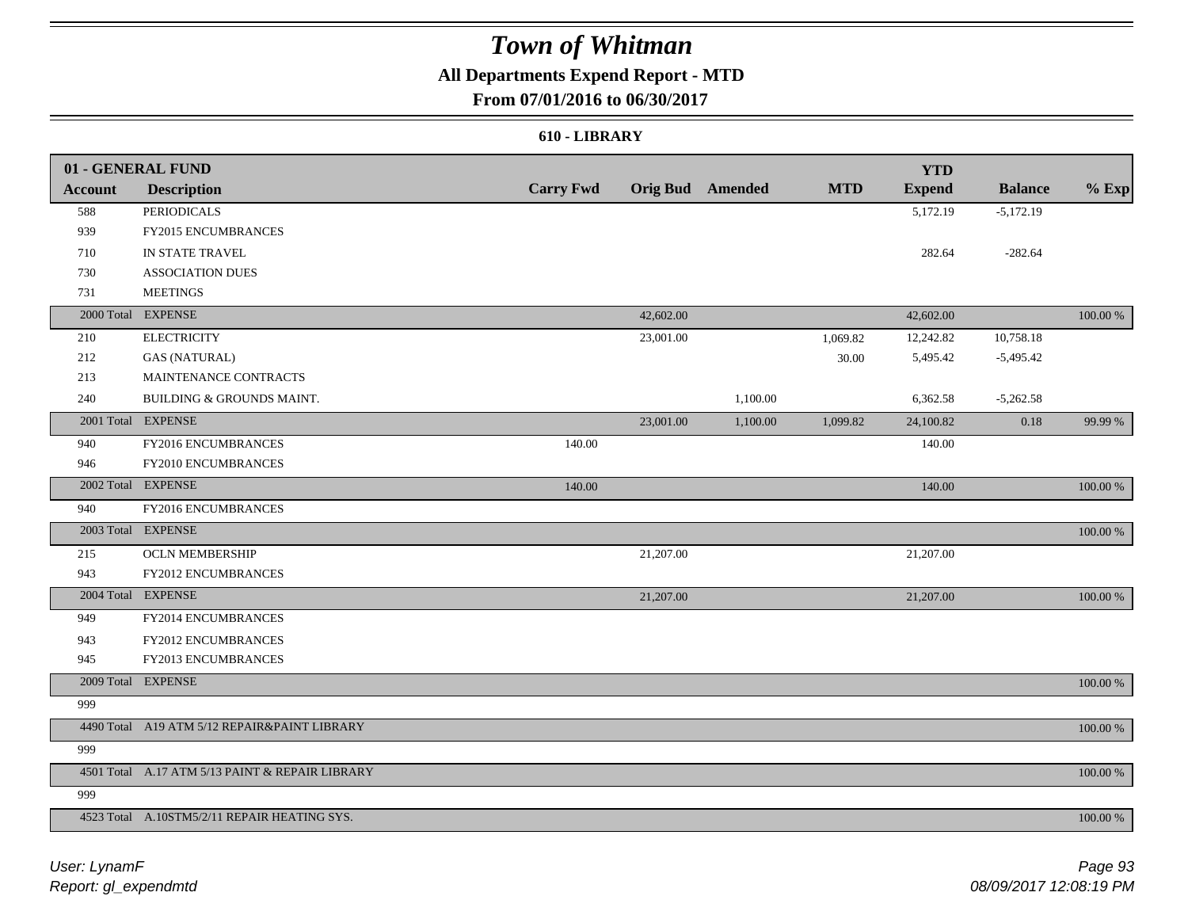# Town of Whitman

## All Departments Expend Report - MTD

## From 07/01/2016 to 06/30/2017

### 610 - LIBRARY

| 01 - GENERAL FUND | | | | | | YTD | | |
|---|---|---|---|---|---|---|---|---|
| **Account** | **Description** | **Carry Fwd** | **Orig Bud** | **Amended** | **MTD** | **Expend** | **Balance** | **% Exp** |
| 588 | PERIODICALS | | | | | 5,172.19 | -5,172.19 | |
| 939 | FY2015 ENCUMBRANCES | | | | | | | |
| 710 | IN STATE TRAVEL | | | | | 282.64 | -282.64 | |
| 730 | ASSOCIATION DUES | | | | | | | |
| 731 | MEETINGS | | | | | | | |
| 2000 Total | EXPENSE | | 42,602.00 | | | 42,602.00 | | 100.00 % |
| 210 | ELECTRICITY | | 23,001.00 | | 1,069.82 | 12,242.82 | 10,758.18 | |
| 212 | GAS (NATURAL) | | | | 30.00 | 5,495.42 | -5,495.42 | |
| 213 | MAINTENANCE CONTRACTS | | | | | | | |
| 240 | BUILDING & GROUNDS MAINT. | | | 1,100.00 | | 6,362.58 | -5,262.58 | |
| 2001 Total | EXPENSE | | 23,001.00 | 1,100.00 | 1,099.82 | 24,100.82 | 0.18 | 99.99 % |
| 940 | FY2016 ENCUMBRANCES | 140.00 | | | | 140.00 | | |
| 946 | FY2010 ENCUMBRANCES | | | | | | | |
| 2002 Total | EXPENSE | 140.00 | | | | 140.00 | | 100.00 % |
| 940 | FY2016 ENCUMBRANCES | | | | | | | |
| 2003 Total | EXPENSE | | | | | | | 100.00 % |
| 215 | OCLN MEMBERSHIP | | 21,207.00 | | | 21,207.00 | | |
| 943 | FY2012 ENCUMBRANCES | | | | | | | |
| 2004 Total | EXPENSE | | 21,207.00 | | | 21,207.00 | | 100.00 % |
| 949 | FY2014 ENCUMBRANCES | | | | | | | |
| 943 | FY2012 ENCUMBRANCES | | | | | | | |
| 945 | FY2013 ENCUMBRANCES | | | | | | | |
| 2009 Total | EXPENSE | | | | | | | 100.00 % |
| 999 | | | | | | | | |
| 4490 Total | A19 ATM 5/12 REPAIR&PAINT LIBRARY | | | | | | | 100.00 % |
| 999 | | | | | | | | |
| 4501 Total | A.17 ATM 5/13 PAINT & REPAIR LIBRARY | | | | | | | 100.00 % |
| 999 | | | | | | | | |
| 4523 Total | A.10STM5/2/11 REPAIR HEATING SYS. | | | | | | | 100.00 % |

*User: LynamF*
*Report: gl_expendmtd*

*08/09/2017 12:08:19 PM*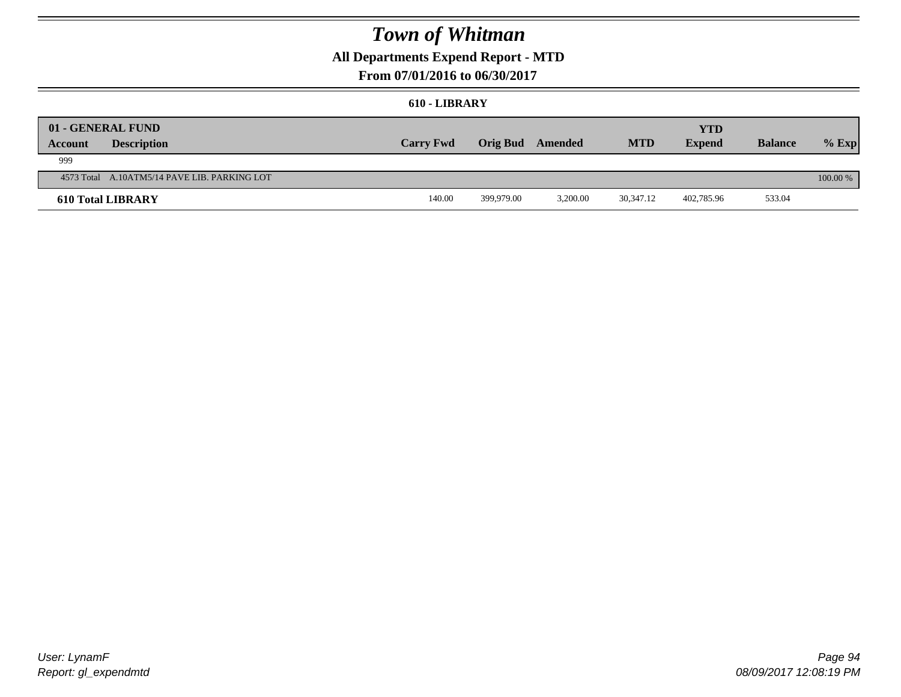# Town of Whitman

## All Departments Expend Report - MTD

### From 07/01/2016 to 06/30/2017

#### 610 - LIBRARY

| 01 - GENERAL FUND<br>Account | Description | Carry Fwd | Orig Bud | Amended | MTD | YTD<br>Expend | Balance | % Exp |
|---|---|---|---|---|---|---|---|---|
| 999 | | | | | | | | |
| 4573 Total | A.10ATM5/14 PAVE LIB. PARKING LOT | | | | | | | 100.00 % |
| **610 Total LIBRARY** | | 140.00 | 399,979.00 | 3,200.00 | 30,347.12 | 402,785.96 | 533.04 | |

User: LynamF
Report: gl_expendmtd

08/09/2017 12:08:19 PM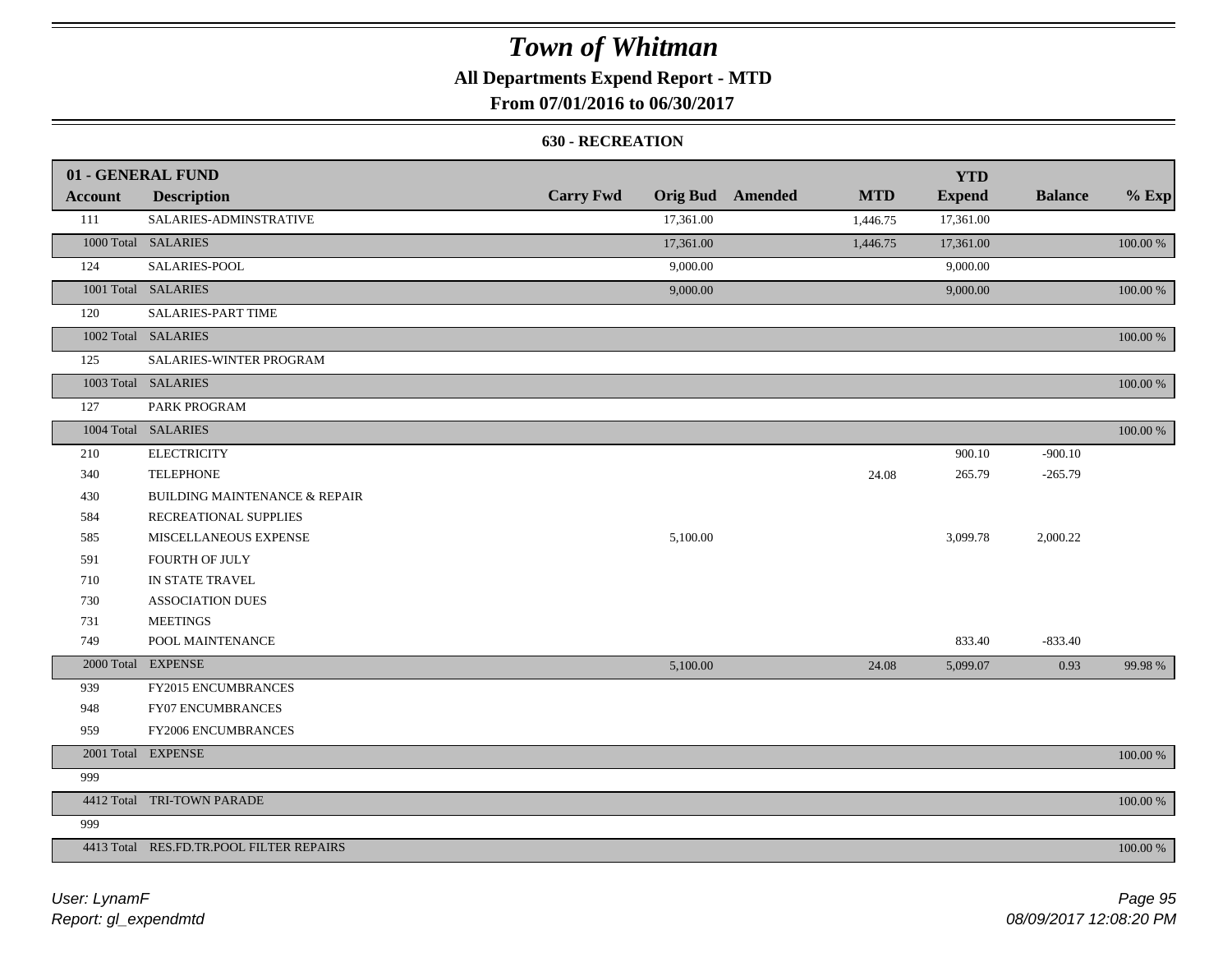# Town of Whitman

**All Departments Expend Report - MTD**

**From 07/01/2016 to 06/30/2017**

**630 - RECREATION**

| 01 - GENERAL FUND<br>Account | Description | Carry Fwd | Orig Bud | Amended | MTD | YTD<br>Expend | Balance | % Exp |
|---|---|---|---|---|---|---|---|---|
| 111 | SALARIES-ADMINSTRATIVE | | 17,361.00 | | 1,446.75 | 17,361.00 | | |
| 1000 Total | SALARIES | | 17,361.00 | | 1,446.75 | 17,361.00 | | 100.00 % |
| 124 | SALARIES-POOL | | 9,000.00 | | | 9,000.00 | | |
| 1001 Total | SALARIES | | 9,000.00 | | | 9,000.00 | | 100.00 % |
| 120 | SALARIES-PART TIME | | | | | | | |
| 1002 Total | SALARIES | | | | | | | 100.00 % |
| 125 | SALARIES-WINTER PROGRAM | | | | | | | |
| 1003 Total | SALARIES | | | | | | | 100.00 % |
| 127 | PARK PROGRAM | | | | | | | |
| 1004 Total | SALARIES | | | | | | | 100.00 % |
| 210 | ELECTRICITY | | | | | 900.10 | -900.10 | |
| 340 | TELEPHONE | | | | 24.08 | 265.79 | -265.79 | |
| 430 | BUILDING MAINTENANCE & REPAIR | | | | | | | |
| 584 | RECREATIONAL SUPPLIES | | | | | | | |
| 585 | MISCELLANEOUS EXPENSE | | 5,100.00 | | | 3,099.78 | 2,000.22 | |
| 591 | FOURTH OF JULY | | | | | | | |
| 710 | IN STATE TRAVEL | | | | | | | |
| 730 | ASSOCIATION DUES | | | | | | | |
| 731 | MEETINGS | | | | | | | |
| 749 | POOL MAINTENANCE | | | | | 833.40 | -833.40 | |
| 2000 Total | EXPENSE | | 5,100.00 | | 24.08 | 5,099.07 | 0.93 | 99.98 % |
| 939 | FY2015 ENCUMBRANCES | | | | | | | |
| 948 | FY07 ENCUMBRANCES | | | | | | | |
| 959 | FY2006 ENCUMBRANCES | | | | | | | |
| 2001 Total | EXPENSE | | | | | | | 100.00 % |
| 999 | | | | | | | | |
| 4412 Total | TRI-TOWN PARADE | | | | | | | 100.00 % |
| 999 | | | | | | | | |
| 4413 Total | RES.FD.TR.POOL FILTER REPAIRS | | | | | | | 100.00 % |

*User: LynamF*
*Report: gl_expendmtd*

*08/09/2017 12:08:20 PM*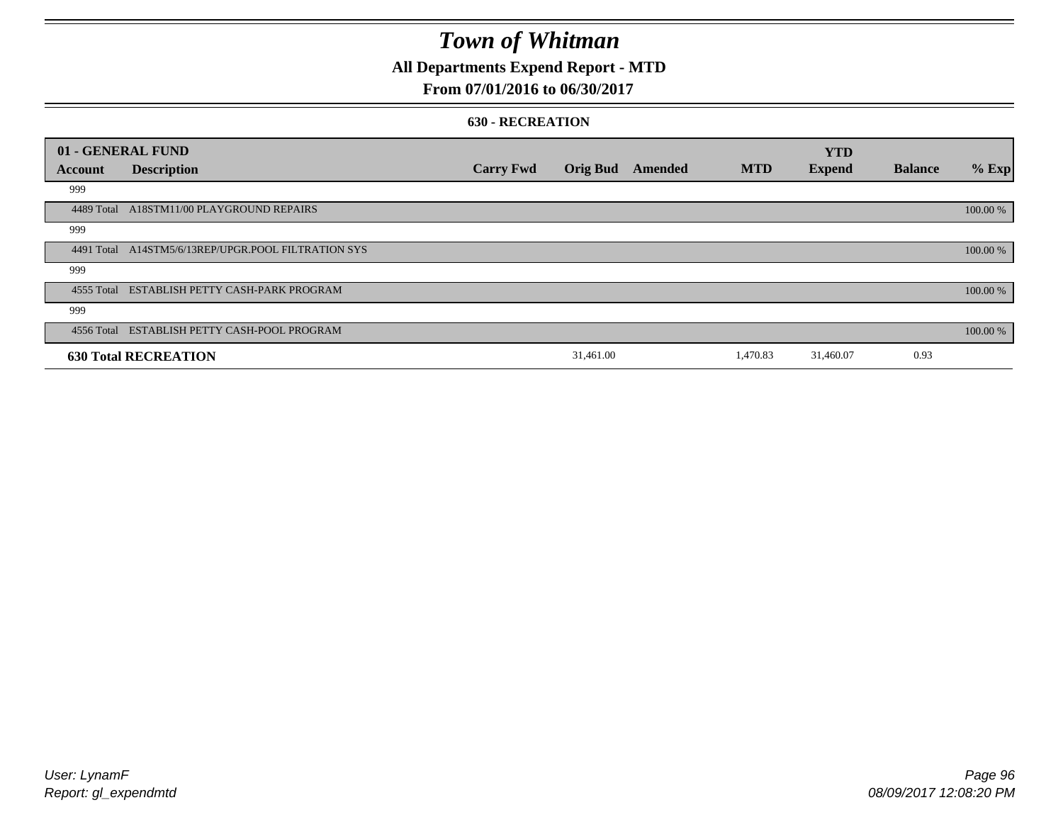# Town of Whitman

## All Departments Expend Report - MTD

### From 07/01/2016 to 06/30/2017

#### 630 - RECREATION

| 01 - GENERAL FUND | | | | | | YTD | | |
|---|---|---|---|---|---|---|---|---|
| Account | Description | Carry Fwd | Orig Bud | Amended | MTD | Expend | Balance | % Exp |
| 999 | | | | | | | | |
| 4489 Total | A18STM11/00 PLAYGROUND REPAIRS | | | | | | | 100.00 % |
| 999 | | | | | | | | |
| 4491 Total | A14STM5/6/13REP/UPGR.POOL FILTRATION SYS | | | | | | | 100.00 % |
| 999 | | | | | | | | |
| 4555 Total | ESTABLISH PETTY CASH-PARK PROGRAM | | | | | | | 100.00 % |
| 999 | | | | | | | | |
| 4556 Total | ESTABLISH PETTY CASH-POOL PROGRAM | | | | | | | 100.00 % |
| **630 Total RECREATION** | | | 31,461.00 | | 1,470.83 | 31,460.07 | 0.93 | |

User: LynamF
Report: gl_expendmtd

08/09/2017 12:08:20 PM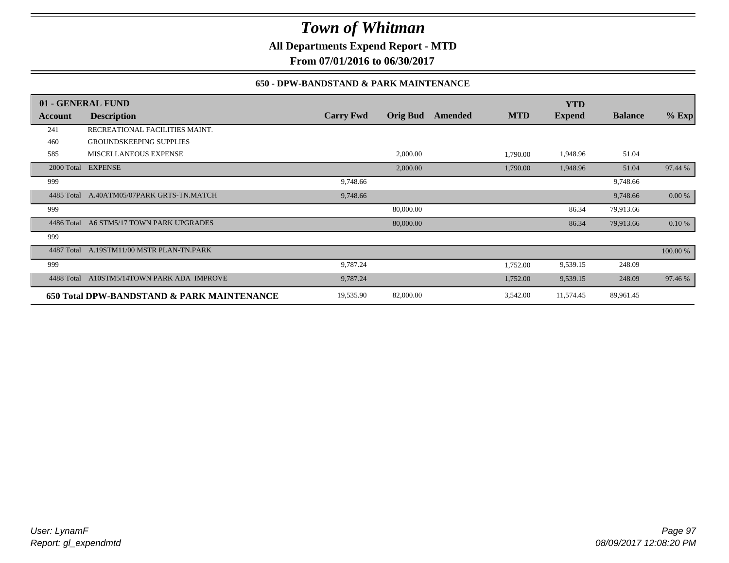# Town of Whitman

**All Departments Expend Report - MTD**

**From 07/01/2016 to 06/30/2017**

**650 - DPW-BANDSTAND & PARK MAINTENANCE**

| 01 - GENERAL FUND | | | | | | YTD | | |
|---|---|---|---|---|---|---|---|---|
| **Account** | **Description** | **Carry Fwd** | **Orig Bud** | **Amended** | **MTD** | **Expend** | **Balance** | **% Exp** |
| 241 | RECREATIONAL FACILITIES MAINT. | | | | | | | |
| 460 | GROUNDSKEEPING SUPPLIES | | | | | | | |
| 585 | MISCELLANEOUS EXPENSE | | 2,000.00 | | 1,790.00 | 1,948.96 | 51.04 | |
| 2000 Total | EXPENSE | | 2,000.00 | | 1,790.00 | 1,948.96 | 51.04 | 97.44 % |
| 999 | | 9,748.66 | | | | | 9,748.66 | |
| 4485 Total | A.40ATM05/07PARK GRTS-TN.MATCH | 9,748.66 | | | | | 9,748.66 | 0.00 % |
| 999 | | | 80,000.00 | | | 86.34 | 79,913.66 | |
| 4486 Total | A6 STM5/17 TOWN PARK UPGRADES | | 80,000.00 | | | 86.34 | 79,913.66 | 0.10 % |
| 999 | | | | | | | | |
| 4487 Total | A.19STM11/00 MSTR PLAN-TN.PARK | | | | | | | 100.00 % |
| 999 | | 9,787.24 | | | 1,752.00 | 9,539.15 | 248.09 | |
| 4488 Total | A10STM5/14TOWN PARK ADA IMPROVE | 9,787.24 | | | 1,752.00 | 9,539.15 | 248.09 | 97.46 % |
| **650 Total DPW-BANDSTAND & PARK MAINTENANCE** | | 19,535.90 | 82,000.00 | | 3,542.00 | 11,574.45 | 89,961.45 | |

*User: LynamF*
*Report: gl_expendmtd*

*08/09/2017 12:08:20 PM*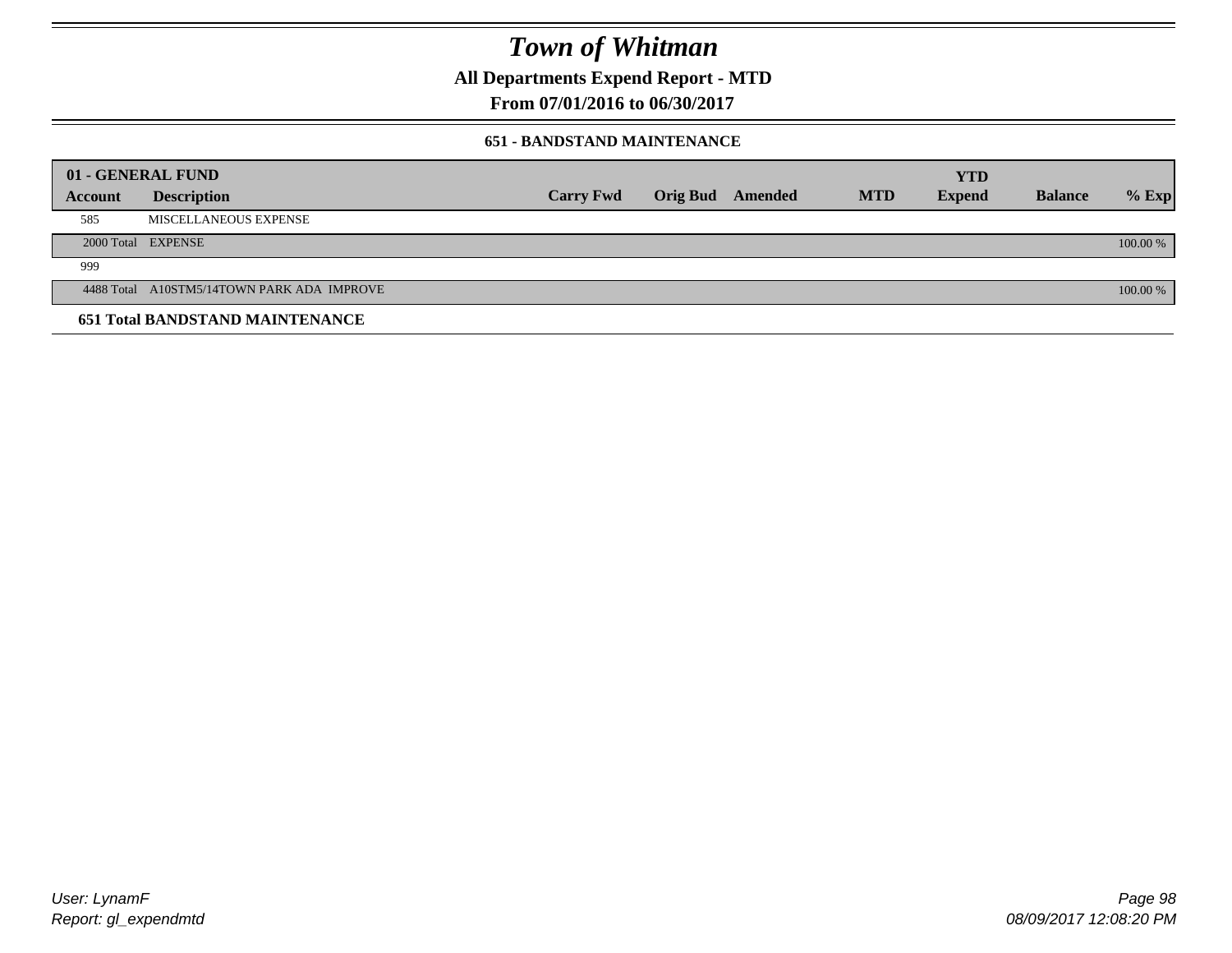# Town of Whitman

## All Departments Expend Report - MTD

## From 07/01/2016 to 06/30/2017

### 651 - BANDSTAND MAINTENANCE

| 01 - GENERAL FUND | | | | | | | | |
|---|---|---|---|---|---|---|---|---|
| **Account** | **Description** | **Carry Fwd** | **Orig Bud** | **Amended** | **MTD** | **YTD Expend** | **Balance** | **% Exp** |
| 585 | MISCELLANEOUS EXPENSE | | | | | | | |
| 2000 Total | EXPENSE | | | | | | | 100.00 % |
| 999 | | | | | | | | |
| 4488 Total | A10STM5/14TOWN PARK ADA IMPROVE | | | | | | | 100.00 % |
| **651 Total BANDSTAND MAINTENANCE** | | | | | | | | |

User: LynamF
Report: gl_expendmtd

08/09/2017 12:08:20 PM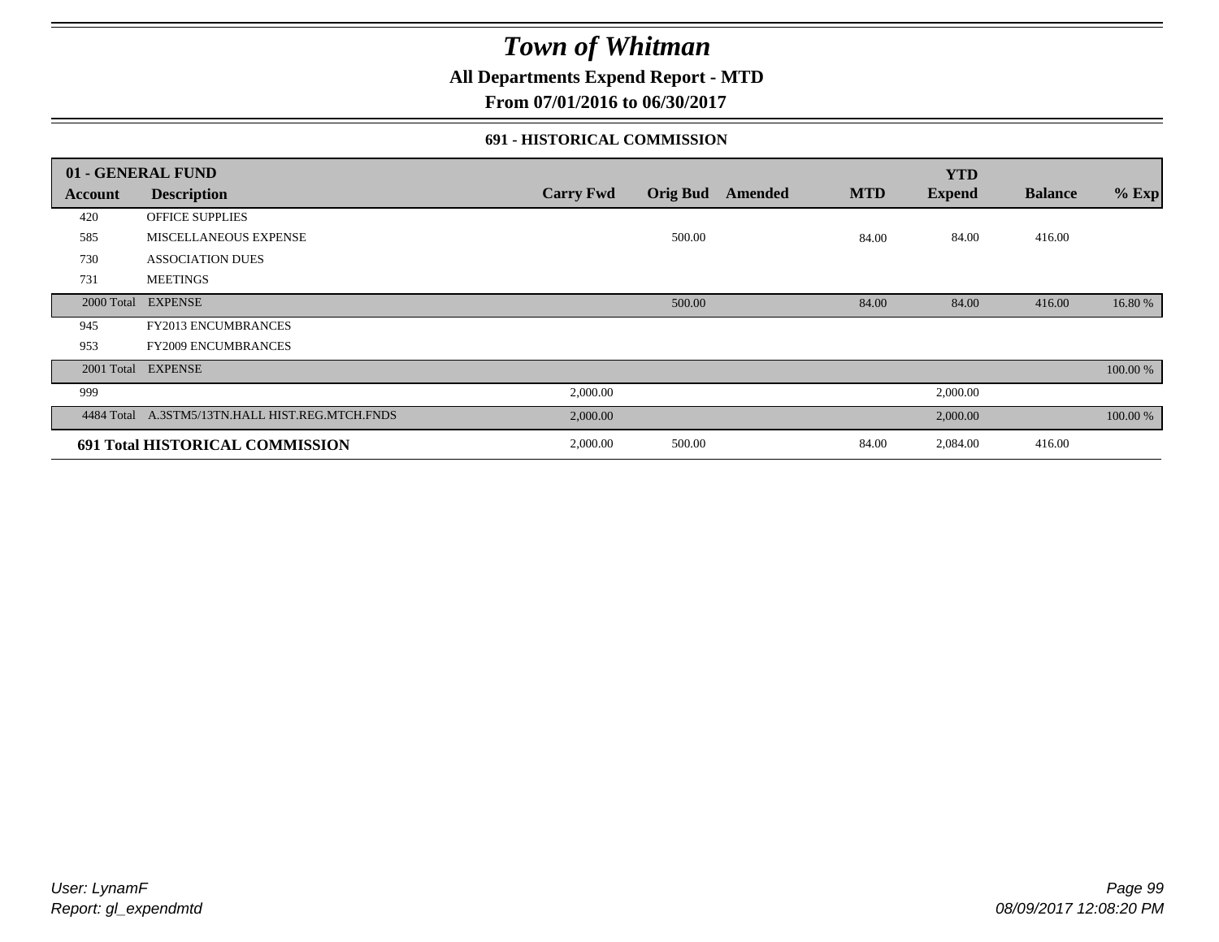# Town of Whitman

## All Departments Expend Report - MTD

### From 07/01/2016 to 06/30/2017

#### 691 - HISTORICAL COMMISSION

| 01 - GENERAL FUND | | | | | | YTD | | |
|---|---|---|---|---|---|---|---|---|
| **Account** | **Description** | **Carry Fwd** | **Orig Bud** | **Amended** | **MTD** | **Expend** | **Balance** | **% Exp** |
| 420 | OFFICE SUPPLIES | | | | | | | |
| 585 | MISCELLANEOUS EXPENSE | | 500.00 | | 84.00 | 84.00 | 416.00 | |
| 730 | ASSOCIATION DUES | | | | | | | |
| 731 | MEETINGS | | | | | | | |
| 2000 Total | EXPENSE | | 500.00 | | 84.00 | 84.00 | 416.00 | 16.80 % |
| 945 | FY2013 ENCUMBRANCES | | | | | | | |
| 953 | FY2009 ENCUMBRANCES | | | | | | | |
| 2001 Total | EXPENSE | | | | | | | 100.00 % |
| 999 | | 2,000.00 | | | | 2,000.00 | | |
| 4484 Total | A.3STM5/13TN.HALL HIST.REG.MTCH.FNDS | 2,000.00 | | | | 2,000.00 | | 100.00 % |
| **691 Total HISTORICAL COMMISSION** | | 2,000.00 | 500.00 | | 84.00 | 2,084.00 | 416.00 | |

*User: LynamF*
*Report: gl_expendmtd*

*08/09/2017 12:08:20 PM*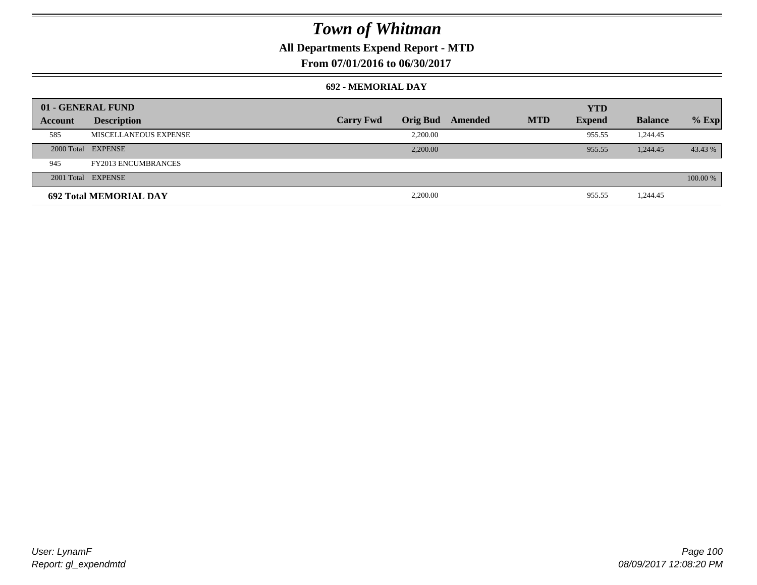# Town of Whitman

**All Departments Expend Report - MTD**

**From 07/01/2016 to 06/30/2017**

### 692 - MEMORIAL DAY

| 01 - GENERAL FUND | | | | | | YTD | | |
|---|---|---|---|---|---|---|---|---|
| **Account** | **Description** | **Carry Fwd** | **Orig Bud** | **Amended** | **MTD** | **Expend** | **Balance** | **% Exp** |
| 585 | MISCELLANEOUS EXPENSE | | 2,200.00 | | | 955.55 | 1,244.45 | |
| 2000 Total | EXPENSE | | 2,200.00 | | | 955.55 | 1,244.45 | 43.43 % |
| 945 | FY2013 ENCUMBRANCES | | | | | | | |
| 2001 Total | EXPENSE | | | | | | | 100.00 % |
| **692 Total MEMORIAL DAY** | | | 2,200.00 | | | 955.55 | 1,244.45 | |

*User: LynamF*
*Report: gl_expendmtd*

*08/09/2017 12:08:20 PM*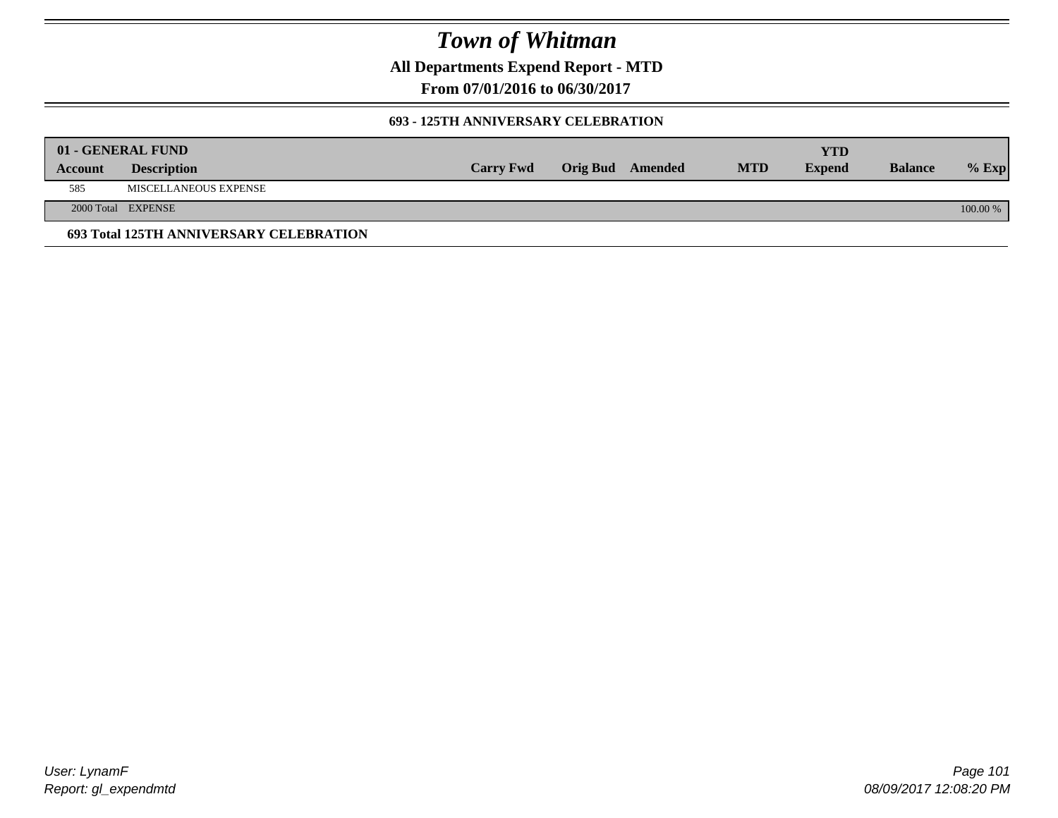# Town of Whitman

**All Departments Expend Report - MTD**

**From 07/01/2016 to 06/30/2017**

### 693 - 125TH ANNIVERSARY CELEBRATION

| **01 - GENERAL FUND** | | | | | | | | |
|---|---|---|---|---|---|---|---|---|
| **Account** | **Description** | **Carry Fwd** | **Orig Bud** | **Amended** | **MTD** | **YTD Expend** | **Balance** | **% Exp** |
| 585 | MISCELLANEOUS EXPENSE | | | | | | | |
| 2000 Total | EXPENSE | | | | | | | 100.00 % |

**693 Total 125TH ANNIVERSARY CELEBRATION**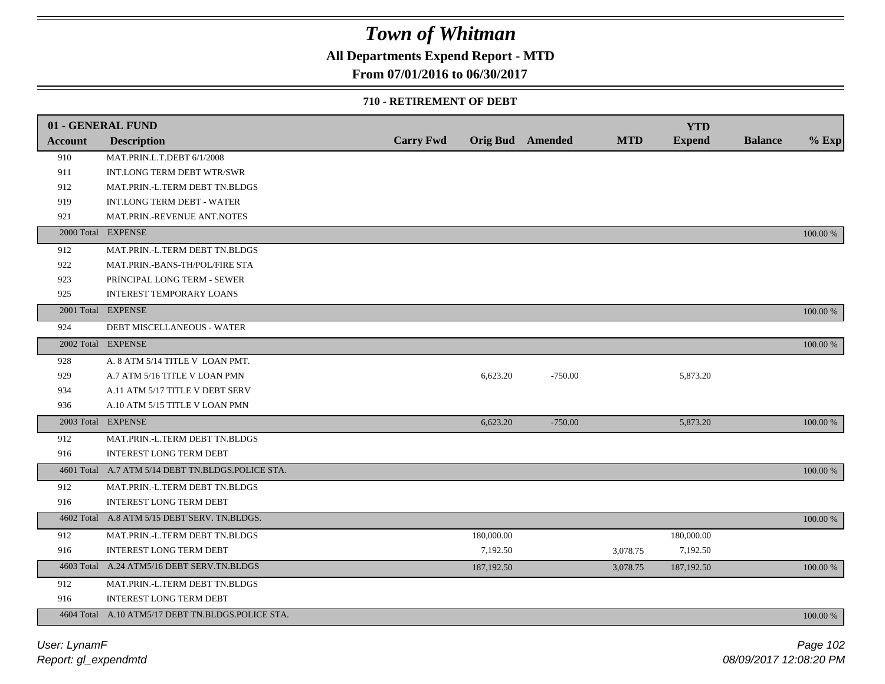# Town of Whitman

**All Departments Expend Report - MTD**

**From 07/01/2016 to 06/30/2017**

**710 - RETIREMENT OF DEBT**

| 01 - GENERAL FUND | | | | | | | | |
|---|---|---|---|---|---|---|---|---|
| **Account** | **Description** | **Carry Fwd** | **Orig Bud** | **Amended** | **MTD** | **YTD Expend** | **Balance** | **% Exp** |
| 910 | MAT.PRIN.L.T.DEBT 6/1/2008 | | | | | | | |
| 911 | INT.LONG TERM DEBT WTR/SWR | | | | | | | |
| 912 | MAT.PRIN.-L.TERM DEBT TN.BLDGS | | | | | | | |
| 919 | INT.LONG TERM DEBT - WATER | | | | | | | |
| 921 | MAT.PRIN.-REVENUE ANT.NOTES | | | | | | | |
| 2000 Total | EXPENSE | | | | | | | 100.00 % |
| 912 | MAT.PRIN.-L.TERM DEBT TN.BLDGS | | | | | | | |
| 922 | MAT.PRIN.-BANS-TH/POL/FIRE STA | | | | | | | |
| 923 | PRINCIPAL LONG TERM - SEWER | | | | | | | |
| 925 | INTEREST TEMPORARY LOANS | | | | | | | |
| 2001 Total | EXPENSE | | | | | | | 100.00 % |
| 924 | DEBT MISCELLANEOUS - WATER | | | | | | | |
| 2002 Total | EXPENSE | | | | | | | 100.00 % |
| 928 | A. 8 ATM 5/14 TITLE V LOAN PMT. | | | | | | | |
| 929 | A.7 ATM 5/16 TITLE V LOAN PMN | | 6,623.20 | -750.00 | | 5,873.20 | | |
| 934 | A.11 ATM 5/17 TITLE V DEBT SERV | | | | | | | |
| 936 | A.10 ATM 5/15 TITLE V LOAN PMN | | | | | | | |
| 2003 Total | EXPENSE | | 6,623.20 | -750.00 | | 5,873.20 | | 100.00 % |
| 912 | MAT.PRIN.-L.TERM DEBT TN.BLDGS | | | | | | | |
| 916 | INTEREST LONG TERM DEBT | | | | | | | |
| 4601 Total | A.7 ATM 5/14 DEBT TN.BLDGS.POLICE STA. | | | | | | | 100.00 % |
| 912 | MAT.PRIN.-L.TERM DEBT TN.BLDGS | | | | | | | |
| 916 | INTEREST LONG TERM DEBT | | | | | | | |
| 4602 Total | A.8 ATM 5/15 DEBT SERV. TN.BLDGS. | | | | | | | 100.00 % |
| 912 | MAT.PRIN.-L.TERM DEBT TN.BLDGS | | 180,000.00 | | | 180,000.00 | | |
| 916 | INTEREST LONG TERM DEBT | | 7,192.50 | | 3,078.75 | 7,192.50 | | |
| 4603 Total | A.24 ATM5/16 DEBT SERV.TN.BLDGS | | 187,192.50 | | 3,078.75 | 187,192.50 | | 100.00 % |
| 912 | MAT.PRIN.-L.TERM DEBT TN.BLDGS | | | | | | | |
| 916 | INTEREST LONG TERM DEBT | | | | | | | |
| 4604 Total | A.10 ATM5/17 DEBT TN.BLDGS.POLICE STA. | | | | | | | 100.00 % |

*User: LynamF*

*Report: gl_expendmtd*

*08/09/2017 12:08:20 PM*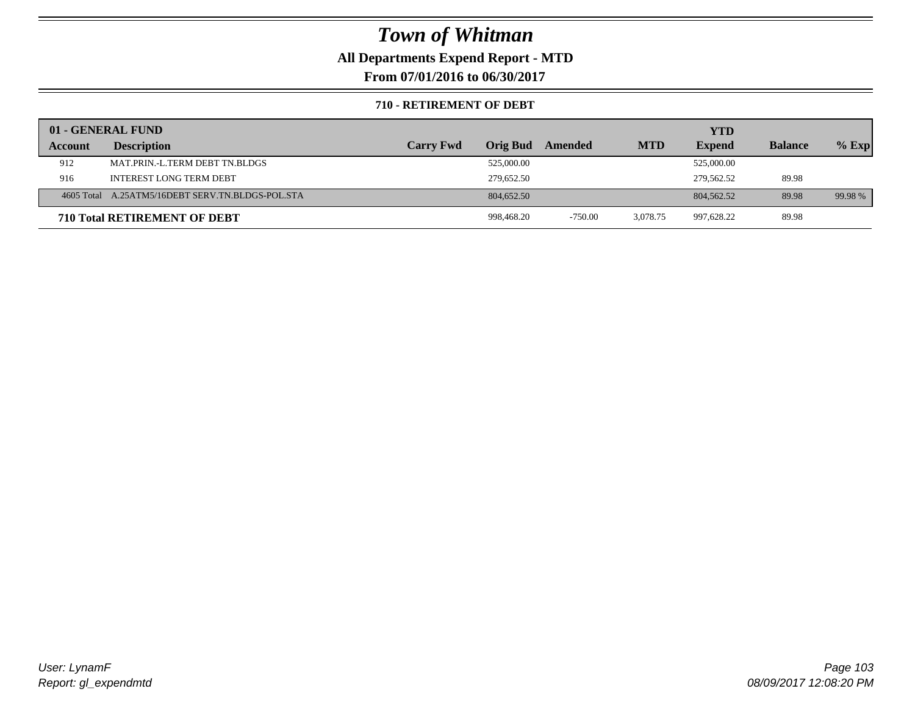# Town of Whitman

**All Departments Expend Report - MTD**

**From 07/01/2016 to 06/30/2017**

**710 - RETIREMENT OF DEBT**

| 01 - GENERAL FUND | | | | | | YTD | | |
|---|---|---|---|---|---|---|---|---|
| Account | Description | Carry Fwd | Orig Bud | Amended | MTD | Expend | Balance | % Exp |
| 912 | MAT.PRIN.-L.TERM DEBT TN.BLDGS | | 525,000.00 | | | 525,000.00 | | |
| 916 | INTEREST LONG TERM DEBT | | 279,652.50 | | | 279,562.52 | 89.98 | |
| 4605 Total | A.25ATM5/16DEBT SERV.TN.BLDGS-POL.STA | | 804,652.50 | | | 804,562.52 | 89.98 | 99.98 % |
| **710 Total RETIREMENT OF DEBT** | | | 998,468.20 | -750.00 | 3,078.75 | 997,628.22 | 89.98 | |

*User: LynamF*

*Report: gl_expendmtd*

*08/09/2017 12:08:20 PM*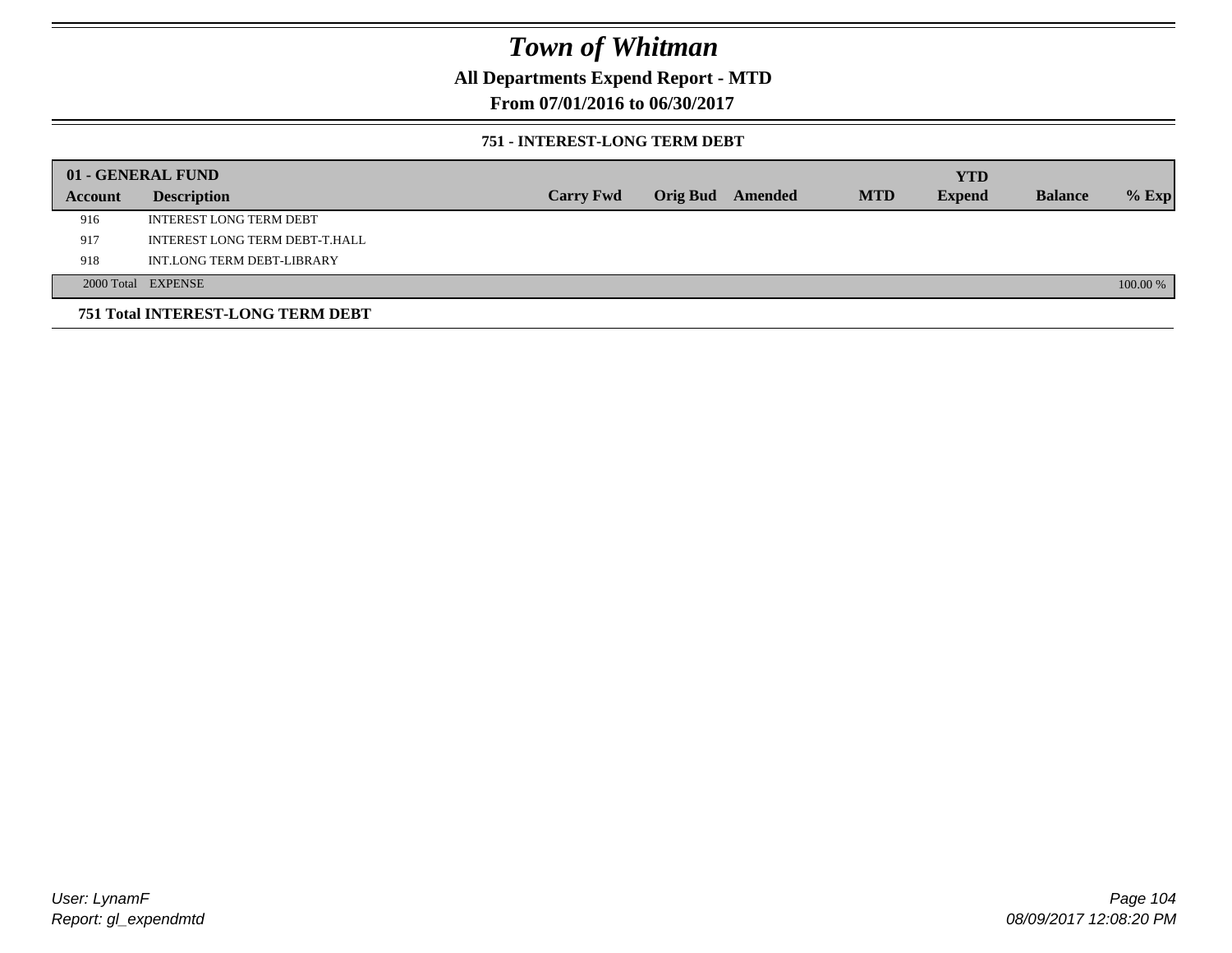# Town of Whitman

**All Departments Expend Report - MTD**

**From 07/01/2016 to 06/30/2017**

### 751 - INTEREST-LONG TERM DEBT

| 01 - GENERAL FUND | | | | | | | | |
|---|---|---|---|---|---|---|---|---|
| **Account** | **Description** | **Carry Fwd** | **Orig Bud** | **Amended** | **MTD** | **YTD Expend** | **Balance** | **% Exp** |
| 916 | INTEREST LONG TERM DEBT | | | | | | | |
| 917 | INTEREST LONG TERM DEBT-T.HALL | | | | | | | |
| 918 | INT.LONG TERM DEBT-LIBRARY | | | | | | | |
| 2000 Total | EXPENSE | | | | | | | 100.00 % |

**751 Total INTEREST-LONG TERM DEBT**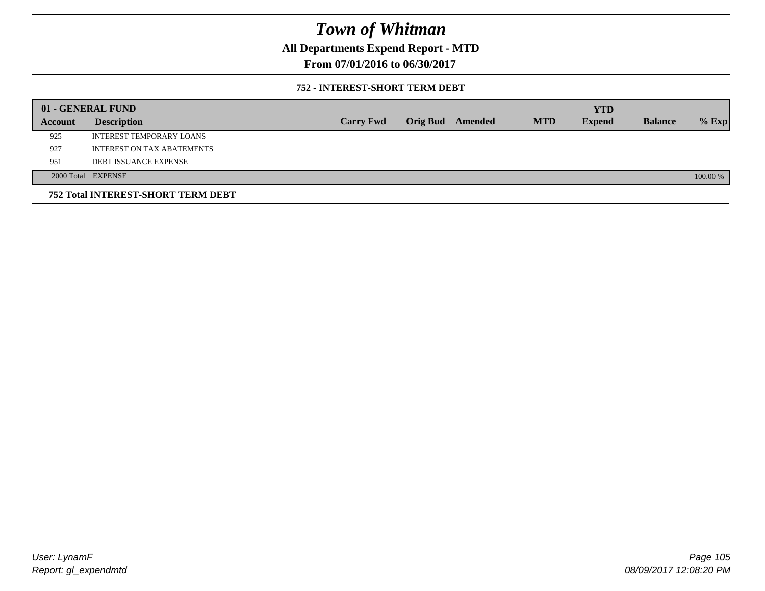# Town of Whitman

**All Departments Expend Report - MTD**

**From 07/01/2016 to 06/30/2017**

### 752 - INTEREST-SHORT TERM DEBT

| 01 - GENERAL FUND | | | | | | YTD | | |
|---|---|---|---|---|---|---|---|---|
| **Account** | **Description** | **Carry Fwd** | **Orig Bud** | **Amended** | **MTD** | **Expend** | **Balance** | **% Exp** |
| 925 | INTEREST TEMPORARY LOANS | | | | | | | |
| 927 | INTEREST ON TAX ABATEMENTS | | | | | | | |
| 951 | DEBT ISSUANCE EXPENSE | | | | | | | |
| 2000 Total | EXPENSE | | | | | | | 100.00 % |

**752 Total INTEREST-SHORT TERM DEBT**

User: LynamF
Report: gl_expendmtd

08/09/2017 12:08:20 PM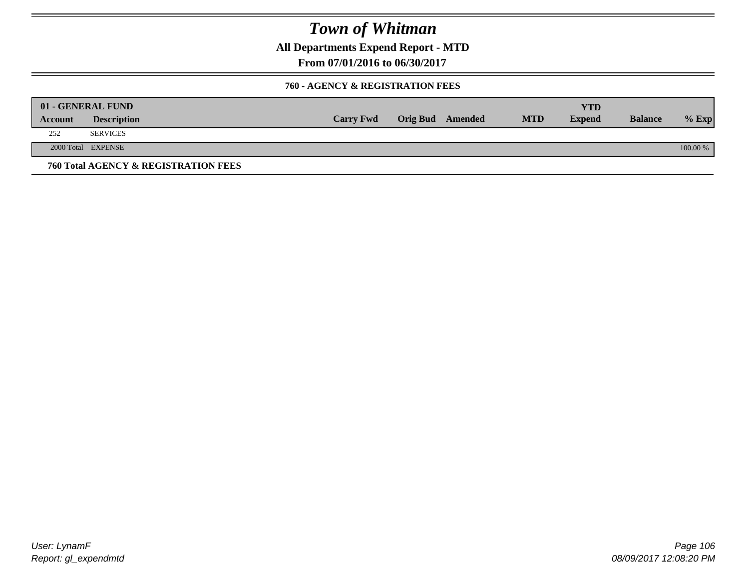# Town of Whitman

**All Departments Expend Report - MTD**

**From 07/01/2016 to 06/30/2017**

**760 - AGENCY & REGISTRATION FEES**

| 01 - GENERAL FUND | | | | | | YTD | | |
|---|---|---|---|---|---|---|---|---|
| **Account** | **Description** | **Carry Fwd** | **Orig Bud** | **Amended** | **MTD** | **Expend** | **Balance** | **% Exp** |
| 252 | SERVICES | | | | | | | |
| 2000 Total | EXPENSE | | | | | | | 100.00 % |
| **760 Total AGENCY & REGISTRATION FEES** | | | | | | | | |

*User: LynamF*
*Report: gl_expendmtd*

*08/09/2017 12:08:20 PM*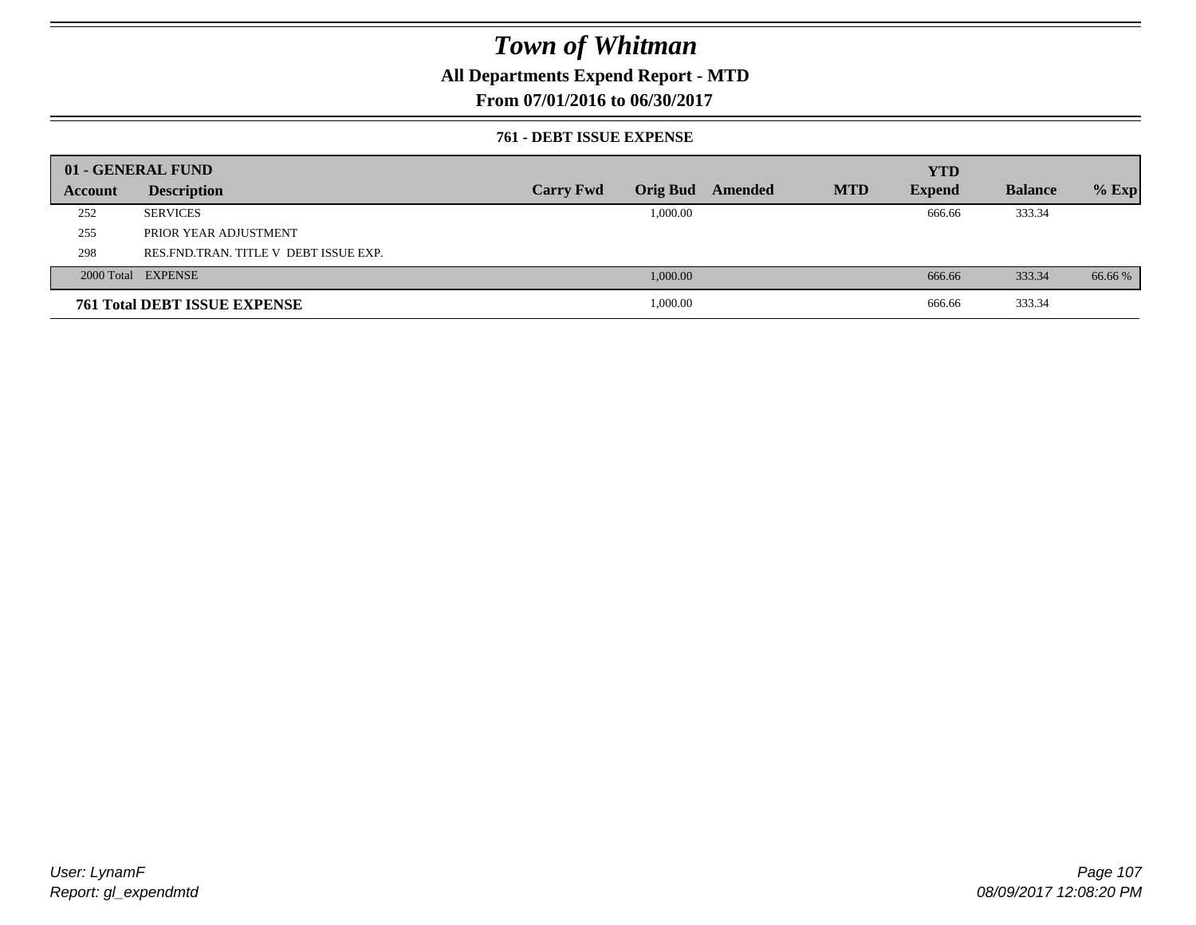# *Town of Whitman*

**All Departments Expend Report - MTD**

**From 07/01/2016 to 06/30/2017**

### 761 - DEBT ISSUE EXPENSE

| 01 - GENERAL FUND | | | | | | YTD | | |
|---|---|---|---|---|---|---|---|---|
| **Account** | **Description** | **Carry Fwd** | **Orig Bud** | **Amended** | **MTD** | **Expend** | **Balance** | **% Exp** |
| 252 | SERVICES | | 1,000.00 | | | 666.66 | 333.34 | |
| 255 | PRIOR YEAR ADJUSTMENT | | | | | | | |
| 298 | RES.FND.TRAN. TITLE V DEBT ISSUE EXP. | | | | | | | |
| 2000 Total | EXPENSE | | 1,000.00 | | | 666.66 | 333.34 | 66.66 % |
| **761 Total DEBT ISSUE EXPENSE** | | | 1,000.00 | | | 666.66 | 333.34 | |

*User: LynamF*

*Report: gl_expendmtd*

*08/09/2017 12:08:20 PM*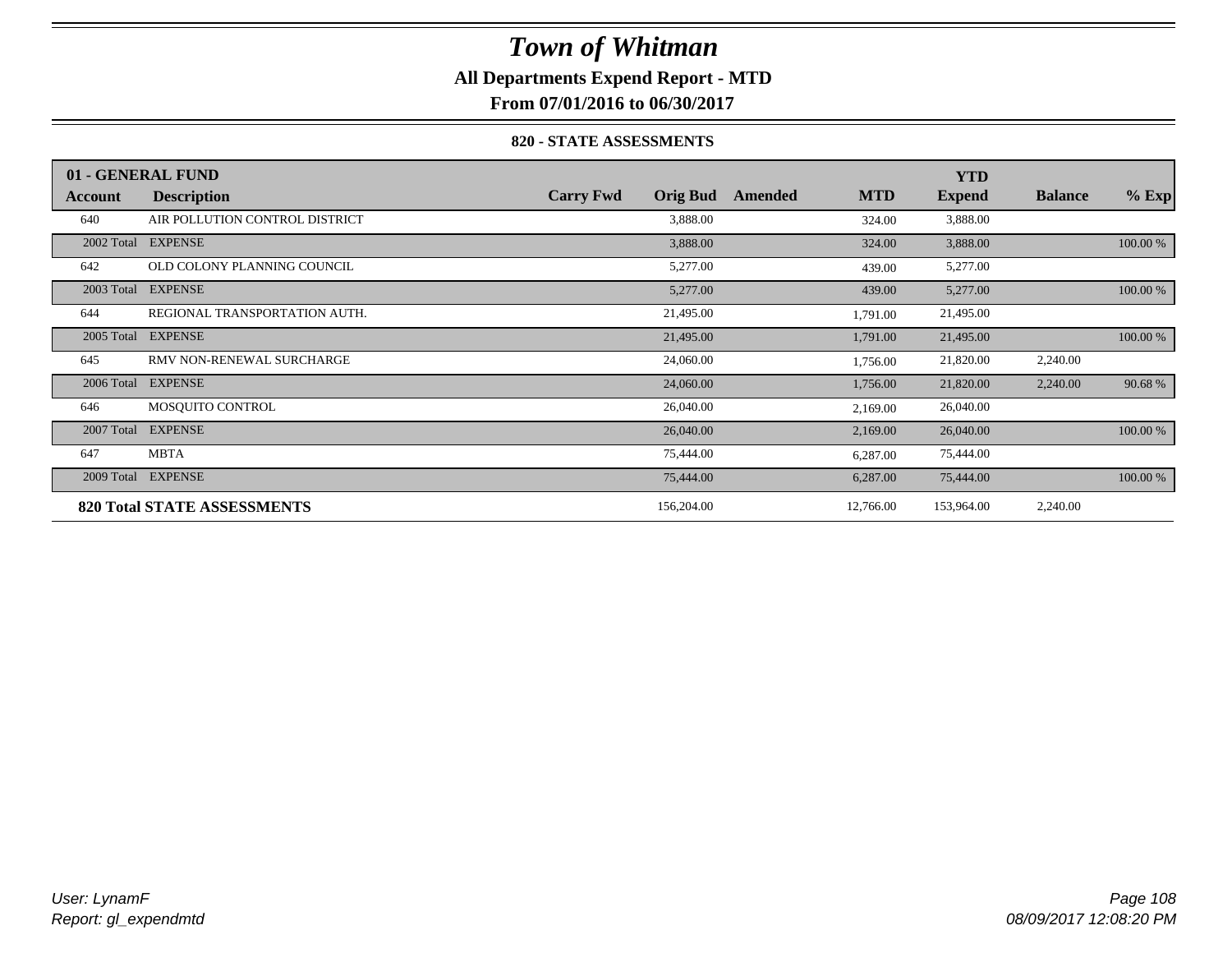# Town of Whitman

**All Departments Expend Report - MTD**

**From 07/01/2016 to 06/30/2017**

### 820 - STATE ASSESSMENTS

| 01 - GENERAL FUND | | | | | | YTD | | |
|---|---|---|---|---|---|---|---|---|
| **Account** | **Description** | **Carry Fwd** | **Orig Bud** | **Amended** | **MTD** | **Expend** | **Balance** | **% Exp** |
| 640 | AIR POLLUTION CONTROL DISTRICT | | 3,888.00 | | 324.00 | 3,888.00 | | |
| 2002 Total | EXPENSE | | 3,888.00 | | 324.00 | 3,888.00 | | 100.00 % |
| 642 | OLD COLONY PLANNING COUNCIL | | 5,277.00 | | 439.00 | 5,277.00 | | |
| 2003 Total | EXPENSE | | 5,277.00 | | 439.00 | 5,277.00 | | 100.00 % |
| 644 | REGIONAL TRANSPORTATION AUTH. | | 21,495.00 | | 1,791.00 | 21,495.00 | | |
| 2005 Total | EXPENSE | | 21,495.00 | | 1,791.00 | 21,495.00 | | 100.00 % |
| 645 | RMV NON-RENEWAL SURCHARGE | | 24,060.00 | | 1,756.00 | 21,820.00 | 2,240.00 | |
| 2006 Total | EXPENSE | | 24,060.00 | | 1,756.00 | 21,820.00 | 2,240.00 | 90.68 % |
| 646 | MOSQUITO CONTROL | | 26,040.00 | | 2,169.00 | 26,040.00 | | |
| 2007 Total | EXPENSE | | 26,040.00 | | 2,169.00 | 26,040.00 | | 100.00 % |
| 647 | MBTA | | 75,444.00 | | 6,287.00 | 75,444.00 | | |
| 2009 Total | EXPENSE | | 75,444.00 | | 6,287.00 | 75,444.00 | | 100.00 % |
| **820 Total STATE ASSESSMENTS** | | | 156,204.00 | | 12,766.00 | 153,964.00 | 2,240.00 | |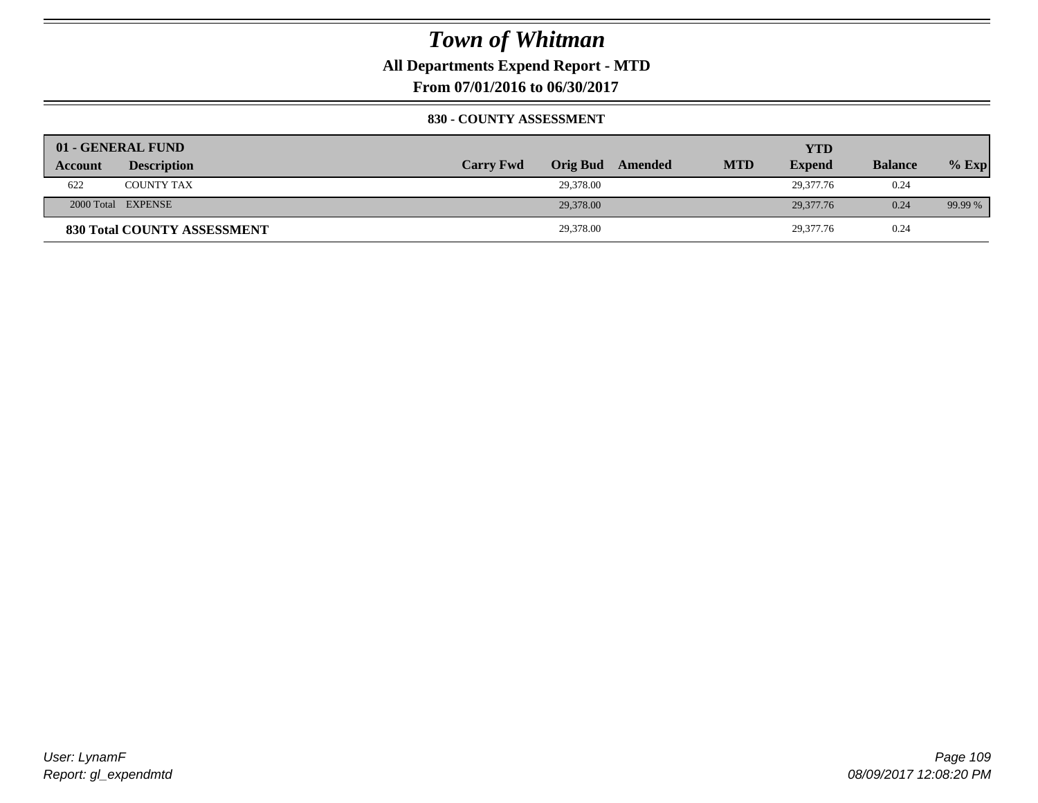# Town of Whitman

**All Departments Expend Report - MTD**

**From 07/01/2016 to 06/30/2017**

**830 - COUNTY ASSESSMENT**

| 01 - GENERAL FUND | | | | | | | | |
|---|---|---|---|---|---|---|---|---|
| **Account** | **Description** | **Carry Fwd** | **Orig Bud** | **Amended** | **MTD** | **YTD Expend** | **Balance** | **% Exp** |
| 622 | COUNTY TAX | | 29,378.00 | | | 29,377.76 | 0.24 | |
| 2000 Total | EXPENSE | | 29,378.00 | | | 29,377.76 | 0.24 | 99.99 % |
| **830 Total COUNTY ASSESSMENT** | | | 29,378.00 | | | 29,377.76 | 0.24 | |

User: LynamF
Report: gl_expendmtd

08/09/2017 12:08:20 PM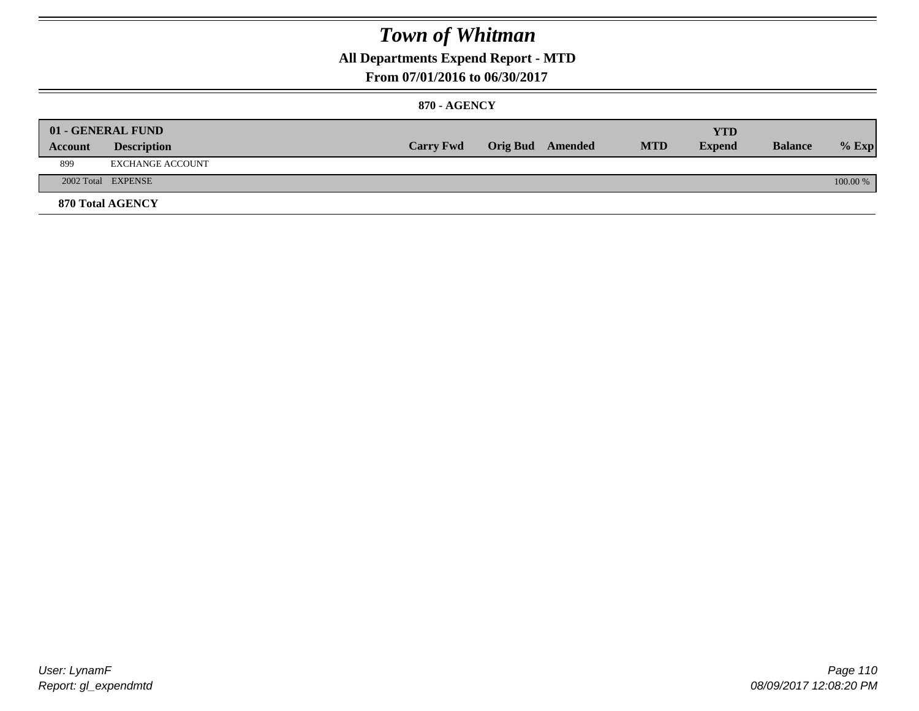# *Town of Whitman*

## All Departments Expend Report - MTD

### From 07/01/2016 to 06/30/2017

#### 870 - AGENCY

| 01 - GENERAL FUND | | | | | | YTD | | |
|---|---|---|---|---|---|---|---|---|
| **Account** | **Description** | **Carry Fwd** | **Orig Bud** | **Amended** | **MTD** | **Expend** | **Balance** | **% Exp** |
| 899 | EXCHANGE ACCOUNT | | | | | | | |
| 2002 Total | EXPENSE | | | | | | | 100.00 % |

**870 Total AGENCY**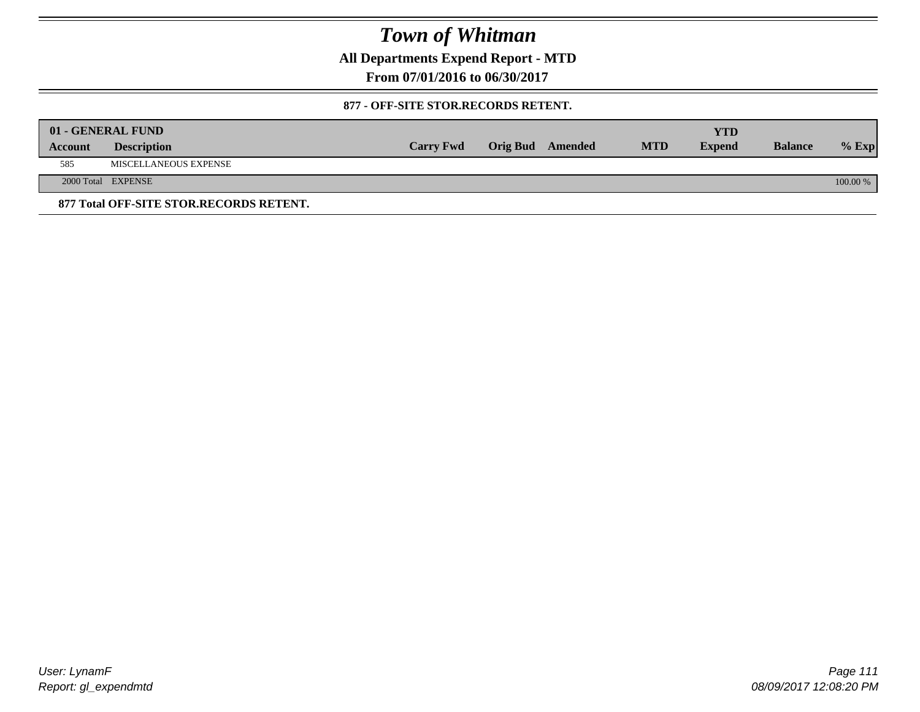# Town of Whitman

## All Departments Expend Report - MTD

## From 07/01/2016 to 06/30/2017

### 877 - OFF-SITE STOR.RECORDS RETENT.

| 01 - GENERAL FUND | | | | | | YTD | | |
|---|---|---|---|---|---|---|---|---|
| Account | Description | Carry Fwd | Orig Bud | Amended | MTD | Expend | Balance | % Exp |
| 585 | MISCELLANEOUS EXPENSE | | | | | | | |
| 2000 Total | EXPENSE | | | | | | | 100.00 % |

**877 Total OFF-SITE STOR.RECORDS RETENT.**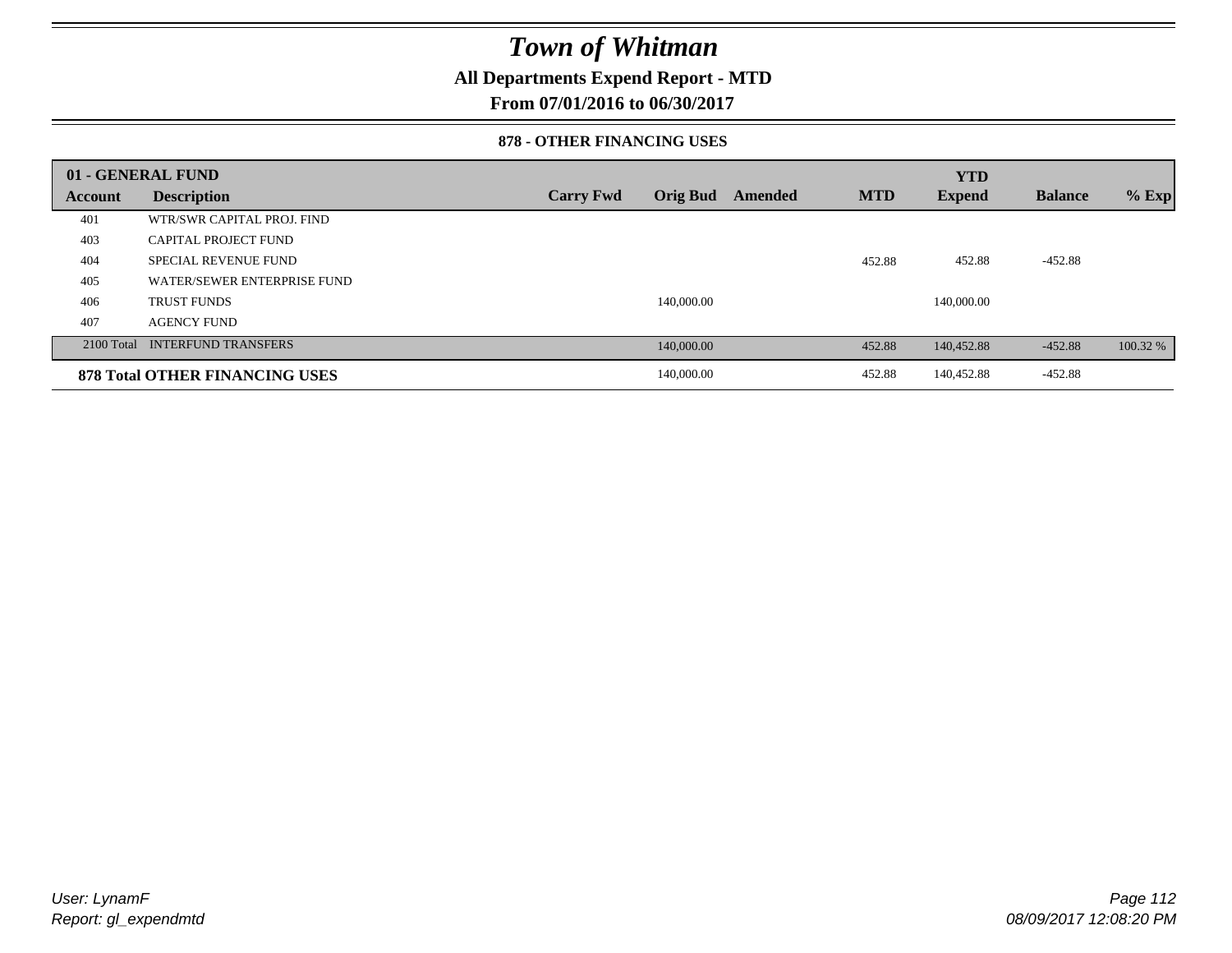# Town of Whitman

**All Departments Expend Report - MTD**

**From 07/01/2016 to 06/30/2017**

**878 - OTHER FINANCING USES**

| 01 - GENERAL FUND | | | | | | YTD | | |
|---|---|---|---|---|---|---|---|---|
| **Account** | **Description** | **Carry Fwd** | **Orig Bud** | **Amended** | **MTD** | **Expend** | **Balance** | **% Exp** |
| 401 | WTR/SWR CAPITAL PROJ. FIND | | | | | | | |
| 403 | CAPITAL PROJECT FUND | | | | | | | |
| 404 | SPECIAL REVENUE FUND | | | | 452.88 | 452.88 | -452.88 | |
| 405 | WATER/SEWER ENTERPRISE FUND | | | | | | | |
| 406 | TRUST FUNDS | | 140,000.00 | | | 140,000.00 | | |
| 407 | AGENCY FUND | | | | | | | |
| 2100 Total | INTERFUND TRANSFERS | | 140,000.00 | | 452.88 | 140,452.88 | -452.88 | 100.32 % |
| **878 Total OTHER FINANCING USES** | | | 140,000.00 | | 452.88 | 140,452.88 | -452.88 | |

*User: LynamF*
*Report: gl_expendmtd*

*08/09/2017 12:08:20 PM*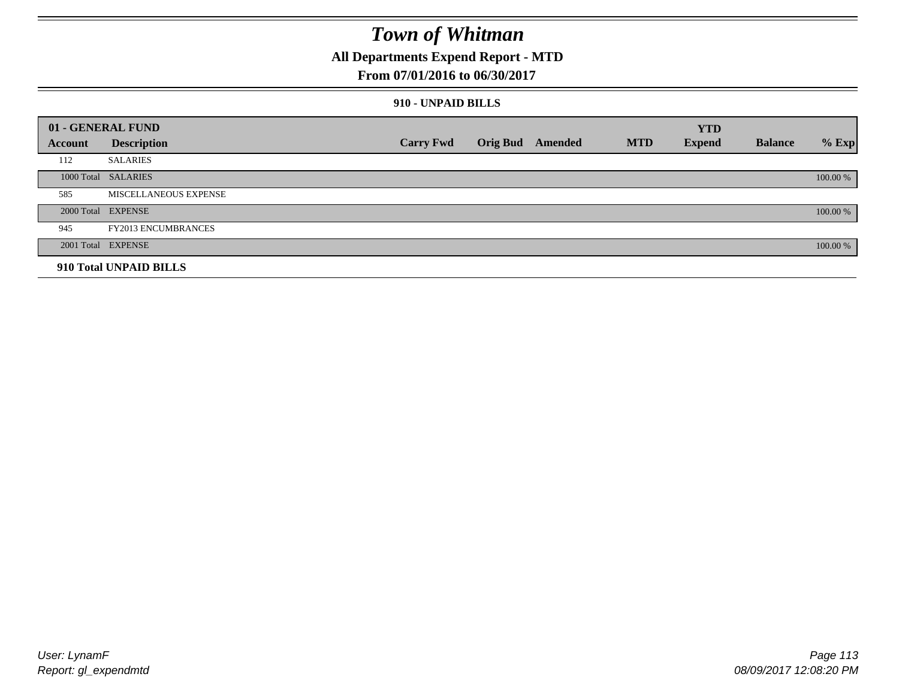# Town of Whitman

## All Departments Expend Report - MTD

### From 07/01/2016 to 06/30/2017

#### 910 - UNPAID BILLS

| 01 - GENERAL FUND | | | | | | YTD | | |
|---|---|---|---|---|---|---|---|---|
| Account | Description | Carry Fwd | Orig Bud | Amended | MTD | Expend | Balance | % Exp |
| 112 | SALARIES | | | | | | | |
| 1000 Total | SALARIES | | | | | | | 100.00 % |
| 585 | MISCELLANEOUS EXPENSE | | | | | | | |
| 2000 Total | EXPENSE | | | | | | | 100.00 % |
| 945 | FY2013 ENCUMBRANCES | | | | | | | |
| 2001 Total | EXPENSE | | | | | | | 100.00 % |
| **910 Total UNPAID BILLS** | | | | | | | | |

*User: LynamF*
*Report: gl_expendmtd*

*08/09/2017 12:08:20 PM*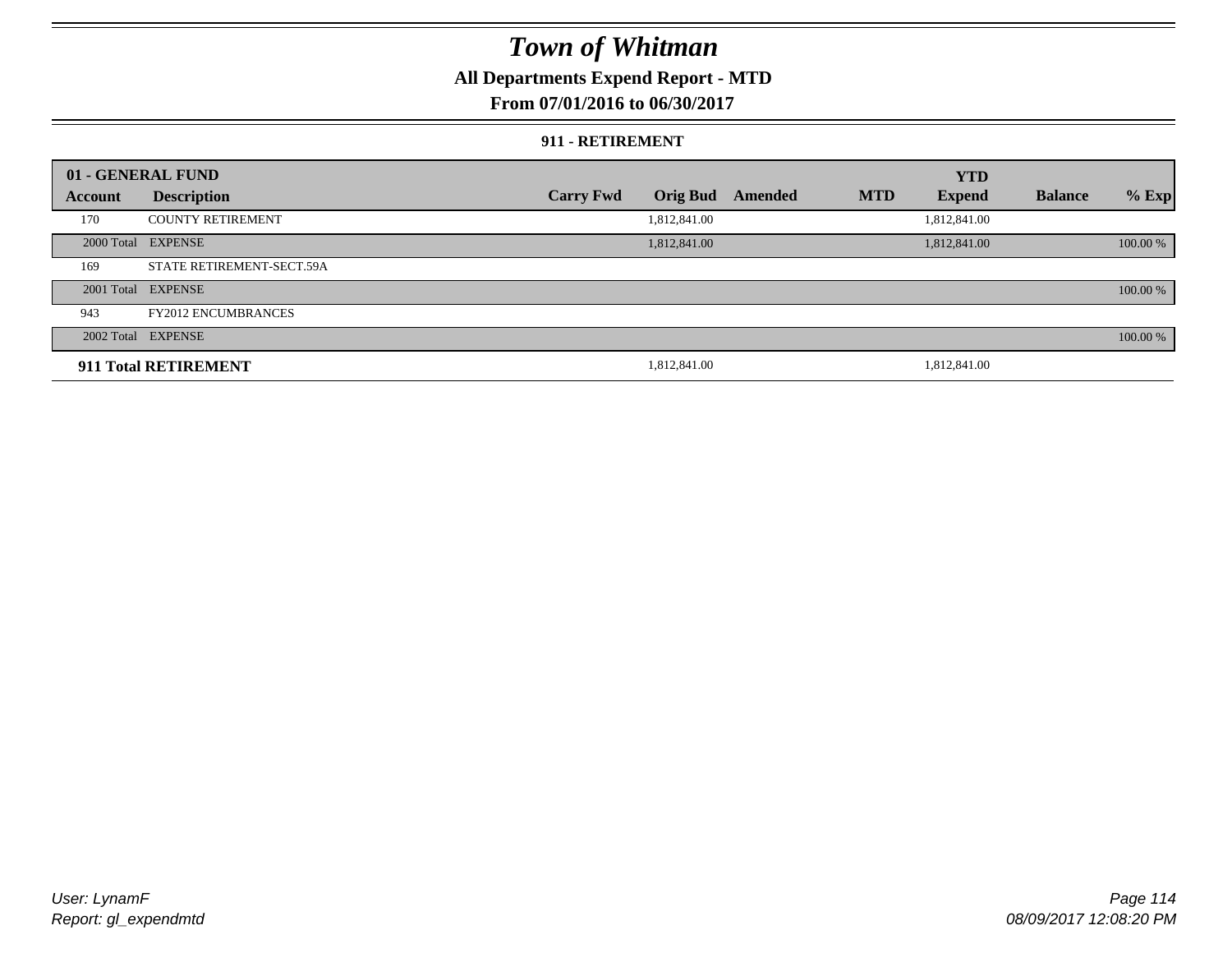# Town of Whitman

## All Departments Expend Report - MTD

## From 07/01/2016 to 06/30/2017

### 911 - RETIREMENT

| 01 - GENERAL FUND | | | | | | YTD | | |
|---|---|---|---|---|---|---|---|---|
| Account | Description | Carry Fwd | Orig Bud | Amended | MTD | Expend | Balance | % Exp |
| 170 | COUNTY RETIREMENT | | 1,812,841.00 | | | 1,812,841.00 | | |
| 2000 Total | EXPENSE | | 1,812,841.00 | | | 1,812,841.00 | | 100.00 % |
| 169 | STATE RETIREMENT-SECT.59A | | | | | | | |
| 2001 Total | EXPENSE | | | | | | | 100.00 % |
| 943 | FY2012 ENCUMBRANCES | | | | | | | |
| 2002 Total | EXPENSE | | | | | | | 100.00 % |
| **911 Total RETIREMENT** | | | 1,812,841.00 | | | 1,812,841.00 | | |

User: LynamF
Report: gl_expendmtd

08/09/2017 12:08:20 PM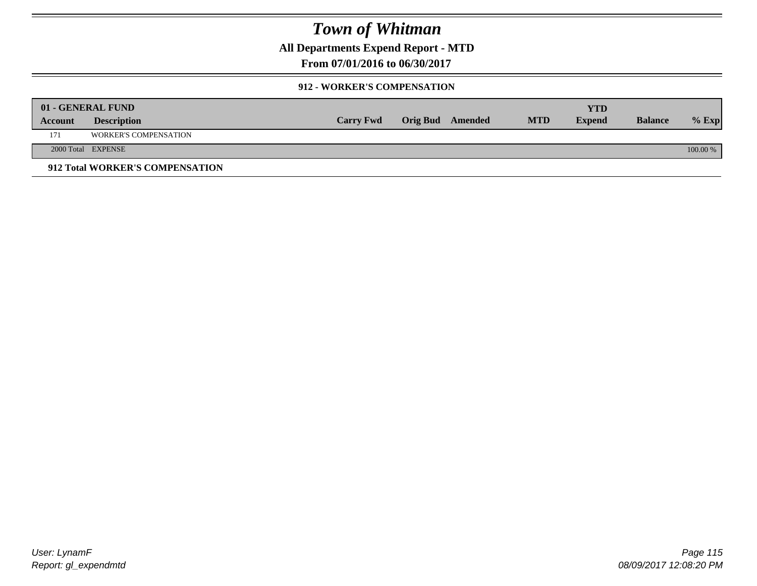# Town of Whitman

**All Departments Expend Report - MTD**

**From 07/01/2016 to 06/30/2017**

### 912 - WORKER'S COMPENSATION

| 01 - GENERAL FUND | | | | | | | | |
|---|---|---|---|---|---|---|---|---|
| **Account** | **Description** | **Carry Fwd** | **Orig Bud** | **Amended** | **MTD** | **YTD Expend** | **Balance** | **% Exp** |
| 171 | WORKER'S COMPENSATION | | | | | | | |
| 2000 Total | EXPENSE | | | | | | | 100.00 % |

**912 Total WORKER'S COMPENSATION**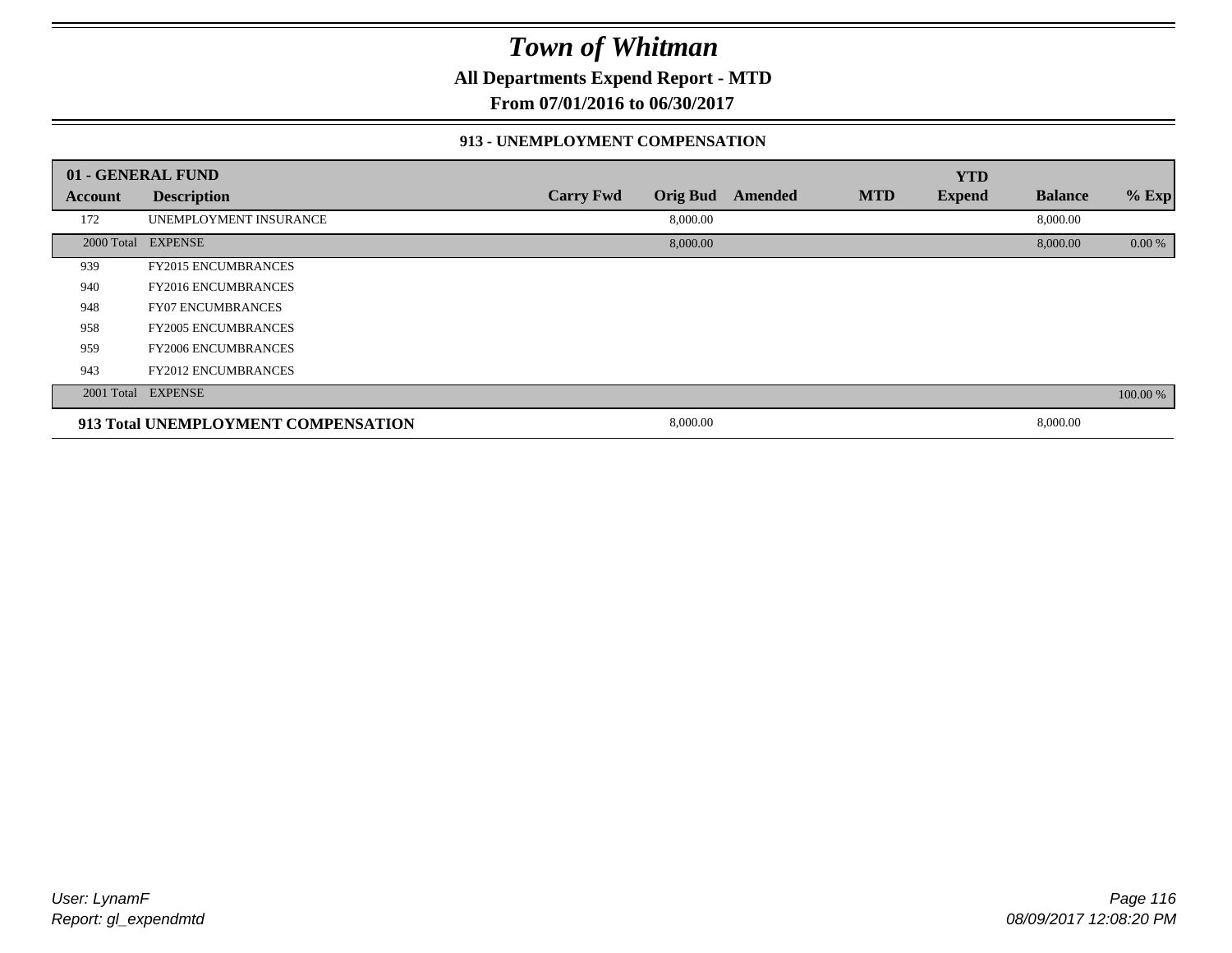# Town of Whitman

**All Departments Expend Report - MTD**

**From 07/01/2016 to 06/30/2017**

### 913 - UNEMPLOYMENT COMPENSATION

| 01 - GENERAL FUND | | | | | | YTD | | |
|---|---|---|---|---|---|---|---|---|
| **Account** | **Description** | **Carry Fwd** | **Orig Bud** | **Amended** | **MTD** | **Expend** | **Balance** | **% Exp** |
| 172 | UNEMPLOYMENT INSURANCE | | 8,000.00 | | | | 8,000.00 | |
| 2000 Total | EXPENSE | | 8,000.00 | | | | 8,000.00 | 0.00 % |
| 939 | FY2015 ENCUMBRANCES | | | | | | | |
| 940 | FY2016 ENCUMBRANCES | | | | | | | |
| 948 | FY07 ENCUMBRANCES | | | | | | | |
| 958 | FY2005 ENCUMBRANCES | | | | | | | |
| 959 | FY2006 ENCUMBRANCES | | | | | | | |
| 943 | FY2012 ENCUMBRANCES | | | | | | | |
| 2001 Total | EXPENSE | | | | | | | 100.00 % |
| **913 Total UNEMPLOYMENT COMPENSATION** | | | 8,000.00 | | | | 8,000.00 | |

*User: LynamF*

*Report: gl_expendmtd*

*08/09/2017 12:08:20 PM*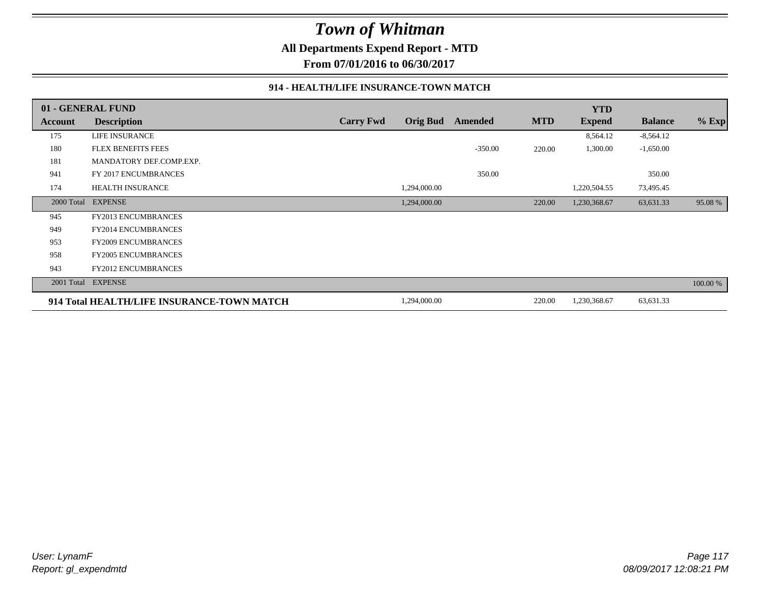# Town of Whitman

**All Departments Expend Report - MTD**

**From 07/01/2016 to 06/30/2017**

**914 - HEALTH/LIFE INSURANCE-TOWN MATCH**

| 01 - GENERAL FUND | | | | | | YTD | | |
|---|---|---|---|---|---|---|---|---|
| **Account** | **Description** | **Carry Fwd** | **Orig Bud** | **Amended** | **MTD** | **Expend** | **Balance** | **% Exp** |
| 175 | LIFE INSURANCE | | | | | 8,564.12 | -8,564.12 | |
| 180 | FLEX BENEFITS FEES | | | -350.00 | 220.00 | 1,300.00 | -1,650.00 | |
| 181 | MANDATORY DEF.COMP.EXP. | | | | | | | |
| 941 | FY 2017 ENCUMBRANCES | | | 350.00 | | | 350.00 | |
| 174 | HEALTH INSURANCE | | 1,294,000.00 | | | 1,220,504.55 | 73,495.45 | |
| 2000 Total | EXPENSE | | 1,294,000.00 | | 220.00 | 1,230,368.67 | 63,631.33 | 95.08 % |
| 945 | FY2013 ENCUMBRANCES | | | | | | | |
| 949 | FY2014 ENCUMBRANCES | | | | | | | |
| 953 | FY2009 ENCUMBRANCES | | | | | | | |
| 958 | FY2005 ENCUMBRANCES | | | | | | | |
| 943 | FY2012 ENCUMBRANCES | | | | | | | |
| 2001 Total | EXPENSE | | | | | | | 100.00 % |
| **914 Total HEALTH/LIFE INSURANCE-TOWN MATCH** | | | 1,294,000.00 | | 220.00 | 1,230,368.67 | 63,631.33 | |

User: LynamF
Report: gl_expendmtd

08/09/2017 12:08:21 PM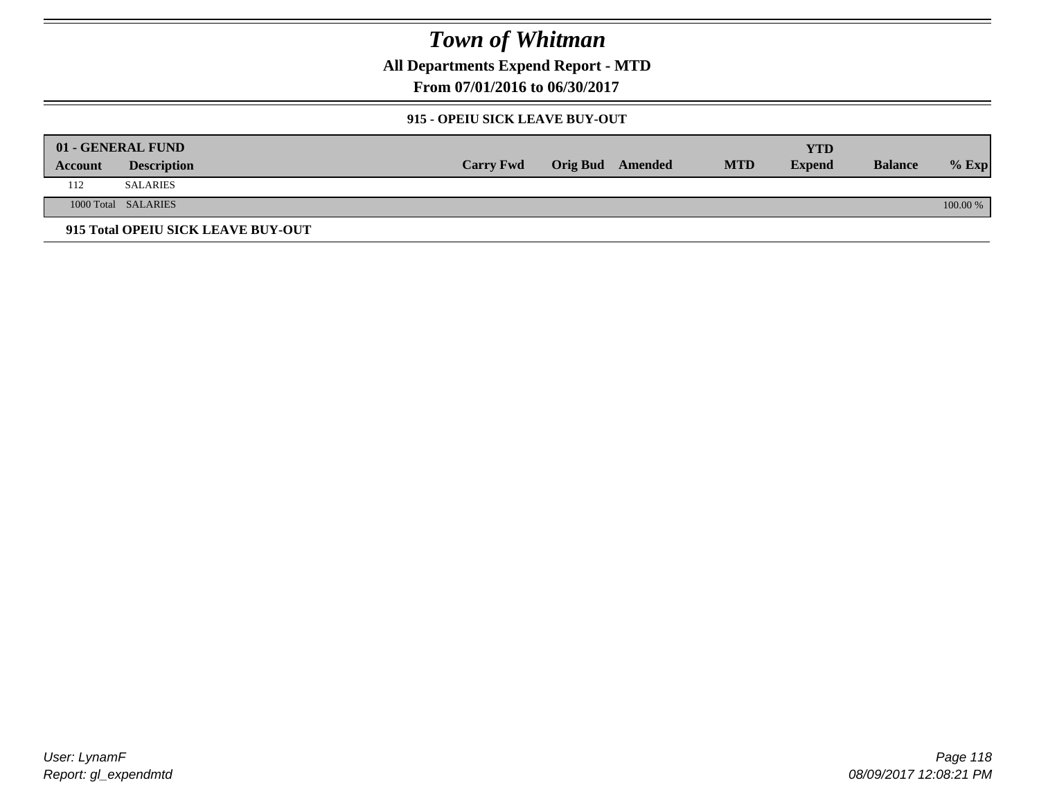# Town of Whitman

## All Departments Expend Report - MTD

### From 07/01/2016 to 06/30/2017

#### 915 - OPEIU SICK LEAVE BUY-OUT

| 01 - GENERAL FUND | | | | | | YTD | | |
|---|---|---|---|---|---|---|---|---|
| **Account** | **Description** | **Carry Fwd** | **Orig Bud** | **Amended** | **MTD** | **Expend** | **Balance** | **% Exp** |
| 112 | SALARIES | | | | | | | |
| 1000 Total | SALARIES | | | | | | | 100.00 % |

**915 Total OPEIU SICK LEAVE BUY-OUT**

*User: LynamF*
*Report: gl_expendmtd*

*08/09/2017 12:08:21 PM*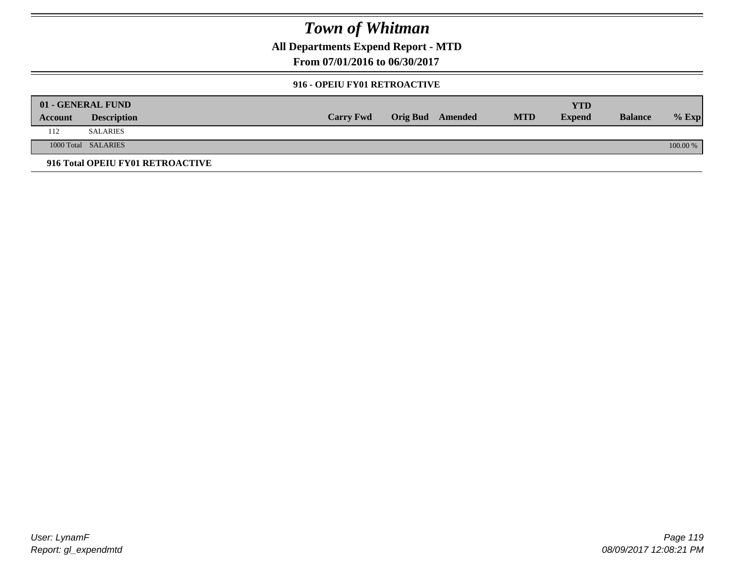# Town of Whitman

## All Departments Expend Report - MTD

## From 07/01/2016 to 06/30/2017

### 916 - OPEIU FY01 RETROACTIVE

| 01 - GENERAL FUND | | | | | | | | |
|---|---|---|---|---|---|---|---|---|
| **Account** | **Description** | **Carry Fwd** | **Orig Bud** | **Amended** | **MTD** | **YTD Expend** | **Balance** | **% Exp** |
| 112 | SALARIES | | | | | | | |
| 1000 Total | SALARIES | | | | | | | 100.00 % |

**916 Total OPEIU FY01 RETROACTIVE**

User: LynamF
Report: gl_expendmtd

08/09/2017 12:08:21 PM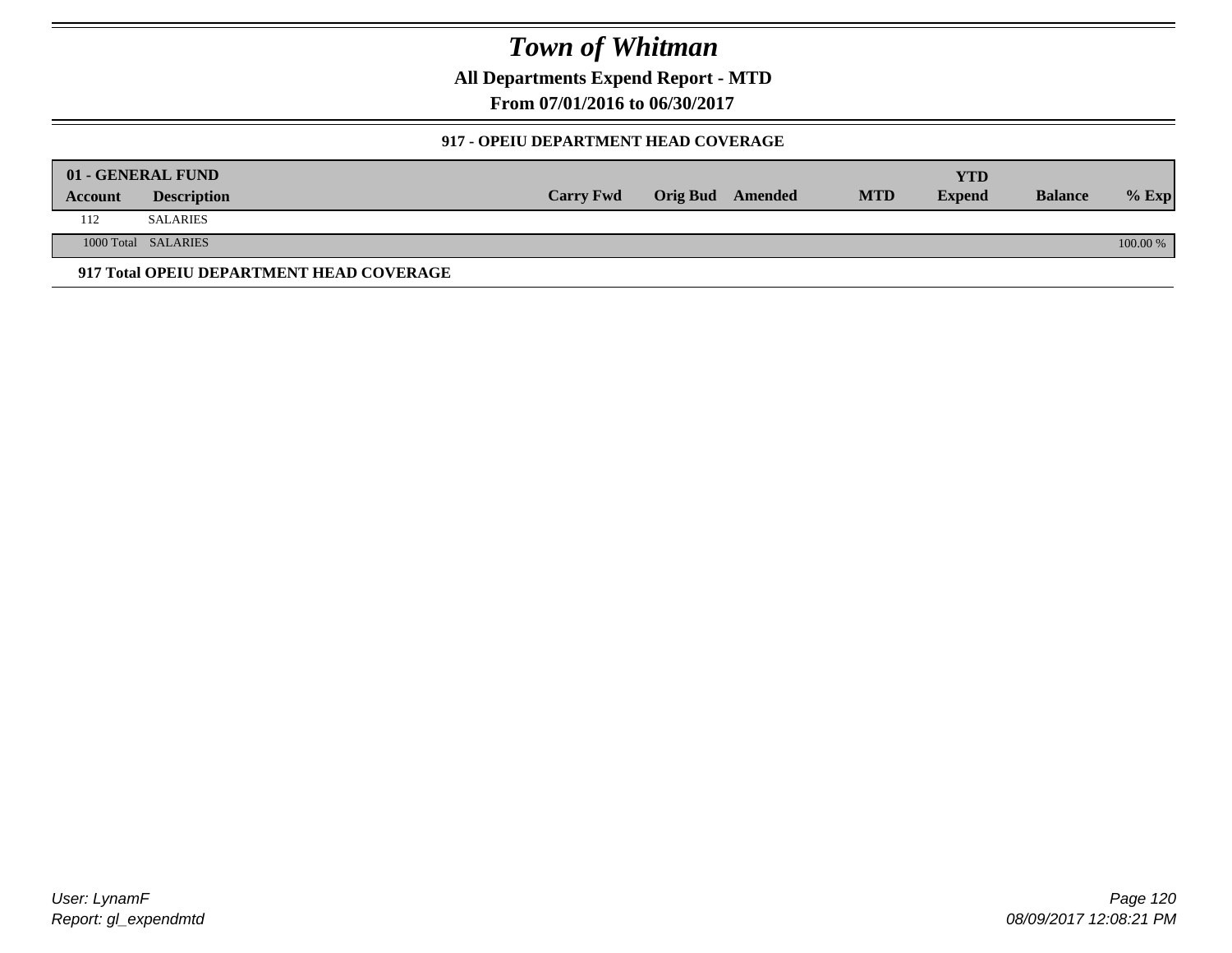# Town of Whitman

**All Departments Expend Report - MTD**

**From 07/01/2016 to 06/30/2017**

### 917 - OPEIU DEPARTMENT HEAD COVERAGE

| 01 - GENERAL FUND | | | | | | YTD | | |
|---|---|---|---|---|---|---|---|---|
| Account | Description | Carry Fwd | Orig Bud | Amended | MTD | Expend | Balance | % Exp |
| 112 | SALARIES | | | | | | | |
| 1000 Total | SALARIES | | | | | | | 100.00 % |

**917 Total OPEIU DEPARTMENT HEAD COVERAGE**

User: LynamF
Report: gl_expendmtd

08/09/2017 12:08:21 PM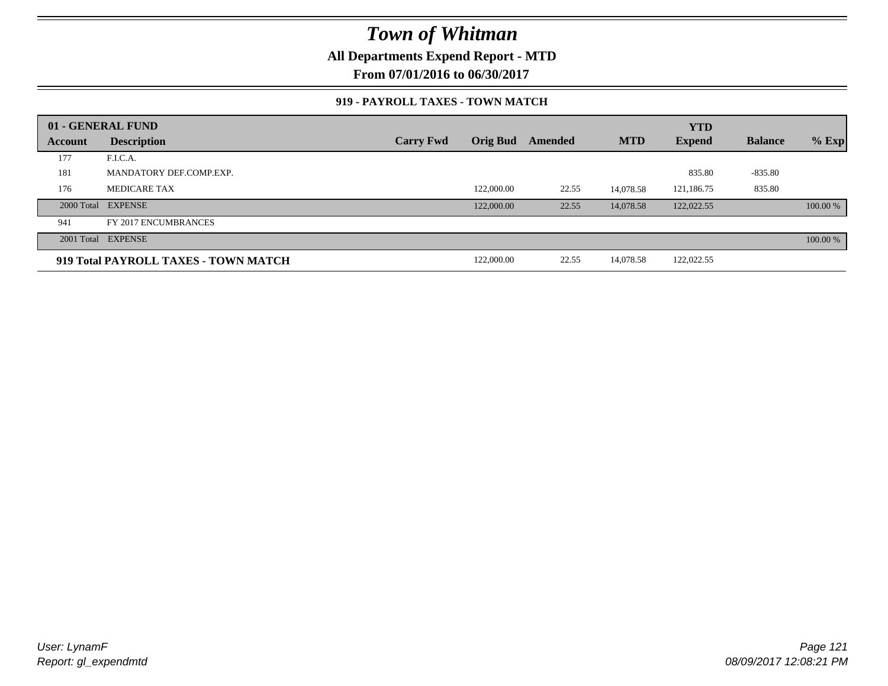# Town of Whitman

**All Departments Expend Report - MTD**

**From 07/01/2016 to 06/30/2017**

### 919 - PAYROLL TAXES - TOWN MATCH

| 01 - GENERAL FUND | | | | | | YTD | | |
|---|---|---|---|---|---|---|---|---|
| **Account** | **Description** | **Carry Fwd** | **Orig Bud** | **Amended** | **MTD** | **Expend** | **Balance** | **% Exp** |
| 177 | F.I.C.A. | | | | | | | |
| 181 | MANDATORY DEF.COMP.EXP. | | | | | 835.80 | -835.80 | |
| 176 | MEDICARE TAX | | 122,000.00 | 22.55 | 14,078.58 | 121,186.75 | 835.80 | |
| 2000 Total | EXPENSE | | 122,000.00 | 22.55 | 14,078.58 | 122,022.55 | | 100.00 % |
| 941 | FY 2017 ENCUMBRANCES | | | | | | | |
| 2001 Total | EXPENSE | | | | | | | 100.00 % |
| **919 Total PAYROLL TAXES - TOWN MATCH** | | | 122,000.00 | 22.55 | 14,078.58 | 122,022.55 | | |

*User: LynamF*
*Report: gl_expendmtd*

*08/09/2017 12:08:21 PM*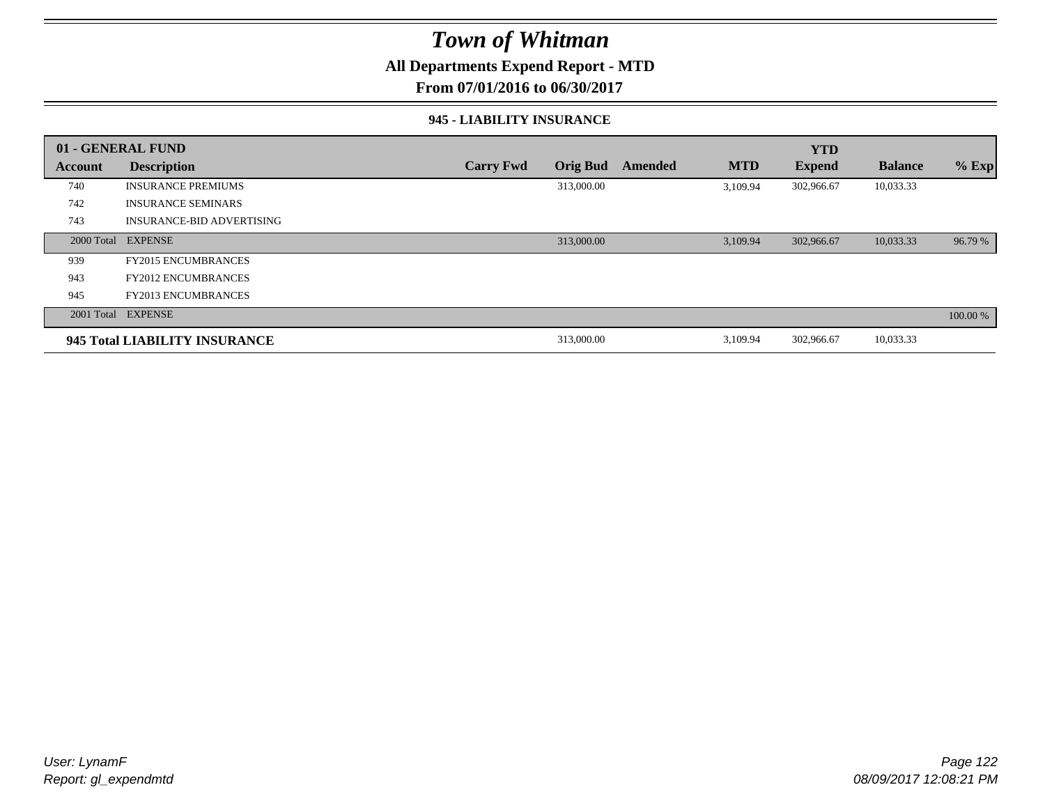# Town of Whitman

## All Departments Expend Report - MTD

## From 07/01/2016 to 06/30/2017

### 945 - LIABILITY INSURANCE

| 01 - GENERAL FUND | | | | | | YTD | | |
|---|---|---|---|---|---|---|---|---|
| **Account** | **Description** | **Carry Fwd** | **Orig Bud** | **Amended** | **MTD** | **Expend** | **Balance** | **% Exp** |
| 740 | INSURANCE PREMIUMS | | 313,000.00 | | 3,109.94 | 302,966.67 | 10,033.33 | |
| 742 | INSURANCE SEMINARS | | | | | | | |
| 743 | INSURANCE-BID ADVERTISING | | | | | | | |
| 2000 Total | EXPENSE | | 313,000.00 | | 3,109.94 | 302,966.67 | 10,033.33 | 96.79 % |
| 939 | FY2015 ENCUMBRANCES | | | | | | | |
| 943 | FY2012 ENCUMBRANCES | | | | | | | |
| 945 | FY2013 ENCUMBRANCES | | | | | | | |
| 2001 Total | EXPENSE | | | | | | | 100.00 % |
| **945 Total LIABILITY INSURANCE** | | | 313,000.00 | | 3,109.94 | 302,966.67 | 10,033.33 | |

User: LynamF
Report: gl_expendmtd

08/09/2017 12:08:21 PM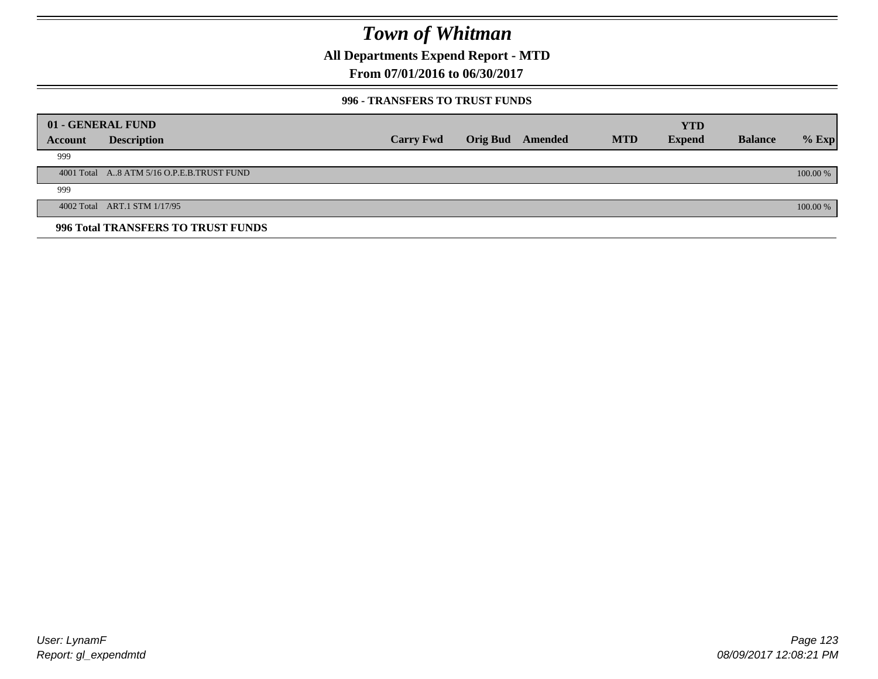# Town of Whitman

**All Departments Expend Report - MTD**

**From 07/01/2016 to 06/30/2017**

**996 - TRANSFERS TO TRUST FUNDS**

| 01 - GENERAL FUND | | | | | | YTD | | |
|---|---|---|---|---|---|---|---|---|
| **Account** | **Description** | **Carry Fwd** | **Orig Bud** | **Amended** | **MTD** | **Expend** | **Balance** | **% Exp** |
| 999 | | | | | | | | |
| 4001 Total | A..8 ATM 5/16 O.P.E.B.TRUST FUND | | | | | | | 100.00 % |
| 999 | | | | | | | | |
| 4002 Total | ART.1 STM 1/17/95 | | | | | | | 100.00 % |
| **996 Total TRANSFERS TO TRUST FUNDS** | | | | | | | | |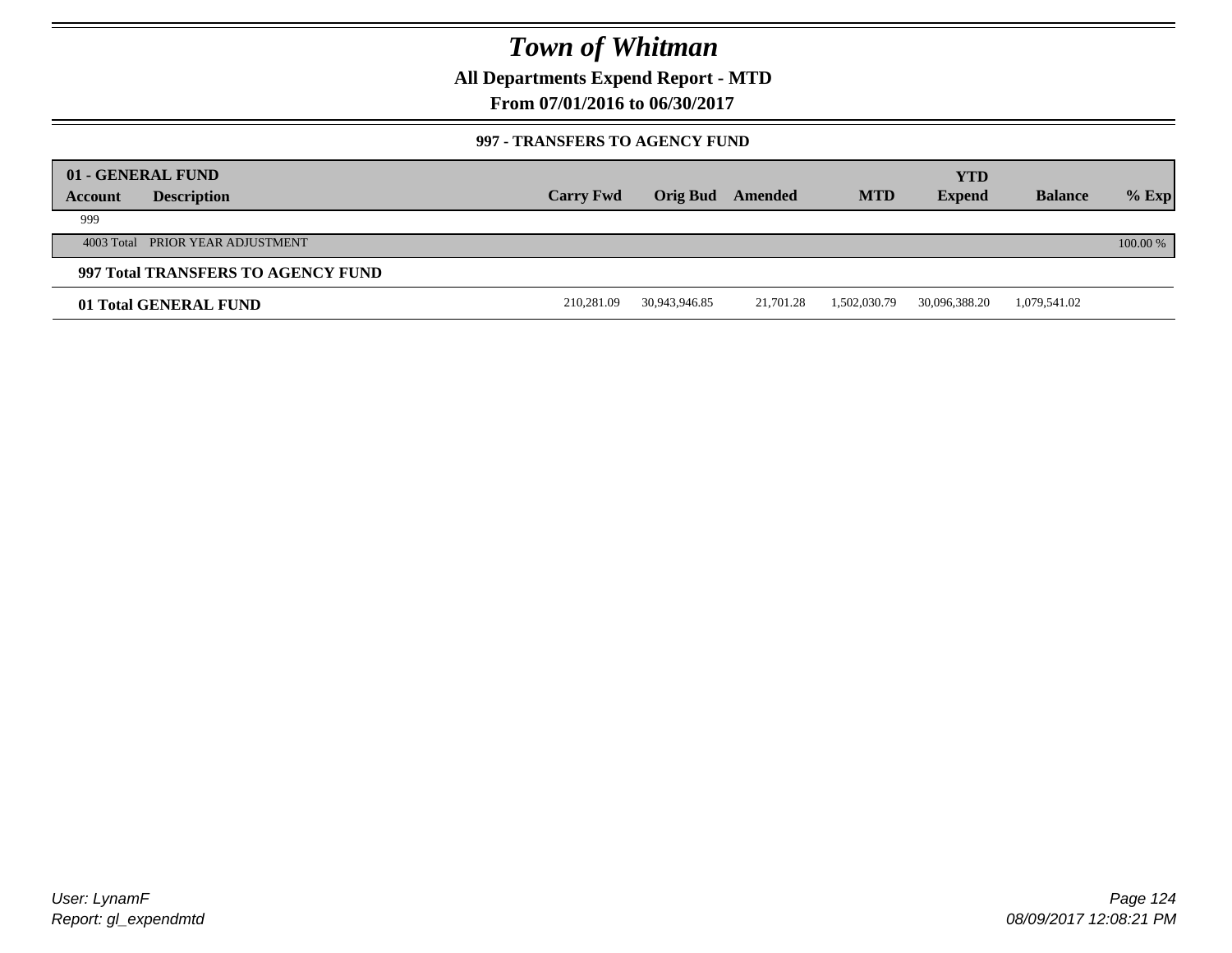# Town of Whitman

**All Departments Expend Report - MTD**

**From 07/01/2016 to 06/30/2017**

**997 - TRANSFERS TO AGENCY FUND**

| 01 - GENERAL FUND | | | | | | YTD | | |
|---|---|---|---|---|---|---|---|---|
| **Account** | **Description** | **Carry Fwd** | **Orig Bud** | **Amended** | **MTD** | **Expend** | **Balance** | **% Exp** |
| 999 | | | | | | | | |
| 4003 Total | PRIOR YEAR ADJUSTMENT | | | | | | | 100.00 % |
| **997 Total TRANSFERS TO AGENCY FUND** | | | | | | | | |
| **01 Total GENERAL FUND** | | 210,281.09 | 30,943,946.85 | 21,701.28 | 1,502,030.79 | 30,096,388.20 | 1,079,541.02 | |

*User: LynamF*
*Report: gl_expendmtd*

*08/09/2017 12:08:21 PM*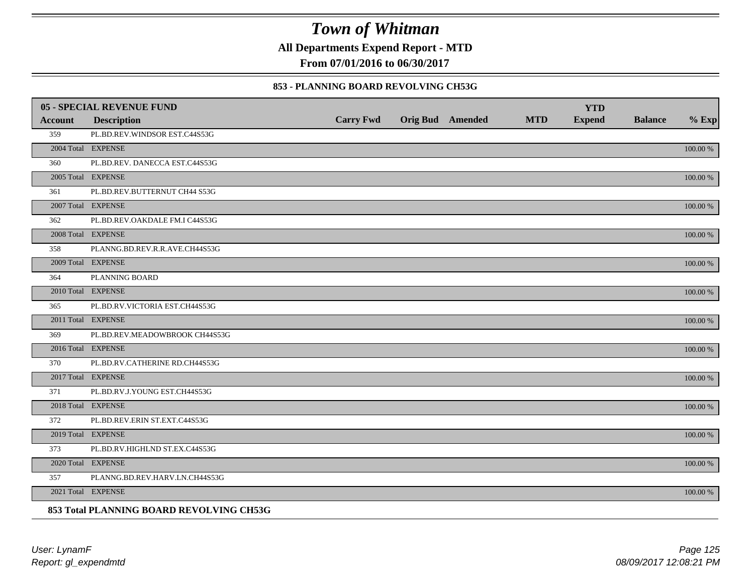# Town of Whitman

**All Departments Expend Report - MTD**

**From 07/01/2016 to 06/30/2017**

**853 - PLANNING BOARD REVOLVING CH53G**

| **05 - SPECIAL REVENUE FUND** | | | | | | **YTD** | | |
|---|---|---|---|---|---|---|---|---|
| **Account** | **Description** | **Carry Fwd** | **Orig Bud** | **Amended** | **MTD** | **Expend** | **Balance** | **% Exp** |
| 359 | PL.BD.REV.WINDSOR EST.C44S53G | | | | | | | |
| 2004 Total | EXPENSE | | | | | | | 100.00 % |
| 360 | PL.BD.REV. DANECCA EST.C44S53G | | | | | | | |
| 2005 Total | EXPENSE | | | | | | | 100.00 % |
| 361 | PL.BD.REV.BUTTERNUT CH44 S53G | | | | | | | |
| 2007 Total | EXPENSE | | | | | | | 100.00 % |
| 362 | PL.BD.REV.OAKDALE FM.I C44S53G | | | | | | | |
| 2008 Total | EXPENSE | | | | | | | 100.00 % |
| 358 | PLANNG.BD.REV.R.R.AVE.CH44S53G | | | | | | | |
| 2009 Total | EXPENSE | | | | | | | 100.00 % |
| 364 | PLANNING BOARD | | | | | | | |
| 2010 Total | EXPENSE | | | | | | | 100.00 % |
| 365 | PL.BD.RV.VICTORIA EST.CH44S53G | | | | | | | |
| 2011 Total | EXPENSE | | | | | | | 100.00 % |
| 369 | PL.BD.REV.MEADOWBROOK CH44S53G | | | | | | | |
| 2016 Total | EXPENSE | | | | | | | 100.00 % |
| 370 | PL.BD.RV.CATHERINE RD.CH44S53G | | | | | | | |
| 2017 Total | EXPENSE | | | | | | | 100.00 % |
| 371 | PL.BD.RV.J.YOUNG EST.CH44S53G | | | | | | | |
| 2018 Total | EXPENSE | | | | | | | 100.00 % |
| 372 | PL.BD.REV.ERIN ST.EXT.C44S53G | | | | | | | |
| 2019 Total | EXPENSE | | | | | | | 100.00 % |
| 373 | PL.BD.RV.HIGHLND ST.EX.C44S53G | | | | | | | |
| 2020 Total | EXPENSE | | | | | | | 100.00 % |
| 357 | PLANNG.BD.REV.HARV.LN.CH44S53G | | | | | | | |
| 2021 Total | EXPENSE | | | | | | | 100.00 % |

**853 Total PLANNING BOARD REVOLVING CH53G**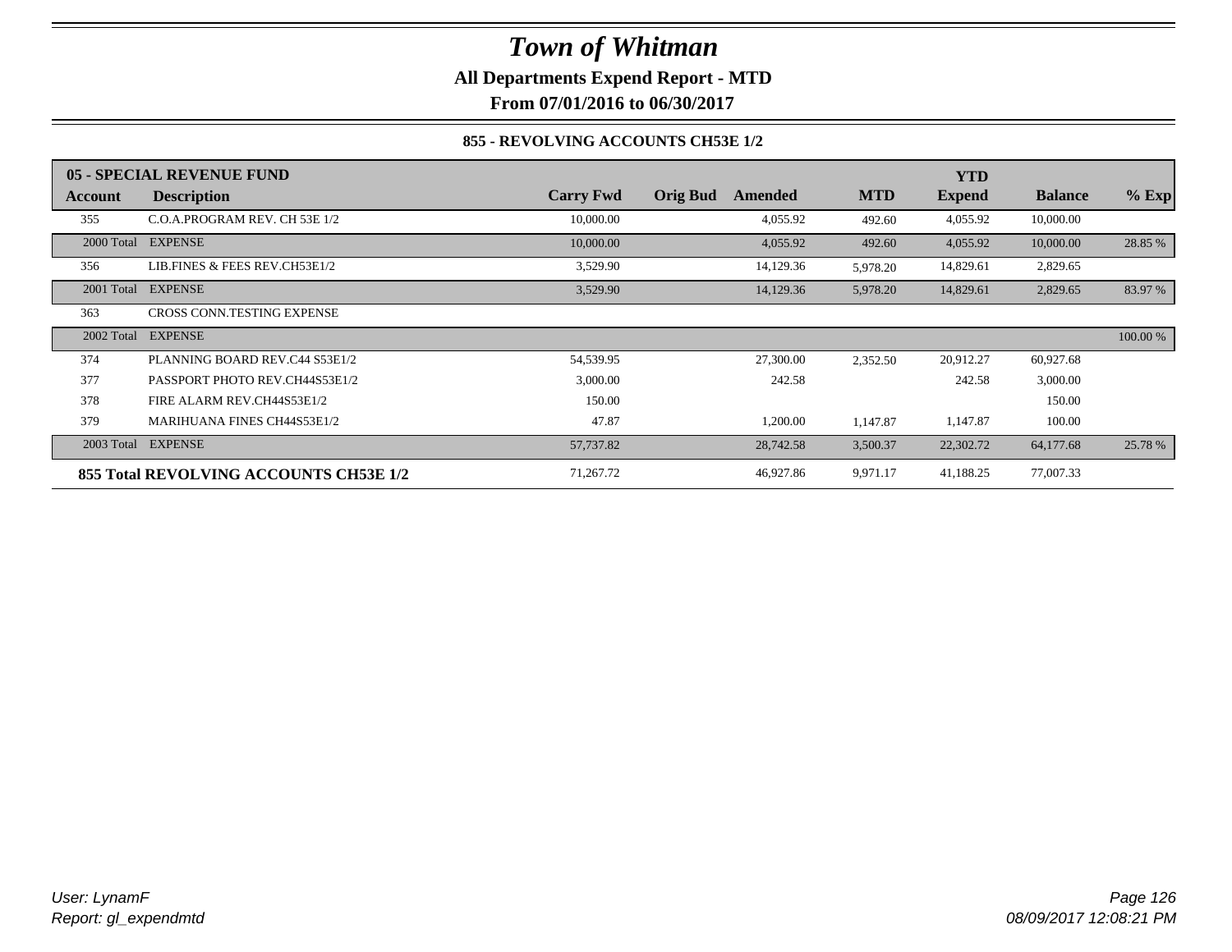# Town of Whitman

**All Departments Expend Report - MTD**

**From 07/01/2016 to 06/30/2017**

**855 - REVOLVING ACCOUNTS CH53E 1/2**

| 05 - SPECIAL REVENUE FUND | | | | | | YTD | | |
|---|---|---|---|---|---|---|---|---|
| **Account** | **Description** | **Carry Fwd** | **Orig Bud** | **Amended** | **MTD** | **Expend** | **Balance** | **% Exp** |
| 355 | C.O.A.PROGRAM REV. CH 53E 1/2 | 10,000.00 | | 4,055.92 | 492.60 | 4,055.92 | 10,000.00 | |
| 2000 Total | EXPENSE | 10,000.00 | | 4,055.92 | 492.60 | 4,055.92 | 10,000.00 | 28.85 % |
| 356 | LIB.FINES & FEES REV.CH53E1/2 | 3,529.90 | | 14,129.36 | 5,978.20 | 14,829.61 | 2,829.65 | |
| 2001 Total | EXPENSE | 3,529.90 | | 14,129.36 | 5,978.20 | 14,829.61 | 2,829.65 | 83.97 % |
| 363 | CROSS CONN.TESTING EXPENSE | | | | | | | |
| 2002 Total | EXPENSE | | | | | | | 100.00 % |
| 374 | PLANNING BOARD REV.C44 S53E1/2 | 54,539.95 | | 27,300.00 | 2,352.50 | 20,912.27 | 60,927.68 | |
| 377 | PASSPORT PHOTO REV.CH44S53E1/2 | 3,000.00 | | 242.58 | | 242.58 | 3,000.00 | |
| 378 | FIRE ALARM REV.CH44S53E1/2 | 150.00 | | | | | 150.00 | |
| 379 | MARIHUANA FINES CH44S53E1/2 | 47.87 | | 1,200.00 | 1,147.87 | 1,147.87 | 100.00 | |
| 2003 Total | EXPENSE | 57,737.82 | | 28,742.58 | 3,500.37 | 22,302.72 | 64,177.68 | 25.78 % |
| **855 Total REVOLVING ACCOUNTS CH53E 1/2** | | 71,267.72 | | 46,927.86 | 9,971.17 | 41,188.25 | 77,007.33 | |

*User: LynamF*
*Report: gl_expendmtd*

*08/09/2017 12:08:21 PM*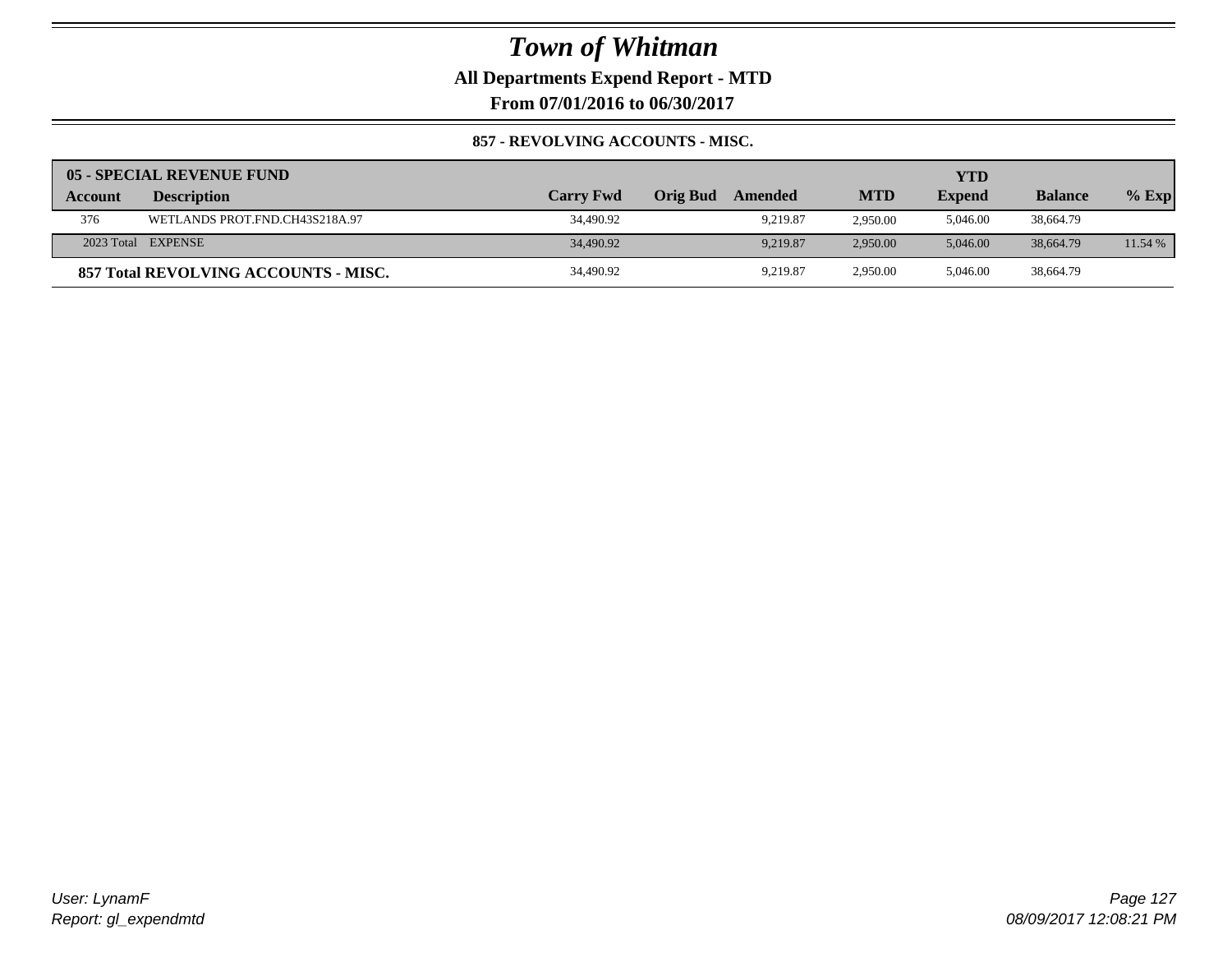# Town of Whitman

**All Departments Expend Report - MTD**

**From 07/01/2016 to 06/30/2017**

**857 - REVOLVING ACCOUNTS - MISC.**

| **05 - SPECIAL REVENUE FUND** | | | | | | | | |
|---|---|---|---|---|---|---|---|---|
| **Account** | **Description** | **Carry Fwd** | **Orig Bud** | **Amended** | **MTD** | **YTD Expend** | **Balance** | **% Exp** |
| 376 | WETLANDS PROT.FND.CH43S218A.97 | 34,490.92 | | 9,219.87 | 2,950.00 | 5,046.00 | 38,664.79 | |
| 2023 Total | EXPENSE | 34,490.92 | | 9,219.87 | 2,950.00 | 5,046.00 | 38,664.79 | 11.54 % |
| **857 Total REVOLVING ACCOUNTS - MISC.** | | 34,490.92 | | 9,219.87 | 2,950.00 | 5,046.00 | 38,664.79 | |

*User: LynamF*
*Report: gl_expendmtd*

*08/09/2017 12:08:21 PM*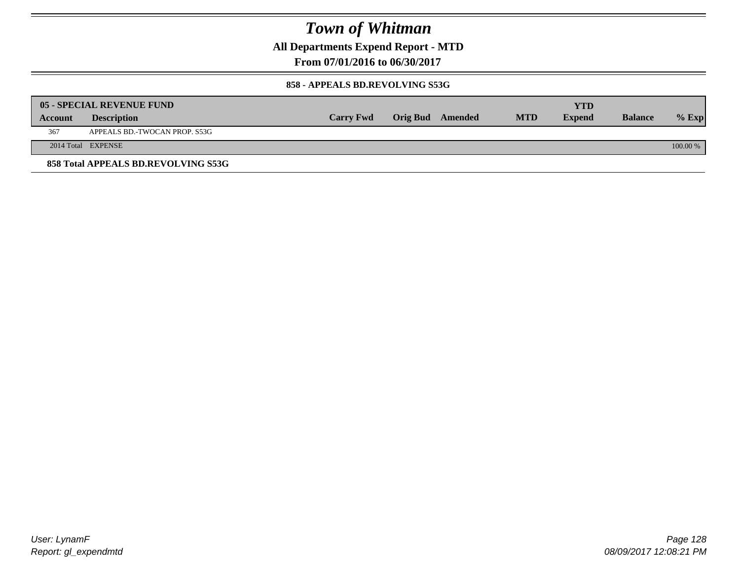# Town of Whitman

**All Departments Expend Report - MTD**

**From 07/01/2016 to 06/30/2017**

**858 - APPEALS BD.REVOLVING S53G**

| 05 - SPECIAL REVENUE FUND | | | | | | | | |
|---|---|---|---|---|---|---|---|---|
| **Account** | **Description** | **Carry Fwd** | **Orig Bud** | **Amended** | **MTD** | **YTD Expend** | **Balance** | **% Exp** |
| 367 | APPEALS BD.-TWOCAN PROP. S53G | | | | | | | |
| 2014 Total | EXPENSE | | | | | | | 100.00 % |

**858 Total APPEALS BD.REVOLVING S53G**

User: LynamF
Report: gl_expendmtd

08/09/2017 12:08:21 PM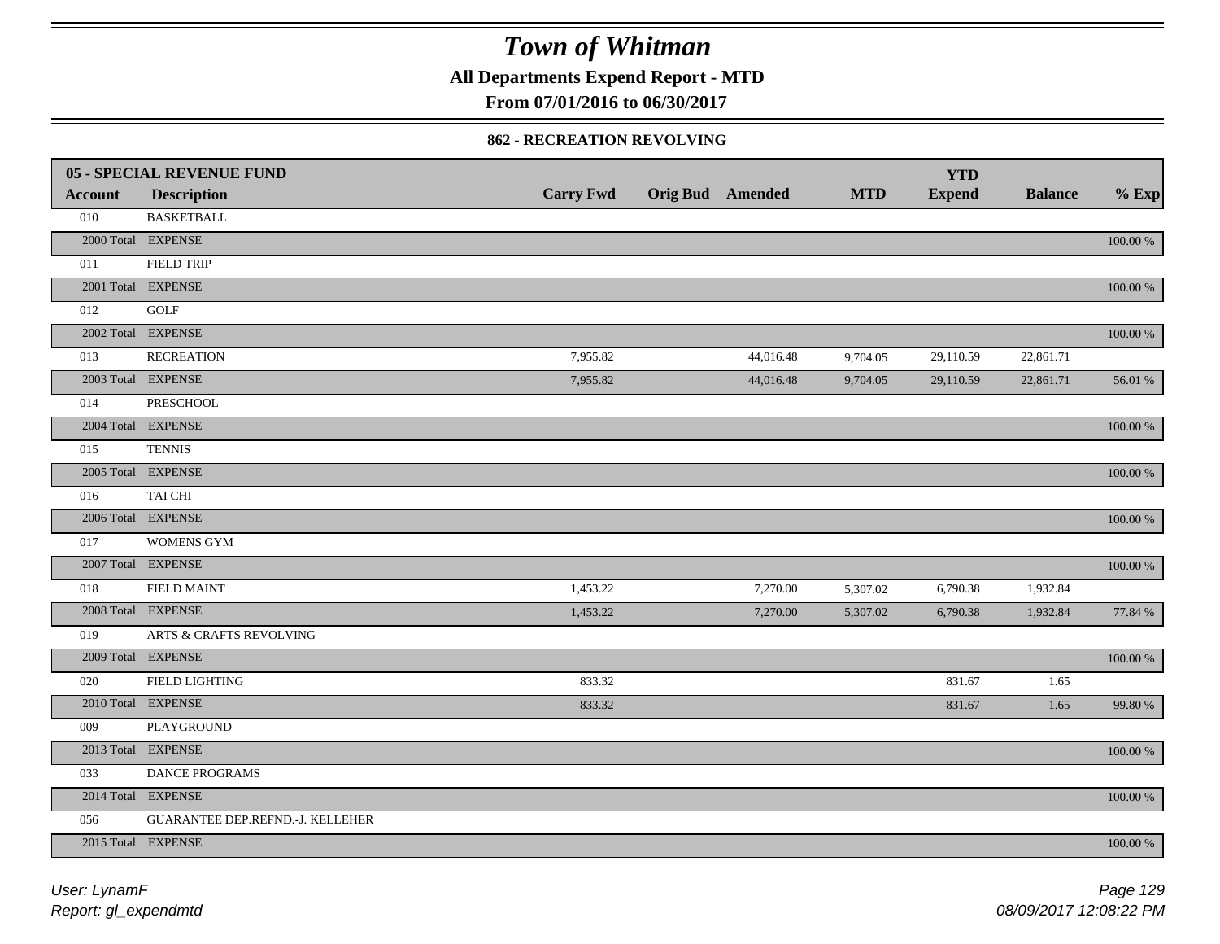# Town of Whitman

**All Departments Expend Report - MTD**

**From 07/01/2016 to 06/30/2017**

### 862 - RECREATION REVOLVING

| Account | Description | Carry Fwd | Orig Bud | Amended | MTD | YTD Expend | Balance | % Exp |
|---|---|---|---|---|---|---|---|---|
| **05 - SPECIAL REVENUE FUND** | | | | | | | | |
| 010 | BASKETBALL | | | | | | | |
| 2000 Total | EXPENSE | | | | | | | 100.00 % |
| 011 | FIELD TRIP | | | | | | | |
| 2001 Total | EXPENSE | | | | | | | 100.00 % |
| 012 | GOLF | | | | | | | |
| 2002 Total | EXPENSE | | | | | | | 100.00 % |
| 013 | RECREATION | 7,955.82 | | 44,016.48 | 9,704.05 | 29,110.59 | 22,861.71 | |
| 2003 Total | EXPENSE | 7,955.82 | | 44,016.48 | 9,704.05 | 29,110.59 | 22,861.71 | 56.01 % |
| 014 | PRESCHOOL | | | | | | | |
| 2004 Total | EXPENSE | | | | | | | 100.00 % |
| 015 | TENNIS | | | | | | | |
| 2005 Total | EXPENSE | | | | | | | 100.00 % |
| 016 | TAI CHI | | | | | | | |
| 2006 Total | EXPENSE | | | | | | | 100.00 % |
| 017 | WOMENS GYM | | | | | | | |
| 2007 Total | EXPENSE | | | | | | | 100.00 % |
| 018 | FIELD MAINT | 1,453.22 | | 7,270.00 | 5,307.02 | 6,790.38 | 1,932.84 | |
| 2008 Total | EXPENSE | 1,453.22 | | 7,270.00 | 5,307.02 | 6,790.38 | 1,932.84 | 77.84 % |
| 019 | ARTS & CRAFTS REVOLVING | | | | | | | |
| 2009 Total | EXPENSE | | | | | | | 100.00 % |
| 020 | FIELD LIGHTING | 833.32 | | | | 831.67 | 1.65 | |
| 2010 Total | EXPENSE | 833.32 | | | | 831.67 | 1.65 | 99.80 % |
| 009 | PLAYGROUND | | | | | | | |
| 2013 Total | EXPENSE | | | | | | | 100.00 % |
| 033 | DANCE PROGRAMS | | | | | | | |
| 2014 Total | EXPENSE | | | | | | | 100.00 % |
| 056 | GUARANTEE DEP.REFND.-J. KELLEHER | | | | | | | |
| 2015 Total | EXPENSE | | | | | | | 100.00 % |

*User: LynamF*
*Report: gl_expendmtd*

*08/09/2017 12:08:22 PM*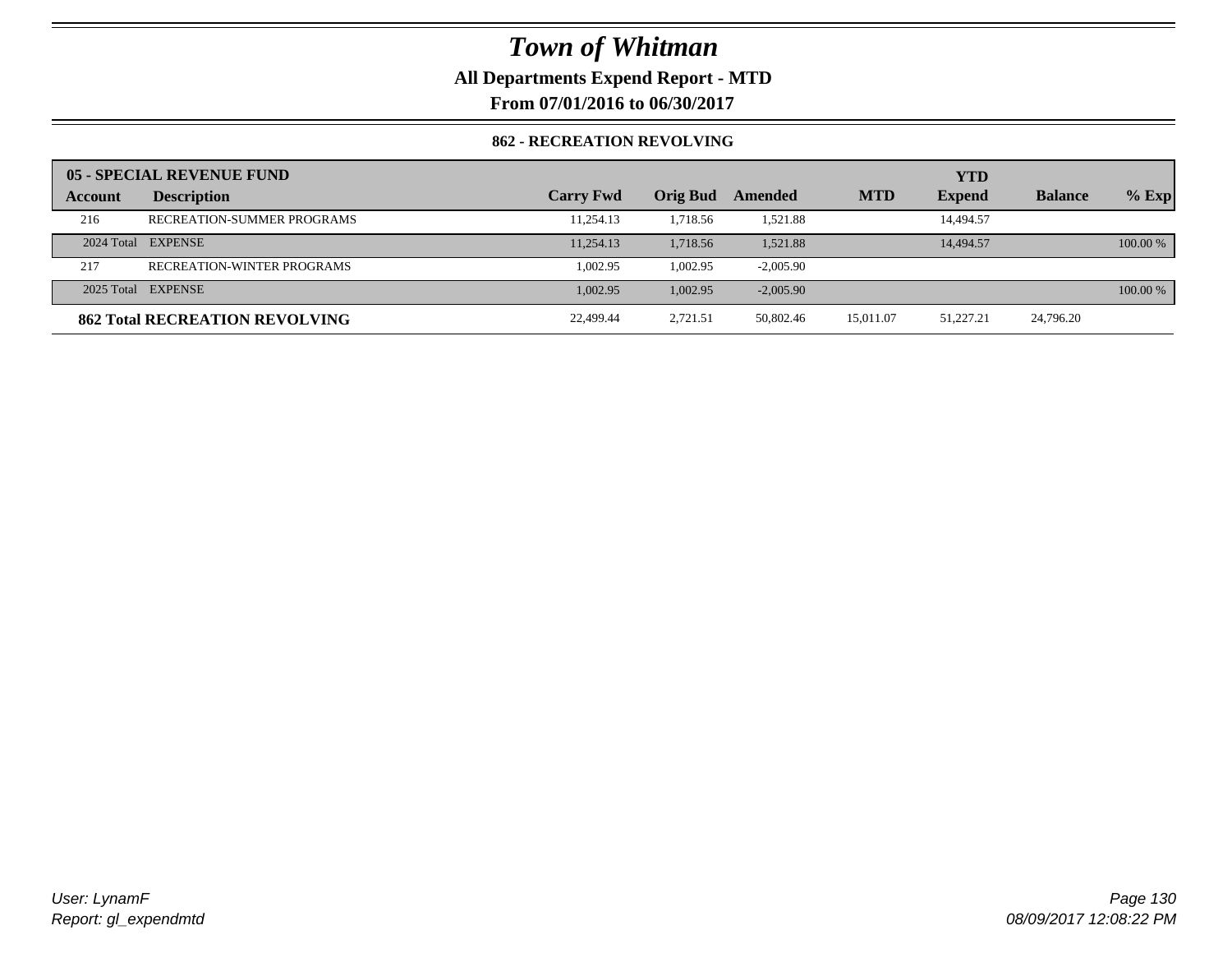# Town of Whitman

**All Departments Expend Report - MTD**

**From 07/01/2016 to 06/30/2017**

### 862 - RECREATION REVOLVING

| 05 - SPECIAL REVENUE FUND | | | | | | YTD | | |
|---|---|---|---|---|---|---|---|---|
| **Account** | **Description** | **Carry Fwd** | **Orig Bud** | **Amended** | **MTD** | **Expend** | **Balance** | **% Exp** |
| 216 | RECREATION-SUMMER PROGRAMS | 11,254.13 | 1,718.56 | 1,521.88 | | 14,494.57 | | |
| 2024 Total | EXPENSE | 11,254.13 | 1,718.56 | 1,521.88 | | 14,494.57 | | 100.00 % |
| 217 | RECREATION-WINTER PROGRAMS | 1,002.95 | 1,002.95 | -2,005.90 | | | | |
| 2025 Total | EXPENSE | 1,002.95 | 1,002.95 | -2,005.90 | | | | 100.00 % |
| **862 Total RECREATION REVOLVING** | | 22,499.44 | 2,721.51 | 50,802.46 | 15,011.07 | 51,227.21 | 24,796.20 | |

*User: LynamF*
*Report: gl_expendmtd*

*08/09/2017 12:08:22 PM*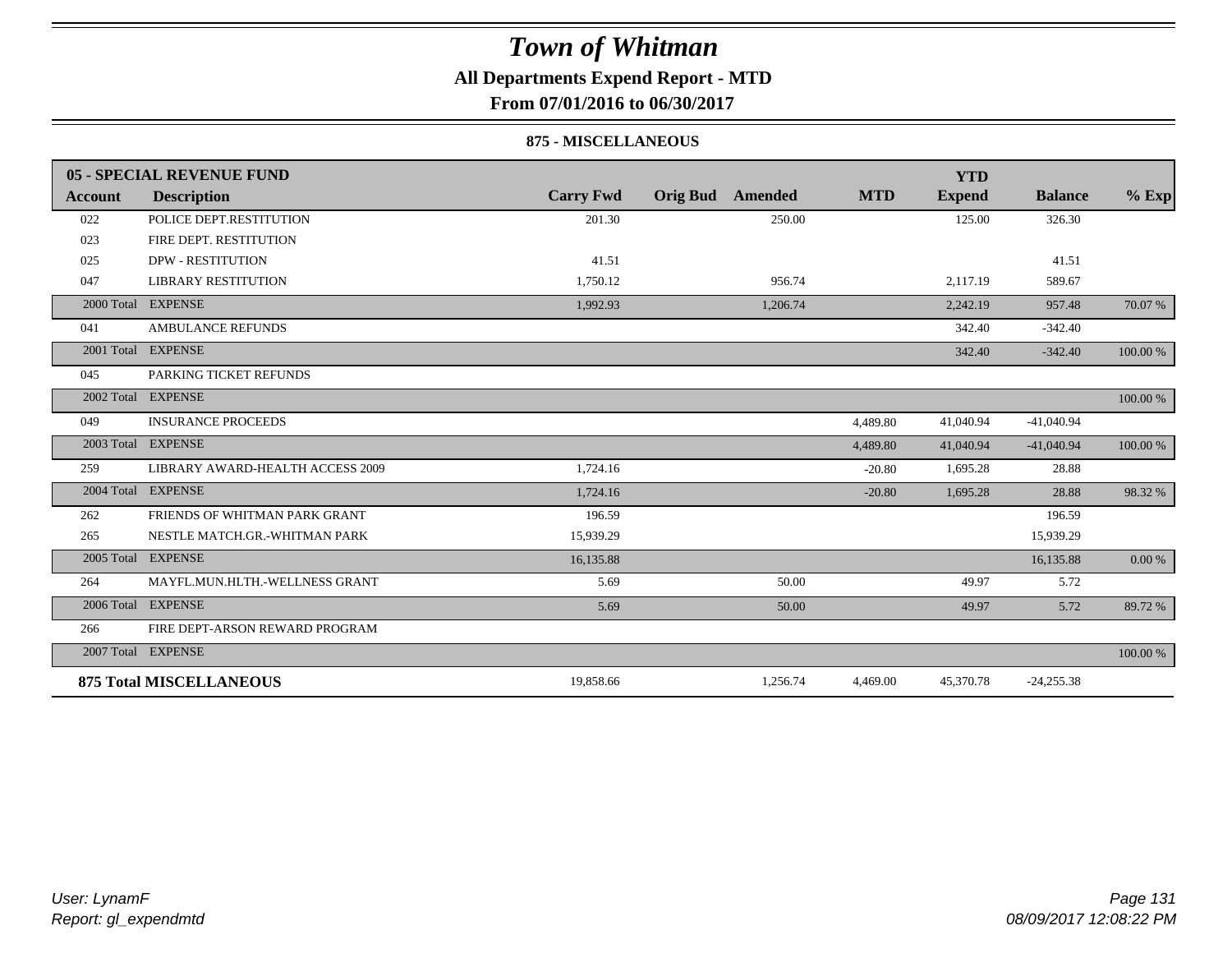# Town of Whitman

## All Departments Expend Report - MTD

### From 07/01/2016 to 06/30/2017

#### 875 - MISCELLANEOUS

| Account | Description | Carry Fwd | Orig Bud | Amended | MTD | YTD Expend | Balance | % Exp |
|---|---|---|---|---|---|---|---|---|
| **05 - SPECIAL REVENUE FUND** | | | | | | | | |
| 022 | POLICE DEPT.RESTITUTION | 201.30 | | 250.00 | | 125.00 | 326.30 | |
| 023 | FIRE DEPT. RESTITUTION | | | | | | | |
| 025 | DPW - RESTITUTION | 41.51 | | | | | 41.51 | |
| 047 | LIBRARY RESTITUTION | 1,750.12 | | 956.74 | | 2,117.19 | 589.67 | |
| 2000 Total | EXPENSE | 1,992.93 | | 1,206.74 | | 2,242.19 | 957.48 | 70.07 % |
| 041 | AMBULANCE REFUNDS | | | | | 342.40 | -342.40 | |
| 2001 Total | EXPENSE | | | | | 342.40 | -342.40 | 100.00 % |
| 045 | PARKING TICKET REFUNDS | | | | | | | |
| 2002 Total | EXPENSE | | | | | | | 100.00 % |
| 049 | INSURANCE PROCEEDS | | | | 4,489.80 | 41,040.94 | -41,040.94 | |
| 2003 Total | EXPENSE | | | | 4,489.80 | 41,040.94 | -41,040.94 | 100.00 % |
| 259 | LIBRARY AWARD-HEALTH ACCESS 2009 | 1,724.16 | | | -20.80 | 1,695.28 | 28.88 | |
| 2004 Total | EXPENSE | 1,724.16 | | | -20.80 | 1,695.28 | 28.88 | 98.32 % |
| 262 | FRIENDS OF WHITMAN PARK GRANT | 196.59 | | | | | 196.59 | |
| 265 | NESTLE MATCH.GR.-WHITMAN PARK | 15,939.29 | | | | | 15,939.29 | |
| 2005 Total | EXPENSE | 16,135.88 | | | | | 16,135.88 | 0.00 % |
| 264 | MAYFL.MUN.HLTH.-WELLNESS GRANT | 5.69 | | 50.00 | | 49.97 | 5.72 | |
| 2006 Total | EXPENSE | 5.69 | | 50.00 | | 49.97 | 5.72 | 89.72 % |
| 266 | FIRE DEPT-ARSON REWARD PROGRAM | | | | | | | |
| 2007 Total | EXPENSE | | | | | | | 100.00 % |
| **875 Total MISCELLANEOUS** | | 19,858.66 | | 1,256.74 | 4,469.00 | 45,370.78 | -24,255.38 | |

*User: LynamF*
*Report: gl_expendmtd*

*08/09/2017 12:08:22 PM*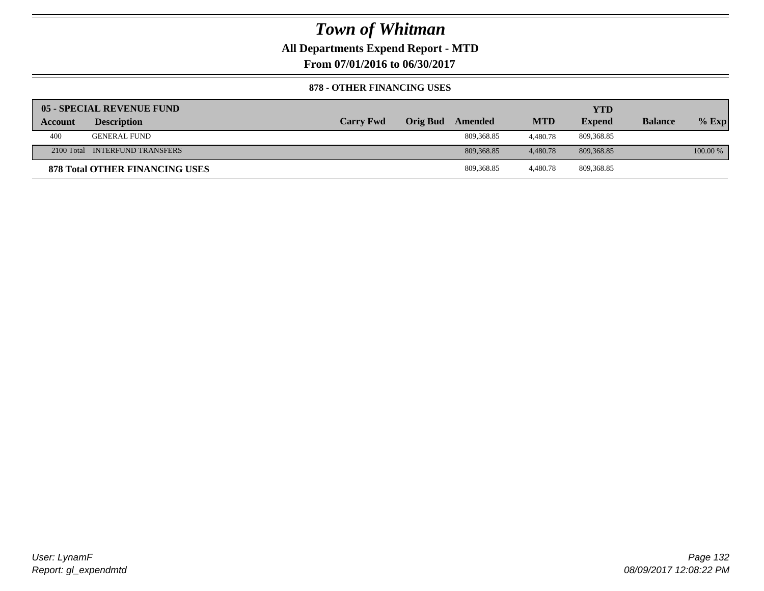# Town of Whitman

**All Departments Expend Report - MTD**

**From 07/01/2016 to 06/30/2017**

### 878 - OTHER FINANCING USES

| 05 - SPECIAL REVENUE FUND | | | | | | YTD | | |
|---|---|---|---|---|---|---|---|---|
| Account | Description | Carry Fwd | Orig Bud | Amended | MTD | Expend | Balance | % Exp |
| 400 | GENERAL FUND | | | 809,368.85 | 4,480.78 | 809,368.85 | | |
| 2100 Total | INTERFUND TRANSFERS | | | 809,368.85 | 4,480.78 | 809,368.85 | | 100.00 % |
| **878 Total OTHER FINANCING USES** | | | | 809,368.85 | 4,480.78 | 809,368.85 | | |

User: LynamF
Report: gl_expendmtd

08/09/2017 12:08:22 PM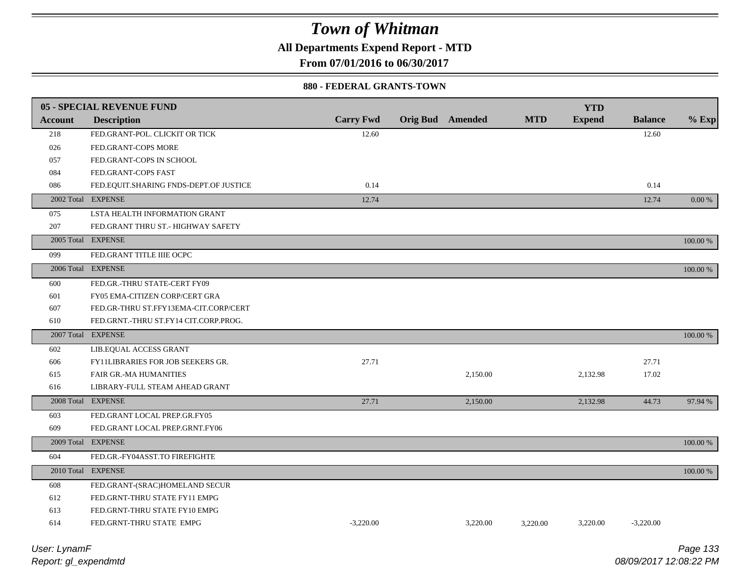# Town of Whitman

**All Departments Expend Report - MTD**

**From 07/01/2016 to 06/30/2017**

**880 - FEDERAL GRANTS-TOWN**

| 05 - SPECIAL REVENUE FUND | | | | | | YTD | | |
|---|---|---|---|---|---|---|---|---|
| **Account** | **Description** | **Carry Fwd** | **Orig Bud** | **Amended** | **MTD** | **Expend** | **Balance** | **% Exp** |
| 218 | FED.GRANT-POL. CLICKIT OR TICK | 12.60 | | | | | 12.60 | |
| 026 | FED.GRANT-COPS MORE | | | | | | | |
| 057 | FED.GRANT-COPS IN SCHOOL | | | | | | | |
| 084 | FED.GRANT-COPS FAST | | | | | | | |
| 086 | FED.EQUIT.SHARING FNDS-DEPT.OF JUSTICE | 0.14 | | | | | 0.14 | |
| 2002 Total | EXPENSE | 12.74 | | | | | 12.74 | 0.00 % |
| 075 | LSTA HEALTH INFORMATION GRANT | | | | | | | |
| 207 | FED.GRANT THRU ST.- HIGHWAY SAFETY | | | | | | | |
| 2005 Total | EXPENSE | | | | | | | 100.00 % |
| 099 | FED.GRANT TITLE IIIE OCPC | | | | | | | |
| 2006 Total | EXPENSE | | | | | | | 100.00 % |
| 600 | FED.GR.-THRU STATE-CERT FY09 | | | | | | | |
| 601 | FY05 EMA-CITIZEN CORP/CERT GRA | | | | | | | |
| 607 | FED.GR-THRU ST.FFY13EMA-CIT.CORP/CERT | | | | | | | |
| 610 | FED.GRNT.-THRU ST.FY14 CIT.CORP.PROG. | | | | | | | |
| 2007 Total | EXPENSE | | | | | | | 100.00 % |
| 602 | LIB.EQUAL ACCESS GRANT | | | | | | | |
| 606 | FY11LIBRARIES FOR JOB SEEKERS GR. | 27.71 | | | | | 27.71 | |
| 615 | FAIR GR.-MA HUMANITIES | | | 2,150.00 | | 2,132.98 | 17.02 | |
| 616 | LIBRARY-FULL STEAM AHEAD GRANT | | | | | | | |
| 2008 Total | EXPENSE | 27.71 | | 2,150.00 | | 2,132.98 | 44.73 | 97.94 % |
| 603 | FED.GRANT LOCAL PREP.GR.FY05 | | | | | | | |
| 609 | FED.GRANT LOCAL PREP.GRNT.FY06 | | | | | | | |
| 2009 Total | EXPENSE | | | | | | | 100.00 % |
| 604 | FED.GR.-FY04ASST.TO FIREFIGHTE | | | | | | | |
| 2010 Total | EXPENSE | | | | | | | 100.00 % |
| 608 | FED.GRANT-(SRAC)HOMELAND SECUR | | | | | | | |
| 612 | FED.GRNT-THRU STATE FY11 EMPG | | | | | | | |
| 613 | FED.GRNT-THRU STATE FY10 EMPG | | | | | | | |
| 614 | FED.GRNT-THRU STATE EMPG | -3,220.00 | | 3,220.00 | 3,220.00 | 3,220.00 | -3,220.00 | |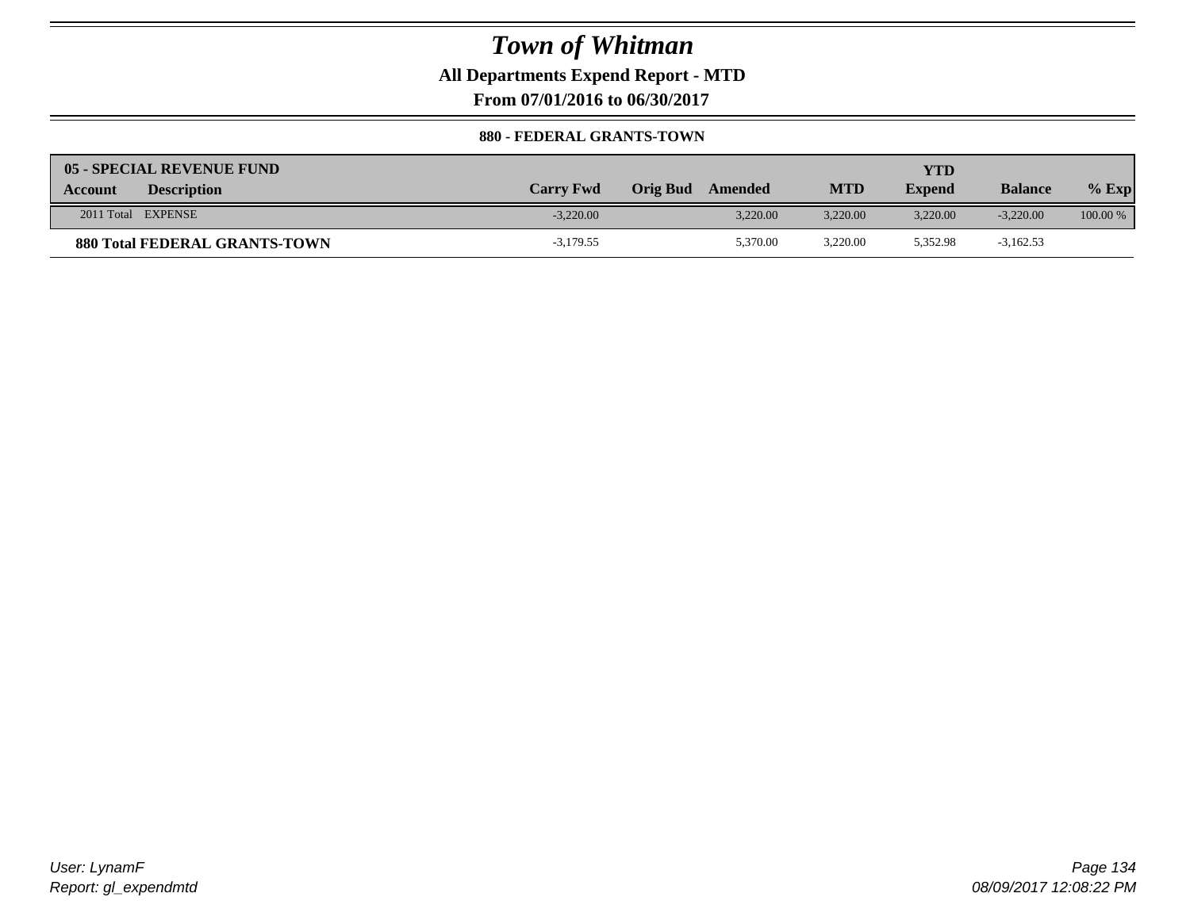# Town of Whitman

**All Departments Expend Report - MTD**

**From 07/01/2016 to 06/30/2017**

**880 - FEDERAL GRANTS-TOWN**

| 05 - SPECIAL REVENUE FUND | | | | | | | | |
|---|---|---|---|---|---|---|---|---|
| **Account** | **Description** | **Carry Fwd** | **Orig Bud** | **Amended** | **MTD** | **YTD Expend** | **Balance** | **% Exp** |
| 2011 Total | EXPENSE | -3,220.00 | | 3,220.00 | 3,220.00 | 3,220.00 | -3,220.00 | 100.00 % |
| **880 Total FEDERAL GRANTS-TOWN** | | -3,179.55 | | 5,370.00 | 3,220.00 | 5,352.98 | -3,162.53 | |

*User: LynamF*
*Report: gl_expendmtd*

*08/09/2017 12:08:22 PM*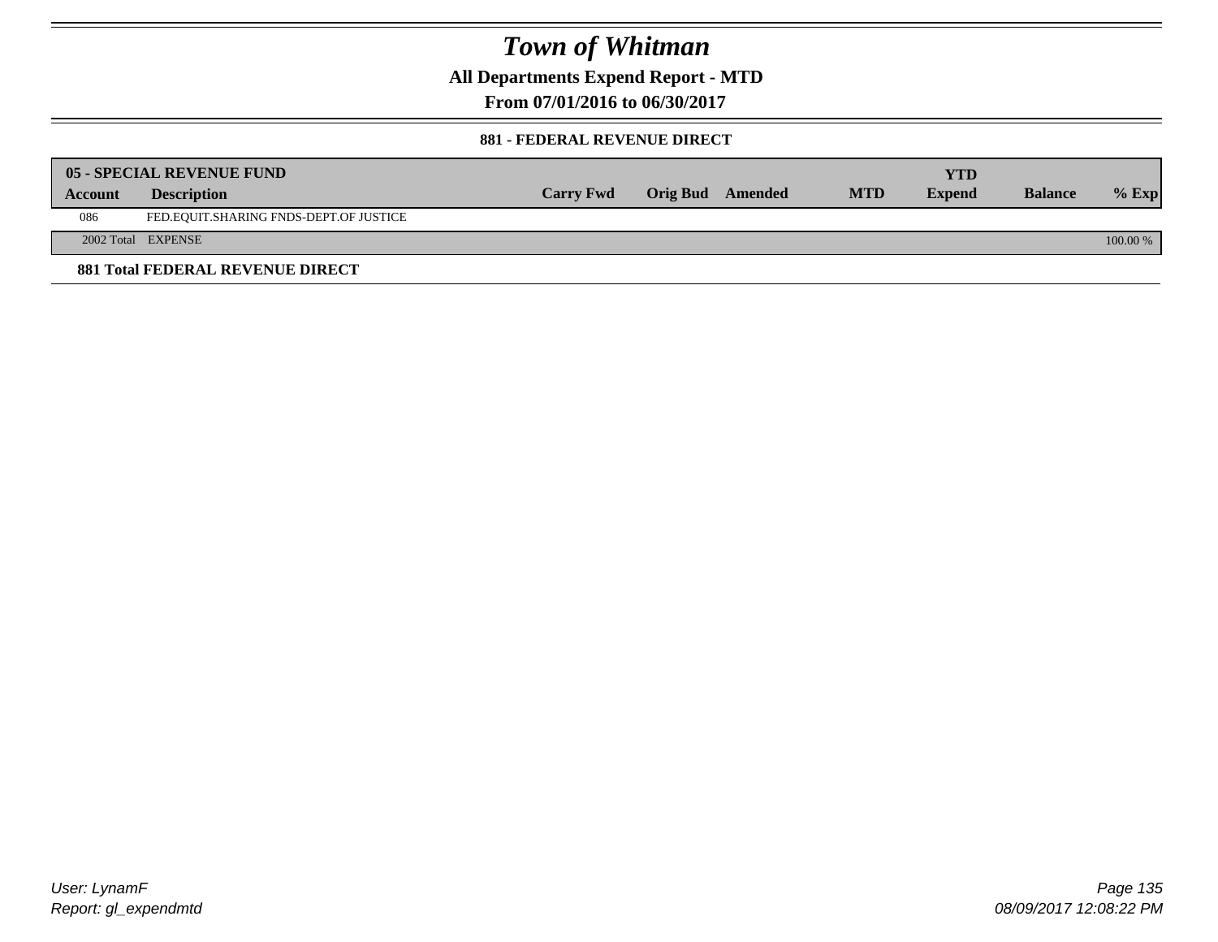# Town of Whitman

## All Departments Expend Report - MTD

### From 07/01/2016 to 06/30/2017

#### 881 - FEDERAL REVENUE DIRECT

| 05 - SPECIAL REVENUE FUND | | | | | | YTD | | |
|---|---|---|---|---|---|---|---|---|
| **Account** | **Description** | **Carry Fwd** | **Orig Bud** | **Amended** | **MTD** | **Expend** | **Balance** | **% Exp** |
| 086 | FED.EQUIT.SHARING FNDS-DEPT.OF JUSTICE | | | | | | | |
| 2002 Total | EXPENSE | | | | | | | 100.00 % |

**881 Total FEDERAL REVENUE DIRECT**

*User: LynamF*
*Report: gl_expendmtd*

*08/09/2017 12:08:22 PM*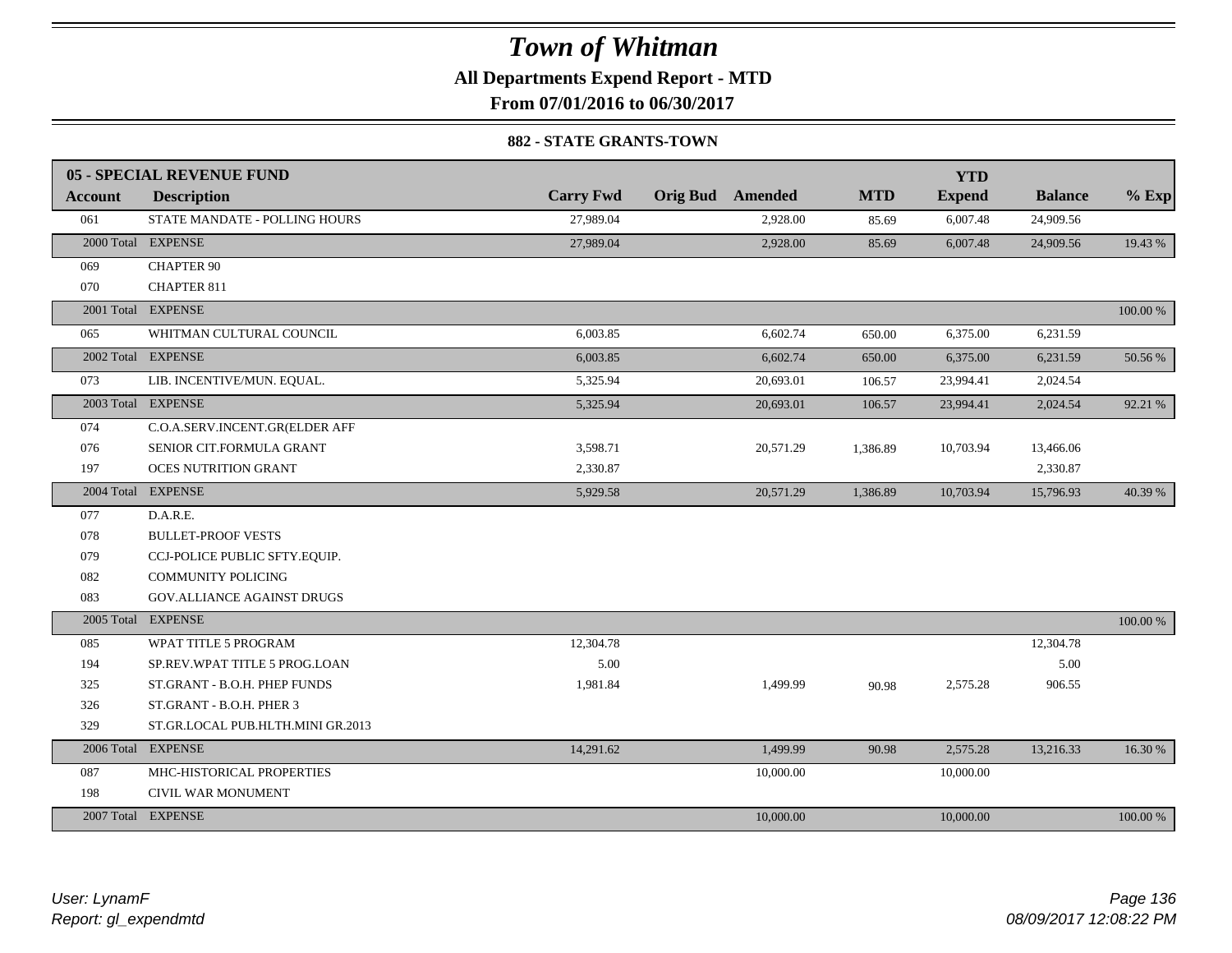# Town of Whitman

**All Departments Expend Report - MTD**

**From 07/01/2016 to 06/30/2017**

**882 - STATE GRANTS-TOWN**

| **05 - SPECIAL REVENUE FUND** | | | | | | **YTD** | | |
|---|---|---|---|---|---|---|---|---|
| **Account** | **Description** | **Carry Fwd** | **Orig Bud** | **Amended** | **MTD** | **Expend** | **Balance** | **% Exp** |
| 061 | STATE MANDATE - POLLING HOURS | 27,989.04 | | 2,928.00 | 85.69 | 6,007.48 | 24,909.56 | |
| 2000 Total | EXPENSE | 27,989.04 | | 2,928.00 | 85.69 | 6,007.48 | 24,909.56 | 19.43 % |
| 069 | CHAPTER 90 | | | | | | | |
| 070 | CHAPTER 811 | | | | | | | |
| 2001 Total | EXPENSE | | | | | | | 100.00 % |
| 065 | WHITMAN CULTURAL COUNCIL | 6,003.85 | | 6,602.74 | 650.00 | 6,375.00 | 6,231.59 | |
| 2002 Total | EXPENSE | 6,003.85 | | 6,602.74 | 650.00 | 6,375.00 | 6,231.59 | 50.56 % |
| 073 | LIB. INCENTIVE/MUN. EQUAL. | 5,325.94 | | 20,693.01 | 106.57 | 23,994.41 | 2,024.54 | |
| 2003 Total | EXPENSE | 5,325.94 | | 20,693.01 | 106.57 | 23,994.41 | 2,024.54 | 92.21 % |
| 074 | C.O.A.SERV.INCENT.GR(ELDER AFF | | | | | | | |
| 076 | SENIOR CIT.FORMULA GRANT | 3,598.71 | | 20,571.29 | 1,386.89 | 10,703.94 | 13,466.06 | |
| 197 | OCES NUTRITION GRANT | 2,330.87 | | | | | 2,330.87 | |
| 2004 Total | EXPENSE | 5,929.58 | | 20,571.29 | 1,386.89 | 10,703.94 | 15,796.93 | 40.39 % |
| 077 | D.A.R.E. | | | | | | | |
| 078 | BULLET-PROOF VESTS | | | | | | | |
| 079 | CCJ-POLICE PUBLIC SFTY.EQUIP. | | | | | | | |
| 082 | COMMUNITY POLICING | | | | | | | |
| 083 | GOV.ALLIANCE AGAINST DRUGS | | | | | | | |
| 2005 Total | EXPENSE | | | | | | | 100.00 % |
| 085 | WPAT TITLE 5 PROGRAM | 12,304.78 | | | | | 12,304.78 | |
| 194 | SP.REV.WPAT TITLE 5 PROG.LOAN | 5.00 | | | | | 5.00 | |
| 325 | ST.GRANT - B.O.H. PHEP FUNDS | 1,981.84 | | 1,499.99 | 90.98 | 2,575.28 | 906.55 | |
| 326 | ST.GRANT - B.O.H. PHER 3 | | | | | | | |
| 329 | ST.GR.LOCAL PUB.HLTH.MINI GR.2013 | | | | | | | |
| 2006 Total | EXPENSE | 14,291.62 | | 1,499.99 | 90.98 | 2,575.28 | 13,216.33 | 16.30 % |
| 087 | MHC-HISTORICAL PROPERTIES | | | 10,000.00 | | 10,000.00 | | |
| 198 | CIVIL WAR MONUMENT | | | | | | | |
| 2007 Total | EXPENSE | | | 10,000.00 | | 10,000.00 | | 100.00 % |

*User: LynamF*
*Report: gl_expendmtd*

*08/09/2017 12:08:22 PM*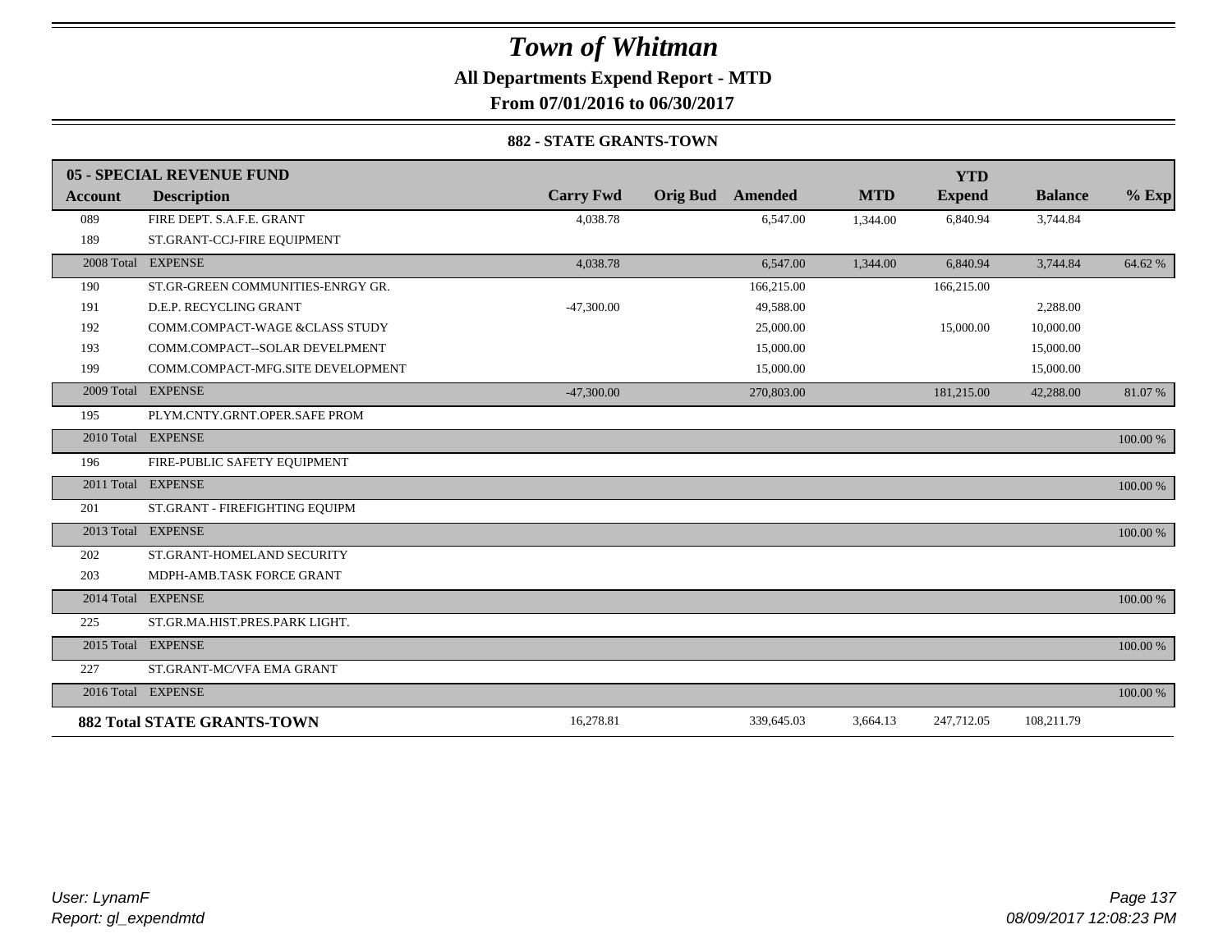# Town of Whitman

**All Departments Expend Report - MTD**

**From 07/01/2016 to 06/30/2017**

### 882 - STATE GRANTS-TOWN

| Account | Description | Carry Fwd | Orig Bud | Amended | MTD | YTD Expend | Balance | % Exp |
|---|---|---|---|---|---|---|---|---|
| **05 - SPECIAL REVENUE FUND** | | | | | | | | |
| 089 | FIRE DEPT. S.A.F.E. GRANT | 4,038.78 | | 6,547.00 | 1,344.00 | 6,840.94 | 3,744.84 | |
| 189 | ST.GRANT-CCJ-FIRE EQUIPMENT | | | | | | | |
| 2008 Total | EXPENSE | 4,038.78 | | 6,547.00 | 1,344.00 | 6,840.94 | 3,744.84 | 64.62 % |
| 190 | ST.GR-GREEN COMMUNITIES-ENRGY GR. | | | 166,215.00 | | 166,215.00 | | |
| 191 | D.E.P. RECYCLING GRANT | -47,300.00 | | 49,588.00 | | | 2,288.00 | |
| 192 | COMM.COMPACT-WAGE &CLASS STUDY | | | 25,000.00 | | 15,000.00 | 10,000.00 | |
| 193 | COMM.COMPACT--SOLAR DEVELPMENT | | | 15,000.00 | | | 15,000.00 | |
| 199 | COMM.COMPACT-MFG.SITE DEVELOPMENT | | | 15,000.00 | | | 15,000.00 | |
| 2009 Total | EXPENSE | -47,300.00 | | 270,803.00 | | 181,215.00 | 42,288.00 | 81.07 % |
| 195 | PLYM.CNTY.GRNT.OPER.SAFE PROM | | | | | | | |
| 2010 Total | EXPENSE | | | | | | | 100.00 % |
| 196 | FIRE-PUBLIC SAFETY EQUIPMENT | | | | | | | |
| 2011 Total | EXPENSE | | | | | | | 100.00 % |
| 201 | ST.GRANT - FIREFIGHTING EQUIPM | | | | | | | |
| 2013 Total | EXPENSE | | | | | | | 100.00 % |
| 202 | ST.GRANT-HOMELAND SECURITY | | | | | | | |
| 203 | MDPH-AMB.TASK FORCE GRANT | | | | | | | |
| 2014 Total | EXPENSE | | | | | | | 100.00 % |
| 225 | ST.GR.MA.HIST.PRES.PARK LIGHT. | | | | | | | |
| 2015 Total | EXPENSE | | | | | | | 100.00 % |
| 227 | ST.GRANT-MC/VFA EMA GRANT | | | | | | | |
| 2016 Total | EXPENSE | | | | | | | 100.00 % |
| **882 Total STATE GRANTS-TOWN** | | 16,278.81 | | 339,645.03 | 3,664.13 | 247,712.05 | 108,211.79 | |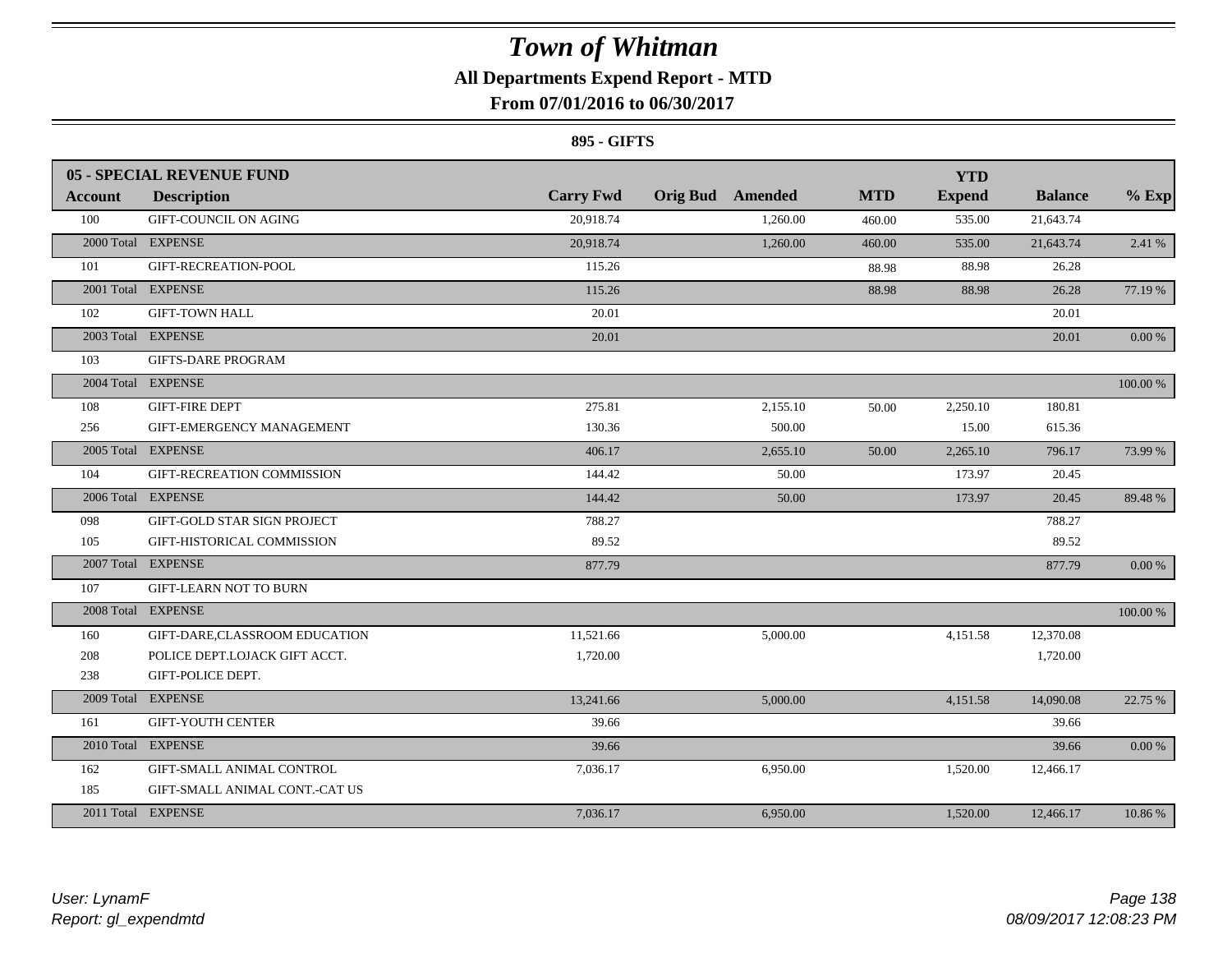# *Town of Whitman*

**All Departments Expend Report - MTD**

**From 07/01/2016 to 06/30/2017**

**895 - GIFTS**

| **05 - SPECIAL REVENUE FUND** | | | | | | | | |
|---|---|---|---|---|---|---|---|---|
| **Account** | **Description** | **Carry Fwd** | **Orig Bud** | **Amended** | **MTD** | **YTD Expend** | **Balance** | **% Exp** |
| 100 | GIFT-COUNCIL ON AGING | 20,918.74 | | 1,260.00 | 460.00 | 535.00 | 21,643.74 | |
| 2000 Total | EXPENSE | 20,918.74 | | 1,260.00 | 460.00 | 535.00 | 21,643.74 | 2.41 % |
| 101 | GIFT-RECREATION-POOL | 115.26 | | | 88.98 | 88.98 | 26.28 | |
| 2001 Total | EXPENSE | 115.26 | | | 88.98 | 88.98 | 26.28 | 77.19 % |
| 102 | GIFT-TOWN HALL | 20.01 | | | | | 20.01 | |
| 2003 Total | EXPENSE | 20.01 | | | | | 20.01 | 0.00 % |
| 103 | GIFTS-DARE PROGRAM | | | | | | | |
| 2004 Total | EXPENSE | | | | | | | 100.00 % |
| 108 | GIFT-FIRE DEPT | 275.81 | | 2,155.10 | 50.00 | 2,250.10 | 180.81 | |
| 256 | GIFT-EMERGENCY MANAGEMENT | 130.36 | | 500.00 | | 15.00 | 615.36 | |
| 2005 Total | EXPENSE | 406.17 | | 2,655.10 | 50.00 | 2,265.10 | 796.17 | 73.99 % |
| 104 | GIFT-RECREATION COMMISSION | 144.42 | | 50.00 | | 173.97 | 20.45 | |
| 2006 Total | EXPENSE | 144.42 | | 50.00 | | 173.97 | 20.45 | 89.48 % |
| 098 | GIFT-GOLD STAR SIGN PROJECT | 788.27 | | | | | 788.27 | |
| 105 | GIFT-HISTORICAL COMMISSION | 89.52 | | | | | 89.52 | |
| 2007 Total | EXPENSE | 877.79 | | | | | 877.79 | 0.00 % |
| 107 | GIFT-LEARN NOT TO BURN | | | | | | | |
| 2008 Total | EXPENSE | | | | | | | 100.00 % |
| 160 | GIFT-DARE,CLASSROOM EDUCATION | 11,521.66 | | 5,000.00 | | 4,151.58 | 12,370.08 | |
| 208 | POLICE DEPT.LOJACK GIFT ACCT. | 1,720.00 | | | | | 1,720.00 | |
| 238 | GIFT-POLICE DEPT. | | | | | | | |
| 2009 Total | EXPENSE | 13,241.66 | | 5,000.00 | | 4,151.58 | 14,090.08 | 22.75 % |
| 161 | GIFT-YOUTH CENTER | 39.66 | | | | | 39.66 | |
| 2010 Total | EXPENSE | 39.66 | | | | | 39.66 | 0.00 % |
| 162 | GIFT-SMALL ANIMAL CONTROL | 7,036.17 | | 6,950.00 | | 1,520.00 | 12,466.17 | |
| 185 | GIFT-SMALL ANIMAL CONT.-CAT US | | | | | | | |
| 2011 Total | EXPENSE | 7,036.17 | | 6,950.00 | | 1,520.00 | 12,466.17 | 10.86 % |

*User: LynamF*
*Report: gl_expendmtd*

*08/09/2017 12:08:23 PM*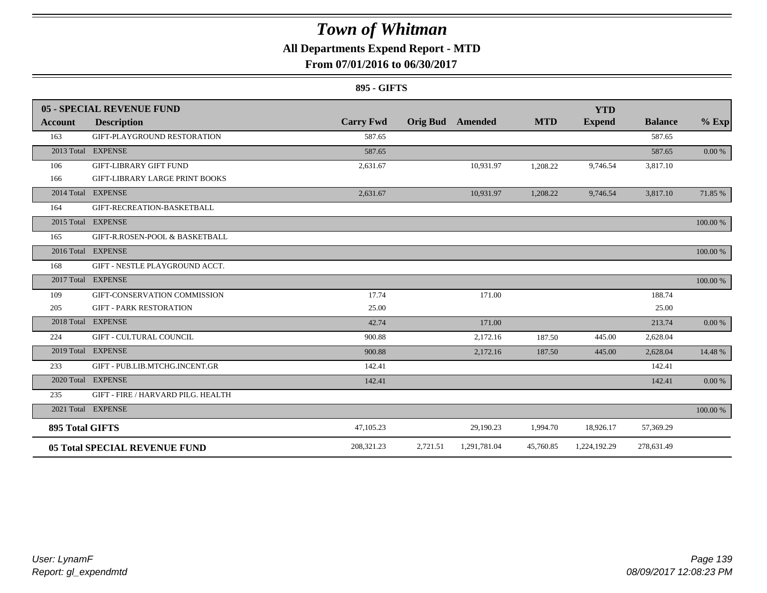# Town of Whitman

## All Departments Expend Report - MTD

### From 07/01/2016 to 06/30/2017

### 895 - GIFTS

| 05 - SPECIAL REVENUE FUND | | | | | | YTD | | |
|---|---|---|---|---|---|---|---|---|
| **Account** | **Description** | **Carry Fwd** | **Orig Bud** | **Amended** | **MTD** | **Expend** | **Balance** | **% Exp** |
| 163 | GIFT-PLAYGROUND RESTORATION | 587.65 | | | | | 587.65 | |
| 2013 Total | EXPENSE | 587.65 | | | | | 587.65 | 0.00 % |
| 106 | GIFT-LIBRARY GIFT FUND | 2,631.67 | | 10,931.97 | 1,208.22 | 9,746.54 | 3,817.10 | |
| 166 | GIFT-LIBRARY LARGE PRINT BOOKS | | | | | | | |
| 2014 Total | EXPENSE | 2,631.67 | | 10,931.97 | 1,208.22 | 9,746.54 | 3,817.10 | 71.85 % |
| 164 | GIFT-RECREATION-BASKETBALL | | | | | | | |
| 2015 Total | EXPENSE | | | | | | | 100.00 % |
| 165 | GIFT-R.ROSEN-POOL & BASKETBALL | | | | | | | |
| 2016 Total | EXPENSE | | | | | | | 100.00 % |
| 168 | GIFT - NESTLE PLAYGROUND ACCT. | | | | | | | |
| 2017 Total | EXPENSE | | | | | | | 100.00 % |
| 109 | GIFT-CONSERVATION COMMISSION | 17.74 | | 171.00 | | | 188.74 | |
| 205 | GIFT - PARK RESTORATION | 25.00 | | | | | 25.00 | |
| 2018 Total | EXPENSE | 42.74 | | 171.00 | | | 213.74 | 0.00 % |
| 224 | GIFT - CULTURAL COUNCIL | 900.88 | | 2,172.16 | 187.50 | 445.00 | 2,628.04 | |
| 2019 Total | EXPENSE | 900.88 | | 2,172.16 | 187.50 | 445.00 | 2,628.04 | 14.48 % |
| 233 | GIFT - PUB.LIB.MTCHG.INCENT.GR | 142.41 | | | | | 142.41 | |
| 2020 Total | EXPENSE | 142.41 | | | | | 142.41 | 0.00 % |
| 235 | GIFT - FIRE / HARVARD PILG. HEALTH | | | | | | | |
| 2021 Total | EXPENSE | | | | | | | 100.00 % |
| **895 Total GIFTS** | | 47,105.23 | | 29,190.23 | 1,994.70 | 18,926.17 | 57,369.29 | |
| **05 Total SPECIAL REVENUE FUND** | | 208,321.23 | 2,721.51 | 1,291,781.04 | 45,760.85 | 1,224,192.29 | 278,631.49 | |

*User: LynamF*
*Report: gl_expendmtd*

*08/09/2017 12:08:23 PM*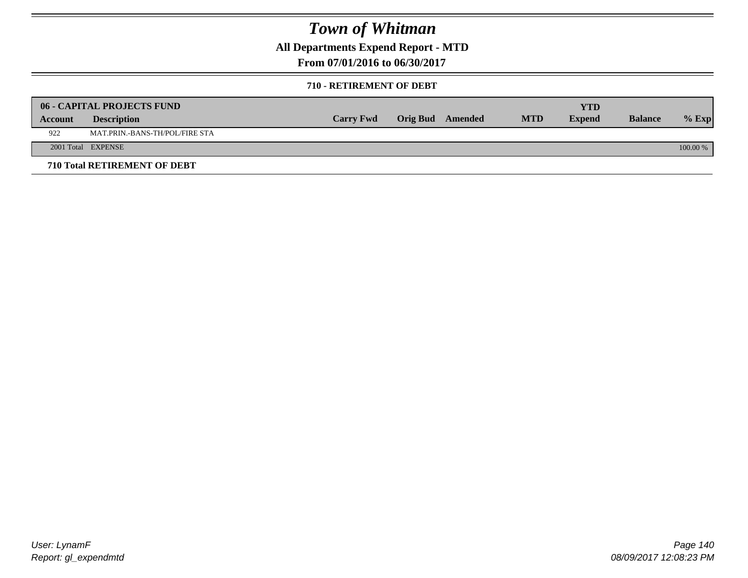# Town of Whitman

**All Departments Expend Report - MTD**

**From 07/01/2016 to 06/30/2017**

**710 - RETIREMENT OF DEBT**

| 06 - CAPITAL PROJECTS FUND | | | | | | YTD | | |
|---|---|---|---|---|---|---|---|---|
| **Account** | **Description** | **Carry Fwd** | **Orig Bud** | **Amended** | **MTD** | **Expend** | **Balance** | **% Exp** |
| 922 | MAT.PRIN.-BANS-TH/POL/FIRE STA | | | | | | | |
| 2001 Total | EXPENSE | | | | | | | 100.00 % |

**710 Total RETIREMENT OF DEBT**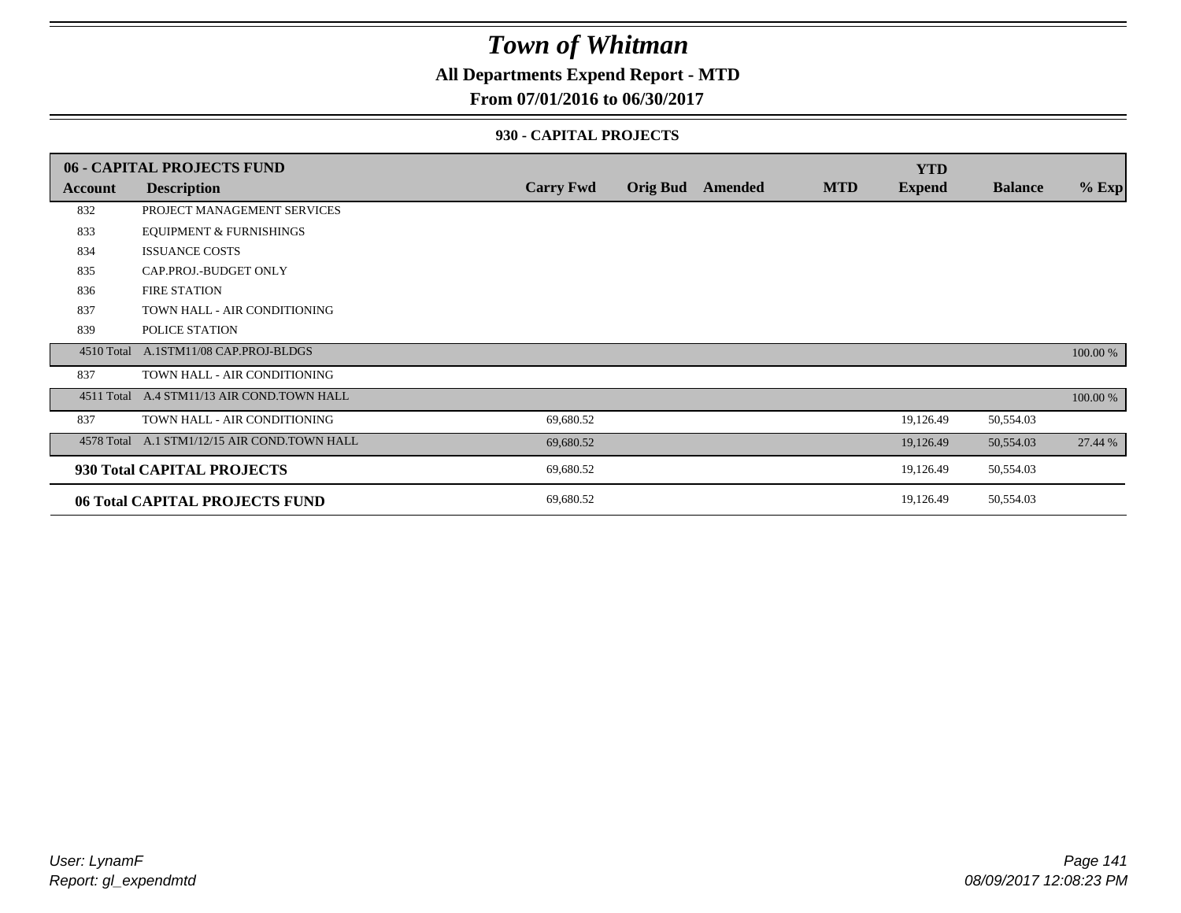# Town of Whitman

## All Departments Expend Report - MTD

## From 07/01/2016 to 06/30/2017

### 930 - CAPITAL PROJECTS

| 06 - CAPITAL PROJECTS FUND | | | | | | YTD | | |
|---|---|---|---|---|---|---|---|---|
| **Account** | **Description** | **Carry Fwd** | **Orig Bud** | **Amended** | **MTD** | **Expend** | **Balance** | **% Exp** |
| 832 | PROJECT MANAGEMENT SERVICES | | | | | | | |
| 833 | EQUIPMENT & FURNISHINGS | | | | | | | |
| 834 | ISSUANCE COSTS | | | | | | | |
| 835 | CAP.PROJ.-BUDGET ONLY | | | | | | | |
| 836 | FIRE STATION | | | | | | | |
| 837 | TOWN HALL - AIR CONDITIONING | | | | | | | |
| 839 | POLICE STATION | | | | | | | |
| 4510 Total | A.1STM11/08 CAP.PROJ-BLDGS | | | | | | | 100.00 % |
| 837 | TOWN HALL - AIR CONDITIONING | | | | | | | |
| 4511 Total | A.4 STM11/13 AIR COND.TOWN HALL | | | | | | | 100.00 % |
| 837 | TOWN HALL - AIR CONDITIONING | 69,680.52 | | | | 19,126.49 | 50,554.03 | |
| 4578 Total | A.1 STM1/12/15 AIR COND.TOWN HALL | 69,680.52 | | | | 19,126.49 | 50,554.03 | 27.44 % |
| **930 Total CAPITAL PROJECTS** | | 69,680.52 | | | | 19,126.49 | 50,554.03 | |
| **06 Total CAPITAL PROJECTS FUND** | | 69,680.52 | | | | 19,126.49 | 50,554.03 | |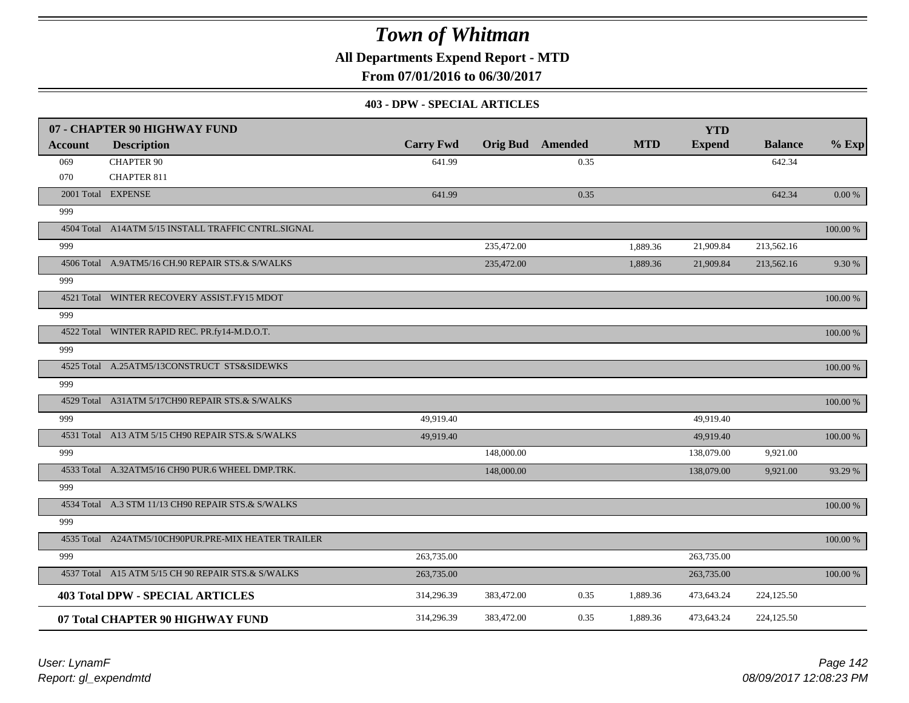# Town of Whitman

**All Departments Expend Report - MTD**

**From 07/01/2016 to 06/30/2017**

### 403 - DPW - SPECIAL ARTICLES

| 07 - CHAPTER 90 HIGHWAY FUND | | | | | | YTD | | |
|---|---|---|---|---|---|---|---|---|
| **Account** | **Description** | **Carry Fwd** | **Orig Bud** | **Amended** | **MTD** | **Expend** | **Balance** | **% Exp** |
| 069 | CHAPTER 90 | 641.99 | | 0.35 | | | 642.34 | |
| 070 | CHAPTER 811 | | | | | | | |
| 2001 Total | EXPENSE | 641.99 | | 0.35 | | | 642.34 | 0.00 % |
| 999 | | | | | | | | |
| 4504 Total | A14ATM 5/15 INSTALL TRAFFIC CNTRL.SIGNAL | | | | | | | 100.00 % |
| 999 | | | 235,472.00 | | 1,889.36 | 21,909.84 | 213,562.16 | |
| 4506 Total | A.9ATM5/16 CH.90 REPAIR STS.& S/WALKS | | 235,472.00 | | 1,889.36 | 21,909.84 | 213,562.16 | 9.30 % |
| 999 | | | | | | | | |
| 4521 Total | WINTER RECOVERY ASSIST.FY15 MDOT | | | | | | | 100.00 % |
| 999 | | | | | | | | |
| 4522 Total | WINTER RAPID REC. PR.fy14-M.D.O.T. | | | | | | | 100.00 % |
| 999 | | | | | | | | |
| 4525 Total | A.25ATM5/13CONSTRUCT STS&SIDEWKS | | | | | | | 100.00 % |
| 999 | | | | | | | | |
| 4529 Total | A31ATM 5/17CH90 REPAIR STS.& S/WALKS | | | | | | | 100.00 % |
| 999 | | 49,919.40 | | | | 49,919.40 | | |
| 4531 Total | A13 ATM 5/15 CH90 REPAIR STS.& S/WALKS | 49,919.40 | | | | 49,919.40 | | 100.00 % |
| 999 | | | 148,000.00 | | | 138,079.00 | 9,921.00 | |
| 4533 Total | A.32ATM5/16 CH90 PUR.6 WHEEL DMP.TRK. | | 148,000.00 | | | 138,079.00 | 9,921.00 | 93.29 % |
| 999 | | | | | | | | |
| 4534 Total | A.3 STM 11/13 CH90 REPAIR STS.& S/WALKS | | | | | | | 100.00 % |
| 999 | | | | | | | | |
| 4535 Total | A24ATM5/10CH90PUR.PRE-MIX HEATER TRAILER | | | | | | | 100.00 % |
| 999 | | 263,735.00 | | | | 263,735.00 | | |
| 4537 Total | A15 ATM 5/15 CH 90 REPAIR STS.& S/WALKS | 263,735.00 | | | | 263,735.00 | | 100.00 % |
| **403 Total DPW - SPECIAL ARTICLES** | | 314,296.39 | 383,472.00 | 0.35 | 1,889.36 | 473,643.24 | 224,125.50 | |
| **07 Total CHAPTER 90 HIGHWAY FUND** | | 314,296.39 | 383,472.00 | 0.35 | 1,889.36 | 473,643.24 | 224,125.50 | |

*User: LynamF*
*Report: gl_expendmtd*

*08/09/2017 12:08:23 PM*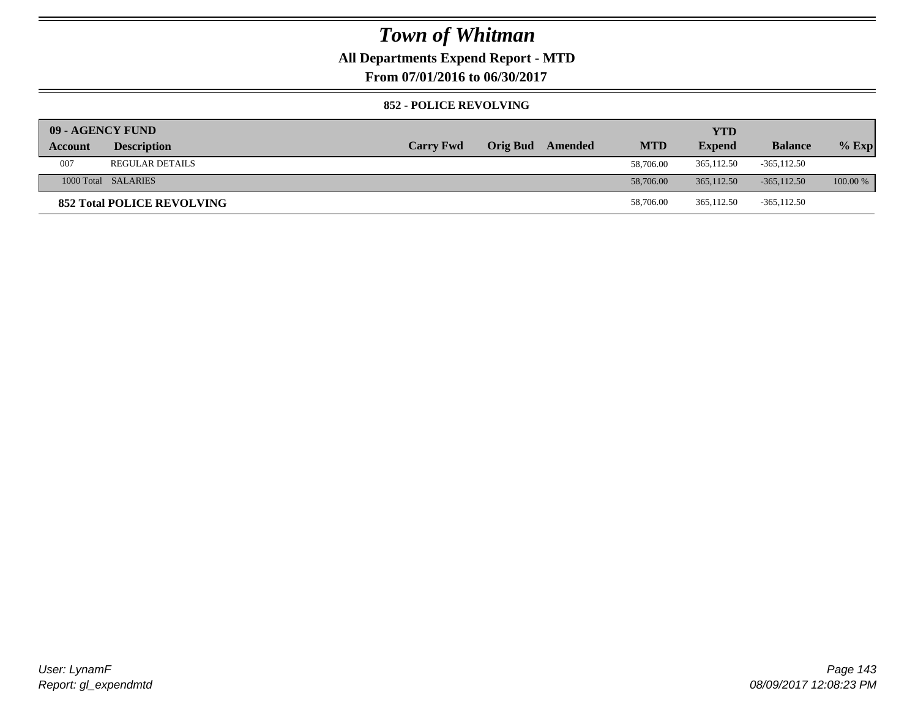# Town of Whitman

## All Departments Expend Report - MTD

### From 07/01/2016 to 06/30/2017

#### 852 - POLICE REVOLVING

| 09 - AGENCY FUND | | | | | | YTD | | |
|---|---|---|---|---|---|---|---|---|
| **Account** | **Description** | **Carry Fwd** | **Orig Bud** | **Amended** | **MTD** | **Expend** | **Balance** | **% Exp** |
| 007 | REGULAR DETAILS | | | | 58,706.00 | 365,112.50 | -365,112.50 | |
| 1000 Total | SALARIES | | | | 58,706.00 | 365,112.50 | -365,112.50 | 100.00 % |
| **852 Total POLICE REVOLVING** | | | | | 58,706.00 | 365,112.50 | -365,112.50 | |

*User: LynamF*
*Report: gl_expendmtd*
*08/09/2017 12:08:23 PM*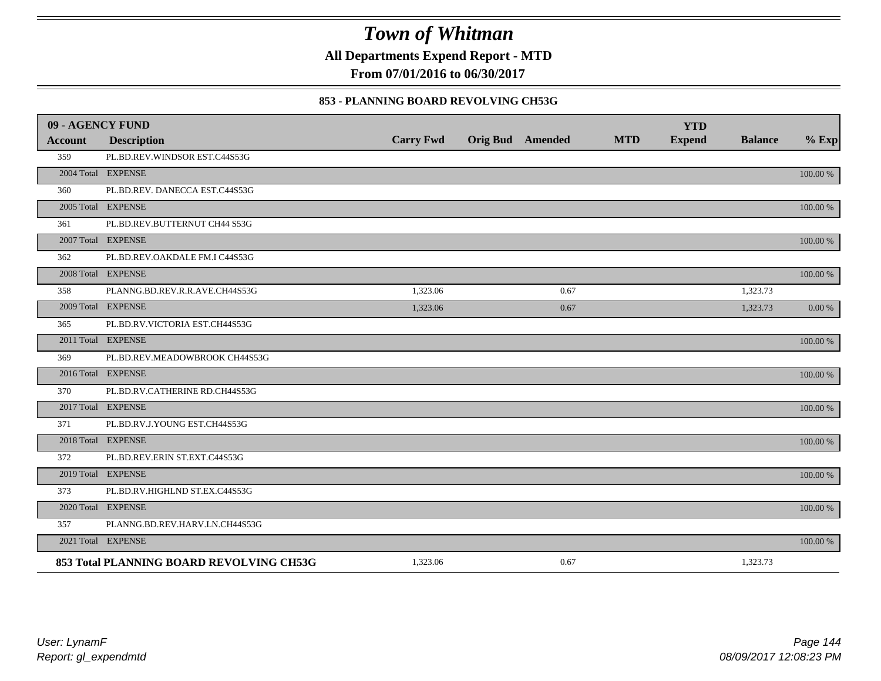# Town of Whitman

**All Departments Expend Report - MTD**

**From 07/01/2016 to 06/30/2017**

### 853 - PLANNING BOARD REVOLVING CH53G

| 09 - AGENCY FUND | | | | | | YTD | | |
|---|---|---|---|---|---|---|---|---|
| **Account** | **Description** | **Carry Fwd** | **Orig Bud** | **Amended** | **MTD** | **Expend** | **Balance** | **% Exp** |
| 359 | PL.BD.REV.WINDSOR EST.C44S53G | | | | | | | |
| 2004 Total | EXPENSE | | | | | | | 100.00 % |
| 360 | PL.BD.REV. DANECCA EST.C44S53G | | | | | | | |
| 2005 Total | EXPENSE | | | | | | | 100.00 % |
| 361 | PL.BD.REV.BUTTERNUT CH44 S53G | | | | | | | |
| 2007 Total | EXPENSE | | | | | | | 100.00 % |
| 362 | PL.BD.REV.OAKDALE FM.I C44S53G | | | | | | | |
| 2008 Total | EXPENSE | | | | | | | 100.00 % |
| 358 | PLANNG.BD.REV.R.R.AVE.CH44S53G | 1,323.06 | | 0.67 | | | 1,323.73 | |
| 2009 Total | EXPENSE | 1,323.06 | | 0.67 | | | 1,323.73 | 0.00 % |
| 365 | PL.BD.RV.VICTORIA EST.CH44S53G | | | | | | | |
| 2011 Total | EXPENSE | | | | | | | 100.00 % |
| 369 | PL.BD.REV.MEADOWBROOK CH44S53G | | | | | | | |
| 2016 Total | EXPENSE | | | | | | | 100.00 % |
| 370 | PL.BD.RV.CATHERINE RD.CH44S53G | | | | | | | |
| 2017 Total | EXPENSE | | | | | | | 100.00 % |
| 371 | PL.BD.RV.J.YOUNG EST.CH44S53G | | | | | | | |
| 2018 Total | EXPENSE | | | | | | | 100.00 % |
| 372 | PL.BD.REV.ERIN ST.EXT.C44S53G | | | | | | | |
| 2019 Total | EXPENSE | | | | | | | 100.00 % |
| 373 | PL.BD.RV.HIGHLND ST.EX.C44S53G | | | | | | | |
| 2020 Total | EXPENSE | | | | | | | 100.00 % |
| 357 | PLANNG.BD.REV.HARV.LN.CH44S53G | | | | | | | |
| 2021 Total | EXPENSE | | | | | | | 100.00 % |
| **853 Total PLANNING BOARD REVOLVING CH53G** | | 1,323.06 | | 0.67 | | | 1,323.73 | |

*User: LynamF*
*Report: gl_expendmtd*

*08/09/2017 12:08:23 PM*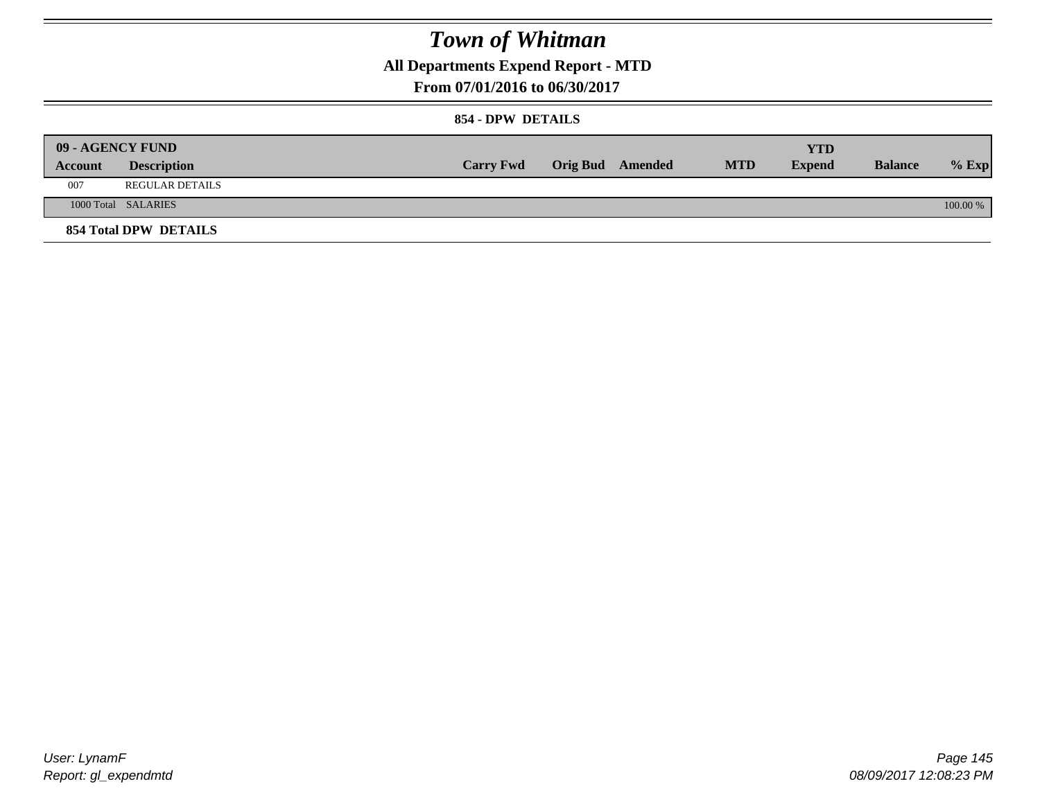# Town of Whitman

## All Departments Expend Report - MTD

### From 07/01/2016 to 06/30/2017

#### 854 - DPW DETAILS

| 09 - AGENCY FUND | | | | | | YTD | | |
|---|---|---|---|---|---|---|---|---|
| Account | Description | Carry Fwd | Orig Bud | Amended | MTD | Expend | Balance | % Exp |
| 007 | REGULAR DETAILS | | | | | | | |
| 1000 Total | SALARIES | | | | | | | 100.00 % |

**854 Total DPW DETAILS**

User: LynamF
Report: gl_expendmtd

08/09/2017 12:08:23 PM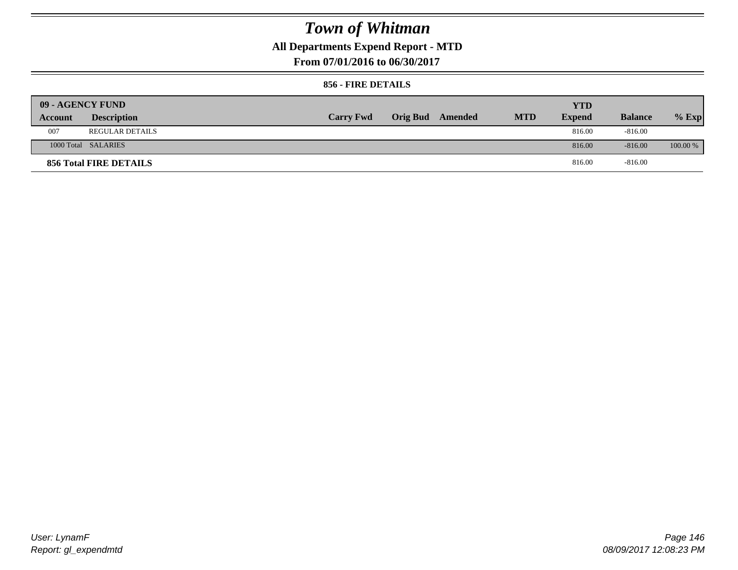# Town of Whitman

**All Departments Expend Report - MTD**

**From 07/01/2016 to 06/30/2017**

**856 - FIRE DETAILS**

| 09 - AGENCY FUND | | | | | | YTD | | |
|---|---|---|---|---|---|---|---|---|
| **Account** | **Description** | **Carry Fwd** | **Orig Bud** | **Amended** | **MTD** | **Expend** | **Balance** | **% Exp** |
| 007 | REGULAR DETAILS | | | | | 816.00 | -816.00 | |
| 1000 Total | SALARIES | | | | | 816.00 | -816.00 | 100.00 % |
| **856 Total FIRE DETAILS** | | | | | | 816.00 | -816.00 | |

*User: LynamF*
*Report: gl_expendmtd*

*08/09/2017 12:08:23 PM*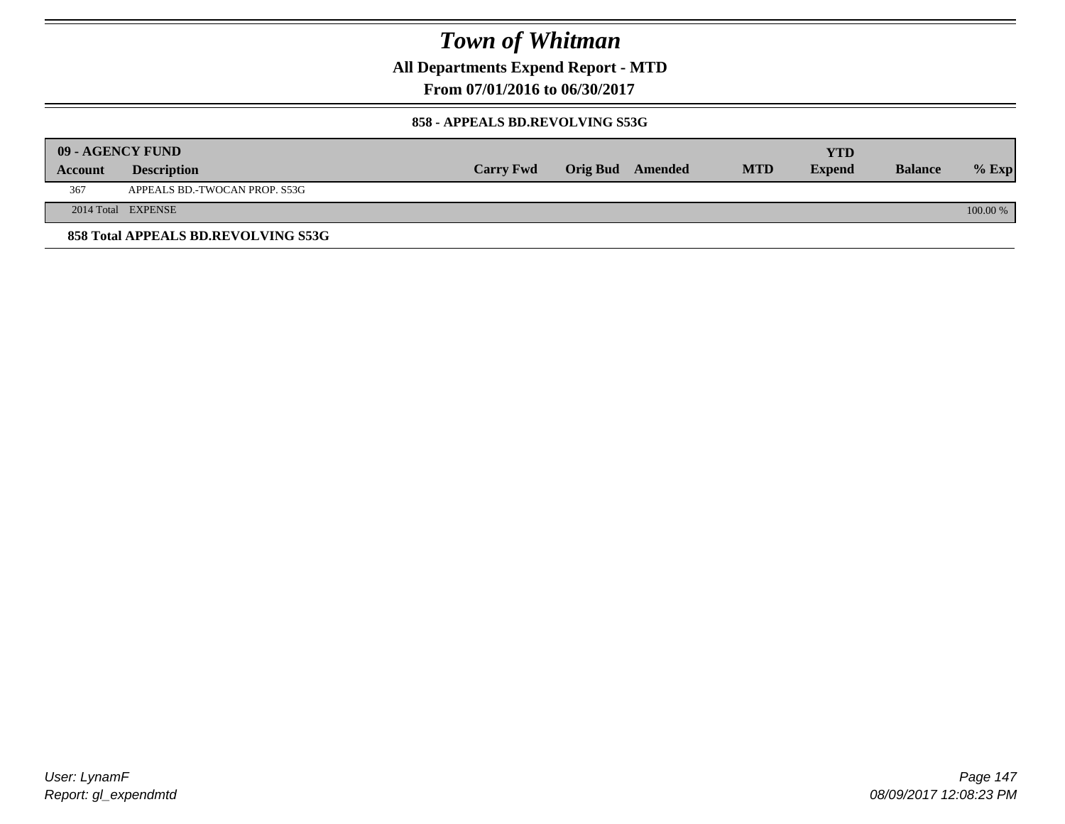# Town of Whitman

**All Departments Expend Report - MTD**

**From 07/01/2016 to 06/30/2017**

**858 - APPEALS BD.REVOLVING S53G**

| 09 - AGENCY FUND | | | | | | YTD | | |
|---|---|---|---|---|---|---|---|---|
| **Account** | **Description** | **Carry Fwd** | **Orig Bud** | **Amended** | **MTD** | **Expend** | **Balance** | **% Exp** |
| 367 | APPEALS BD.-TWOCAN PROP. S53G | | | | | | | |
| 2014 Total | EXPENSE | | | | | | | 100.00 % |

**858 Total APPEALS BD.REVOLVING S53G**

*User: LynamF*

*Report: gl_expendmtd*

*08/09/2017 12:08:23 PM*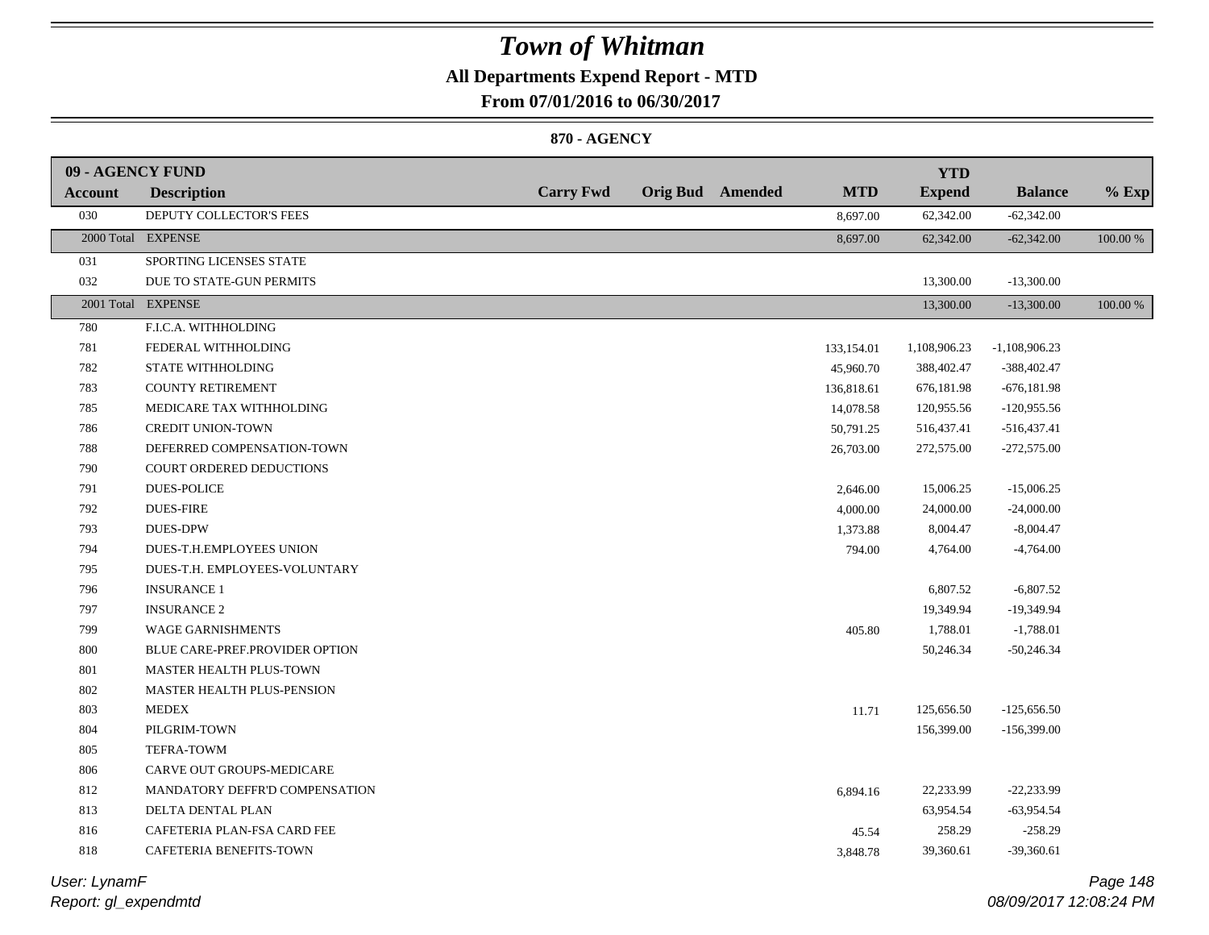# Town of Whitman

## All Departments Expend Report - MTD

### From 07/01/2016 to 06/30/2017

### 870 - AGENCY

| 09 - AGENCY FUND | | | | | | YTD | | |
|---|---|---|---|---|---|---|---|---|
| **Account** | **Description** | **Carry Fwd** | **Orig Bud** | **Amended** | **MTD** | **Expend** | **Balance** | **% Exp** |
| 030 | DEPUTY COLLECTOR'S FEES | | | | 8,697.00 | 62,342.00 | -62,342.00 | |
| 2000 Total | EXPENSE | | | | 8,697.00 | 62,342.00 | -62,342.00 | 100.00 % |
| 031 | SPORTING LICENSES STATE | | | | | | | |
| 032 | DUE TO STATE-GUN PERMITS | | | | | 13,300.00 | -13,300.00 | |
| 2001 Total | EXPENSE | | | | | 13,300.00 | -13,300.00 | 100.00 % |
| 780 | F.I.C.A. WITHHOLDING | | | | | | | |
| 781 | FEDERAL WITHHOLDING | | | | 133,154.01 | 1,108,906.23 | -1,108,906.23 | |
| 782 | STATE WITHHOLDING | | | | 45,960.70 | 388,402.47 | -388,402.47 | |
| 783 | COUNTY RETIREMENT | | | | 136,818.61 | 676,181.98 | -676,181.98 | |
| 785 | MEDICARE TAX WITHHOLDING | | | | 14,078.58 | 120,955.56 | -120,955.56 | |
| 786 | CREDIT UNION-TOWN | | | | 50,791.25 | 516,437.41 | -516,437.41 | |
| 788 | DEFERRED COMPENSATION-TOWN | | | | 26,703.00 | 272,575.00 | -272,575.00 | |
| 790 | COURT ORDERED DEDUCTIONS | | | | | | | |
| 791 | DUES-POLICE | | | | 2,646.00 | 15,006.25 | -15,006.25 | |
| 792 | DUES-FIRE | | | | 4,000.00 | 24,000.00 | -24,000.00 | |
| 793 | DUES-DPW | | | | 1,373.88 | 8,004.47 | -8,004.47 | |
| 794 | DUES-T.H.EMPLOYEES UNION | | | | 794.00 | 4,764.00 | -4,764.00 | |
| 795 | DUES-T.H. EMPLOYEES-VOLUNTARY | | | | | | | |
| 796 | INSURANCE 1 | | | | | 6,807.52 | -6,807.52 | |
| 797 | INSURANCE 2 | | | | | 19,349.94 | -19,349.94 | |
| 799 | WAGE GARNISHMENTS | | | | 405.80 | 1,788.01 | -1,788.01 | |
| 800 | BLUE CARE-PREF.PROVIDER OPTION | | | | | 50,246.34 | -50,246.34 | |
| 801 | MASTER HEALTH PLUS-TOWN | | | | | | | |
| 802 | MASTER HEALTH PLUS-PENSION | | | | | | | |
| 803 | MEDEX | | | | 11.71 | 125,656.50 | -125,656.50 | |
| 804 | PILGRIM-TOWN | | | | | 156,399.00 | -156,399.00 | |
| 805 | TEFRA-TOWM | | | | | | | |
| 806 | CARVE OUT GROUPS-MEDICARE | | | | | | | |
| 812 | MANDATORY DEFFR'D COMPENSATION | | | | 6,894.16 | 22,233.99 | -22,233.99 | |
| 813 | DELTA DENTAL PLAN | | | | | 63,954.54 | -63,954.54 | |
| 816 | CAFETERIA PLAN-FSA CARD FEE | | | | 45.54 | 258.29 | -258.29 | |
| 818 | CAFETERIA BENEFITS-TOWN | | | | 3,848.78 | 39,360.61 | -39,360.61 | |

User: LynamF

Report: gl_expendmtd

08/09/2017 12:08:24 PM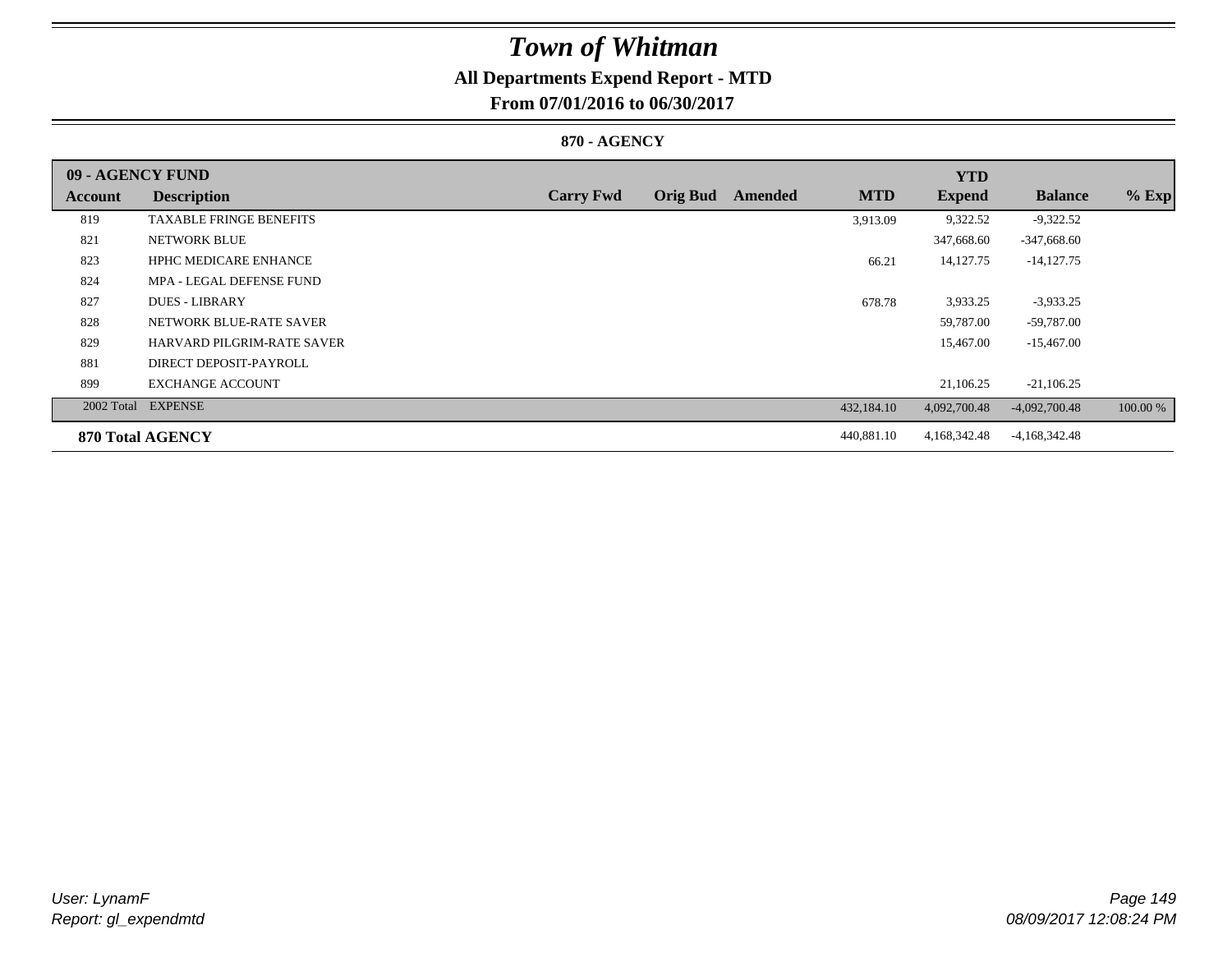# Town of Whitman

## All Departments Expend Report - MTD

### From 07/01/2016 to 06/30/2017

#### 870 - AGENCY

| 09 - AGENCY FUND | | | | | | YTD | | |
|---|---|---|---|---|---|---|---|---|
| **Account** | **Description** | **Carry Fwd** | **Orig Bud** | **Amended** | **MTD** | **Expend** | **Balance** | **% Exp** |
| 819 | TAXABLE FRINGE BENEFITS | | | | 3,913.09 | 9,322.52 | -9,322.52 | |
| 821 | NETWORK BLUE | | | | | 347,668.60 | -347,668.60 | |
| 823 | HPHC MEDICARE ENHANCE | | | | 66.21 | 14,127.75 | -14,127.75 | |
| 824 | MPA - LEGAL DEFENSE FUND | | | | | | | |
| 827 | DUES - LIBRARY | | | | 678.78 | 3,933.25 | -3,933.25 | |
| 828 | NETWORK BLUE-RATE SAVER | | | | | 59,787.00 | -59,787.00 | |
| 829 | HARVARD PILGRIM-RATE SAVER | | | | | 15,467.00 | -15,467.00 | |
| 881 | DIRECT DEPOSIT-PAYROLL | | | | | | | |
| 899 | EXCHANGE ACCOUNT | | | | | 21,106.25 | -21,106.25 | |
| 2002 Total | EXPENSE | | | | 432,184.10 | 4,092,700.48 | -4,092,700.48 | 100.00 % |
| **870 Total AGENCY** | | | | | 440,881.10 | 4,168,342.48 | -4,168,342.48 | |

User: LynamF
Report: gl_expendmtd

08/09/2017 12:08:24 PM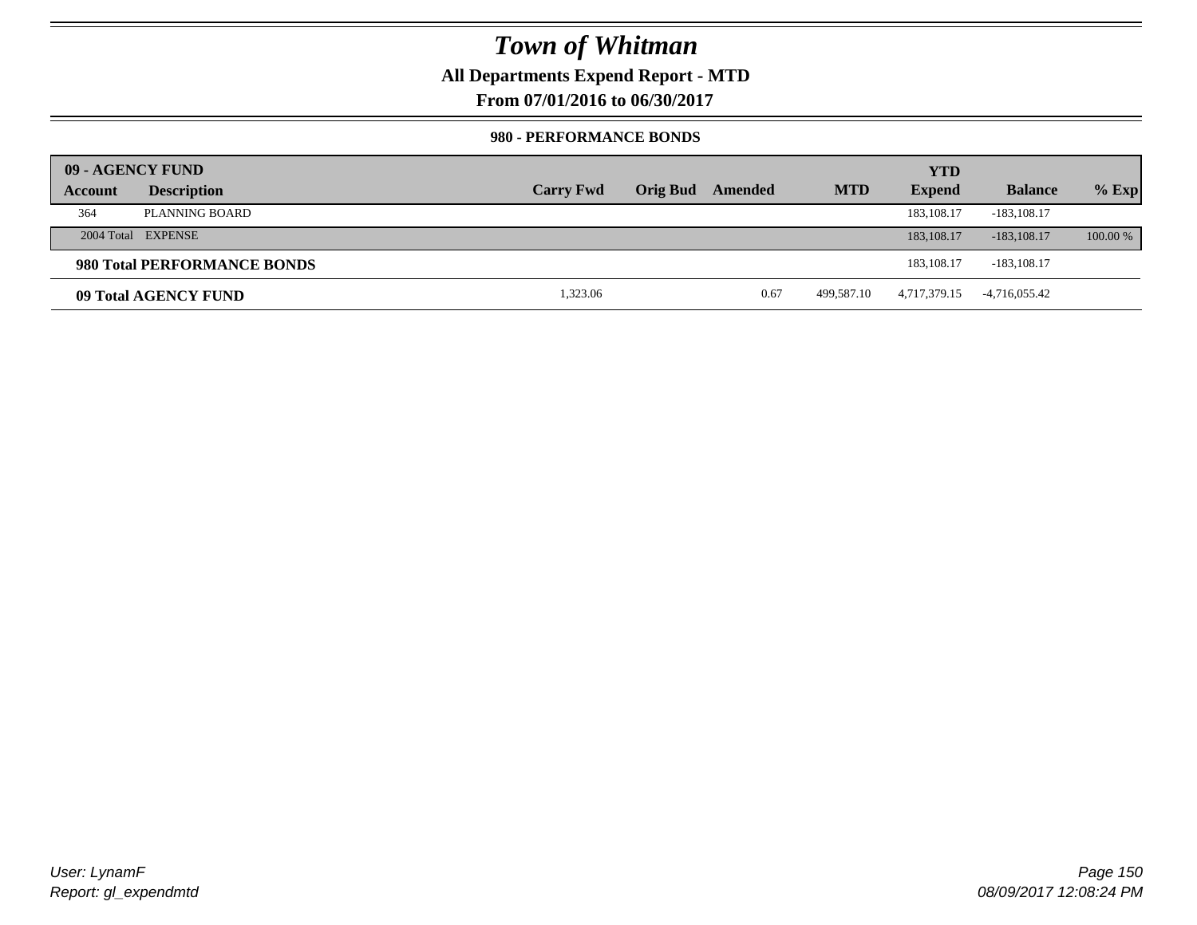# Town of Whitman

## All Departments Expend Report - MTD

## From 07/01/2016 to 06/30/2017

### 980 - PERFORMANCE BONDS

| 09 - AGENCY FUND | | | | | | YTD | | |
|---|---|---|---|---|---|---|---|---|
| **Account** | **Description** | **Carry Fwd** | **Orig Bud** | **Amended** | **MTD** | **Expend** | **Balance** | **% Exp** |
| 364 | PLANNING BOARD | | | | | 183,108.17 | -183,108.17 | |
| 2004 Total | EXPENSE | | | | | 183,108.17 | -183,108.17 | 100.00 % |
| **980 Total PERFORMANCE BONDS** | | | | | | 183,108.17 | -183,108.17 | |
| **09 Total AGENCY FUND** | | 1,323.06 | | 0.67 | 499,587.10 | 4,717,379.15 | -4,716,055.42 | |

User: LynamF
Report: gl_expendmtd

08/09/2017 12:08:24 PM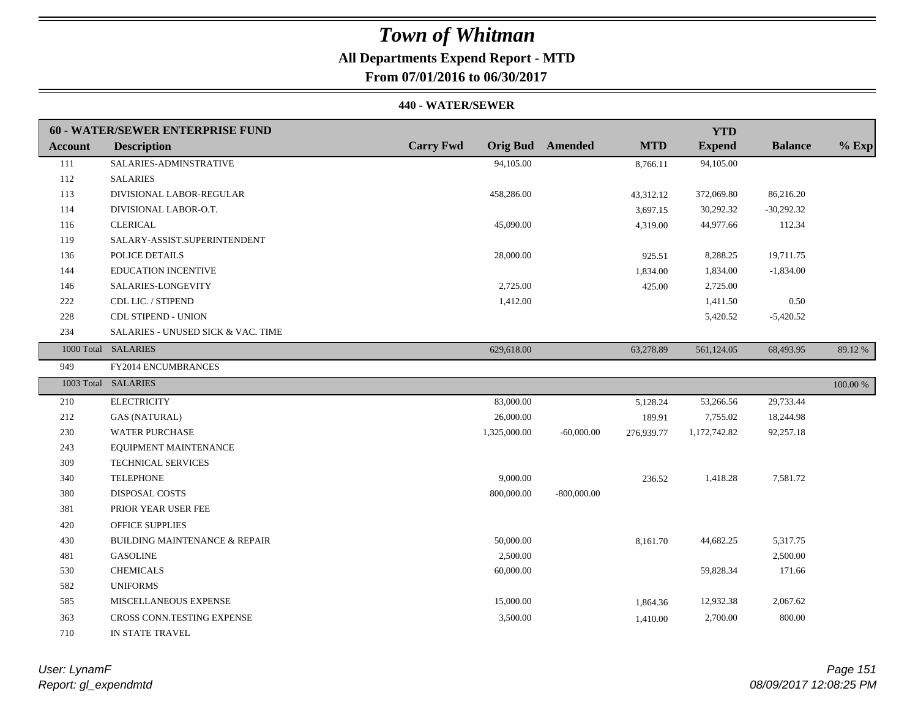# Town of Whitman

## All Departments Expend Report - MTD

### From 07/01/2016 to 06/30/2017

#### 440 - WATER/SEWER

| 60 - WATER/SEWER ENTERPRISE FUND | | | | | | YTD | | |
|---|---|---|---|---|---|---|---|---|
| **Account** | **Description** | **Carry Fwd** | **Orig Bud** | **Amended** | **MTD** | **Expend** | **Balance** | **% Exp** |
| 111 | SALARIES-ADMINSTRATIVE | | 94,105.00 | | 8,766.11 | 94,105.00 | | |
| 112 | SALARIES | | | | | | | |
| 113 | DIVISIONAL LABOR-REGULAR | | 458,286.00 | | 43,312.12 | 372,069.80 | 86,216.20 | |
| 114 | DIVISIONAL LABOR-O.T. | | | | 3,697.15 | 30,292.32 | -30,292.32 | |
| 116 | CLERICAL | | 45,090.00 | | 4,319.00 | 44,977.66 | 112.34 | |
| 119 | SALARY-ASSIST.SUPERINTENDENT | | | | | | | |
| 136 | POLICE DETAILS | | 28,000.00 | | 925.51 | 8,288.25 | 19,711.75 | |
| 144 | EDUCATION INCENTIVE | | | | 1,834.00 | 1,834.00 | -1,834.00 | |
| 146 | SALARIES-LONGEVITY | | 2,725.00 | | 425.00 | 2,725.00 | | |
| 222 | CDL LIC. / STIPEND | | 1,412.00 | | | 1,411.50 | 0.50 | |
| 228 | CDL STIPEND - UNION | | | | | 5,420.52 | -5,420.52 | |
| 234 | SALARIES - UNUSED SICK & VAC. TIME | | | | | | | |
| 1000 Total | SALARIES | | 629,618.00 | | 63,278.89 | 561,124.05 | 68,493.95 | 89.12 % |
| 949 | FY2014 ENCUMBRANCES | | | | | | | |
| 1003 Total | SALARIES | | | | | | | 100.00 % |
| 210 | ELECTRICITY | | 83,000.00 | | 5,128.24 | 53,266.56 | 29,733.44 | |
| 212 | GAS (NATURAL) | | 26,000.00 | | 189.91 | 7,755.02 | 18,244.98 | |
| 230 | WATER PURCHASE | | 1,325,000.00 | -60,000.00 | 276,939.77 | 1,172,742.82 | 92,257.18 | |
| 243 | EQUIPMENT MAINTENANCE | | | | | | | |
| 309 | TECHNICAL SERVICES | | | | | | | |
| 340 | TELEPHONE | | 9,000.00 | | 236.52 | 1,418.28 | 7,581.72 | |
| 380 | DISPOSAL COSTS | | 800,000.00 | -800,000.00 | | | | |
| 381 | PRIOR YEAR USER FEE | | | | | | | |
| 420 | OFFICE SUPPLIES | | | | | | | |
| 430 | BUILDING MAINTENANCE & REPAIR | | 50,000.00 | | 8,161.70 | 44,682.25 | 5,317.75 | |
| 481 | GASOLINE | | 2,500.00 | | | | 2,500.00 | |
| 530 | CHEMICALS | | 60,000.00 | | | 59,828.34 | 171.66 | |
| 582 | UNIFORMS | | | | | | | |
| 585 | MISCELLANEOUS EXPENSE | | 15,000.00 | | 1,864.36 | 12,932.38 | 2,067.62 | |
| 363 | CROSS CONN.TESTING EXPENSE | | 3,500.00 | | 1,410.00 | 2,700.00 | 800.00 | |
| 710 | IN STATE TRAVEL | | | | | | | |

*User: LynamF*
*Report: gl_expendmtd*

*08/09/2017 12:08:25 PM*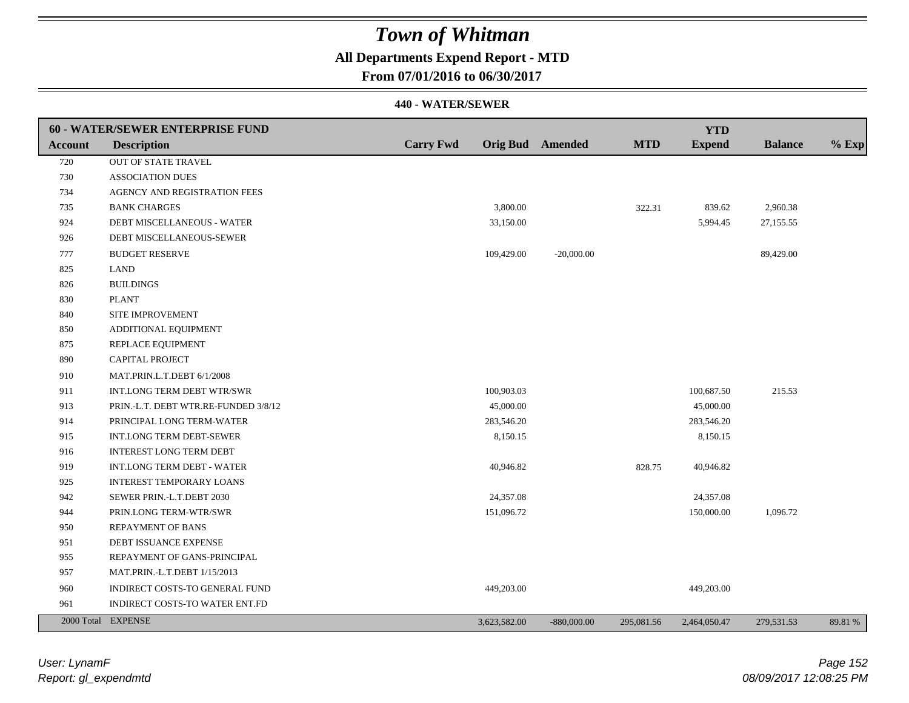# Town of Whitman

**All Departments Expend Report - MTD**

**From 07/01/2016 to 06/30/2017**

**440 - WATER/SEWER**

| Account | Description | Carry Fwd | Orig Bud | Amended | MTD | YTD Expend | Balance | % Exp |
|---|---|---|---|---|---|---|---|---|
| **60 - WATER/SEWER ENTERPRISE FUND** | | | | | | | | |
| 720 | OUT OF STATE TRAVEL | | | | | | | |
| 730 | ASSOCIATION DUES | | | | | | | |
| 734 | AGENCY AND REGISTRATION FEES | | | | | | | |
| 735 | BANK CHARGES | | 3,800.00 | | 322.31 | 839.62 | 2,960.38 | |
| 924 | DEBT MISCELLANEOUS - WATER | | 33,150.00 | | | 5,994.45 | 27,155.55 | |
| 926 | DEBT MISCELLANEOUS-SEWER | | | | | | | |
| 777 | BUDGET RESERVE | | 109,429.00 | -20,000.00 | | | 89,429.00 | |
| 825 | LAND | | | | | | | |
| 826 | BUILDINGS | | | | | | | |
| 830 | PLANT | | | | | | | |
| 840 | SITE IMPROVEMENT | | | | | | | |
| 850 | ADDITIONAL EQUIPMENT | | | | | | | |
| 875 | REPLACE EQUIPMENT | | | | | | | |
| 890 | CAPITAL PROJECT | | | | | | | |
| 910 | MAT.PRIN.L.T.DEBT 6/1/2008 | | | | | | | |
| 911 | INT.LONG TERM DEBT WTR/SWR | | 100,903.03 | | | 100,687.50 | 215.53 | |
| 913 | PRIN.-L.T. DEBT WTR.RE-FUNDED 3/8/12 | | 45,000.00 | | | 45,000.00 | | |
| 914 | PRINCIPAL LONG TERM-WATER | | 283,546.20 | | | 283,546.20 | | |
| 915 | INT.LONG TERM DEBT-SEWER | | 8,150.15 | | | 8,150.15 | | |
| 916 | INTEREST LONG TERM DEBT | | | | | | | |
| 919 | INT.LONG TERM DEBT - WATER | | 40,946.82 | | 828.75 | 40,946.82 | | |
| 925 | INTEREST TEMPORARY LOANS | | | | | | | |
| 942 | SEWER PRIN.-L.T.DEBT 2030 | | 24,357.08 | | | 24,357.08 | | |
| 944 | PRIN.LONG TERM-WTR/SWR | | 151,096.72 | | | 150,000.00 | 1,096.72 | |
| 950 | REPAYMENT OF BANS | | | | | | | |
| 951 | DEBT ISSUANCE EXPENSE | | | | | | | |
| 955 | REPAYMENT OF GANS-PRINCIPAL | | | | | | | |
| 957 | MAT.PRIN.-L.T.DEBT 1/15/2013 | | | | | | | |
| 960 | INDIRECT COSTS-TO GENERAL FUND | | 449,203.00 | | | 449,203.00 | | |
| 961 | INDIRECT COSTS-TO WATER ENT.FD | | | | | | | |
| 2000 Total | EXPENSE | | 3,623,582.00 | -880,000.00 | 295,081.56 | 2,464,050.47 | 279,531.53 | 89.81 % |

*User: LynamF*
*Report: gl_expendmtd*

*08/09/2017 12:08:25 PM*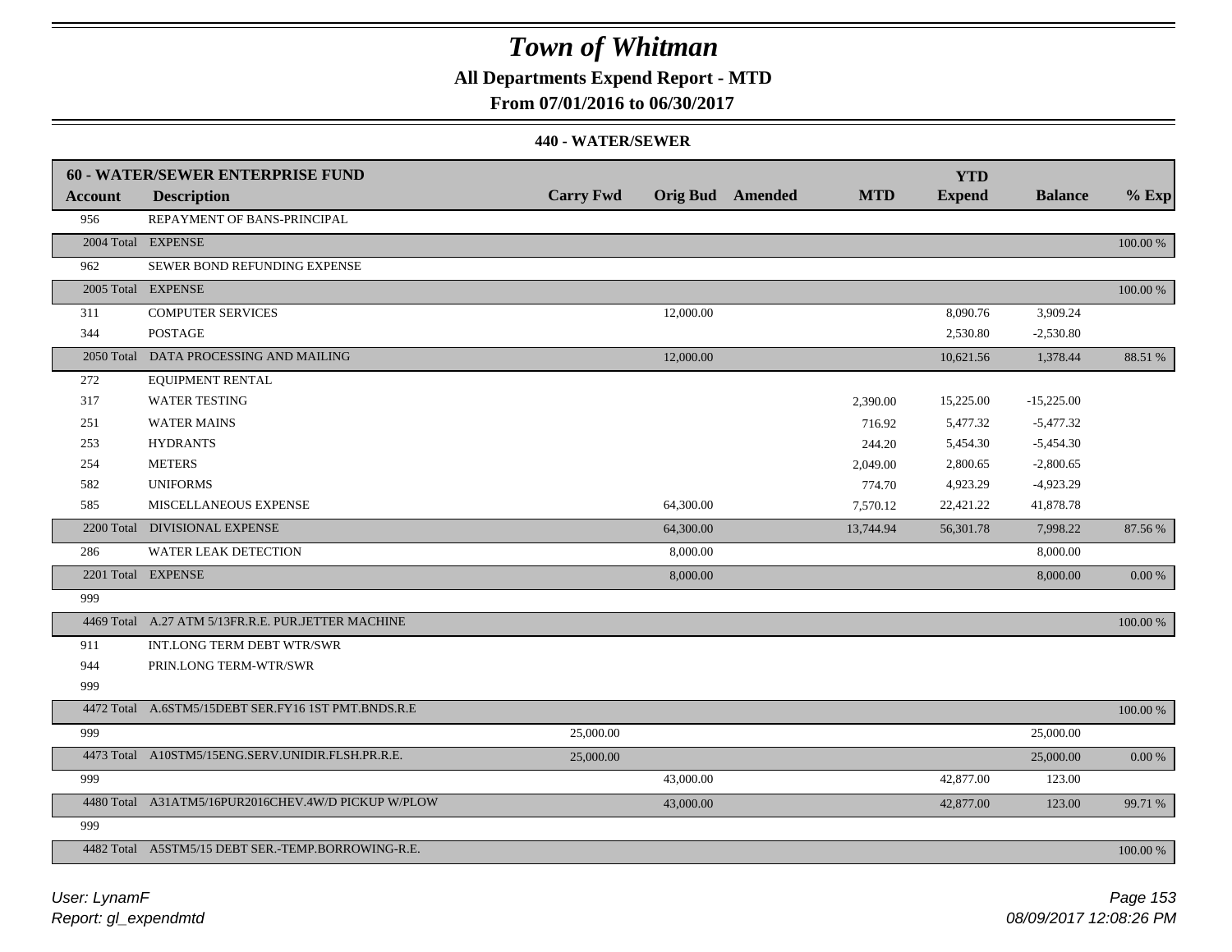# Town of Whitman

**All Departments Expend Report - MTD**

**From 07/01/2016 to 06/30/2017**

**440 - WATER/SEWER**

| 60 - WATER/SEWER ENTERPRISE FUND | | | | | | YTD | | |
|---|---|---|---|---|---|---|---|---|
| **Account** | **Description** | **Carry Fwd** | **Orig Bud** | **Amended** | **MTD** | **Expend** | **Balance** | **% Exp** |
| 956 | REPAYMENT OF BANS-PRINCIPAL | | | | | | | |
| 2004 Total | EXPENSE | | | | | | | 100.00 % |
| 962 | SEWER BOND REFUNDING EXPENSE | | | | | | | |
| 2005 Total | EXPENSE | | | | | | | 100.00 % |
| 311 | COMPUTER SERVICES | | 12,000.00 | | | 8,090.76 | 3,909.24 | |
| 344 | POSTAGE | | | | | 2,530.80 | -2,530.80 | |
| 2050 Total | DATA PROCESSING AND MAILING | | 12,000.00 | | | 10,621.56 | 1,378.44 | 88.51 % |
| 272 | EQUIPMENT RENTAL | | | | | | | |
| 317 | WATER TESTING | | | | 2,390.00 | 15,225.00 | -15,225.00 | |
| 251 | WATER MAINS | | | | 716.92 | 5,477.32 | -5,477.32 | |
| 253 | HYDRANTS | | | | 244.20 | 5,454.30 | -5,454.30 | |
| 254 | METERS | | | | 2,049.00 | 2,800.65 | -2,800.65 | |
| 582 | UNIFORMS | | | | 774.70 | 4,923.29 | -4,923.29 | |
| 585 | MISCELLANEOUS EXPENSE | | 64,300.00 | | 7,570.12 | 22,421.22 | 41,878.78 | |
| 2200 Total | DIVISIONAL EXPENSE | | 64,300.00 | | 13,744.94 | 56,301.78 | 7,998.22 | 87.56 % |
| 286 | WATER LEAK DETECTION | | 8,000.00 | | | | 8,000.00 | |
| 2201 Total | EXPENSE | | 8,000.00 | | | | 8,000.00 | 0.00 % |
| 999 | | | | | | | | |
| 4469 Total | A.27 ATM 5/13FR.R.E. PUR.JETTER MACHINE | | | | | | | 100.00 % |
| 911 | INT.LONG TERM DEBT WTR/SWR | | | | | | | |
| 944 | PRIN.LONG TERM-WTR/SWR | | | | | | | |
| 999 | | | | | | | | |
| 4472 Total | A.6STM5/15DEBT SER.FY16 1ST PMT.BNDS.R.E | | | | | | | 100.00 % |
| 999 | | 25,000.00 | | | | | 25,000.00 | |
| 4473 Total | A10STM5/15ENG.SERV.UNIDIR.FLSH.PR.R.E. | 25,000.00 | | | | | 25,000.00 | 0.00 % |
| 999 | | | 43,000.00 | | | 42,877.00 | 123.00 | |
| 4480 Total | A31ATM5/16PUR2016CHEV.4W/D PICKUP W/PLOW | | 43,000.00 | | | 42,877.00 | 123.00 | 99.71 % |
| 999 | | | | | | | | |
| 4482 Total | A5STM5/15 DEBT SER.-TEMP.BORROWING-R.E. | | | | | | | 100.00 % |

*User: LynamF*
*Report: gl_expendmtd*

08/09/2017 12:08:26 PM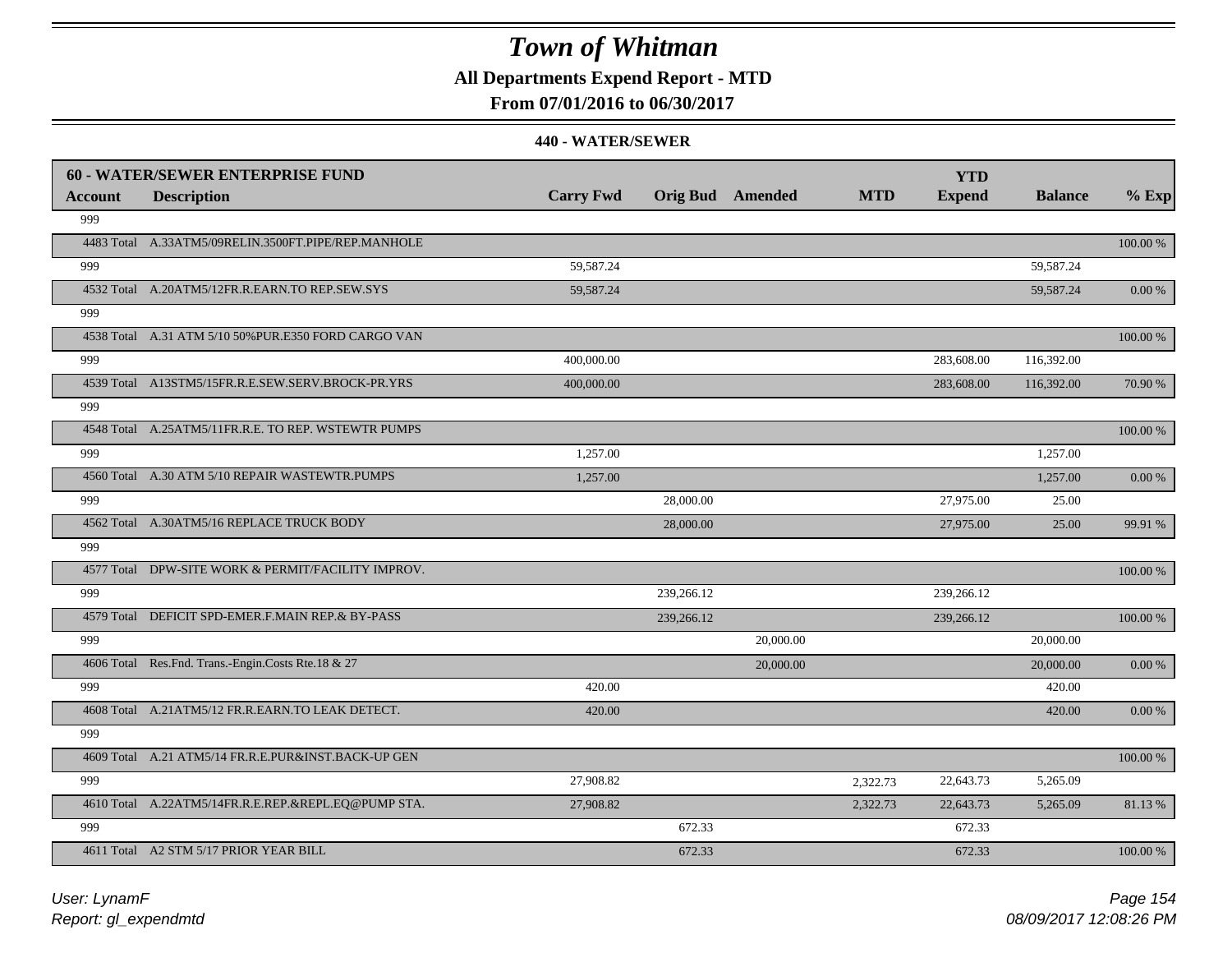# Town of Whitman

**All Departments Expend Report - MTD**

**From 07/01/2016 to 06/30/2017**

**440 - WATER/SEWER**

| **60 - WATER/SEWER ENTERPRISE FUND** | | | | | | **YTD** | | |
|---|---|---|---|---|---|---|---|---|
| **Account** | **Description** | **Carry Fwd** | **Orig Bud** | **Amended** | **MTD** | **Expend** | **Balance** | **% Exp** |
| 999 | | | | | | | | |
| 4483 Total | A.33ATM5/09RELIN.3500FT.PIPE/REP.MANHOLE | | | | | | | 100.00 % |
| 999 | | 59,587.24 | | | | | 59,587.24 | |
| 4532 Total | A.20ATM5/12FR.R.EARN.TO REP.SEW.SYS | 59,587.24 | | | | | 59,587.24 | 0.00 % |
| 999 | | | | | | | | |
| 4538 Total | A.31 ATM 5/10 50%PUR.E350 FORD CARGO VAN | | | | | | | 100.00 % |
| 999 | | 400,000.00 | | | | 283,608.00 | 116,392.00 | |
| 4539 Total | A13STM5/15FR.R.E.SEW.SERV.BROCK-PR.YRS | 400,000.00 | | | | 283,608.00 | 116,392.00 | 70.90 % |
| 999 | | | | | | | | |
| 4548 Total | A.25ATM5/11FR.R.E. TO REP. WSTEWTR PUMPS | | | | | | | 100.00 % |
| 999 | | 1,257.00 | | | | | 1,257.00 | |
| 4560 Total | A.30 ATM 5/10 REPAIR WASTEWTR.PUMPS | 1,257.00 | | | | | 1,257.00 | 0.00 % |
| 999 | | | 28,000.00 | | | 27,975.00 | 25.00 | |
| 4562 Total | A.30ATM5/16 REPLACE TRUCK BODY | | 28,000.00 | | | 27,975.00 | 25.00 | 99.91 % |
| 999 | | | | | | | | |
| 4577 Total | DPW-SITE WORK & PERMIT/FACILITY IMPROV. | | | | | | | 100.00 % |
| 999 | | | 239,266.12 | | | 239,266.12 | | |
| 4579 Total | DEFICIT SPD-EMER.F.MAIN REP.& BY-PASS | | 239,266.12 | | | 239,266.12 | | 100.00 % |
| 999 | | | | 20,000.00 | | | 20,000.00 | |
| 4606 Total | Res.Fnd. Trans.-Engin.Costs Rte.18 & 27 | | | 20,000.00 | | | 20,000.00 | 0.00 % |
| 999 | | 420.00 | | | | | 420.00 | |
| 4608 Total | A.21ATM5/12 FR.R.EARN.TO LEAK DETECT. | 420.00 | | | | | 420.00 | 0.00 % |
| 999 | | | | | | | | |
| 4609 Total | A.21 ATM5/14 FR.R.E.PUR&INST.BACK-UP GEN | | | | | | | 100.00 % |
| 999 | | 27,908.82 | | | 2,322.73 | 22,643.73 | 5,265.09 | |
| 4610 Total | A.22ATM5/14FR.R.E.REP.&REPL.EQ@PUMP STA. | 27,908.82 | | | 2,322.73 | 22,643.73 | 5,265.09 | 81.13 % |
| 999 | | | 672.33 | | | 672.33 | | |
| 4611 Total | A2 STM 5/17 PRIOR YEAR BILL | | 672.33 | | | 672.33 | | 100.00 % |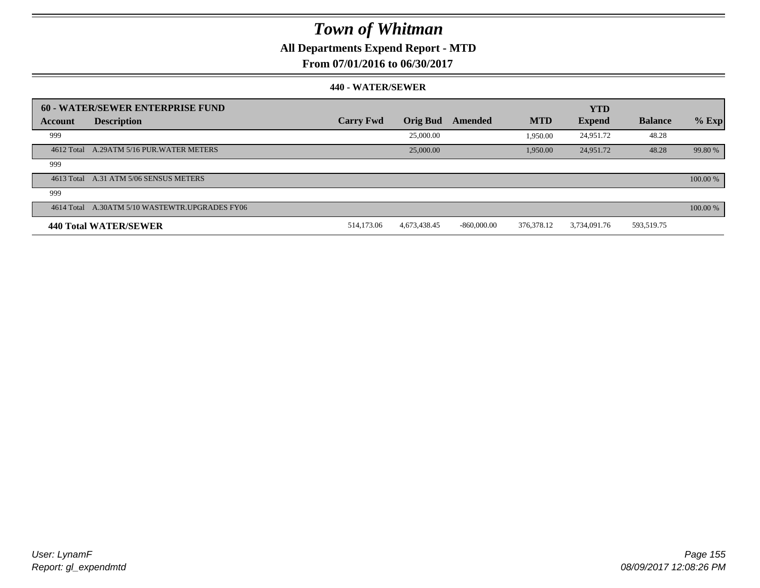# Town of Whitman

**All Departments Expend Report - MTD**

**From 07/01/2016 to 06/30/2017**

**440 - WATER/SEWER**

| 60 - WATER/SEWER ENTERPRISE FUND | | | | | | | | |
|---|---|---|---|---|---|---|---|---|
| **Account** | **Description** | **Carry Fwd** | **Orig Bud** | **Amended** | **MTD** | **YTD Expend** | **Balance** | **% Exp** |
| 999 | | | 25,000.00 | | 1,950.00 | 24,951.72 | 48.28 | |
| 4612 Total | A.29ATM 5/16 PUR.WATER METERS | | 25,000.00 | | 1,950.00 | 24,951.72 | 48.28 | 99.80 % |
| 999 | | | | | | | | |
| 4613 Total | A.31 ATM 5/06 SENSUS METERS | | | | | | | 100.00 % |
| 999 | | | | | | | | |
| 4614 Total | A.30ATM 5/10 WASTEWTR.UPGRADES FY06 | | | | | | | 100.00 % |
| **440 Total WATER/SEWER** | | 514,173.06 | 4,673,438.45 | -860,000.00 | 376,378.12 | 3,734,091.76 | 593,519.75 | |

User: LynamF
Report: gl_expendmtd

08/09/2017 12:08:26 PM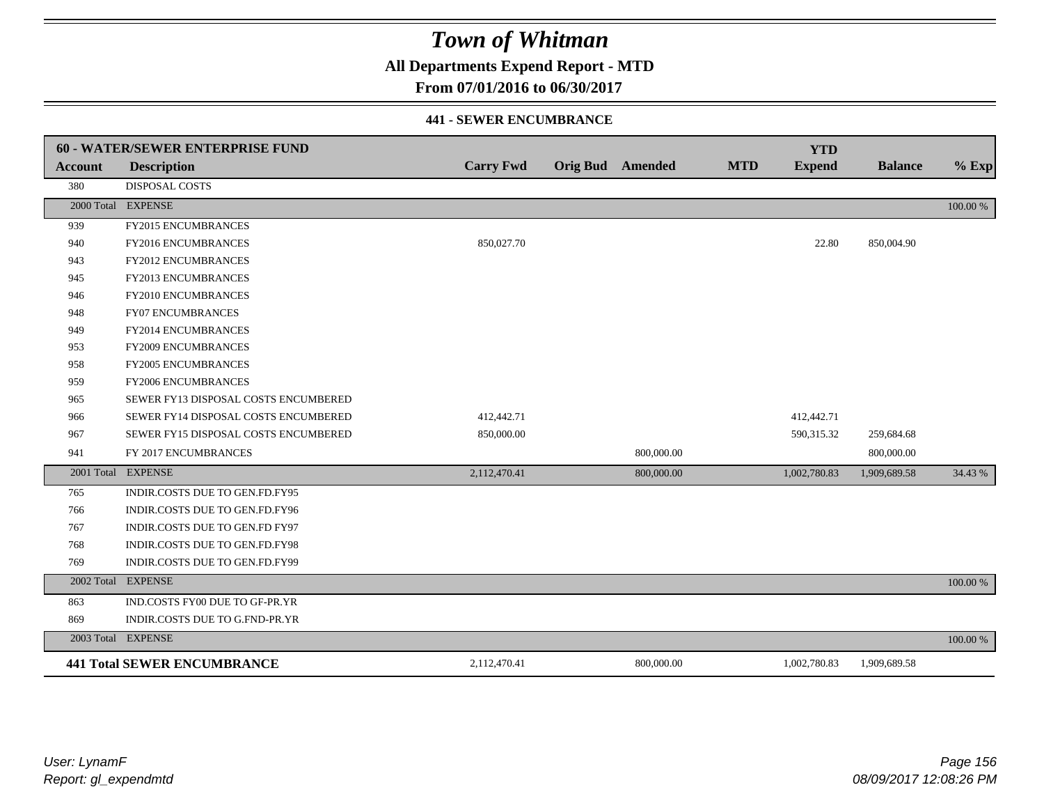# Town of Whitman

**All Departments Expend Report - MTD**

**From 07/01/2016 to 06/30/2017**

**441 - SEWER ENCUMBRANCE**

| **60 - WATER/SEWER ENTERPRISE FUND** | | | | | | **YTD** | | |
|---|---|---|---|---|---|---|---|---|
| **Account** | **Description** | **Carry Fwd** | **Orig Bud** | **Amended** | **MTD** | **Expend** | **Balance** | **% Exp** |
| 380 | DISPOSAL COSTS | | | | | | | |
| 2000 Total | EXPENSE | | | | | | | 100.00 % |
| 939 | FY2015 ENCUMBRANCES | | | | | | | |
| 940 | FY2016 ENCUMBRANCES | 850,027.70 | | | | 22.80 | 850,004.90 | |
| 943 | FY2012 ENCUMBRANCES | | | | | | | |
| 945 | FY2013 ENCUMBRANCES | | | | | | | |
| 946 | FY2010 ENCUMBRANCES | | | | | | | |
| 948 | FY07 ENCUMBRANCES | | | | | | | |
| 949 | FY2014 ENCUMBRANCES | | | | | | | |
| 953 | FY2009 ENCUMBRANCES | | | | | | | |
| 958 | FY2005 ENCUMBRANCES | | | | | | | |
| 959 | FY2006 ENCUMBRANCES | | | | | | | |
| 965 | SEWER FY13 DISPOSAL COSTS ENCUMBERED | | | | | | | |
| 966 | SEWER FY14 DISPOSAL COSTS ENCUMBERED | 412,442.71 | | | | 412,442.71 | | |
| 967 | SEWER FY15 DISPOSAL COSTS ENCUMBERED | 850,000.00 | | | | 590,315.32 | 259,684.68 | |
| 941 | FY 2017 ENCUMBRANCES | | | 800,000.00 | | | 800,000.00 | |
| 2001 Total | EXPENSE | 2,112,470.41 | | 800,000.00 | | 1,002,780.83 | 1,909,689.58 | 34.43 % |
| 765 | INDIR.COSTS DUE TO GEN.FD.FY95 | | | | | | | |
| 766 | INDIR.COSTS DUE TO GEN.FD.FY96 | | | | | | | |
| 767 | INDIR.COSTS DUE TO GEN.FD FY97 | | | | | | | |
| 768 | INDIR.COSTS DUE TO GEN.FD.FY98 | | | | | | | |
| 769 | INDIR.COSTS DUE TO GEN.FD.FY99 | | | | | | | |
| 2002 Total | EXPENSE | | | | | | | 100.00 % |
| 863 | IND.COSTS FY00 DUE TO GF-PR.YR | | | | | | | |
| 869 | INDIR.COSTS DUE TO G.FND-PR.YR | | | | | | | |
| 2003 Total | EXPENSE | | | | | | | 100.00 % |
| **441 Total SEWER ENCUMBRANCE** | | 2,112,470.41 | | 800,000.00 | | 1,002,780.83 | 1,909,689.58 | |

*User: LynamF*
*Report: gl_expendmtd*

*08/09/2017 12:08:26 PM*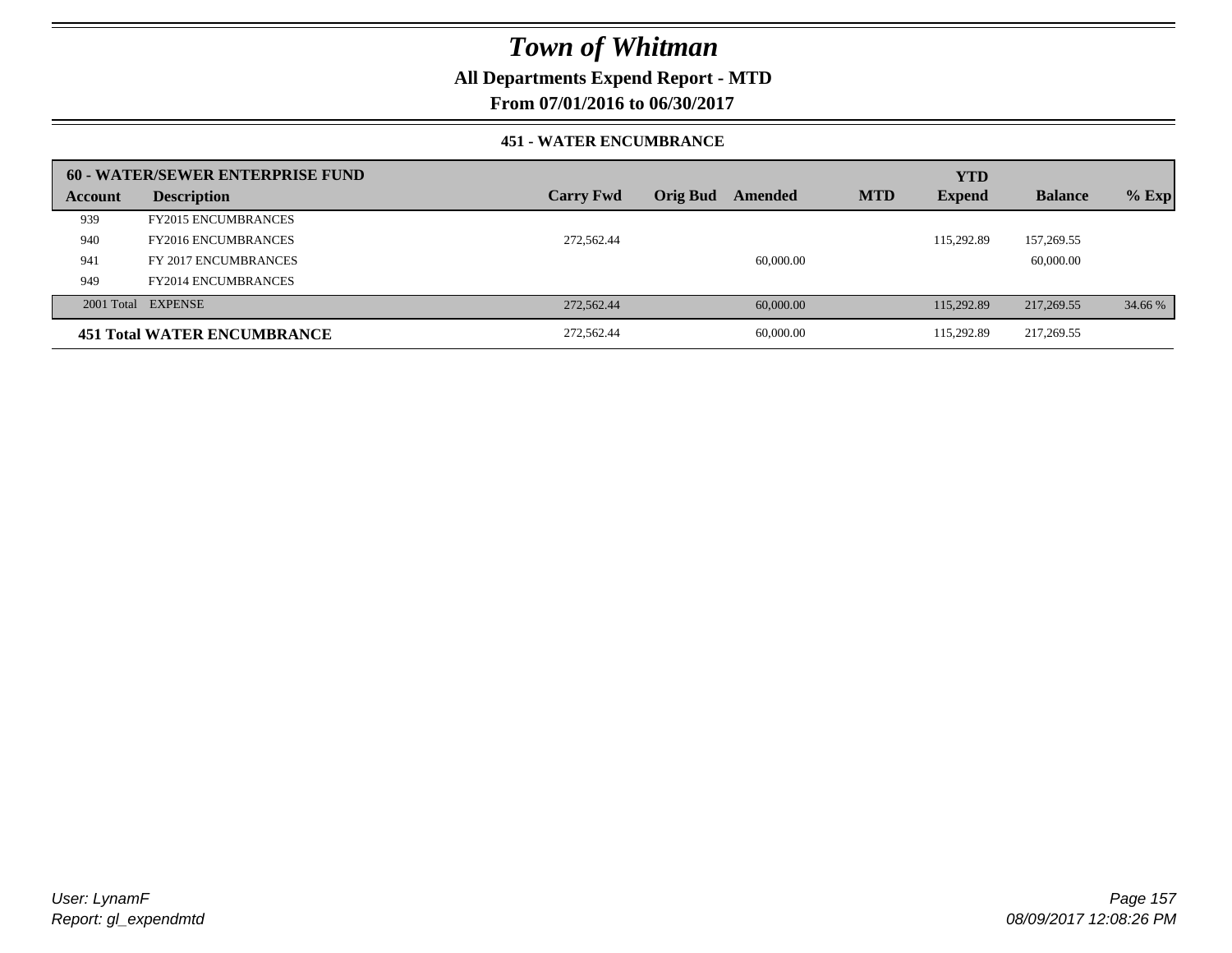# Town of Whitman

## All Departments Expend Report - MTD

## From 07/01/2016 to 06/30/2017

### 451 - WATER ENCUMBRANCE

| 60 - WATER/SEWER ENTERPRISE FUND | | | | | | | | |
|---|---|---|---|---|---|---|---|---|
| **Account** | **Description** | **Carry Fwd** | **Orig Bud** | **Amended** | **MTD** | **YTD Expend** | **Balance** | **% Exp** |
| 939 | FY2015 ENCUMBRANCES | | | | | | | |
| 940 | FY2016 ENCUMBRANCES | 272,562.44 | | | | 115,292.89 | 157,269.55 | |
| 941 | FY 2017 ENCUMBRANCES | | | 60,000.00 | | | 60,000.00 | |
| 949 | FY2014 ENCUMBRANCES | | | | | | | |
| 2001 Total | EXPENSE | 272,562.44 | | 60,000.00 | | 115,292.89 | 217,269.55 | 34.66 % |
| **451 Total WATER ENCUMBRANCE** | | 272,562.44 | | 60,000.00 | | 115,292.89 | 217,269.55 | |

*User: LynamF*
*Report: gl_expendmtd*

*08/09/2017 12:08:26 PM*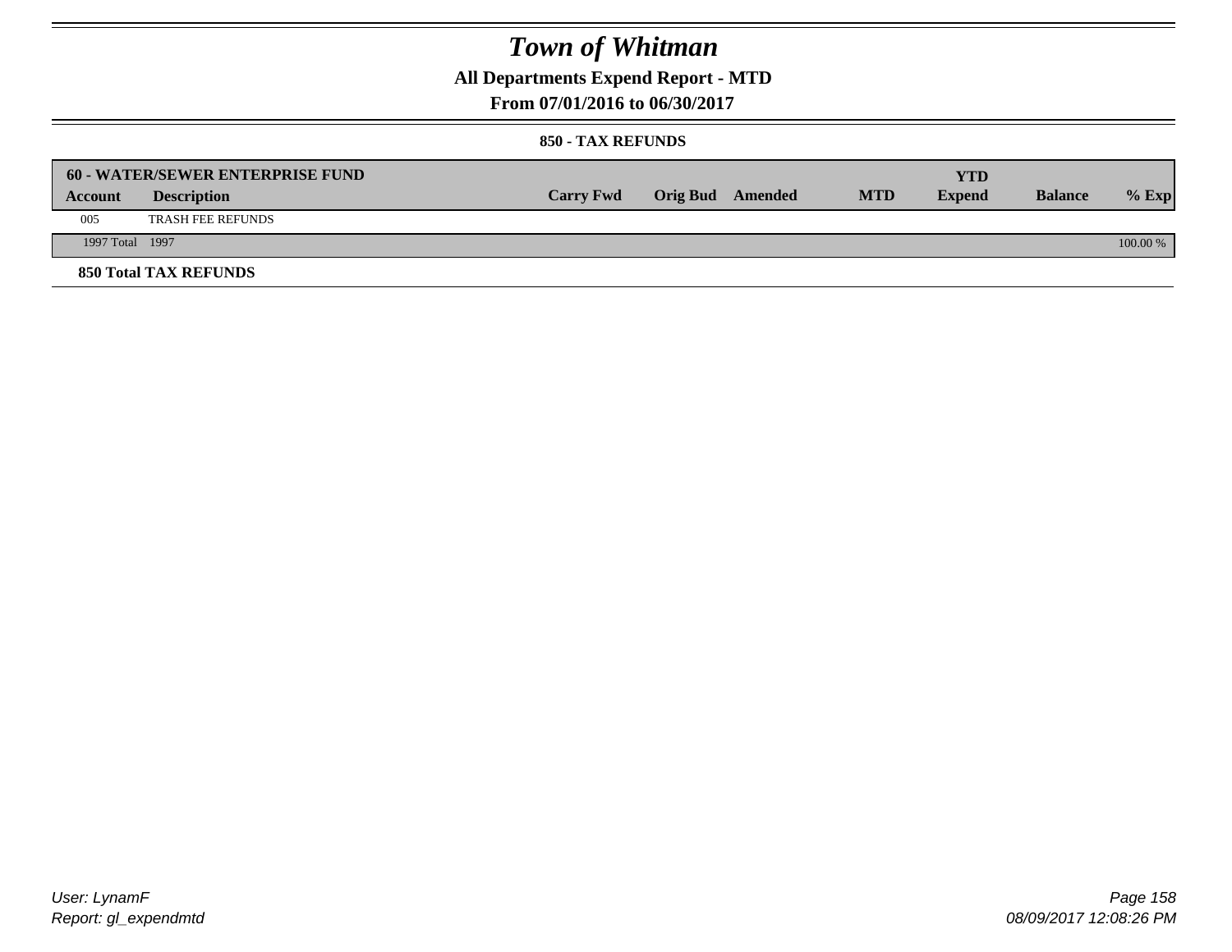# Town of Whitman

## All Departments Expend Report - MTD

### From 07/01/2016 to 06/30/2017

#### 850 - TAX REFUNDS

| 60 - WATER/SEWER ENTERPRISE FUND | | | | | | YTD | | |
|---|---|---|---|---|---|---|---|---|
| **Account** | **Description** | **Carry Fwd** | **Orig Bud** | **Amended** | **MTD** | **Expend** | **Balance** | **% Exp** |
| 005 | TRASH FEE REFUNDS | | | | | | | |
| 1997 Total | 1997 | | | | | | | 100.00 % |

**850 Total TAX REFUNDS**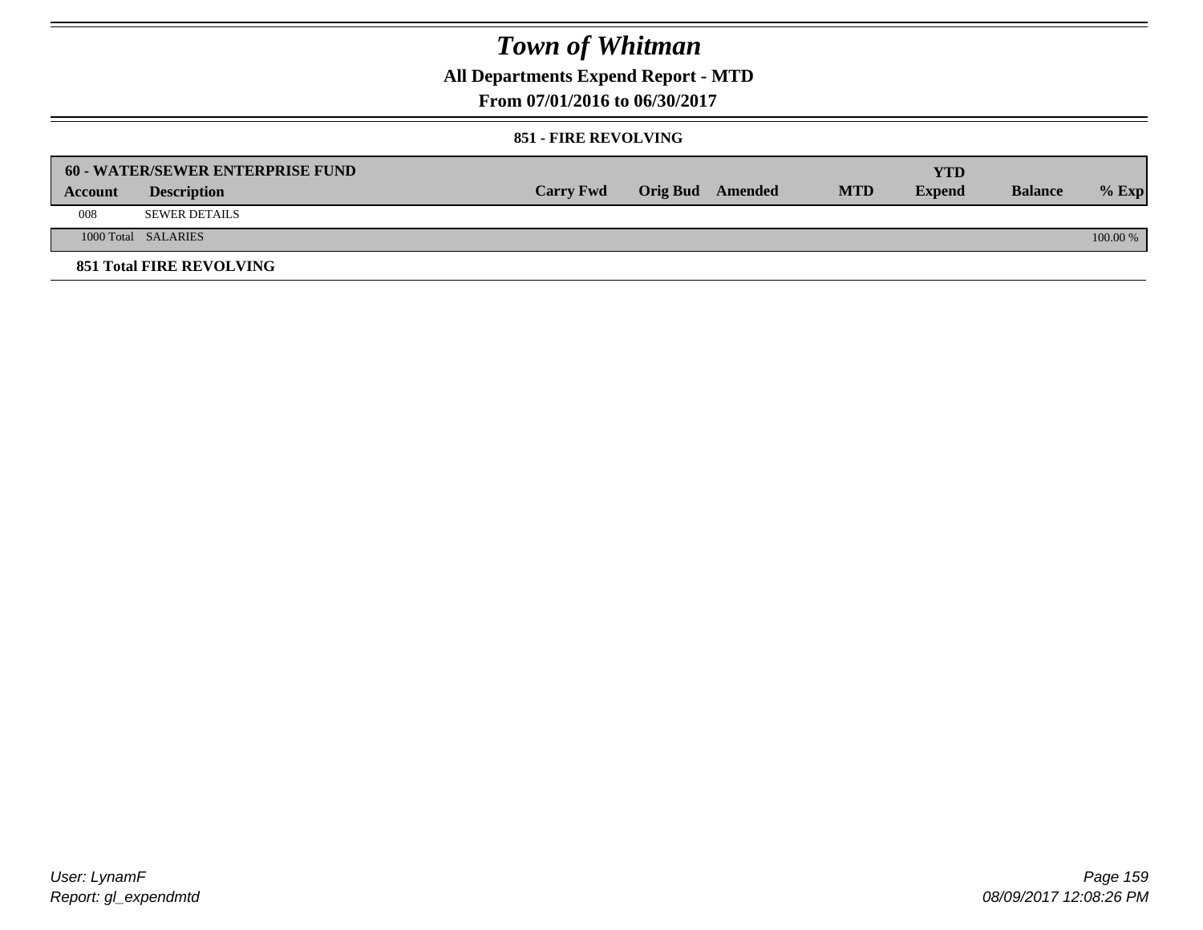# Town of Whitman

**All Departments Expend Report - MTD**

**From 07/01/2016 to 06/30/2017**

**851 - FIRE REVOLVING**

| **60 - WATER/SEWER ENTERPRISE FUND** | | | | | | | | |
|---|---|---|---|---|---|---|---|---|
| **Account** | **Description** | **Carry Fwd** | **Orig Bud** | **Amended** | **MTD** | **YTD Expend** | **Balance** | **% Exp** |
| 008 | SEWER DETAILS | | | | | | | |
| 1000 Total | SALARIES | | | | | | | 100.00 % |
| **851 Total FIRE REVOLVING** | | | | | | | | |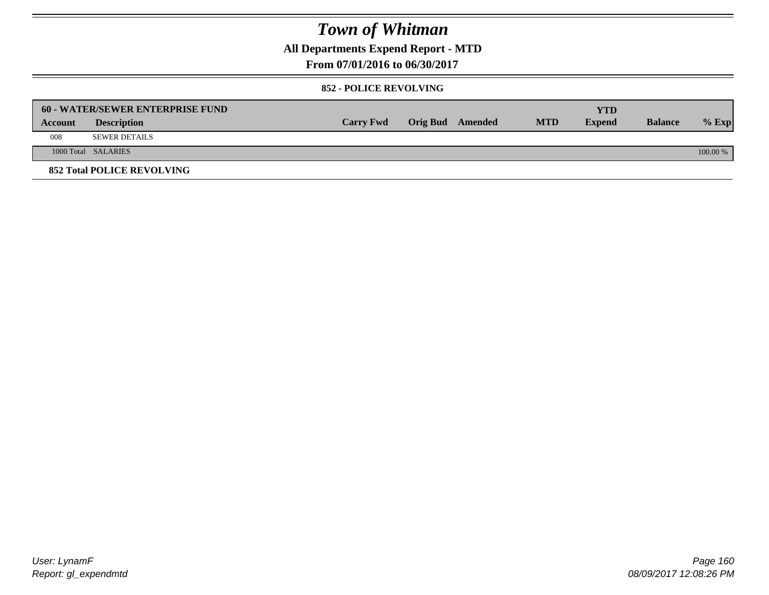# Town of Whitman

## All Departments Expend Report - MTD

## From 07/01/2016 to 06/30/2017

### 852 - POLICE REVOLVING

| 60 - WATER/SEWER ENTERPRISE FUND | | | | | | YTD | | |
|---|---|---|---|---|---|---|---|---|
| **Account** | **Description** | **Carry Fwd** | **Orig Bud** | **Amended** | **MTD** | **Expend** | **Balance** | **% Exp** |
| 008 | SEWER DETAILS | | | | | | | |
| 1000 Total | SALARIES | | | | | | | 100.00 % |

**852 Total POLICE REVOLVING**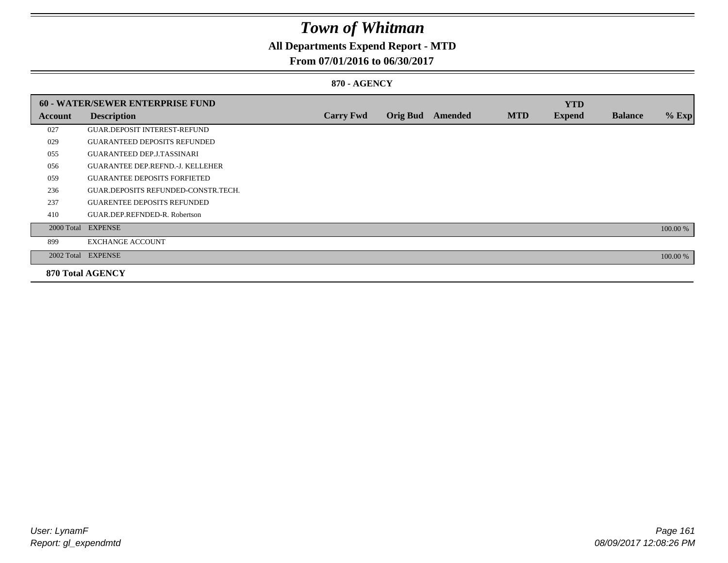# Town of Whitman

## All Departments Expend Report - MTD

### From 07/01/2016 to 06/30/2017

#### 870 - AGENCY

| 60 - WATER/SEWER ENTERPRISE FUND | | | | | | YTD | | |
|---|---|---|---|---|---|---|---|---|
| **Account** | **Description** | **Carry Fwd** | **Orig Bud** | **Amended** | **MTD** | **Expend** | **Balance** | **% Exp** |
| 027 | GUAR.DEPOSIT INTEREST-REFUND | | | | | | | |
| 029 | GUARANTEED DEPOSITS REFUNDED | | | | | | | |
| 055 | GUARANTEED DEP.J.TASSINARI | | | | | | | |
| 056 | GUARANTEE DEP.REFND.-J. KELLEHER | | | | | | | |
| 059 | GUARANTEE DEPOSITS FORFIETED | | | | | | | |
| 236 | GUAR.DEPOSITS REFUNDED-CONSTR.TECH. | | | | | | | |
| 237 | GUARENTEE DEPOSITS REFUNDED | | | | | | | |
| 410 | GUAR.DEP.REFNDED-R. Robertson | | | | | | | |
| 2000 Total | EXPENSE | | | | | | | 100.00 % |
| 899 | EXCHANGE ACCOUNT | | | | | | | |
| 2002 Total | EXPENSE | | | | | | | 100.00 % |
| **870 Total AGENCY** | | | | | | | | |

User: LynamF
Report: gl_expendmtd

08/09/2017 12:08:26 PM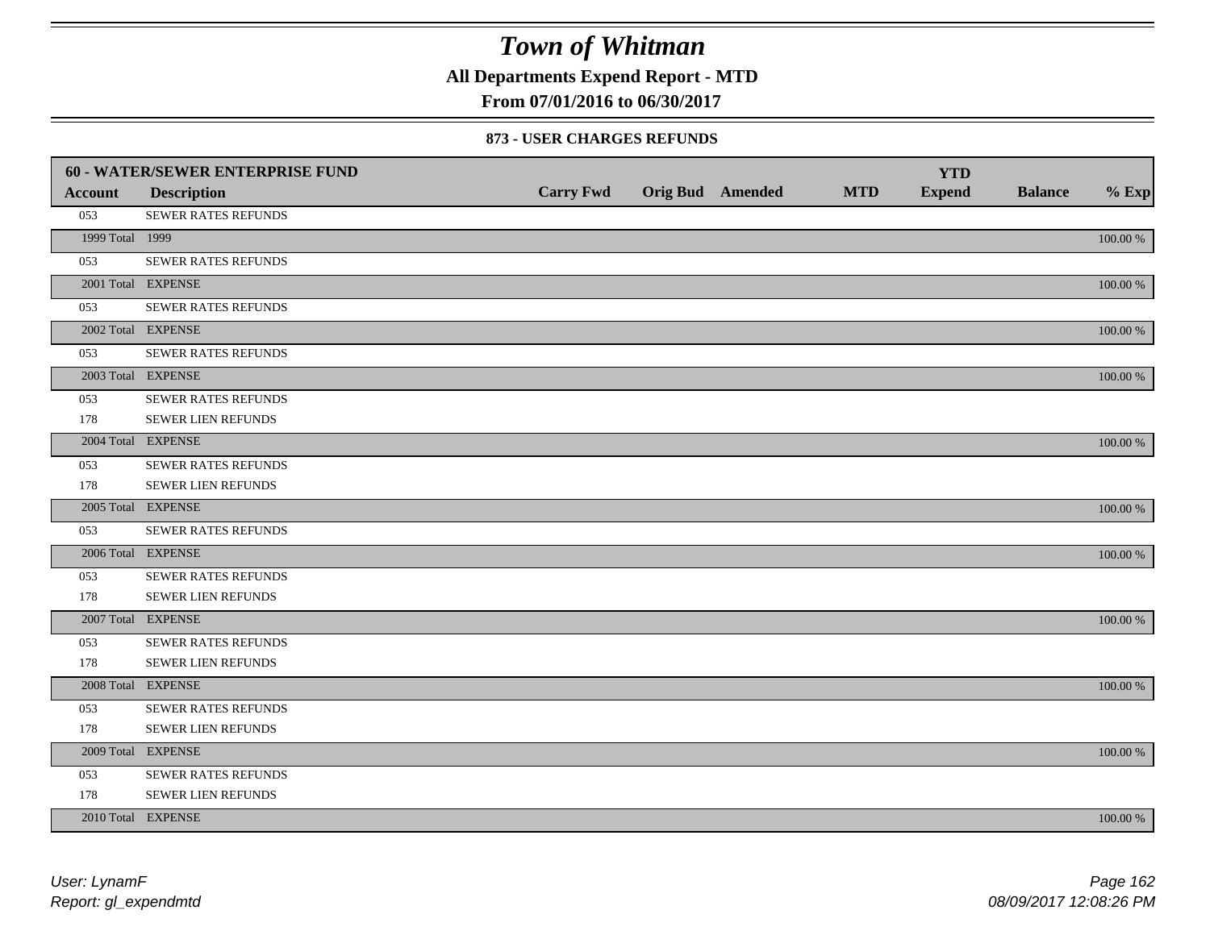# Town of Whitman

**All Departments Expend Report - MTD**

**From 07/01/2016 to 06/30/2017**

**873 - USER CHARGES REFUNDS**

| 60 - WATER/SEWER ENTERPRISE FUND | | | | | | YTD | | |
|---|---|---|---|---|---|---|---|---|
| **Account** | **Description** | **Carry Fwd** | **Orig Bud** | **Amended** | **MTD** | **Expend** | **Balance** | **% Exp** |
| 053 | SEWER RATES REFUNDS | | | | | | | |
| 1999 Total | 1999 | | | | | | | 100.00 % |
| 053 | SEWER RATES REFUNDS | | | | | | | |
| 2001 Total | EXPENSE | | | | | | | 100.00 % |
| 053 | SEWER RATES REFUNDS | | | | | | | |
| 2002 Total | EXPENSE | | | | | | | 100.00 % |
| 053 | SEWER RATES REFUNDS | | | | | | | |
| 2003 Total | EXPENSE | | | | | | | 100.00 % |
| 053 | SEWER RATES REFUNDS | | | | | | | |
| 178 | SEWER LIEN REFUNDS | | | | | | | |
| 2004 Total | EXPENSE | | | | | | | 100.00 % |
| 053 | SEWER RATES REFUNDS | | | | | | | |
| 178 | SEWER LIEN REFUNDS | | | | | | | |
| 2005 Total | EXPENSE | | | | | | | 100.00 % |
| 053 | SEWER RATES REFUNDS | | | | | | | |
| 2006 Total | EXPENSE | | | | | | | 100.00 % |
| 053 | SEWER RATES REFUNDS | | | | | | | |
| 178 | SEWER LIEN REFUNDS | | | | | | | |
| 2007 Total | EXPENSE | | | | | | | 100.00 % |
| 053 | SEWER RATES REFUNDS | | | | | | | |
| 178 | SEWER LIEN REFUNDS | | | | | | | |
| 2008 Total | EXPENSE | | | | | | | 100.00 % |
| 053 | SEWER RATES REFUNDS | | | | | | | |
| 178 | SEWER LIEN REFUNDS | | | | | | | |
| 2009 Total | EXPENSE | | | | | | | 100.00 % |
| 053 | SEWER RATES REFUNDS | | | | | | | |
| 178 | SEWER LIEN REFUNDS | | | | | | | |
| 2010 Total | EXPENSE | | | | | | | 100.00 % |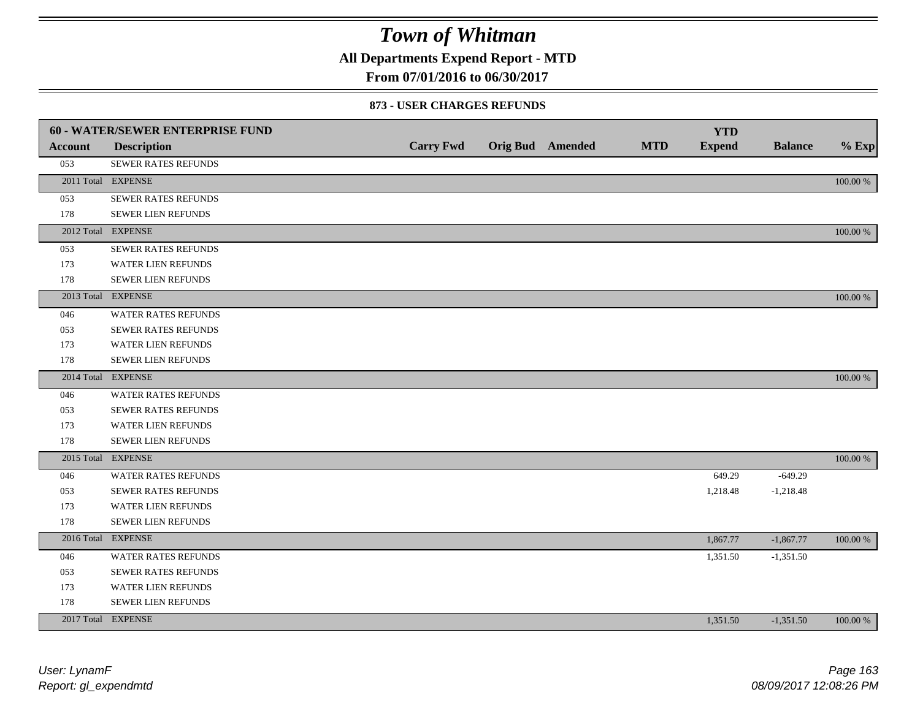# Town of Whitman

**All Departments Expend Report - MTD**

**From 07/01/2016 to 06/30/2017**

### 873 - USER CHARGES REFUNDS

| 60 - WATER/SEWER ENTERPRISE FUND | | | | | | YTD | | |
|---|---|---|---|---|---|---|---|---|
| **Account** | **Description** | **Carry Fwd** | **Orig Bud** | **Amended** | **MTD** | **Expend** | **Balance** | **% Exp** |
| 053 | SEWER RATES REFUNDS | | | | | | | |
| 2011 Total | EXPENSE | | | | | | | 100.00 % |
| 053 | SEWER RATES REFUNDS | | | | | | | |
| 178 | SEWER LIEN REFUNDS | | | | | | | |
| 2012 Total | EXPENSE | | | | | | | 100.00 % |
| 053 | SEWER RATES REFUNDS | | | | | | | |
| 173 | WATER LIEN REFUNDS | | | | | | | |
| 178 | SEWER LIEN REFUNDS | | | | | | | |
| 2013 Total | EXPENSE | | | | | | | 100.00 % |
| 046 | WATER RATES REFUNDS | | | | | | | |
| 053 | SEWER RATES REFUNDS | | | | | | | |
| 173 | WATER LIEN REFUNDS | | | | | | | |
| 178 | SEWER LIEN REFUNDS | | | | | | | |
| 2014 Total | EXPENSE | | | | | | | 100.00 % |
| 046 | WATER RATES REFUNDS | | | | | | | |
| 053 | SEWER RATES REFUNDS | | | | | | | |
| 173 | WATER LIEN REFUNDS | | | | | | | |
| 178 | SEWER LIEN REFUNDS | | | | | | | |
| 2015 Total | EXPENSE | | | | | | | 100.00 % |
| 046 | WATER RATES REFUNDS | | | | | 649.29 | -649.29 | |
| 053 | SEWER RATES REFUNDS | | | | | 1,218.48 | -1,218.48 | |
| 173 | WATER LIEN REFUNDS | | | | | | | |
| 178 | SEWER LIEN REFUNDS | | | | | | | |
| 2016 Total | EXPENSE | | | | | 1,867.77 | -1,867.77 | 100.00 % |
| 046 | WATER RATES REFUNDS | | | | | 1,351.50 | -1,351.50 | |
| 053 | SEWER RATES REFUNDS | | | | | | | |
| 173 | WATER LIEN REFUNDS | | | | | | | |
| 178 | SEWER LIEN REFUNDS | | | | | | | |
| 2017 Total | EXPENSE | | | | | 1,351.50 | -1,351.50 | 100.00 % |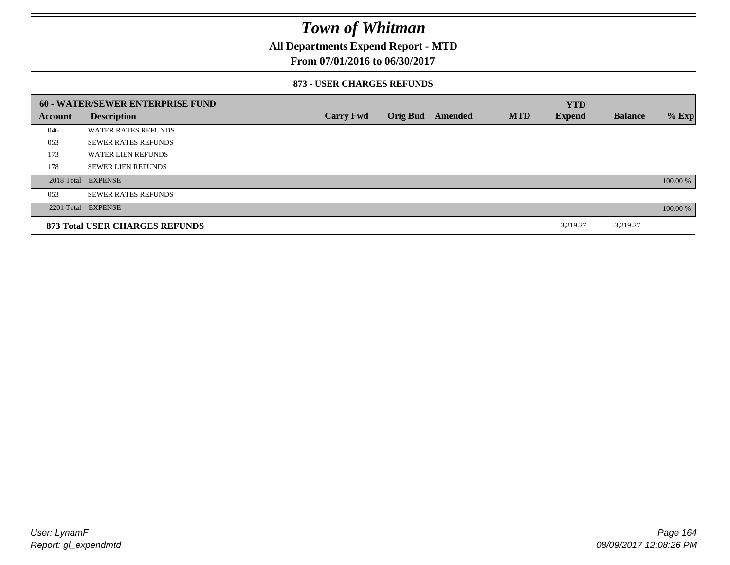# Town of Whitman

## All Departments Expend Report - MTD

## From 07/01/2016 to 06/30/2017

### 873 - USER CHARGES REFUNDS

| 60 - WATER/SEWER ENTERPRISE FUND | | | | | | YTD | | |
|---|---|---|---|---|---|---|---|---|
| Account | Description | Carry Fwd | Orig Bud | Amended | MTD | Expend | Balance | % Exp |
| 046 | WATER RATES REFUNDS | | | | | | | |
| 053 | SEWER RATES REFUNDS | | | | | | | |
| 173 | WATER LIEN REFUNDS | | | | | | | |
| 178 | SEWER LIEN REFUNDS | | | | | | | |
| 2018 Total | EXPENSE | | | | | | | 100.00 % |
| 053 | SEWER RATES REFUNDS | | | | | | | |
| 2201 Total | EXPENSE | | | | | | | 100.00 % |
| **873 Total USER CHARGES REFUNDS** | | | | | | 3,219.27 | -3,219.27 | |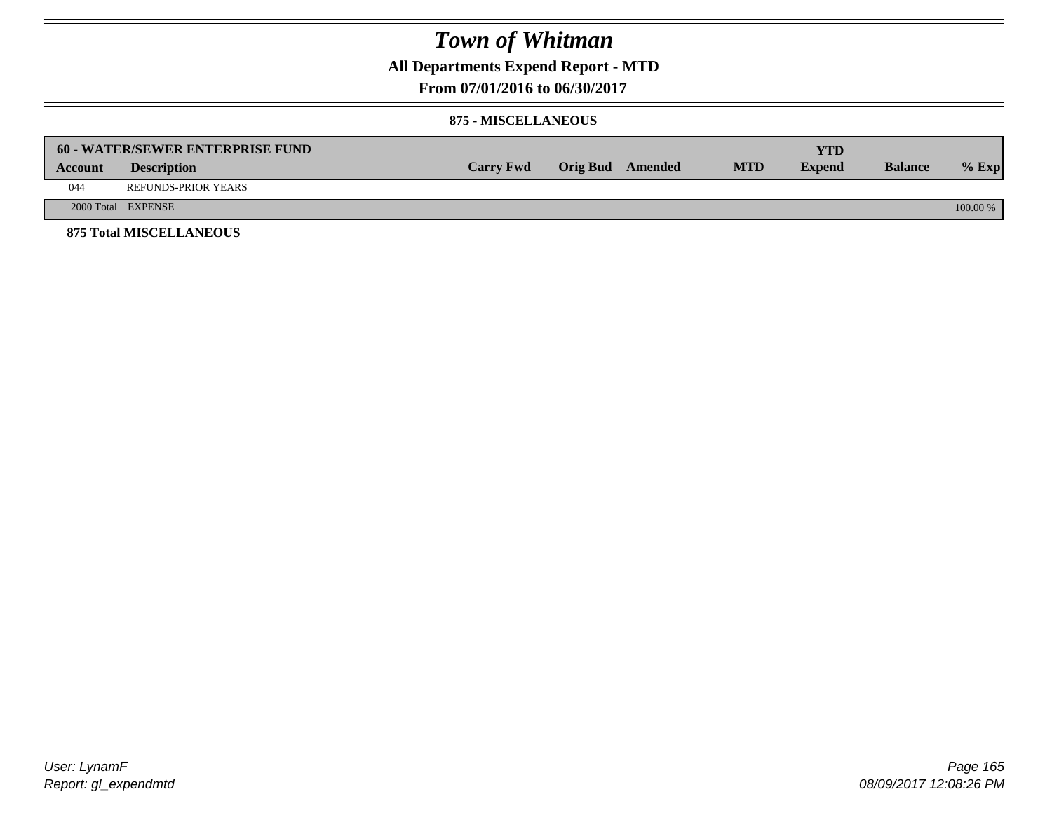# Town of Whitman

## All Departments Expend Report - MTD

### From 07/01/2016 to 06/30/2017

#### 875 - MISCELLANEOUS

| 60 - WATER/SEWER ENTERPRISE FUND | | | | | | YTD | | |
|---|---|---|---|---|---|---|---|---|
| **Account** | **Description** | **Carry Fwd** | **Orig Bud** | **Amended** | **MTD** | **Expend** | **Balance** | **% Exp** |
| 044 | REFUNDS-PRIOR YEARS | | | | | | | |
| 2000 Total | EXPENSE | | | | | | | 100.00 % |

**875 Total MISCELLANEOUS**

User: LynamF
Report: gl_expendmtd

08/09/2017 12:08:26 PM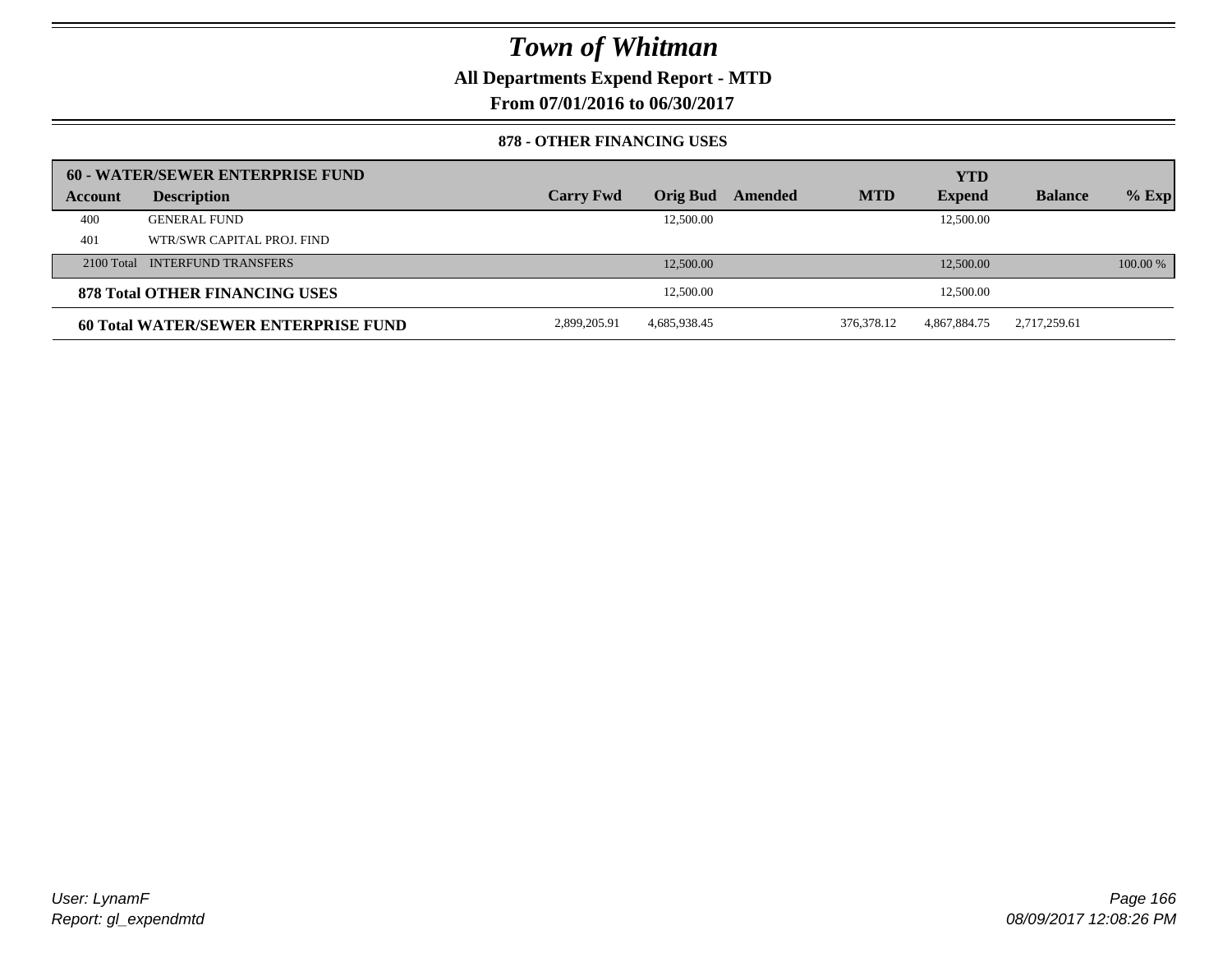# Town of Whitman

**All Departments Expend Report - MTD**

**From 07/01/2016 to 06/30/2017**

### 878 - OTHER FINANCING USES

| 60 - WATER/SEWER ENTERPRISE FUND | | | | | | YTD | | |
|---|---|---|---|---|---|---|---|---|
| **Account** | **Description** | **Carry Fwd** | **Orig Bud** | **Amended** | **MTD** | **Expend** | **Balance** | **% Exp** |
| 400 | GENERAL FUND | | 12,500.00 | | | 12,500.00 | | |
| 401 | WTR/SWR CAPITAL PROJ. FIND | | | | | | | |
| 2100 Total | INTERFUND TRANSFERS | | 12,500.00 | | | 12,500.00 | | 100.00 % |
| **878 Total OTHER FINANCING USES** | | | 12,500.00 | | | 12,500.00 | | |
| **60 Total WATER/SEWER ENTERPRISE FUND** | | 2,899,205.91 | 4,685,938.45 | | 376,378.12 | 4,867,884.75 | 2,717,259.61 | |

*User: LynamF*
*Report: gl_expendmtd*

*08/09/2017 12:08:26 PM*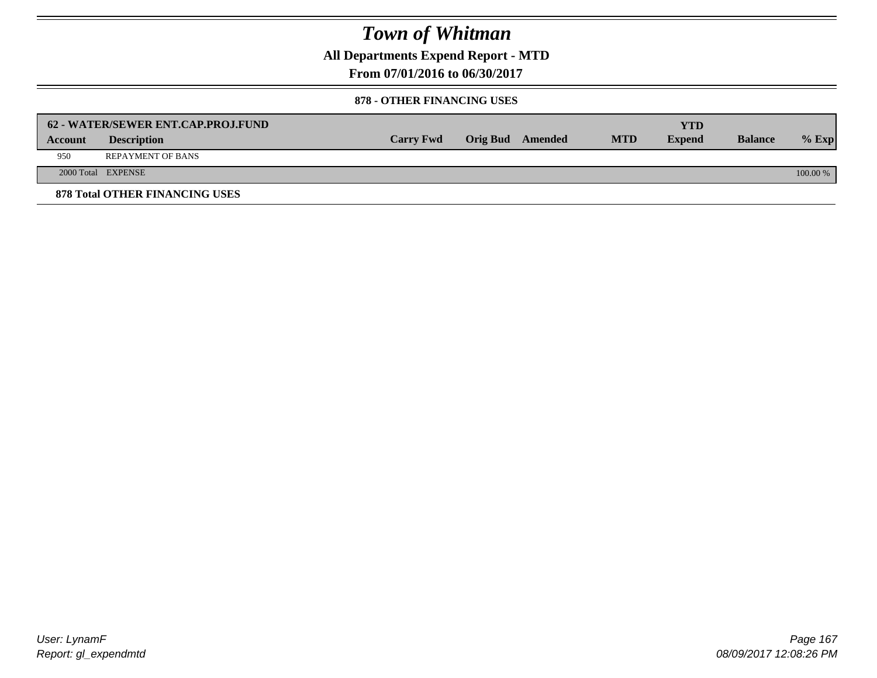# Town of Whitman

## All Departments Expend Report - MTD

### From 07/01/2016 to 06/30/2017

#### 878 - OTHER FINANCING USES

| 62 - WATER/SEWER ENT.CAP.PROJ.FUND | | | | | | | | |
|---|---|---|---|---|---|---|---|---|
| **Account** | **Description** | **Carry Fwd** | **Orig Bud** | **Amended** | **MTD** | **YTD Expend** | **Balance** | **% Exp** |
| 950 | REPAYMENT OF BANS | | | | | | | |
| 2000 Total | EXPENSE | | | | | | | 100.00 % |

**878 Total OTHER FINANCING USES**

User: LynamF
Report: gl_expendmtd

08/09/2017 12:08:26 PM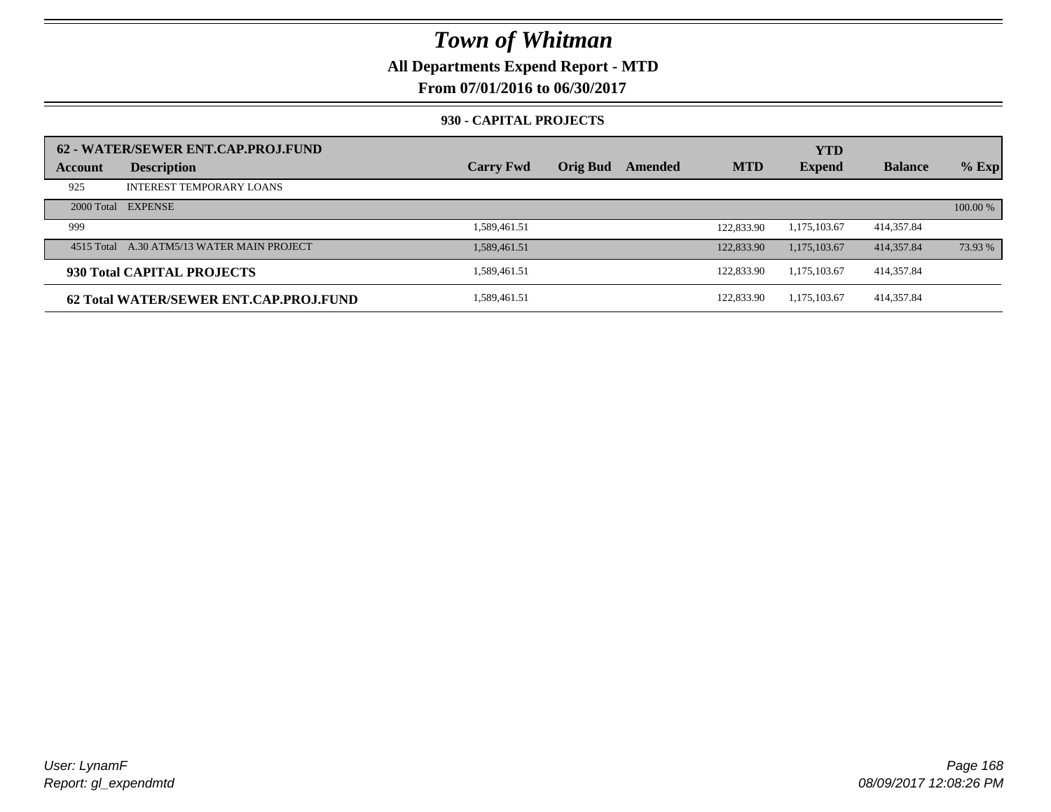# Town of Whitman

**All Departments Expend Report - MTD**

**From 07/01/2016 to 06/30/2017**

**930 - CAPITAL PROJECTS**

| 62 - WATER/SEWER ENT.CAP.PROJ.FUND | | | | | | | | |
|---|---|---|---|---|---|---|---|---|
| **Account** | **Description** | **Carry Fwd** | **Orig Bud** | **Amended** | **MTD** | **YTD Expend** | **Balance** | **% Exp** |
| 925 | INTEREST TEMPORARY LOANS | | | | | | | |
| 2000 Total | EXPENSE | | | | | | | 100.00 % |
| 999 | | 1,589,461.51 | | | 122,833.90 | 1,175,103.67 | 414,357.84 | |
| 4515 Total | A.30 ATM5/13 WATER MAIN PROJECT | 1,589,461.51 | | | 122,833.90 | 1,175,103.67 | 414,357.84 | 73.93 % |
| **930 Total CAPITAL PROJECTS** | | 1,589,461.51 | | | 122,833.90 | 1,175,103.67 | 414,357.84 | |
| **62 Total WATER/SEWER ENT.CAP.PROJ.FUND** | | 1,589,461.51 | | | 122,833.90 | 1,175,103.67 | 414,357.84 | |

*User: LynamF*
*Report: gl_expendmtd*

*08/09/2017 12:08:26 PM*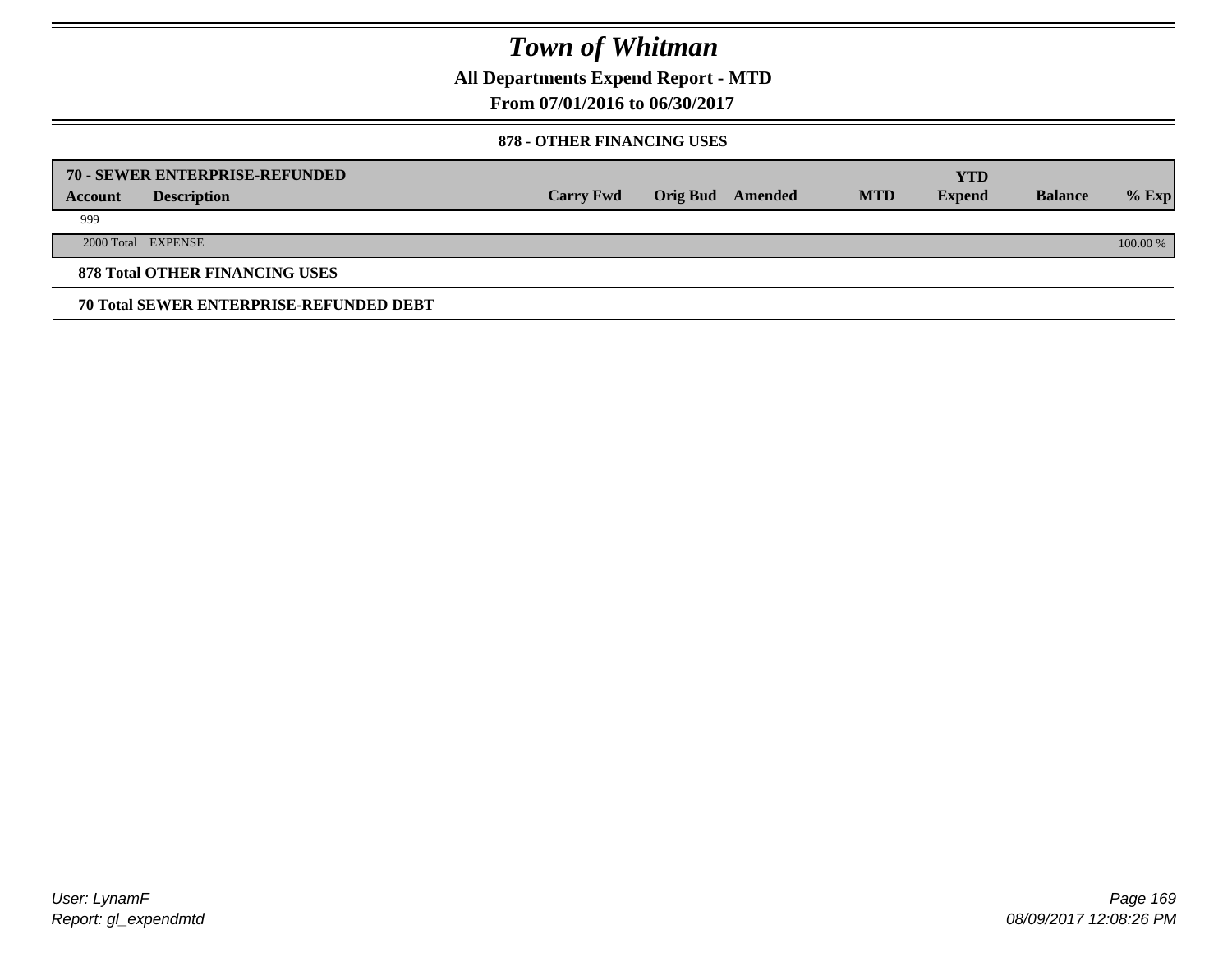# Town of Whitman

**All Departments Expend Report - MTD**

**From 07/01/2016 to 06/30/2017**

**878 - OTHER FINANCING USES**

| 70 - SEWER ENTERPRISE-REFUNDED | | | | | | | | |
|---|---|---|---|---|---|---|---|---|
| **Account** | **Description** | **Carry Fwd** | **Orig Bud** | **Amended** | **MTD** | **YTD Expend** | **Balance** | **% Exp** |
| 999 | | | | | | | | |
| 2000 Total | EXPENSE | | | | | | | 100.00 % |

**878 Total OTHER FINANCING USES**

**70 Total SEWER ENTERPRISE-REFUNDED DEBT**

User: LynamF
Report: gl_expendmtd

08/09/2017 12:08:26 PM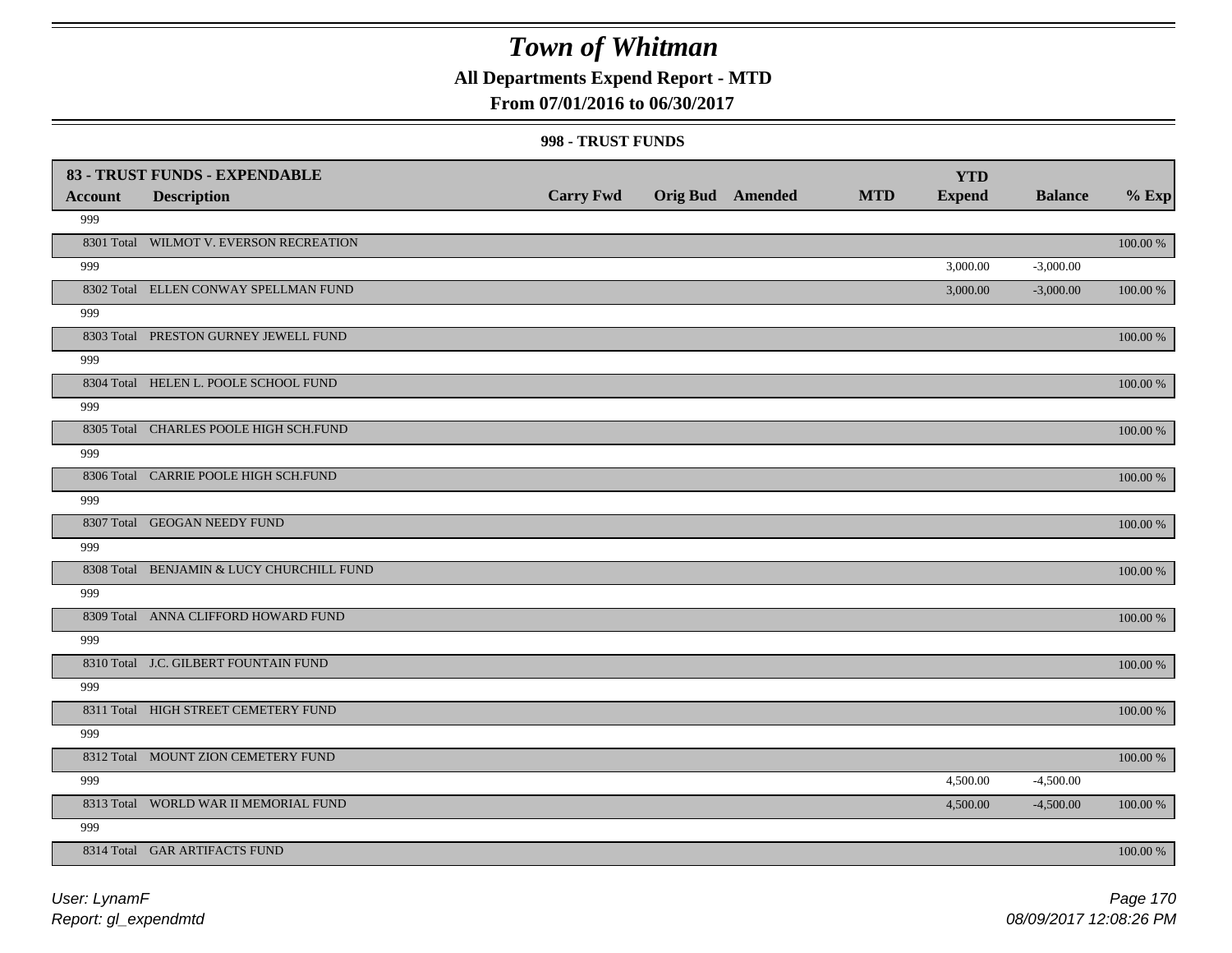# Town of Whitman

**All Departments Expend Report - MTD**

**From 07/01/2016 to 06/30/2017**

**998 - TRUST FUNDS**

| **83 - TRUST FUNDS - EXPENDABLE** | | | | | | | | |
|---|---|---|---|---|---|---|---|---|
| **Account** | **Description** | **Carry Fwd** | **Orig Bud** | **Amended** | **MTD** | **YTD Expend** | **Balance** | **% Exp** |
| 999 | | | | | | | | |
| 8301 Total | WILMOT V. EVERSON RECREATION | | | | | | | 100.00 % |
| 999 | | | | | | 3,000.00 | -3,000.00 | |
| 8302 Total | ELLEN CONWAY SPELLMAN FUND | | | | | 3,000.00 | -3,000.00 | 100.00 % |
| 999 | | | | | | | | |
| 8303 Total | PRESTON GURNEY JEWELL FUND | | | | | | | 100.00 % |
| 999 | | | | | | | | |
| 8304 Total | HELEN L. POOLE SCHOOL FUND | | | | | | | 100.00 % |
| 999 | | | | | | | | |
| 8305 Total | CHARLES POOLE HIGH SCH.FUND | | | | | | | 100.00 % |
| 999 | | | | | | | | |
| 8306 Total | CARRIE POOLE HIGH SCH.FUND | | | | | | | 100.00 % |
| 999 | | | | | | | | |
| 8307 Total | GEOGAN NEEDY FUND | | | | | | | 100.00 % |
| 999 | | | | | | | | |
| 8308 Total | BENJAMIN & LUCY CHURCHILL FUND | | | | | | | 100.00 % |
| 999 | | | | | | | | |
| 8309 Total | ANNA CLIFFORD HOWARD FUND | | | | | | | 100.00 % |
| 999 | | | | | | | | |
| 8310 Total | J.C. GILBERT FOUNTAIN FUND | | | | | | | 100.00 % |
| 999 | | | | | | | | |
| 8311 Total | HIGH STREET CEMETERY FUND | | | | | | | 100.00 % |
| 999 | | | | | | | | |
| 8312 Total | MOUNT ZION CEMETERY FUND | | | | | | | 100.00 % |
| 999 | | | | | | 4,500.00 | -4,500.00 | |
| 8313 Total | WORLD WAR II MEMORIAL FUND | | | | | 4,500.00 | -4,500.00 | 100.00 % |
| 999 | | | | | | | | |
| 8314 Total | GAR ARTIFACTS FUND | | | | | | | 100.00 % |

*User: LynamF*
*Report: gl_expendmtd*

*08/09/2017 12:08:26 PM*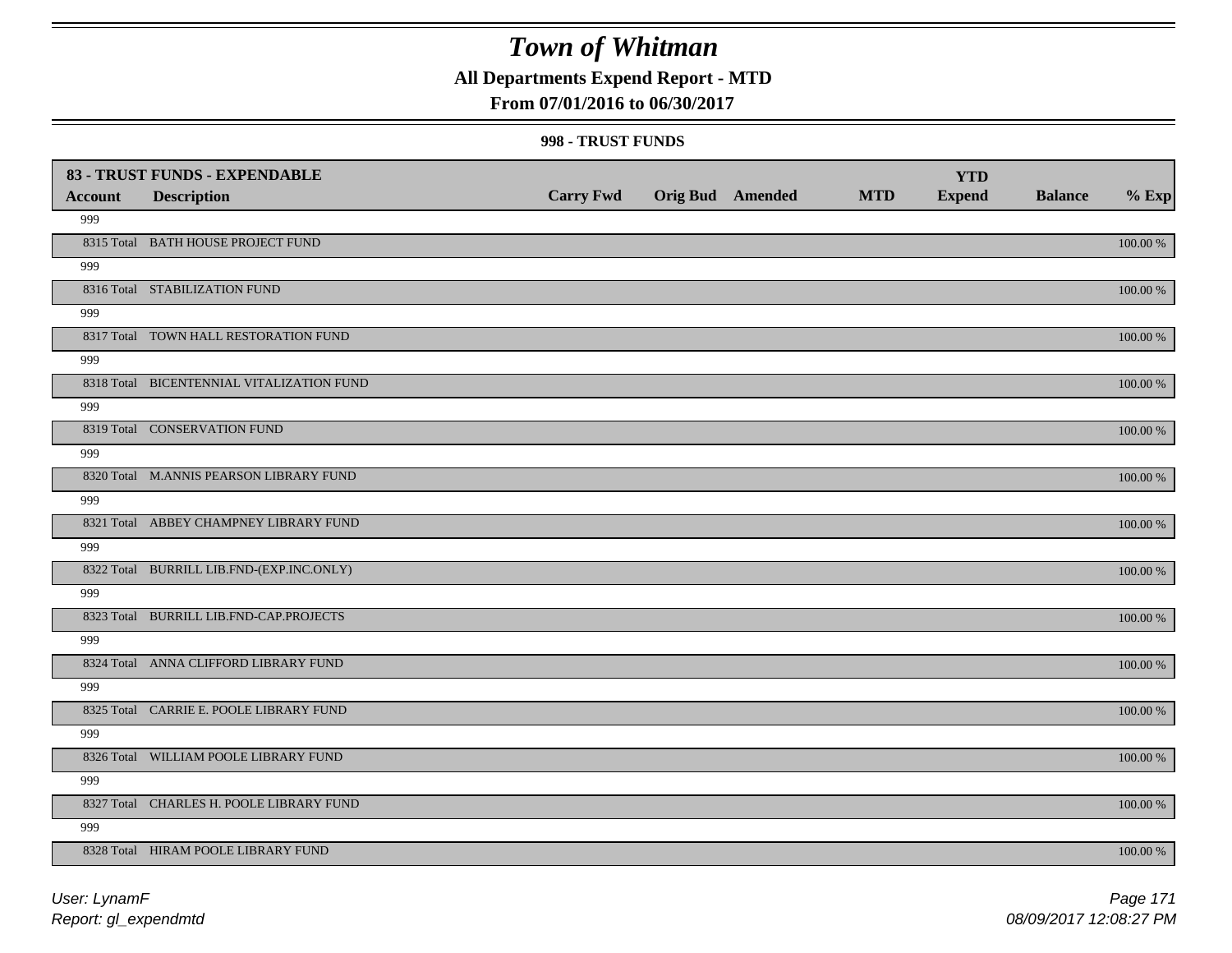# Town of Whitman

## All Departments Expend Report - MTD

### From 07/01/2016 to 06/30/2017

#### 998 - TRUST FUNDS

| 83 - TRUST FUNDS - EXPENDABLE | | | | | | YTD | | |
|---|---|---|---|---|---|---|---|---|
| **Account** | **Description** | **Carry Fwd** | **Orig Bud** | **Amended** | **MTD** | **Expend** | **Balance** | **% Exp** |
| 999 | | | | | | | | |
| 8315 Total | BATH HOUSE PROJECT FUND | | | | | | | 100.00 % |
| 999 | | | | | | | | |
| 8316 Total | STABILIZATION FUND | | | | | | | 100.00 % |
| 999 | | | | | | | | |
| 8317 Total | TOWN HALL RESTORATION FUND | | | | | | | 100.00 % |
| 999 | | | | | | | | |
| 8318 Total | BICENTENNIAL VITALIZATION FUND | | | | | | | 100.00 % |
| 999 | | | | | | | | |
| 8319 Total | CONSERVATION FUND | | | | | | | 100.00 % |
| 999 | | | | | | | | |
| 8320 Total | M.ANNIS PEARSON LIBRARY FUND | | | | | | | 100.00 % |
| 999 | | | | | | | | |
| 8321 Total | ABBEY CHAMPNEY LIBRARY FUND | | | | | | | 100.00 % |
| 999 | | | | | | | | |
| 8322 Total | BURRILL LIB.FND-(EXP.INC.ONLY) | | | | | | | 100.00 % |
| 999 | | | | | | | | |
| 8323 Total | BURRILL LIB.FND-CAP.PROJECTS | | | | | | | 100.00 % |
| 999 | | | | | | | | |
| 8324 Total | ANNA CLIFFORD LIBRARY FUND | | | | | | | 100.00 % |
| 999 | | | | | | | | |
| 8325 Total | CARRIE E. POOLE LIBRARY FUND | | | | | | | 100.00 % |
| 999 | | | | | | | | |
| 8326 Total | WILLIAM POOLE LIBRARY FUND | | | | | | | 100.00 % |
| 999 | | | | | | | | |
| 8327 Total | CHARLES H. POOLE LIBRARY FUND | | | | | | | 100.00 % |
| 999 | | | | | | | | |
| 8328 Total | HIRAM POOLE LIBRARY FUND | | | | | | | 100.00 % |

User: LynamF
Report: gl_expendmtd

08/09/2017 12:08:27 PM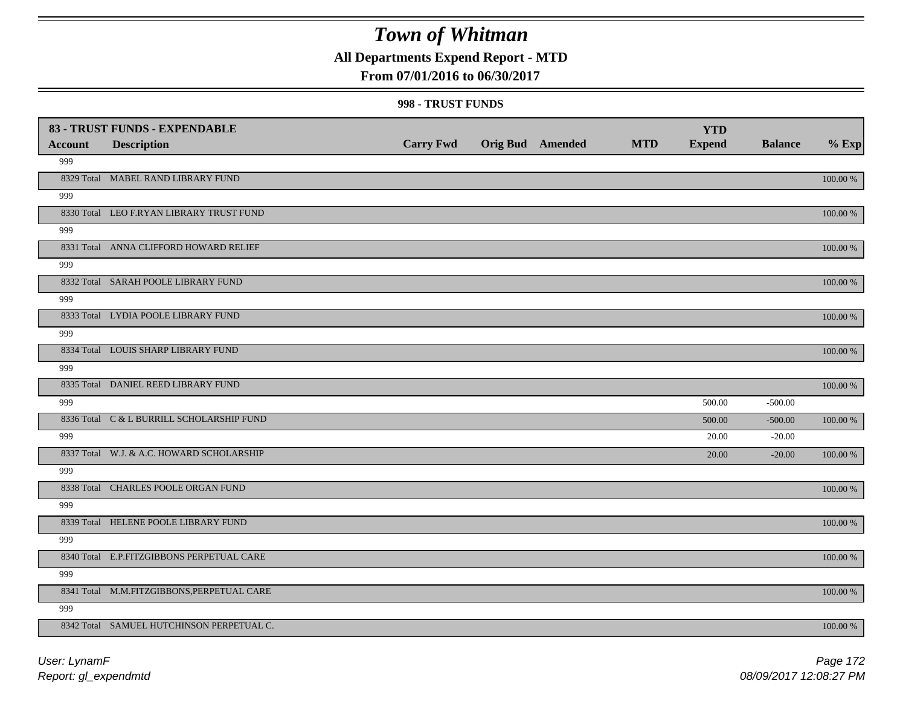# Town of Whitman

**All Departments Expend Report - MTD**

**From 07/01/2016 to 06/30/2017**

**998 - TRUST FUNDS**

| 83 - TRUST FUNDS - EXPENDABLE | | | | | | YTD | | |
|---|---|---|---|---|---|---|---|---|
| **Account** | **Description** | **Carry Fwd** | **Orig Bud** | **Amended** | **MTD** | **Expend** | **Balance** | **% Exp** |
| 999 | | | | | | | | |
| 8329 Total | MABEL RAND LIBRARY FUND | | | | | | | 100.00 % |
| 999 | | | | | | | | |
| 8330 Total | LEO F.RYAN LIBRARY TRUST FUND | | | | | | | 100.00 % |
| 999 | | | | | | | | |
| 8331 Total | ANNA CLIFFORD HOWARD RELIEF | | | | | | | 100.00 % |
| 999 | | | | | | | | |
| 8332 Total | SARAH POOLE LIBRARY FUND | | | | | | | 100.00 % |
| 999 | | | | | | | | |
| 8333 Total | LYDIA POOLE LIBRARY FUND | | | | | | | 100.00 % |
| 999 | | | | | | | | |
| 8334 Total | LOUIS SHARP LIBRARY FUND | | | | | | | 100.00 % |
| 999 | | | | | | | | |
| 8335 Total | DANIEL REED LIBRARY FUND | | | | | | | 100.00 % |
| 999 | | | | | | 500.00 | -500.00 | |
| 8336 Total | C & L BURRILL SCHOLARSHIP FUND | | | | | 500.00 | -500.00 | 100.00 % |
| 999 | | | | | | 20.00 | -20.00 | |
| 8337 Total | W.J. & A.C. HOWARD SCHOLARSHIP | | | | | 20.00 | -20.00 | 100.00 % |
| 999 | | | | | | | | |
| 8338 Total | CHARLES POOLE ORGAN FUND | | | | | | | 100.00 % |
| 999 | | | | | | | | |
| 8339 Total | HELENE POOLE LIBRARY FUND | | | | | | | 100.00 % |
| 999 | | | | | | | | |
| 8340 Total | E.P.FITZGIBBONS PERPETUAL CARE | | | | | | | 100.00 % |
| 999 | | | | | | | | |
| 8341 Total | M.M.FITZGIBBONS,PERPETUAL CARE | | | | | | | 100.00 % |
| 999 | | | | | | | | |
| 8342 Total | SAMUEL HUTCHINSON PERPETUAL C. | | | | | | | 100.00 % |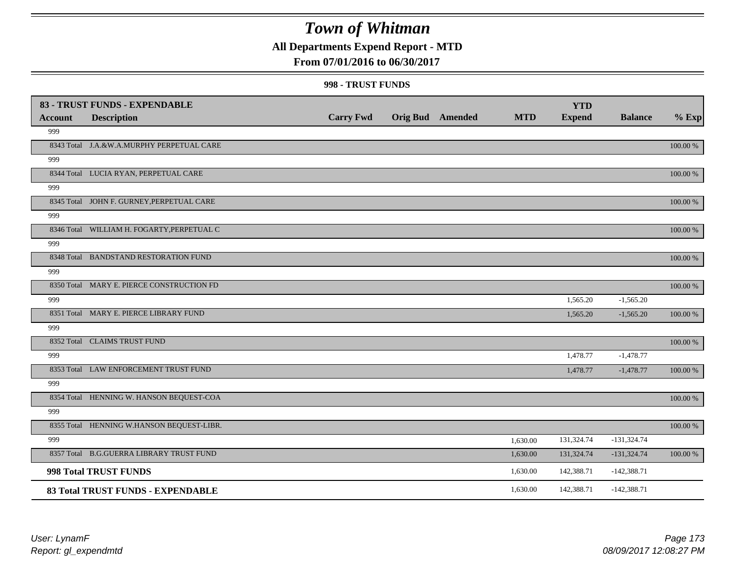# Town of Whitman

**All Departments Expend Report - MTD**

**From 07/01/2016 to 06/30/2017**

**998 - TRUST FUNDS**

| **83 - TRUST FUNDS - EXPENDABLE** | | | | | | | | |
|---|---|---|---|---|---|---|---|---|
| **Account** | **Description** | **Carry Fwd** | **Orig Bud** | **Amended** | **MTD** | **YTD Expend** | **Balance** | **% Exp** |
| 999 | | | | | | | | |
| 8343 Total | J.A.&W.A.MURPHY PERPETUAL CARE | | | | | | | 100.00 % |
| 999 | | | | | | | | |
| 8344 Total | LUCIA RYAN, PERPETUAL CARE | | | | | | | 100.00 % |
| 999 | | | | | | | | |
| 8345 Total | JOHN F. GURNEY,PERPETUAL CARE | | | | | | | 100.00 % |
| 999 | | | | | | | | |
| 8346 Total | WILLIAM H. FOGARTY,PERPETUAL C | | | | | | | 100.00 % |
| 999 | | | | | | | | |
| 8348 Total | BANDSTAND RESTORATION FUND | | | | | | | 100.00 % |
| 999 | | | | | | | | |
| 8350 Total | MARY E. PIERCE CONSTRUCTION FD | | | | | | | 100.00 % |
| 999 | | | | | | 1,565.20 | -1,565.20 | |
| 8351 Total | MARY E. PIERCE LIBRARY FUND | | | | | 1,565.20 | -1,565.20 | 100.00 % |
| 999 | | | | | | | | |
| 8352 Total | CLAIMS TRUST FUND | | | | | | | 100.00 % |
| 999 | | | | | | 1,478.77 | -1,478.77 | |
| 8353 Total | LAW ENFORCEMENT TRUST FUND | | | | | 1,478.77 | -1,478.77 | 100.00 % |
| 999 | | | | | | | | |
| 8354 Total | HENNING W. HANSON BEQUEST-COA | | | | | | | 100.00 % |
| 999 | | | | | | | | |
| 8355 Total | HENNING W.HANSON BEQUEST-LIBR. | | | | | | | 100.00 % |
| 999 | | | | | 1,630.00 | 131,324.74 | -131,324.74 | |
| 8357 Total | B.G.GUERRA LIBRARY TRUST FUND | | | | 1,630.00 | 131,324.74 | -131,324.74 | 100.00 % |
| **998 Total TRUST FUNDS** | | | | | 1,630.00 | 142,388.71 | -142,388.71 | |
| **83 Total TRUST FUNDS - EXPENDABLE** | | | | | 1,630.00 | 142,388.71 | -142,388.71 | |

*User: LynamF*
*Report: gl_expendmtd*

*08/09/2017 12:08:27 PM*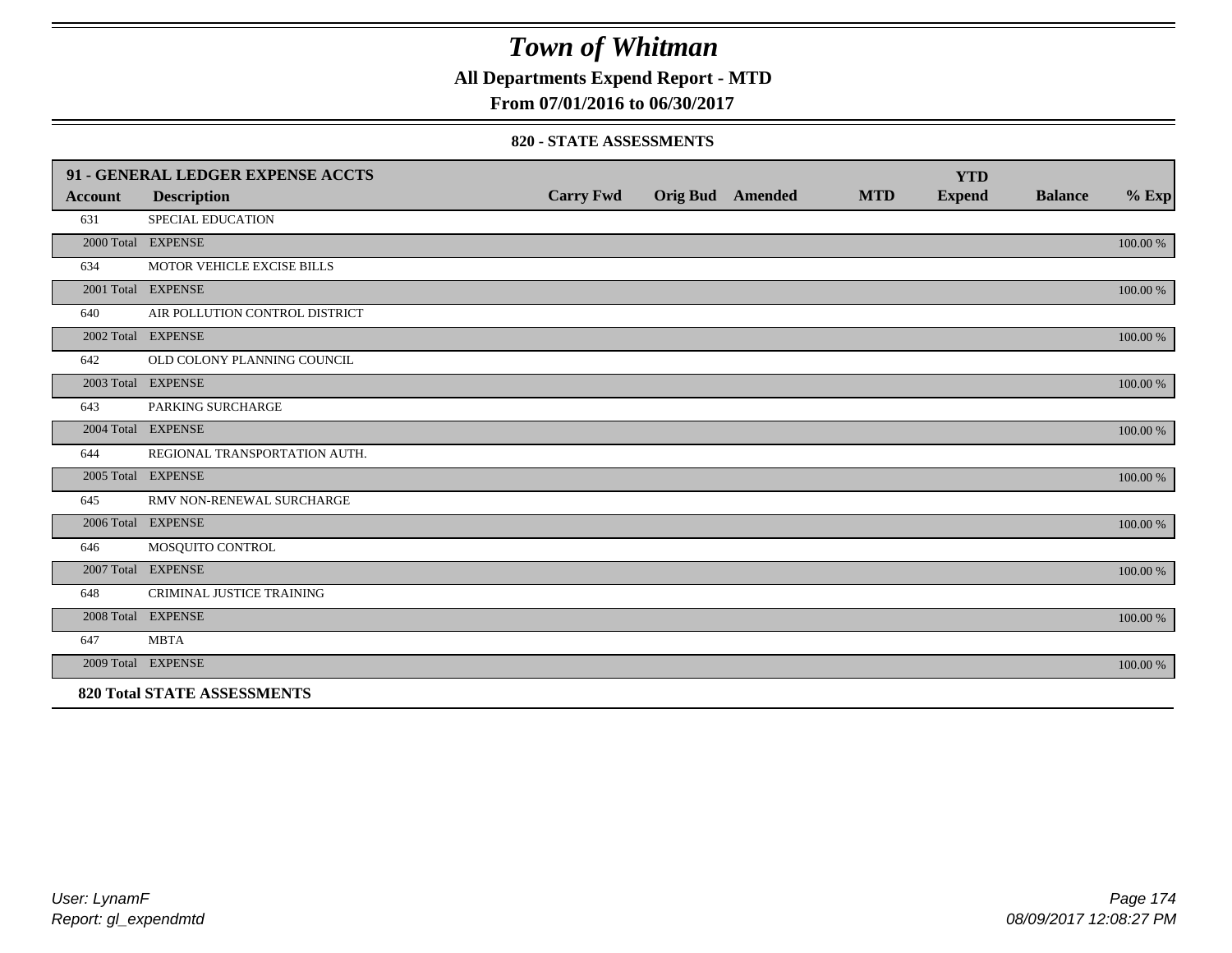# Town of Whitman

**All Departments Expend Report - MTD**

**From 07/01/2016 to 06/30/2017**

**820 - STATE ASSESSMENTS**

| 91 - GENERAL LEDGER EXPENSE ACCTS | | | | | | YTD | | |
|---|---|---|---|---|---|---|---|---|
| **Account** | **Description** | **Carry Fwd** | **Orig Bud** | **Amended** | **MTD** | **Expend** | **Balance** | **% Exp** |
| 631 | SPECIAL EDUCATION | | | | | | | |
| 2000 Total | EXPENSE | | | | | | | 100.00 % |
| 634 | MOTOR VEHICLE EXCISE BILLS | | | | | | | |
| 2001 Total | EXPENSE | | | | | | | 100.00 % |
| 640 | AIR POLLUTION CONTROL DISTRICT | | | | | | | |
| 2002 Total | EXPENSE | | | | | | | 100.00 % |
| 642 | OLD COLONY PLANNING COUNCIL | | | | | | | |
| 2003 Total | EXPENSE | | | | | | | 100.00 % |
| 643 | PARKING SURCHARGE | | | | | | | |
| 2004 Total | EXPENSE | | | | | | | 100.00 % |
| 644 | REGIONAL TRANSPORTATION AUTH. | | | | | | | |
| 2005 Total | EXPENSE | | | | | | | 100.00 % |
| 645 | RMV NON-RENEWAL SURCHARGE | | | | | | | |
| 2006 Total | EXPENSE | | | | | | | 100.00 % |
| 646 | MOSQUITO CONTROL | | | | | | | |
| 2007 Total | EXPENSE | | | | | | | 100.00 % |
| 648 | CRIMINAL JUSTICE TRAINING | | | | | | | |
| 2008 Total | EXPENSE | | | | | | | 100.00 % |
| 647 | MBTA | | | | | | | |
| 2009 Total | EXPENSE | | | | | | | 100.00 % |
| **820 Total STATE ASSESSMENTS** | | | | | | | | |

*User: LynamF*
*Report: gl_expendmtd*

*08/09/2017 12:08:27 PM*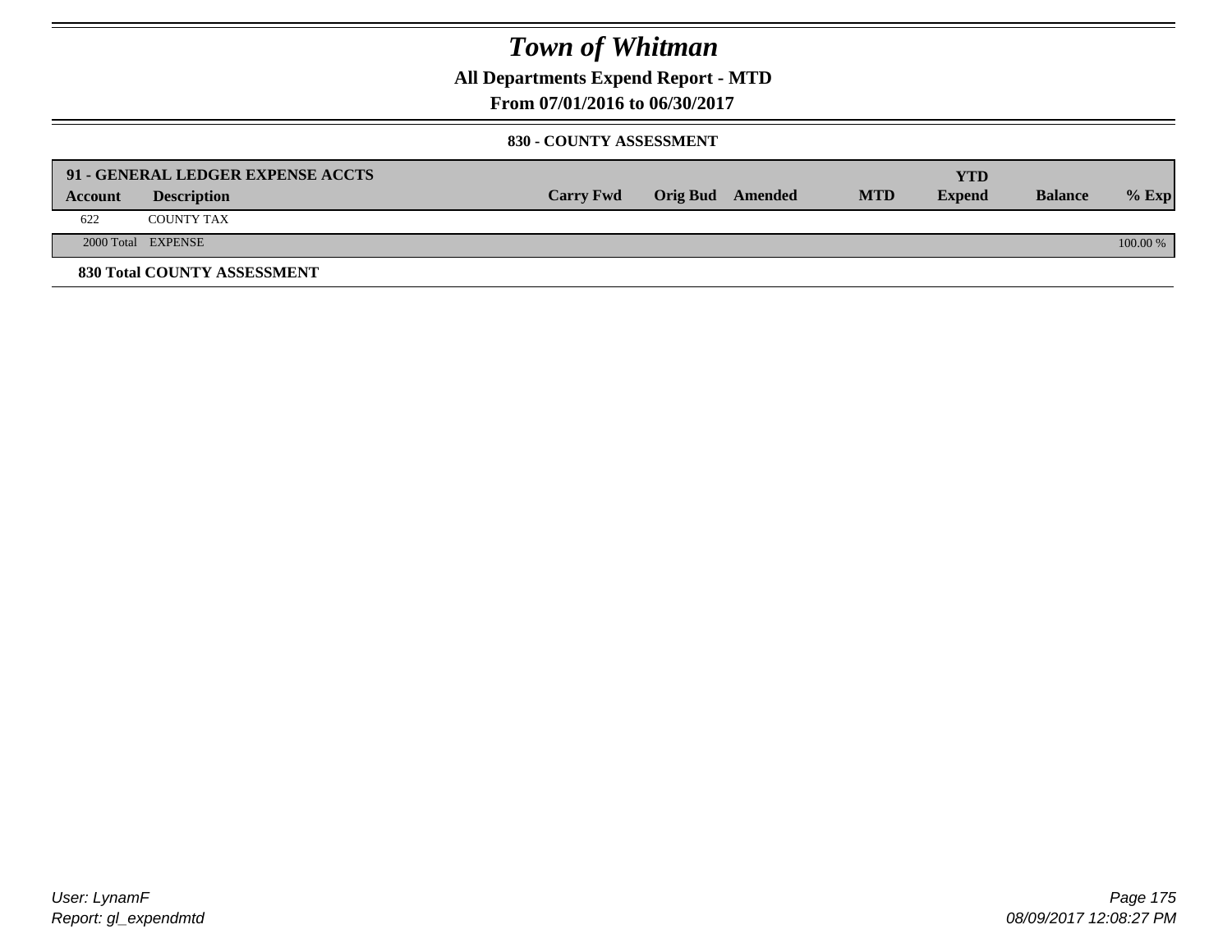# Town of Whitman

## All Departments Expend Report - MTD

### From 07/01/2016 to 06/30/2017

#### 830 - COUNTY ASSESSMENT

| 91 - GENERAL LEDGER EXPENSE ACCTS | | | | | | YTD | | |
|---|---|---|---|---|---|---|---|---|
| Account | Description | Carry Fwd | Orig Bud | Amended | MTD | Expend | Balance | % Exp |
| 622 | COUNTY TAX | | | | | | | |
| 2000 Total | EXPENSE | | | | | | | 100.00 % |

**830 Total COUNTY ASSESSMENT**

User: LynamF
Report: gl_expendmtd

08/09/2017 12:08:27 PM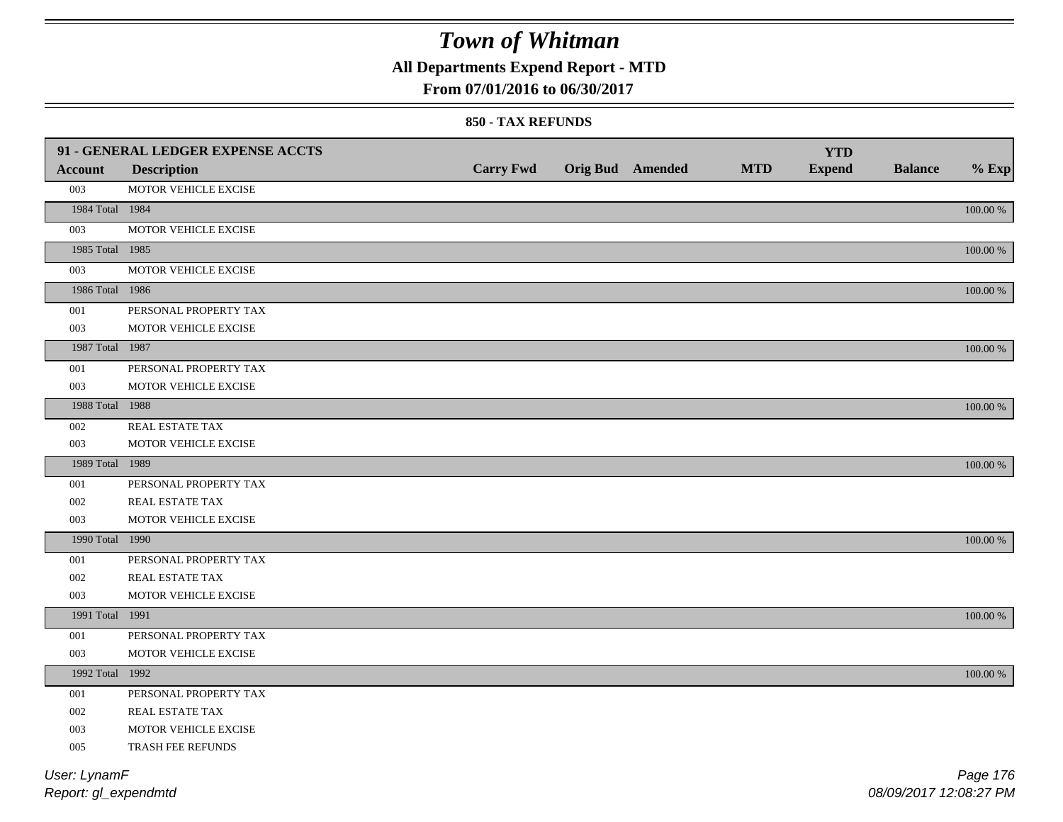# Town of Whitman

**All Departments Expend Report - MTD**

**From 07/01/2016 to 06/30/2017**

**850 - TAX REFUNDS**

| 91 - GENERAL LEDGER EXPENSE ACCTS | | | | | | | | |
|---|---|---|---|---|---|---|---|---|
| **Account** | **Description** | **Carry Fwd** | **Orig Bud** | **Amended** | **MTD** | **YTD Expend** | **Balance** | **% Exp** |
| 003 | MOTOR VEHICLE EXCISE | | | | | | | |
| 1984 Total | 1984 | | | | | | | 100.00 % |
| 003 | MOTOR VEHICLE EXCISE | | | | | | | |
| 1985 Total | 1985 | | | | | | | 100.00 % |
| 003 | MOTOR VEHICLE EXCISE | | | | | | | |
| 1986 Total | 1986 | | | | | | | 100.00 % |
| 001 | PERSONAL PROPERTY TAX | | | | | | | |
| 003 | MOTOR VEHICLE EXCISE | | | | | | | |
| 1987 Total | 1987 | | | | | | | 100.00 % |
| 001 | PERSONAL PROPERTY TAX | | | | | | | |
| 003 | MOTOR VEHICLE EXCISE | | | | | | | |
| 1988 Total | 1988 | | | | | | | 100.00 % |
| 002 | REAL ESTATE TAX | | | | | | | |
| 003 | MOTOR VEHICLE EXCISE | | | | | | | |
| 1989 Total | 1989 | | | | | | | 100.00 % |
| 001 | PERSONAL PROPERTY TAX | | | | | | | |
| 002 | REAL ESTATE TAX | | | | | | | |
| 003 | MOTOR VEHICLE EXCISE | | | | | | | |
| 1990 Total | 1990 | | | | | | | 100.00 % |
| 001 | PERSONAL PROPERTY TAX | | | | | | | |
| 002 | REAL ESTATE TAX | | | | | | | |
| 003 | MOTOR VEHICLE EXCISE | | | | | | | |
| 1991 Total | 1991 | | | | | | | 100.00 % |
| 001 | PERSONAL PROPERTY TAX | | | | | | | |
| 003 | MOTOR VEHICLE EXCISE | | | | | | | |
| 1992 Total | 1992 | | | | | | | 100.00 % |
| 001 | PERSONAL PROPERTY TAX | | | | | | | |
| 002 | REAL ESTATE TAX | | | | | | | |
| 003 | MOTOR VEHICLE EXCISE | | | | | | | |
| 005 | TRASH FEE REFUNDS | | | | | | | |

User: LynamF
Report: gl_expendmtd

08/09/2017 12:08:27 PM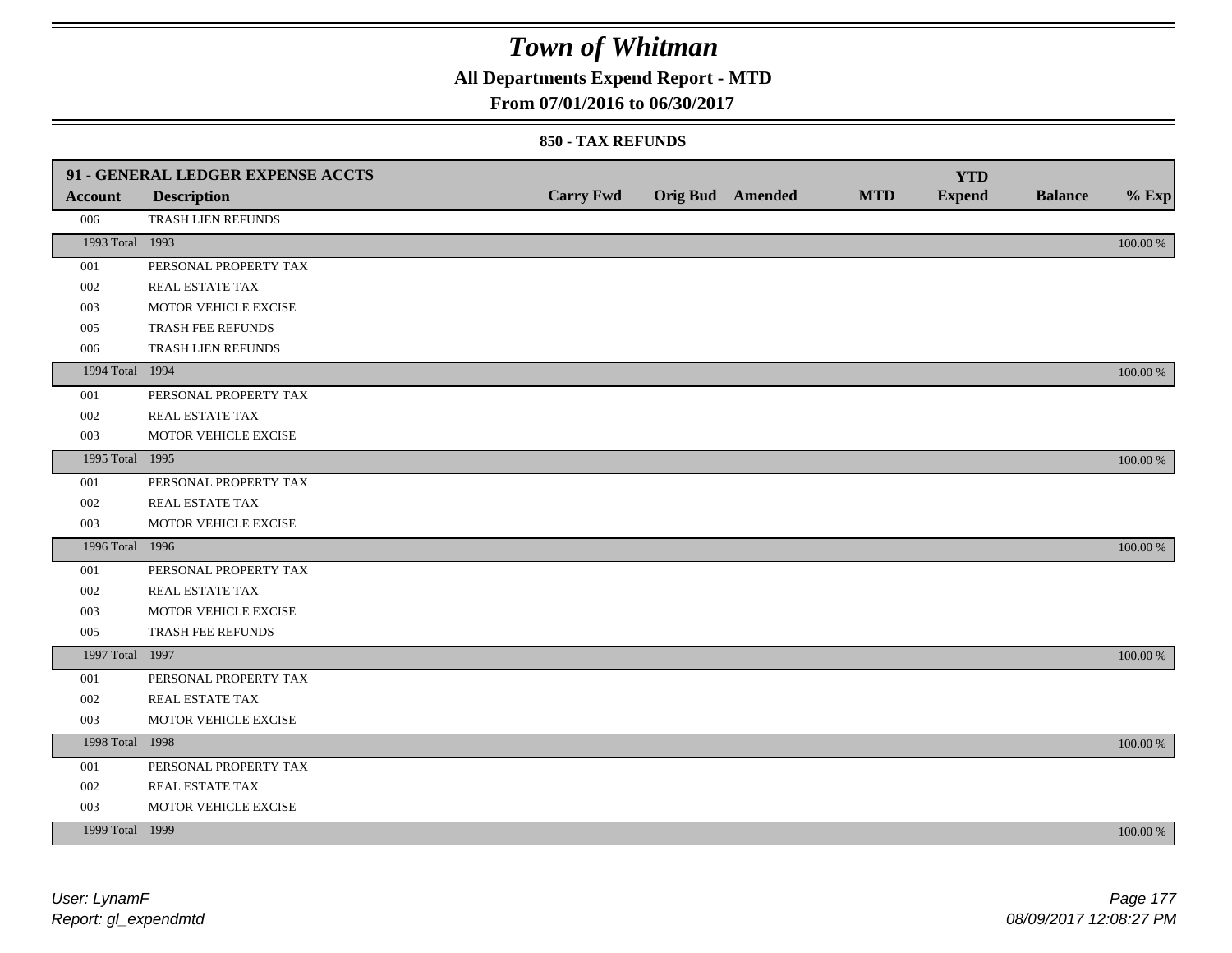# Town of Whitman

## All Departments Expend Report - MTD

### From 07/01/2016 to 06/30/2017

#### 850 - TAX REFUNDS

| 91 - GENERAL LEDGER EXPENSE ACCTS | | | | | | YTD | | |
|---|---|---|---|---|---|---|---|---|
| **Account** | **Description** | **Carry Fwd** | **Orig Bud** | **Amended** | **MTD** | **Expend** | **Balance** | **% Exp** |
| 006 | TRASH LIEN REFUNDS | | | | | | | |
| 1993 Total | 1993 | | | | | | | 100.00 % |
| 001 | PERSONAL PROPERTY TAX | | | | | | | |
| 002 | REAL ESTATE TAX | | | | | | | |
| 003 | MOTOR VEHICLE EXCISE | | | | | | | |
| 005 | TRASH FEE REFUNDS | | | | | | | |
| 006 | TRASH LIEN REFUNDS | | | | | | | |
| 1994 Total | 1994 | | | | | | | 100.00 % |
| 001 | PERSONAL PROPERTY TAX | | | | | | | |
| 002 | REAL ESTATE TAX | | | | | | | |
| 003 | MOTOR VEHICLE EXCISE | | | | | | | |
| 1995 Total | 1995 | | | | | | | 100.00 % |
| 001 | PERSONAL PROPERTY TAX | | | | | | | |
| 002 | REAL ESTATE TAX | | | | | | | |
| 003 | MOTOR VEHICLE EXCISE | | | | | | | |
| 1996 Total | 1996 | | | | | | | 100.00 % |
| 001 | PERSONAL PROPERTY TAX | | | | | | | |
| 002 | REAL ESTATE TAX | | | | | | | |
| 003 | MOTOR VEHICLE EXCISE | | | | | | | |
| 005 | TRASH FEE REFUNDS | | | | | | | |
| 1997 Total | 1997 | | | | | | | 100.00 % |
| 001 | PERSONAL PROPERTY TAX | | | | | | | |
| 002 | REAL ESTATE TAX | | | | | | | |
| 003 | MOTOR VEHICLE EXCISE | | | | | | | |
| 1998 Total | 1998 | | | | | | | 100.00 % |
| 001 | PERSONAL PROPERTY TAX | | | | | | | |
| 002 | REAL ESTATE TAX | | | | | | | |
| 003 | MOTOR VEHICLE EXCISE | | | | | | | |
| 1999 Total | 1999 | | | | | | | 100.00 % |

*User: LynamF*
*Report: gl_expendmtd*

*08/09/2017 12:08:27 PM*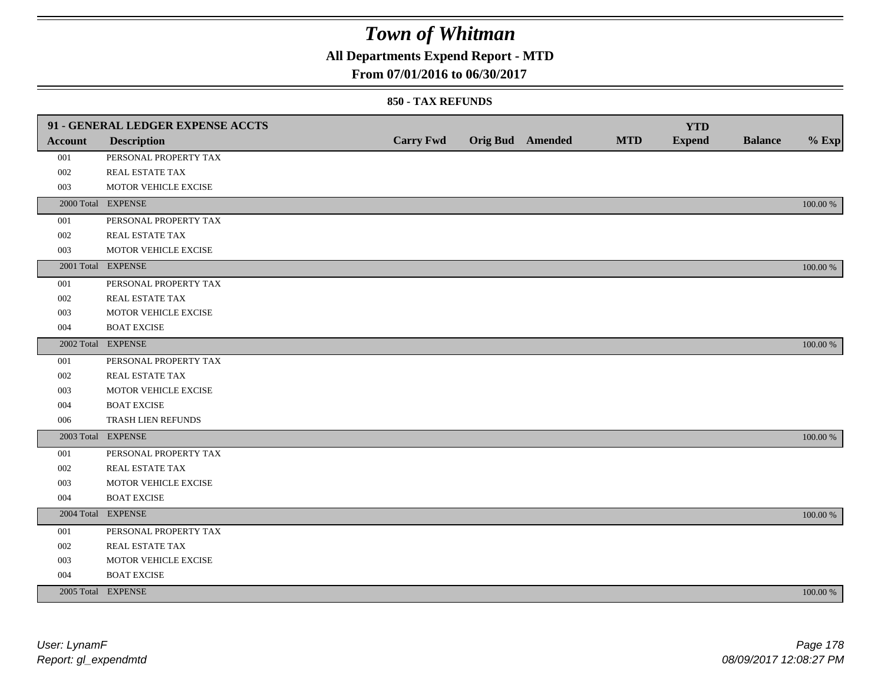# Town of Whitman

## All Departments Expend Report - MTD

### From 07/01/2016 to 06/30/2017

#### 850 - TAX REFUNDS

| 91 - GENERAL LEDGER EXPENSE ACCTS | | | | | | | | |
|---|---|---|---|---|---|---|---|---|
| **Account** | **Description** | **Carry Fwd** | **Orig Bud** | **Amended** | **MTD** | **YTD Expend** | **Balance** | **% Exp** |
| 001 | PERSONAL PROPERTY TAX | | | | | | | |
| 002 | REAL ESTATE TAX | | | | | | | |
| 003 | MOTOR VEHICLE EXCISE | | | | | | | |
| 2000 Total | EXPENSE | | | | | | | 100.00 % |
| 001 | PERSONAL PROPERTY TAX | | | | | | | |
| 002 | REAL ESTATE TAX | | | | | | | |
| 003 | MOTOR VEHICLE EXCISE | | | | | | | |
| 2001 Total | EXPENSE | | | | | | | 100.00 % |
| 001 | PERSONAL PROPERTY TAX | | | | | | | |
| 002 | REAL ESTATE TAX | | | | | | | |
| 003 | MOTOR VEHICLE EXCISE | | | | | | | |
| 004 | BOAT EXCISE | | | | | | | |
| 2002 Total | EXPENSE | | | | | | | 100.00 % |
| 001 | PERSONAL PROPERTY TAX | | | | | | | |
| 002 | REAL ESTATE TAX | | | | | | | |
| 003 | MOTOR VEHICLE EXCISE | | | | | | | |
| 004 | BOAT EXCISE | | | | | | | |
| 006 | TRASH LIEN REFUNDS | | | | | | | |
| 2003 Total | EXPENSE | | | | | | | 100.00 % |
| 001 | PERSONAL PROPERTY TAX | | | | | | | |
| 002 | REAL ESTATE TAX | | | | | | | |
| 003 | MOTOR VEHICLE EXCISE | | | | | | | |
| 004 | BOAT EXCISE | | | | | | | |
| 2004 Total | EXPENSE | | | | | | | 100.00 % |
| 001 | PERSONAL PROPERTY TAX | | | | | | | |
| 002 | REAL ESTATE TAX | | | | | | | |
| 003 | MOTOR VEHICLE EXCISE | | | | | | | |
| 004 | BOAT EXCISE | | | | | | | |
| 2005 Total | EXPENSE | | | | | | | 100.00 % |

*User: LynamF*
*Report: gl_expendmtd*
*08/09/2017 12:08:27 PM*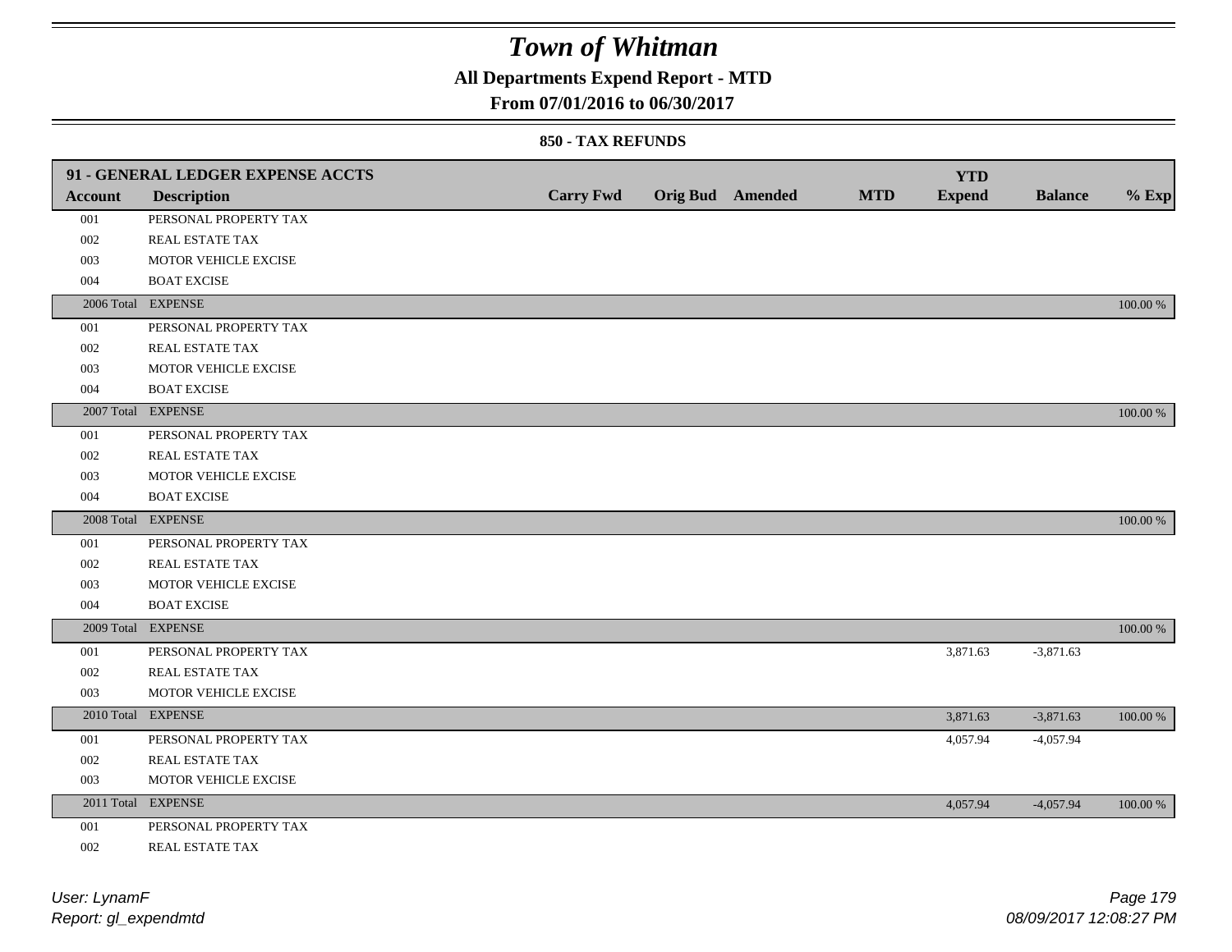# Town of Whitman

## All Departments Expend Report - MTD

### From 07/01/2016 to 06/30/2017

#### 850 - TAX REFUNDS

| 91 - GENERAL LEDGER EXPENSE ACCTS | | | | | | | | |
|---|---|---|---|---|---|---|---|---|
| **Account** | **Description** | **Carry Fwd** | **Orig Bud** | **Amended** | **MTD** | **YTD Expend** | **Balance** | **% Exp** |
| 001 | PERSONAL PROPERTY TAX | | | | | | | |
| 002 | REAL ESTATE TAX | | | | | | | |
| 003 | MOTOR VEHICLE EXCISE | | | | | | | |
| 004 | BOAT EXCISE | | | | | | | |
| 2006 Total | EXPENSE | | | | | | | 100.00 % |
| 001 | PERSONAL PROPERTY TAX | | | | | | | |
| 002 | REAL ESTATE TAX | | | | | | | |
| 003 | MOTOR VEHICLE EXCISE | | | | | | | |
| 004 | BOAT EXCISE | | | | | | | |
| 2007 Total | EXPENSE | | | | | | | 100.00 % |
| 001 | PERSONAL PROPERTY TAX | | | | | | | |
| 002 | REAL ESTATE TAX | | | | | | | |
| 003 | MOTOR VEHICLE EXCISE | | | | | | | |
| 004 | BOAT EXCISE | | | | | | | |
| 2008 Total | EXPENSE | | | | | | | 100.00 % |
| 001 | PERSONAL PROPERTY TAX | | | | | | | |
| 002 | REAL ESTATE TAX | | | | | | | |
| 003 | MOTOR VEHICLE EXCISE | | | | | | | |
| 004 | BOAT EXCISE | | | | | | | |
| 2009 Total | EXPENSE | | | | | | | 100.00 % |
| 001 | PERSONAL PROPERTY TAX | | | | | 3,871.63 | -3,871.63 | |
| 002 | REAL ESTATE TAX | | | | | | | |
| 003 | MOTOR VEHICLE EXCISE | | | | | | | |
| 2010 Total | EXPENSE | | | | | 3,871.63 | -3,871.63 | 100.00 % |
| 001 | PERSONAL PROPERTY TAX | | | | | 4,057.94 | -4,057.94 | |
| 002 | REAL ESTATE TAX | | | | | | | |
| 003 | MOTOR VEHICLE EXCISE | | | | | | | |
| 2011 Total | EXPENSE | | | | | 4,057.94 | -4,057.94 | 100.00 % |
| 001 | PERSONAL PROPERTY TAX | | | | | | | |
| 002 | REAL ESTATE TAX | | | | | | | |

User: LynamF
Report: gl_expendmtd

08/09/2017 12:08:27 PM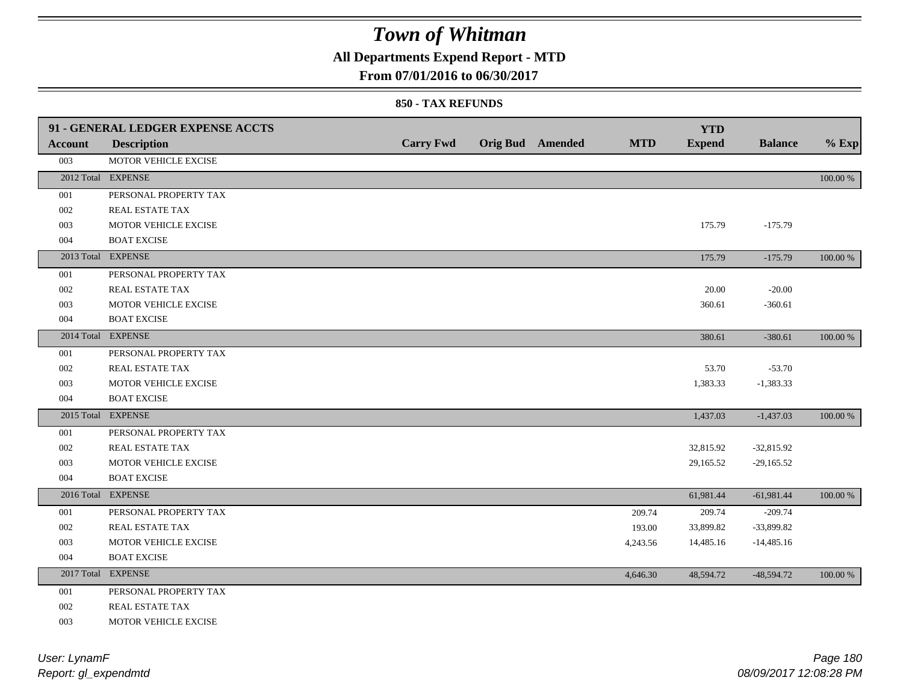# Town of Whitman

**All Departments Expend Report - MTD**

**From 07/01/2016 to 06/30/2017**

**850 - TAX REFUNDS**

| Account | Description | Carry Fwd | Orig Bud | Amended | MTD | YTD Expend | Balance | % Exp |
|---|---|---|---|---|---|---|---|---|
| **91 - GENERAL LEDGER EXPENSE ACCTS** | | | | | | | | |
| 003 | MOTOR VEHICLE EXCISE | | | | | | | |
| 2012 Total | EXPENSE | | | | | | | 100.00 % |
| 001 | PERSONAL PROPERTY TAX | | | | | | | |
| 002 | REAL ESTATE TAX | | | | | | | |
| 003 | MOTOR VEHICLE EXCISE | | | | | 175.79 | -175.79 | |
| 004 | BOAT EXCISE | | | | | | | |
| 2013 Total | EXPENSE | | | | | 175.79 | -175.79 | 100.00 % |
| 001 | PERSONAL PROPERTY TAX | | | | | | | |
| 002 | REAL ESTATE TAX | | | | | 20.00 | -20.00 | |
| 003 | MOTOR VEHICLE EXCISE | | | | | 360.61 | -360.61 | |
| 004 | BOAT EXCISE | | | | | | | |
| 2014 Total | EXPENSE | | | | | 380.61 | -380.61 | 100.00 % |
| 001 | PERSONAL PROPERTY TAX | | | | | | | |
| 002 | REAL ESTATE TAX | | | | | 53.70 | -53.70 | |
| 003 | MOTOR VEHICLE EXCISE | | | | | 1,383.33 | -1,383.33 | |
| 004 | BOAT EXCISE | | | | | | | |
| 2015 Total | EXPENSE | | | | | 1,437.03 | -1,437.03 | 100.00 % |
| 001 | PERSONAL PROPERTY TAX | | | | | | | |
| 002 | REAL ESTATE TAX | | | | | 32,815.92 | -32,815.92 | |
| 003 | MOTOR VEHICLE EXCISE | | | | | 29,165.52 | -29,165.52 | |
| 004 | BOAT EXCISE | | | | | | | |
| 2016 Total | EXPENSE | | | | | 61,981.44 | -61,981.44 | 100.00 % |
| 001 | PERSONAL PROPERTY TAX | | | | 209.74 | 209.74 | -209.74 | |
| 002 | REAL ESTATE TAX | | | | 193.00 | 33,899.82 | -33,899.82 | |
| 003 | MOTOR VEHICLE EXCISE | | | | 4,243.56 | 14,485.16 | -14,485.16 | |
| 004 | BOAT EXCISE | | | | | | | |
| 2017 Total | EXPENSE | | | | 4,646.30 | 48,594.72 | -48,594.72 | 100.00 % |
| 001 | PERSONAL PROPERTY TAX | | | | | | | |
| 002 | REAL ESTATE TAX | | | | | | | |
| 003 | MOTOR VEHICLE EXCISE | | | | | | | |

*User: LynamF*
*Report: gl_expendmtd*

*08/09/2017 12:08:28 PM*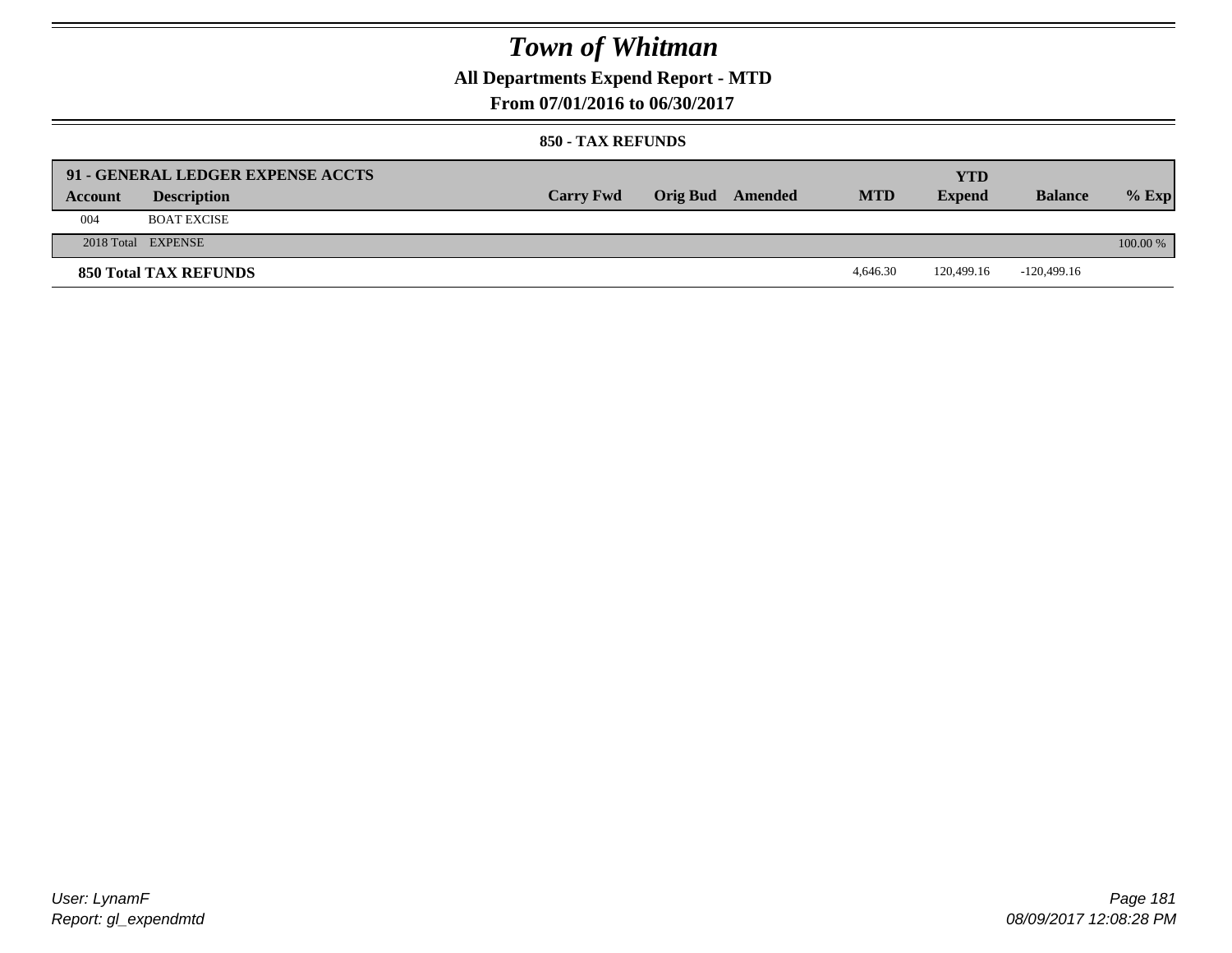# Town of Whitman

## All Departments Expend Report - MTD

### From 07/01/2016 to 06/30/2017

#### 850 - TAX REFUNDS

| 91 - GENERAL LEDGER EXPENSE ACCTS | | | | | | YTD | | |
|---|---|---|---|---|---|---|---|---|
| Account | Description | Carry Fwd | Orig Bud | Amended | MTD | Expend | Balance | % Exp |
| 004 | BOAT EXCISE | | | | | | | |
| 2018 Total | EXPENSE | | | | | | | 100.00 % |
| **850 Total TAX REFUNDS** | | | | | 4,646.30 | 120,499.16 | -120,499.16 | |

User: LynamF
Report: gl_expendmtd

08/09/2017 12:08:28 PM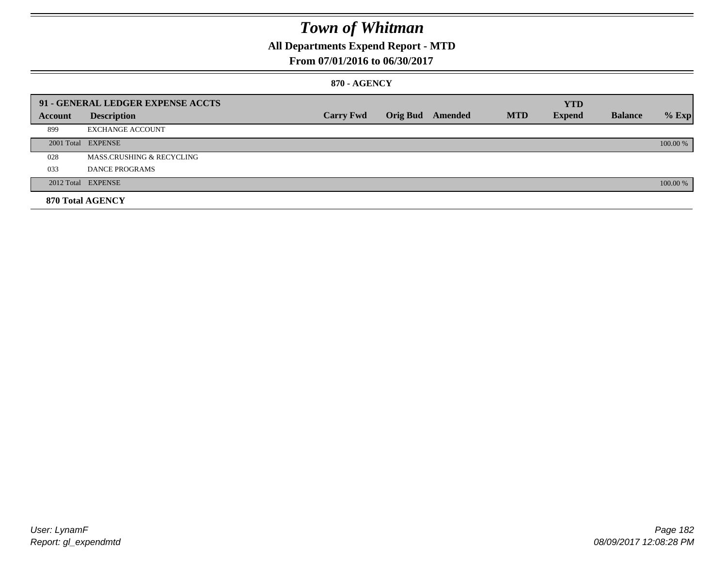# Town of Whitman

## All Departments Expend Report - MTD

### From 07/01/2016 to 06/30/2017

#### 870 - AGENCY

| 91 - GENERAL LEDGER EXPENSE ACCTS | | | | | | YTD | | |
|---|---|---|---|---|---|---|---|---|
| Account | Description | Carry Fwd | Orig Bud | Amended | MTD | Expend | Balance | % Exp |
| 899 | EXCHANGE ACCOUNT | | | | | | | |
| 2001 Total | EXPENSE | | | | | | | 100.00 % |
| 028 | MASS.CRUSHING & RECYCLING | | | | | | | |
| 033 | DANCE PROGRAMS | | | | | | | |
| 2012 Total | EXPENSE | | | | | | | 100.00 % |

**870 Total AGENCY**

User: LynamF
Report: gl_expendmtd

08/09/2017 12:08:28 PM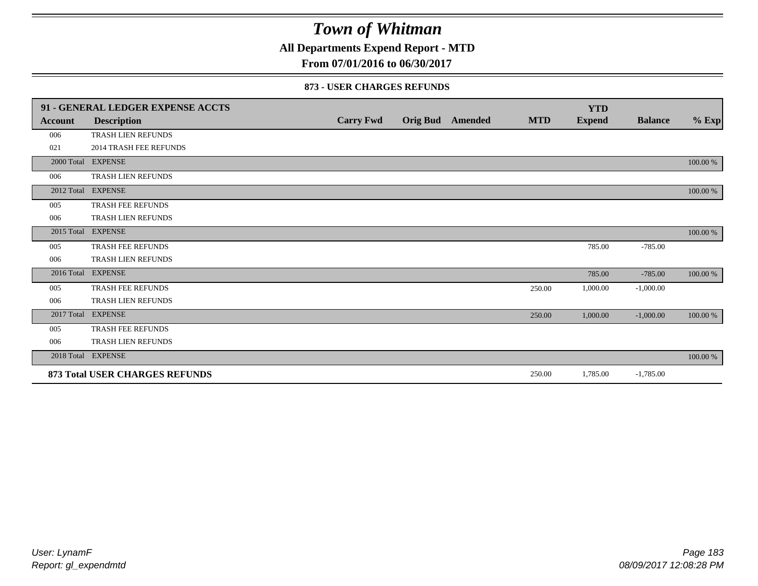# Town of Whitman

**All Departments Expend Report - MTD**

**From 07/01/2016 to 06/30/2017**

**873 - USER CHARGES REFUNDS**

| Account | Description | Carry Fwd | Orig Bud | Amended | MTD | YTD Expend | Balance | % Exp |
|---|---|---|---|---|---|---|---|---|
| **91 - GENERAL LEDGER EXPENSE ACCTS** | | | | | | | | |
| 006 | TRASH LIEN REFUNDS | | | | | | | |
| 021 | 2014 TRASH FEE REFUNDS | | | | | | | |
| 2000 Total | EXPENSE | | | | | | | 100.00 % |
| 006 | TRASH LIEN REFUNDS | | | | | | | |
| 2012 Total | EXPENSE | | | | | | | 100.00 % |
| 005 | TRASH FEE REFUNDS | | | | | | | |
| 006 | TRASH LIEN REFUNDS | | | | | | | |
| 2015 Total | EXPENSE | | | | | | | 100.00 % |
| 005 | TRASH FEE REFUNDS | | | | | 785.00 | -785.00 | |
| 006 | TRASH LIEN REFUNDS | | | | | | | |
| 2016 Total | EXPENSE | | | | | 785.00 | -785.00 | 100.00 % |
| 005 | TRASH FEE REFUNDS | | | | 250.00 | 1,000.00 | -1,000.00 | |
| 006 | TRASH LIEN REFUNDS | | | | | | | |
| 2017 Total | EXPENSE | | | | 250.00 | 1,000.00 | -1,000.00 | 100.00 % |
| 005 | TRASH FEE REFUNDS | | | | | | | |
| 006 | TRASH LIEN REFUNDS | | | | | | | |
| 2018 Total | EXPENSE | | | | | | | 100.00 % |
| **873 Total USER CHARGES REFUNDS** | | | | | 250.00 | 1,785.00 | -1,785.00 | |

*User: LynamF*
*Report: gl_expendmtd*

*08/09/2017 12:08:28 PM*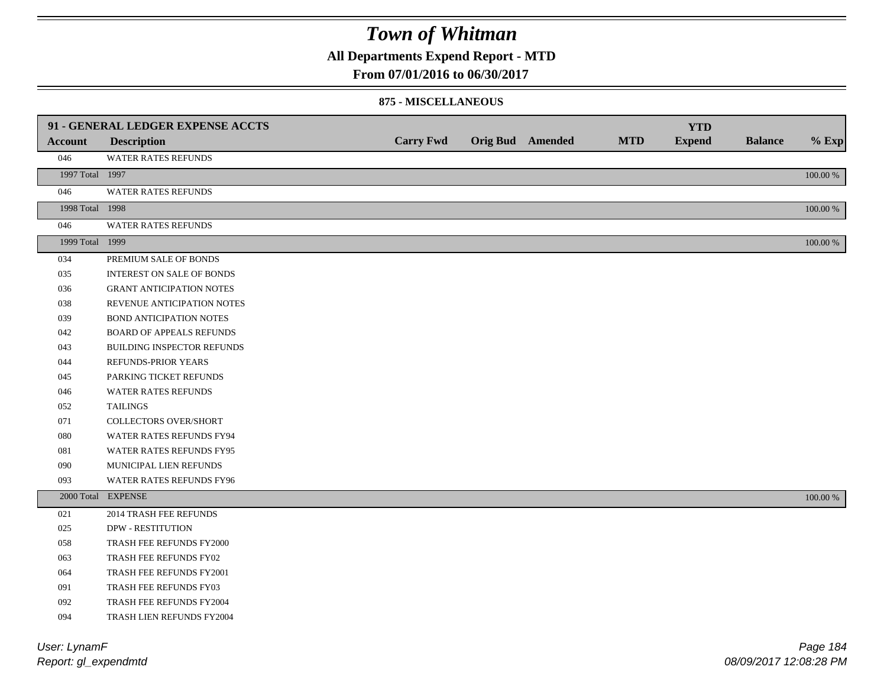# Town of Whitman

## All Departments Expend Report - MTD

### From 07/01/2016 to 06/30/2017

#### 875 - MISCELLANEOUS

| 91 - GENERAL LEDGER EXPENSE ACCTS | | | | | | YTD | | |
|---|---|---|---|---|---|---|---|---|
| **Account** | **Description** | **Carry Fwd** | **Orig Bud** | **Amended** | **MTD** | **Expend** | **Balance** | **% Exp** |
| 046 | WATER RATES REFUNDS | | | | | | | |
| 1997 Total | 1997 | | | | | | | 100.00 % |
| 046 | WATER RATES REFUNDS | | | | | | | |
| 1998 Total | 1998 | | | | | | | 100.00 % |
| 046 | WATER RATES REFUNDS | | | | | | | |
| 1999 Total | 1999 | | | | | | | 100.00 % |
| 034 | PREMIUM SALE OF BONDS | | | | | | | |
| 035 | INTEREST ON SALE OF BONDS | | | | | | | |
| 036 | GRANT ANTICIPATION NOTES | | | | | | | |
| 038 | REVENUE ANTICIPATION NOTES | | | | | | | |
| 039 | BOND ANTICIPATION NOTES | | | | | | | |
| 042 | BOARD OF APPEALS REFUNDS | | | | | | | |
| 043 | BUILDING INSPECTOR REFUNDS | | | | | | | |
| 044 | REFUNDS-PRIOR YEARS | | | | | | | |
| 045 | PARKING TICKET REFUNDS | | | | | | | |
| 046 | WATER RATES REFUNDS | | | | | | | |
| 052 | TAILINGS | | | | | | | |
| 071 | COLLECTORS OVER/SHORT | | | | | | | |
| 080 | WATER RATES REFUNDS FY94 | | | | | | | |
| 081 | WATER RATES REFUNDS FY95 | | | | | | | |
| 090 | MUNICIPAL LIEN REFUNDS | | | | | | | |
| 093 | WATER RATES REFUNDS FY96 | | | | | | | |
| 2000 Total | EXPENSE | | | | | | | 100.00 % |
| 021 | 2014 TRASH FEE REFUNDS | | | | | | | |
| 025 | DPW - RESTITUTION | | | | | | | |
| 058 | TRASH FEE REFUNDS FY2000 | | | | | | | |
| 063 | TRASH FEE REFUNDS FY02 | | | | | | | |
| 064 | TRASH FEE REFUNDS FY2001 | | | | | | | |
| 091 | TRASH FEE REFUNDS FY03 | | | | | | | |
| 092 | TRASH FEE REFUNDS FY2004 | | | | | | | |
| 094 | TRASH LIEN REFUNDS FY2004 | | | | | | | |

*User: LynamF*
*Report: gl_expendmtd*

*08/09/2017 12:08:28 PM*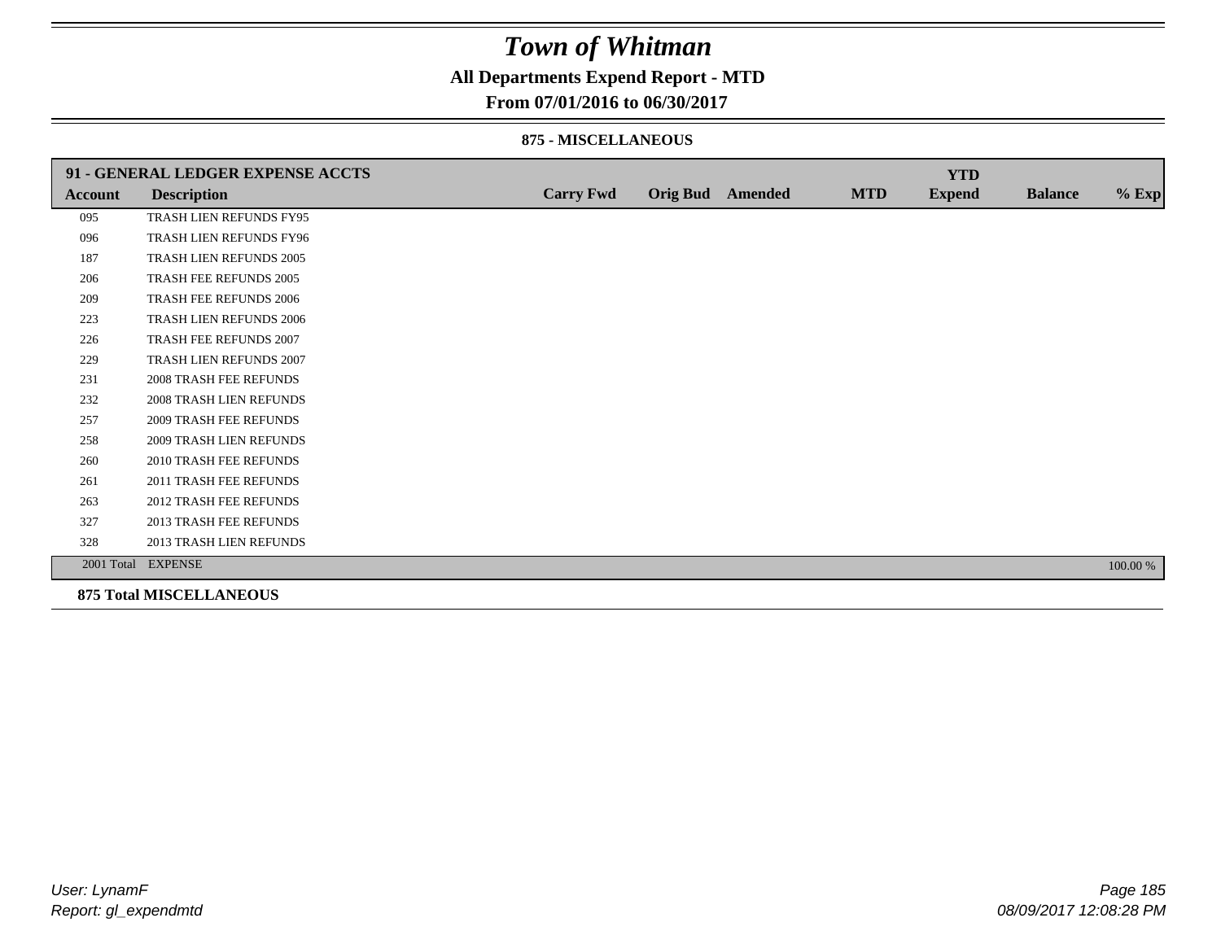# Town of Whitman

## All Departments Expend Report - MTD

### From 07/01/2016 to 06/30/2017

#### 875 - MISCELLANEOUS

| 91 - GENERAL LEDGER EXPENSE ACCTS | | | | | | YTD | | |
|---|---|---|---|---|---|---|---|---|
| **Account** | **Description** | **Carry Fwd** | **Orig Bud** | **Amended** | **MTD** | **Expend** | **Balance** | **% Exp** |
| 095 | TRASH LIEN REFUNDS FY95 | | | | | | | |
| 096 | TRASH LIEN REFUNDS FY96 | | | | | | | |
| 187 | TRASH LIEN REFUNDS 2005 | | | | | | | |
| 206 | TRASH FEE REFUNDS 2005 | | | | | | | |
| 209 | TRASH FEE REFUNDS 2006 | | | | | | | |
| 223 | TRASH LIEN REFUNDS 2006 | | | | | | | |
| 226 | TRASH FEE REFUNDS 2007 | | | | | | | |
| 229 | TRASH LIEN REFUNDS 2007 | | | | | | | |
| 231 | 2008 TRASH FEE REFUNDS | | | | | | | |
| 232 | 2008 TRASH LIEN REFUNDS | | | | | | | |
| 257 | 2009 TRASH FEE REFUNDS | | | | | | | |
| 258 | 2009 TRASH LIEN REFUNDS | | | | | | | |
| 260 | 2010 TRASH FEE REFUNDS | | | | | | | |
| 261 | 2011 TRASH FEE REFUNDS | | | | | | | |
| 263 | 2012 TRASH FEE REFUNDS | | | | | | | |
| 327 | 2013 TRASH FEE REFUNDS | | | | | | | |
| 328 | 2013 TRASH LIEN REFUNDS | | | | | | | |
| 2001 Total | EXPENSE | | | | | | | 100.00 % |

**875 Total MISCELLANEOUS**

*User: LynamF*
*Report: gl_expendmtd*

*08/09/2017 12:08:28 PM*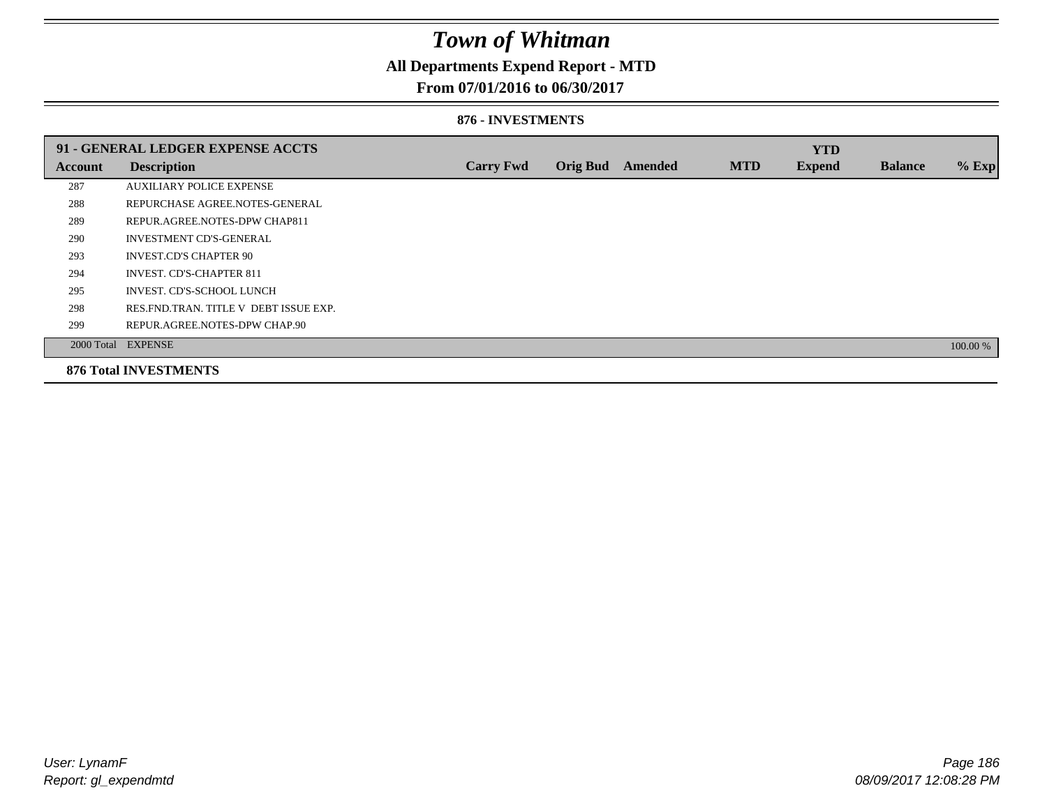# Town of Whitman

## All Departments Expend Report - MTD

### From 07/01/2016 to 06/30/2017

#### 876 - INVESTMENTS

| 91 - GENERAL LEDGER EXPENSE ACCTS | | | | | | | | |
|---|---|---|---|---|---|---|---|---|
| **Account** | **Description** | **Carry Fwd** | **Orig Bud** | **Amended** | **MTD** | **YTD Expend** | **Balance** | **% Exp** |
| 287 | AUXILIARY POLICE EXPENSE | | | | | | | |
| 288 | REPURCHASE AGREE.NOTES-GENERAL | | | | | | | |
| 289 | REPUR.AGREE.NOTES-DPW CHAP811 | | | | | | | |
| 290 | INVESTMENT CD'S-GENERAL | | | | | | | |
| 293 | INVEST.CD'S CHAPTER 90 | | | | | | | |
| 294 | INVEST. CD'S-CHAPTER 811 | | | | | | | |
| 295 | INVEST. CD'S-SCHOOL LUNCH | | | | | | | |
| 298 | RES.FND.TRAN. TITLE V DEBT ISSUE EXP. | | | | | | | |
| 299 | REPUR.AGREE.NOTES-DPW CHAP.90 | | | | | | | |
| 2000 Total | EXPENSE | | | | | | | 100.00 % |
| **876 Total INVESTMENTS** | | | | | | | | |

User: LynamF
Report: gl_expendmtd

08/09/2017 12:08:28 PM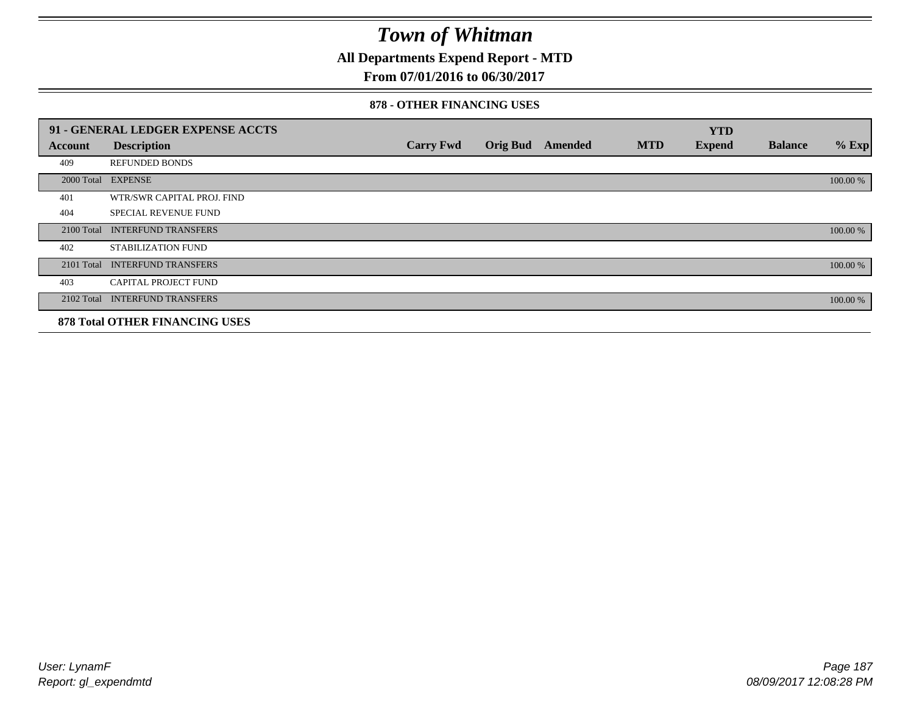# Town of Whitman

**All Departments Expend Report - MTD**

**From 07/01/2016 to 06/30/2017**

### 878 - OTHER FINANCING USES

| 91 - GENERAL LEDGER EXPENSE ACCTS | | | | | | YTD | | |
|---|---|---|---|---|---|---|---|---|
| **Account** | **Description** | **Carry Fwd** | **Orig Bud** | **Amended** | **MTD** | **Expend** | **Balance** | **% Exp** |
| 409 | REFUNDED BONDS | | | | | | | |
| 2000 Total | EXPENSE | | | | | | | 100.00 % |
| 401 | WTR/SWR CAPITAL PROJ. FIND | | | | | | | |
| 404 | SPECIAL REVENUE FUND | | | | | | | |
| 2100 Total | INTERFUND TRANSFERS | | | | | | | 100.00 % |
| 402 | STABILIZATION FUND | | | | | | | |
| 2101 Total | INTERFUND TRANSFERS | | | | | | | 100.00 % |
| 403 | CAPITAL PROJECT FUND | | | | | | | |
| 2102 Total | INTERFUND TRANSFERS | | | | | | | 100.00 % |

**878 Total OTHER FINANCING USES**

*User: LynamF*

*Report: gl_expendmtd*

*08/09/2017 12:08:28 PM*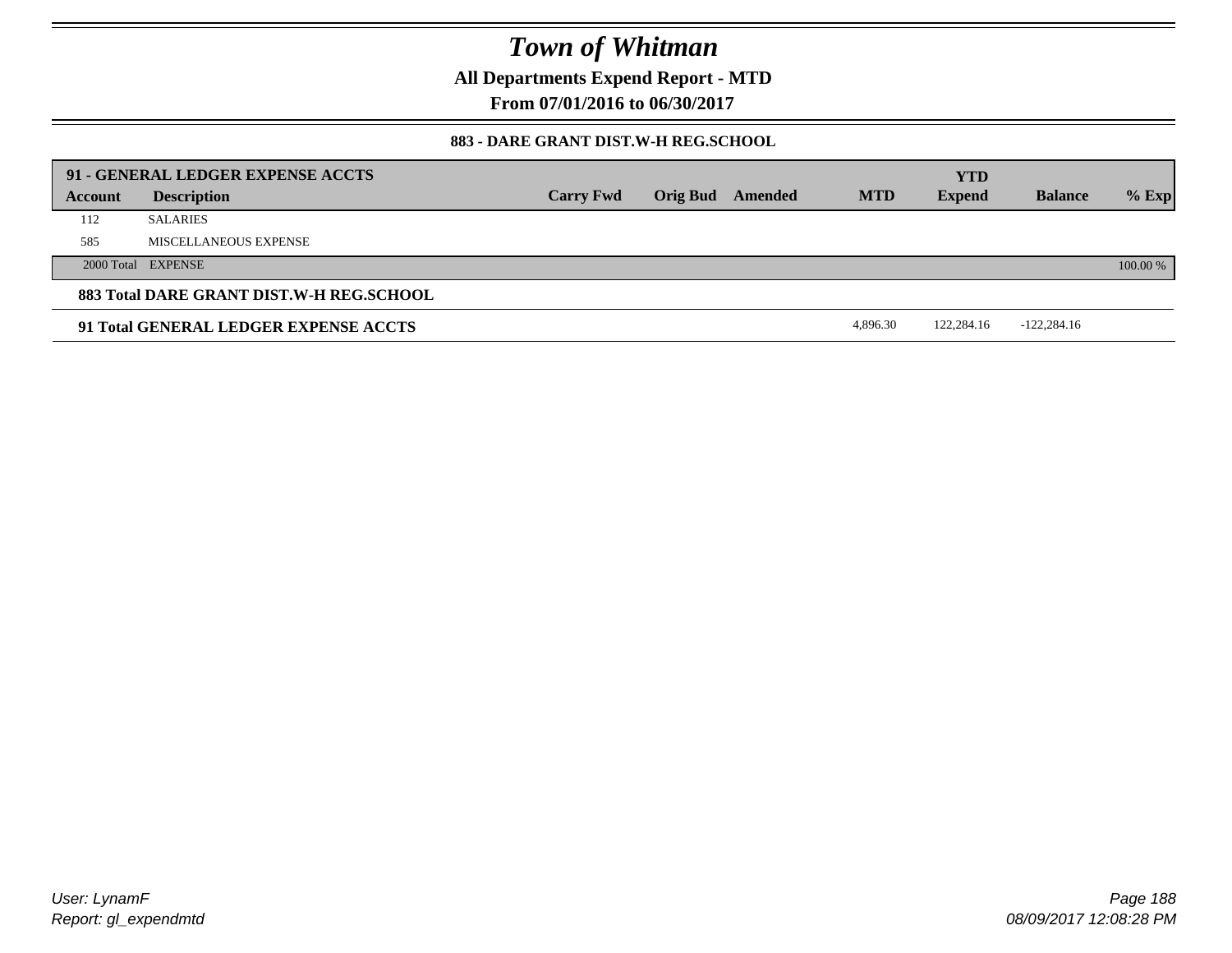# Town of Whitman

**All Departments Expend Report - MTD**

**From 07/01/2016 to 06/30/2017**

**883 - DARE GRANT DIST.W-H REG.SCHOOL**

| Account | Description | Carry Fwd | Orig Bud | Amended | MTD | YTD Expend | Balance | % Exp |
|---|---|---|---|---|---|---|---|---|
| **91 - GENERAL LEDGER EXPENSE ACCTS** | | | | | | | | |
| 112 | SALARIES | | | | | | | |
| 585 | MISCELLANEOUS EXPENSE | | | | | | | |
| 2000 Total | EXPENSE | | | | | | | 100.00 % |
| **883 Total DARE GRANT DIST.W-H REG.SCHOOL** | | | | | | | | |
| **91 Total GENERAL LEDGER EXPENSE ACCTS** | | | | | 4,896.30 | 122,284.16 | -122,284.16 | |

User: LynamF
Report: gl_expendmtd

08/09/2017 12:08:28 PM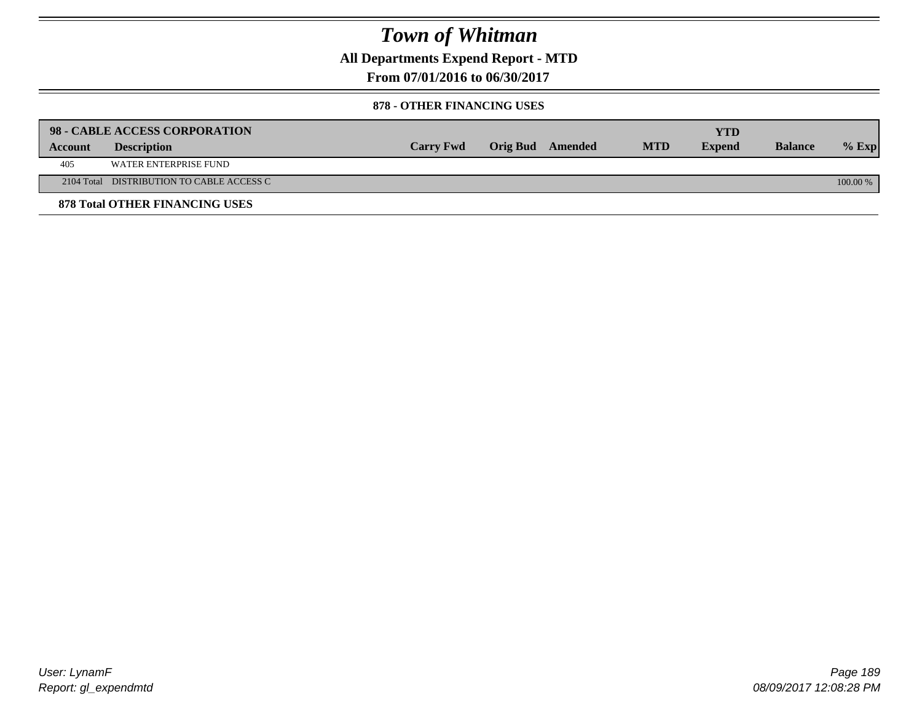# Town of Whitman

## All Departments Expend Report - MTD

## From 07/01/2016 to 06/30/2017

### 878 - OTHER FINANCING USES

| 98 - CABLE ACCESS CORPORATION | | | | | | YTD | | |
|---|---|---|---|---|---|---|---|---|
| **Account** | **Description** | **Carry Fwd** | **Orig Bud** | **Amended** | **MTD** | **Expend** | **Balance** | **% Exp** |
| 405 | WATER ENTERPRISE FUND | | | | | | | |
| 2104 Total | DISTRIBUTION TO CABLE ACCESS C | | | | | | | 100.00 % |

**878 Total OTHER FINANCING USES**

*User: LynamF*
*Report: gl_expendmtd*

*08/09/2017 12:08:28 PM*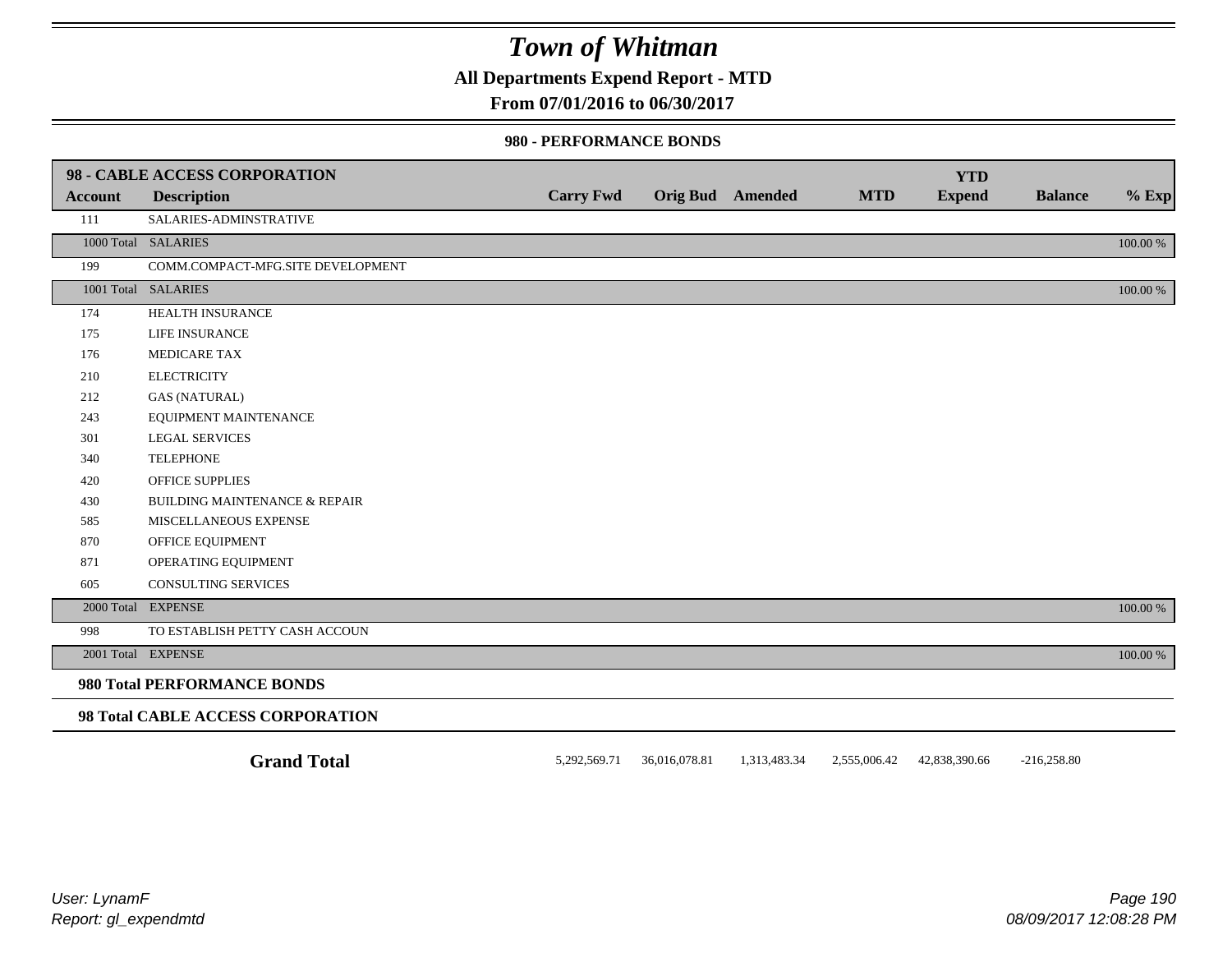# Town of Whitman

## All Departments Expend Report - MTD

### From 07/01/2016 to 06/30/2017

#### 980 - PERFORMANCE BONDS

| Account | 98 - CABLE ACCESS CORPORATION Description | Carry Fwd | Orig Bud | Amended | MTD | YTD Expend | Balance | % Exp |
|---|---|---|---|---|---|---|---|---|
| 111 | SALARIES-ADMINSTRATIVE | | | | | | | |
| 1000 Total | SALARIES | | | | | | | 100.00 % |
| 199 | COMM.COMPACT-MFG.SITE DEVELOPMENT | | | | | | | |
| 1001 Total | SALARIES | | | | | | | 100.00 % |
| 174 | HEALTH INSURANCE | | | | | | | |
| 175 | LIFE INSURANCE | | | | | | | |
| 176 | MEDICARE TAX | | | | | | | |
| 210 | ELECTRICITY | | | | | | | |
| 212 | GAS (NATURAL) | | | | | | | |
| 243 | EQUIPMENT MAINTENANCE | | | | | | | |
| 301 | LEGAL SERVICES | | | | | | | |
| 340 | TELEPHONE | | | | | | | |
| 420 | OFFICE SUPPLIES | | | | | | | |
| 430 | BUILDING MAINTENANCE & REPAIR | | | | | | | |
| 585 | MISCELLANEOUS EXPENSE | | | | | | | |
| 870 | OFFICE EQUIPMENT | | | | | | | |
| 871 | OPERATING EQUIPMENT | | | | | | | |
| 605 | CONSULTING SERVICES | | | | | | | |
| 2000 Total | EXPENSE | | | | | | | 100.00 % |
| 998 | TO ESTABLISH PETTY CASH ACCOUN | | | | | | | |
| 2001 Total | EXPENSE | | | | | | | 100.00 % |

**980 Total PERFORMANCE BONDS**

**98 Total CABLE ACCESS CORPORATION**

| | Carry Fwd | Orig Bud | Amended | MTD | YTD Expend | Balance | % Exp |
|---|---|---|---|---|---|---|---|
| **Grand Total** | 5,292,569.71 | 36,016,078.81 | 1,313,483.34 | 2,555,006.42 | 42,838,390.66 | -216,258.80 | |

User: LynamF
Report: gl_expendmtd

08/09/2017 12:08:28 PM